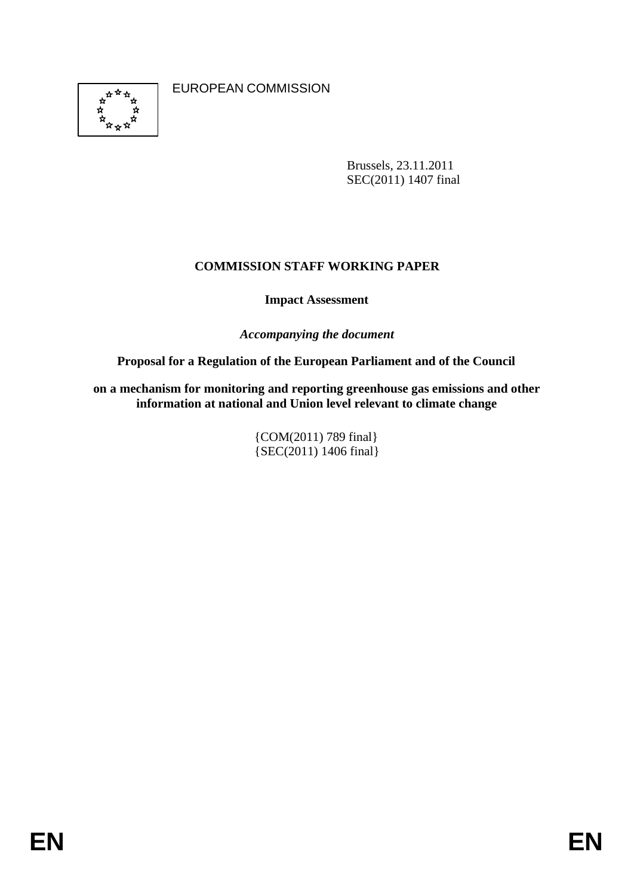EUROPEAN COMMISSION

Brussels, 23.11.2011
SEC(2011) 1407 final

**COMMISSION STAFF WORKING PAPER**

**Impact Assessment**

***Accompanying the document***

**Proposal for a Regulation of the European Parliament and of the Council**

**on a mechanism for monitoring and reporting greenhouse gas emissions and other information at national and Union level relevant to climate change**

{COM(2011) 789 final}
{SEC(2011) 1406 final}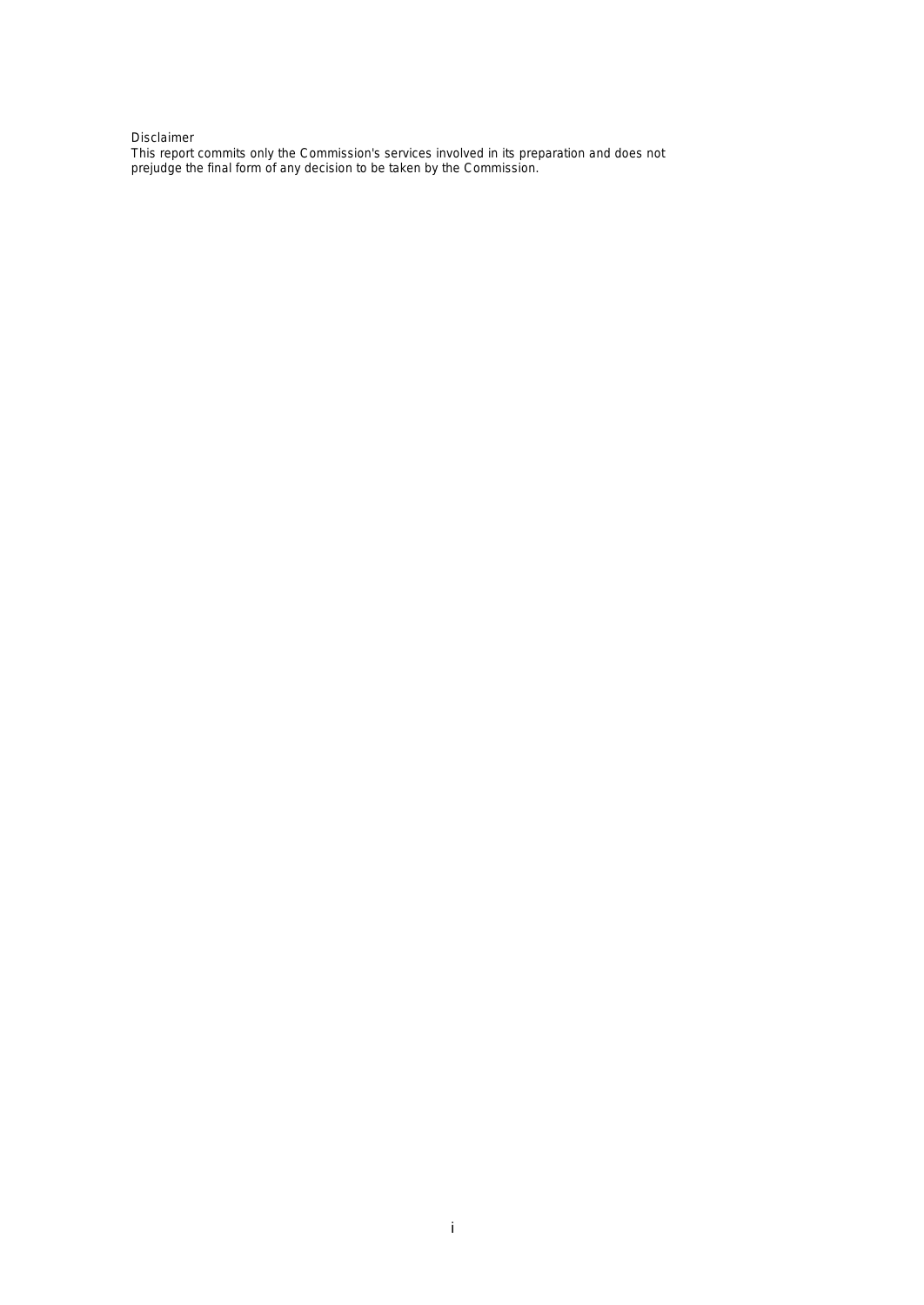Disclaimer

This report commits only the Commission's services involved in its preparation and does not prejudge the final form of any decision to be taken by the Commission.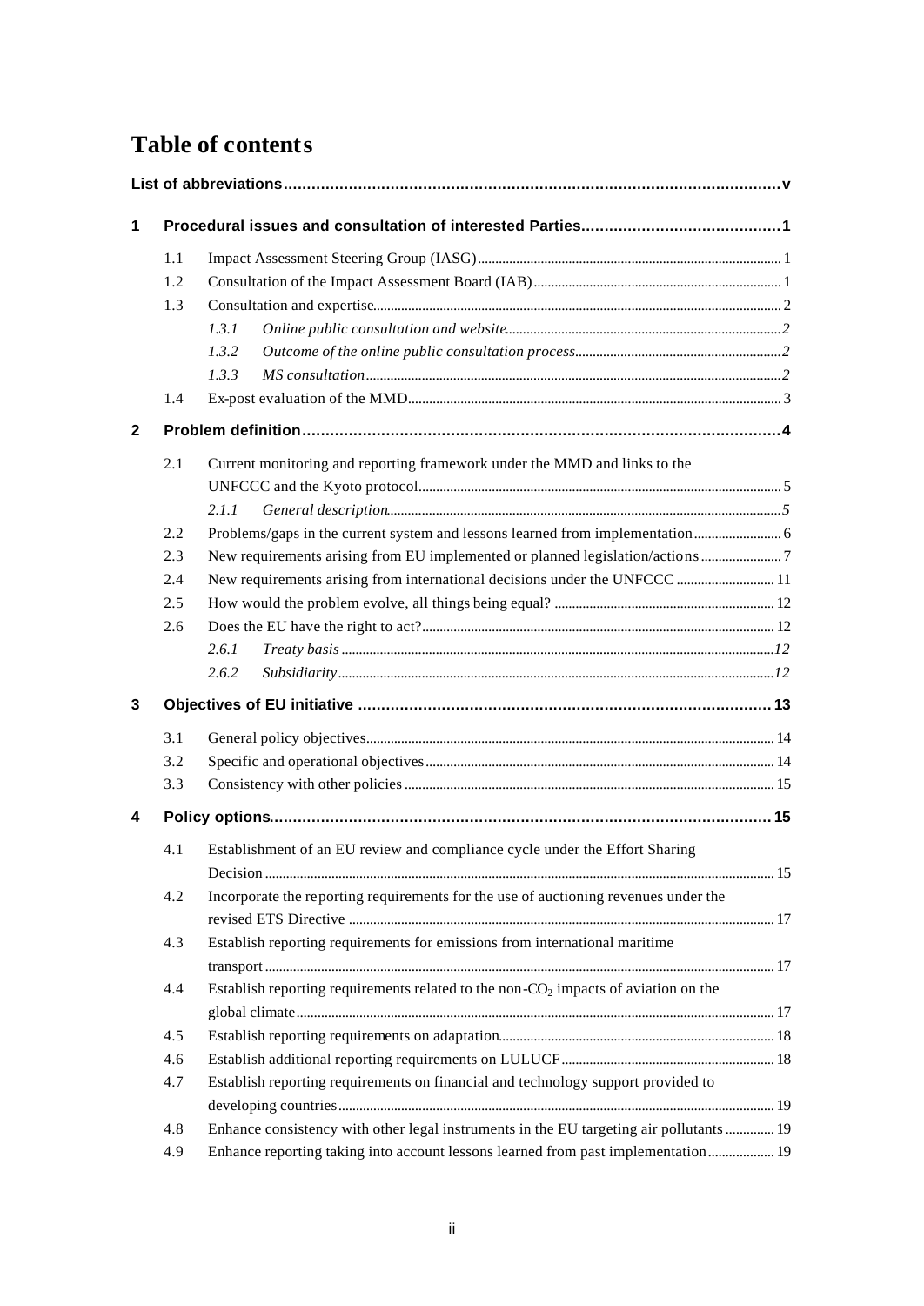# Table of contents

**List of abbreviations ... v**

**1 Procedural issues and consultation of interested Parties ... 1**

- 1.1 Impact Assessment Steering Group (IASG) ... 1
- 1.2 Consultation of the Impact Assessment Board (IAB) ... 1
- 1.3 Consultation and expertise ... 2
  - *1.3.1 Online public consultation and website ... 2*
  - *1.3.2 Outcome of the online public consultation process ... 2*
  - *1.3.3 MS consultation ... 2*
- 1.4 Ex-post evaluation of the MMD ... 3

**2 Problem definition ... 4**

- 2.1 Current monitoring and reporting framework under the MMD and links to the UNFCCC and the Kyoto protocol ... 5
  - *2.1.1 General description ... 5*
- 2.2 Problems/gaps in the current system and lessons learned from implementation ... 6
- 2.3 New requirements arising from EU implemented or planned legislation/actions ... 7
- 2.4 New requirements arising from international decisions under the UNFCCC ... 11
- 2.5 How would the problem evolve, all things being equal? ... 12
- 2.6 Does the EU have the right to act? ... 12
  - *2.6.1 Treaty basis ... 12*
  - *2.6.2 Subsidiarity ... 12*

**3 Objectives of EU initiative ... 13**

- 3.1 General policy objectives ... 14
- 3.2 Specific and operational objectives ... 14
- 3.3 Consistency with other policies ... 15

**4 Policy options ... 15**

- 4.1 Establishment of an EU review and compliance cycle under the Effort Sharing Decision ... 15
- 4.2 Incorporate the reporting requirements for the use of auctioning revenues under the revised ETS Directive ... 17
- 4.3 Establish reporting requirements for emissions from international maritime transport ... 17
- 4.4 Establish reporting requirements related to the non-$CO_2$ impacts of aviation on the global climate ... 17
- 4.5 Establish reporting requirements on adaptation ... 18
- 4.6 Establish additional reporting requirements on LULUCF ... 18
- 4.7 Establish reporting requirements on financial and technology support provided to developing countries ... 19
- 4.8 Enhance consistency with other legal instruments in the EU targeting air pollutants ... 19
- 4.9 Enhance reporting taking into account lessons learned from past implementation ... 19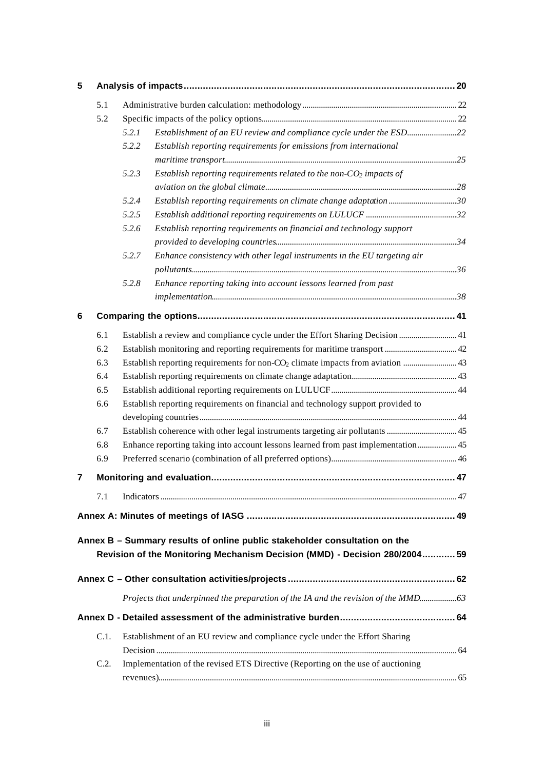**5 Analysis of impacts .......... 20**

- 5.1 Administrative burden calculation: methodology .......... 22
- 5.2 Specific impacts of the policy options .......... 22
  - *5.2.1 Establishment of an EU review and compliance cycle under the ESD .......... 22*
  - *5.2.2 Establish reporting requirements for emissions from international maritime transport .......... 25*
  - *5.2.3 Establish reporting requirements related to the non-$CO_2$ impacts of aviation on the global climate .......... 28*
  - *5.2.4 Establish reporting requirements on climate change adaptation .......... 30*
  - *5.2.5 Establish additional reporting requirements on LULUCF .......... 32*
  - *5.2.6 Establish reporting requirements on financial and technology support provided to developing countries .......... 34*
  - *5.2.7 Enhance consistency with other legal instruments in the EU targeting air pollutants .......... 36*
  - *5.2.8 Enhance reporting taking into account lessons learned from past implementation .......... 38*

**6 Comparing the options .......... 41**

- 6.1 Establish a review and compliance cycle under the Effort Sharing Decision .......... 41
- 6.2 Establish monitoring and reporting requirements for maritime transport .......... 42
- 6.3 Establish reporting requirements for non-$CO_2$ climate impacts from aviation .......... 43
- 6.4 Establish reporting requirements on climate change adaptation .......... 43
- 6.5 Establish additional reporting requirements on LULUCF .......... 44
- 6.6 Establish reporting requirements on financial and technology support provided to developing countries .......... 44
- 6.7 Establish coherence with other legal instruments targeting air pollutants .......... 45
- 6.8 Enhance reporting taking into account lessons learned from past implementation .......... 45
- 6.9 Preferred scenario (combination of all preferred options) .......... 46

**7 Monitoring and evaluation .......... 47**

- 7.1 Indicators .......... 47

**Annex A: Minutes of meetings of IASG .......... 49**

**Annex B – Summary results of online public stakeholder consultation on the Revision of the Monitoring Mechanism Decision (MMD) - Decision 280/2004 .......... 59**

**Annex C – Other consultation activities/projects .......... 62**

- *Projects that underpinned the preparation of the IA and the revision of the MMD .......... 63*

**Annex D - Detailed assessment of the administrative burden .......... 64**

- C.1. Establishment of an EU review and compliance cycle under the Effort Sharing Decision .......... 64
- C.2. Implementation of the revised ETS Directive (Reporting on the use of auctioning revenues) .......... 65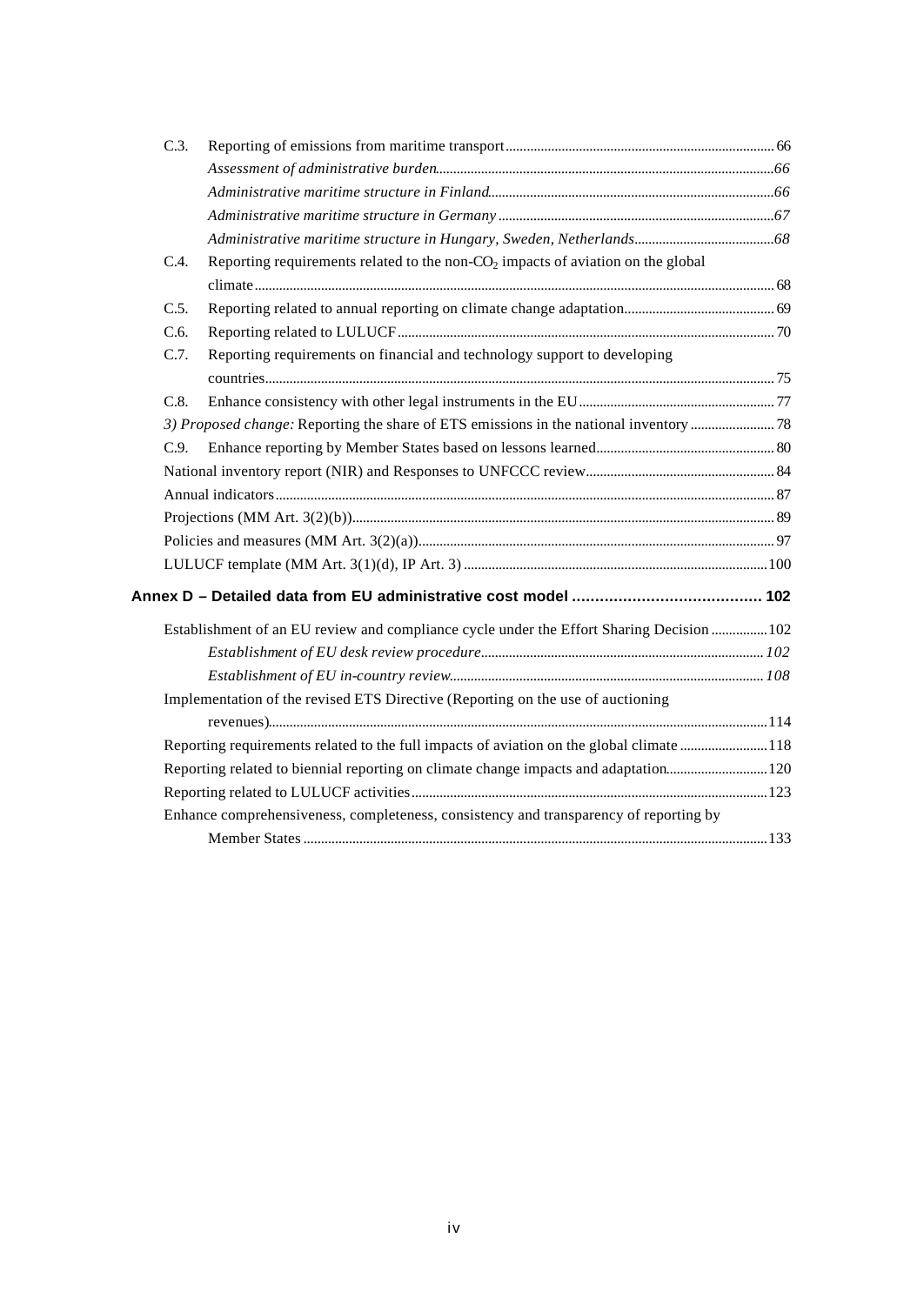C.3. Reporting of emissions from maritime transport ........ 66

*Assessment of administrative burden* ........ *66*

*Administrative maritime structure in Finland* ........ *66*

*Administrative maritime structure in Germany* ........ *67*

*Administrative maritime structure in Hungary, Sweden, Netherlands* ........ *68*

C.4. Reporting requirements related to the non-$CO_2$ impacts of aviation on the global climate ........ 68

C.5. Reporting related to annual reporting on climate change adaptation ........ 69

C.6. Reporting related to LULUCF ........ 70

C.7. Reporting requirements on financial and technology support to developing countries ........ 75

C.8. Enhance consistency with other legal instruments in the EU ........ 77

*3) Proposed change:* Reporting the share of ETS emissions in the national inventory ........ 78

C.9. Enhance reporting by Member States based on lessons learned ........ 80

National inventory report (NIR) and Responses to UNFCCC review ........ 84

Annual indicators ........ 87

Projections (MM Art. 3(2)(b)) ........ 89

Policies and measures (MM Art. 3(2)(a)) ........ 97

LULUCF template (MM Art. 3(1)(d), IP Art. 3) ........ 100

**Annex D – Detailed data from EU administrative cost model ........ 102**

Establishment of an EU review and compliance cycle under the Effort Sharing Decision ........ 102

*Establishment of EU desk review procedure* ........ *102*

*Establishment of EU in-country review* ........ *108*

Implementation of the revised ETS Directive (Reporting on the use of auctioning revenues) ........ 114

Reporting requirements related to the full impacts of aviation on the global climate ........ 118

Reporting related to biennial reporting on climate change impacts and adaptation ........ 120

Reporting related to LULUCF activities ........ 123

Enhance comprehensiveness, completeness, consistency and transparency of reporting by Member States ........ 133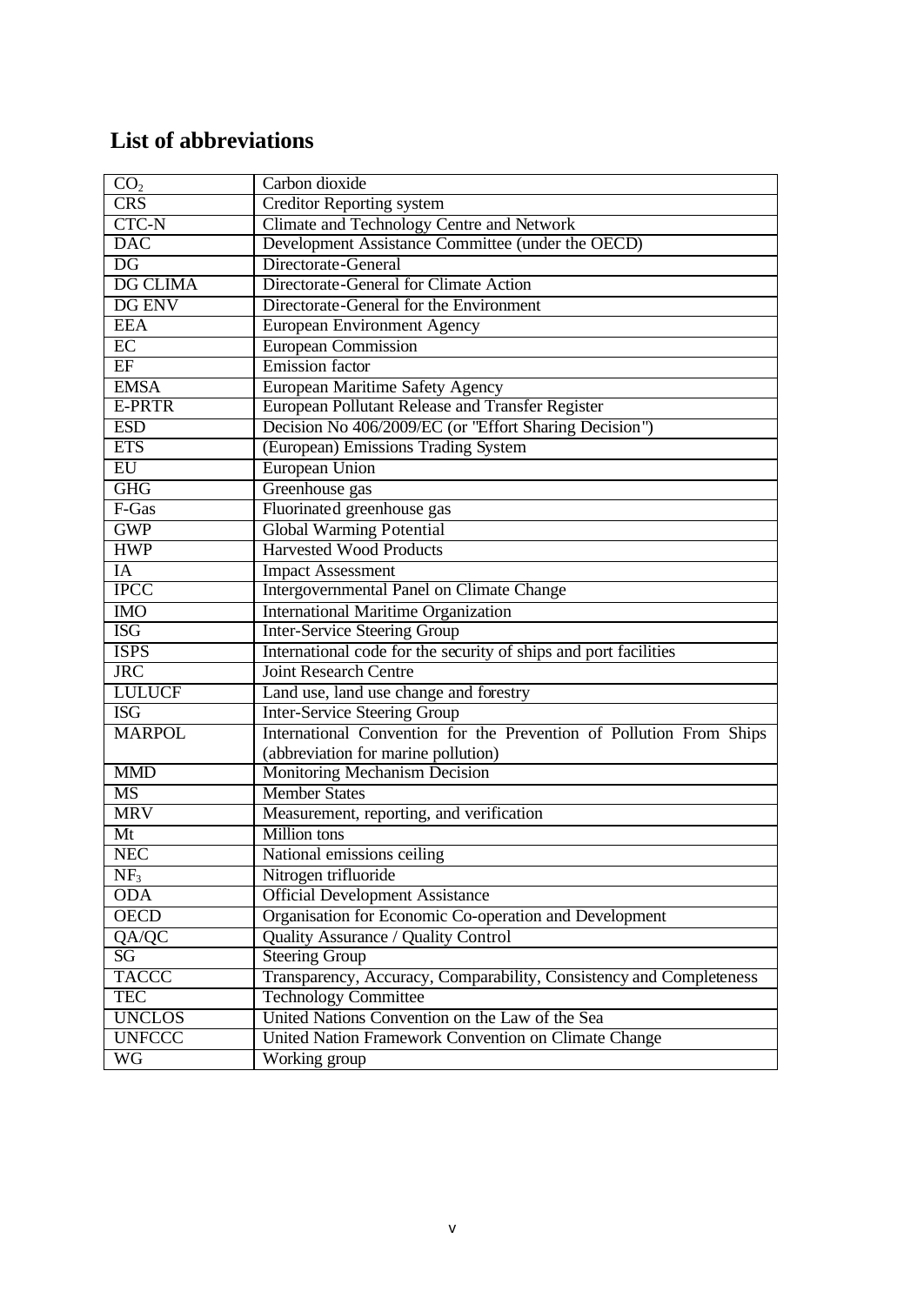## List of abbreviations

| | |
|---|---|
| $CO_2$ | Carbon dioxide |
| CRS | Creditor Reporting system |
| CTC-N | Climate and Technology Centre and Network |
| DAC | Development Assistance Committee (under the OECD) |
| DG | Directorate-General |
| DG CLIMA | Directorate-General for Climate Action |
| DG ENV | Directorate-General for the Environment |
| EEA | European Environment Agency |
| EC | European Commission |
| EF | Emission factor |
| EMSA | European Maritime Safety Agency |
| E-PRTR | European Pollutant Release and Transfer Register |
| ESD | Decision No 406/2009/EC (or "Effort Sharing Decision") |
| ETS | (European) Emissions Trading System |
| EU | European Union |
| GHG | Greenhouse gas |
| F-Gas | Fluorinated greenhouse gas |
| GWP | Global Warming Potential |
| HWP | Harvested Wood Products |
| IA | Impact Assessment |
| IPCC | Intergovernmental Panel on Climate Change |
| IMO | International Maritime Organization |
| ISG | Inter-Service Steering Group |
| ISPS | International code for the security of ships and port facilities |
| JRC | Joint Research Centre |
| LULUCF | Land use, land use change and forestry |
| ISG | Inter-Service Steering Group |
| MARPOL | International Convention for the Prevention of Pollution From Ships (abbreviation for marine pollution) |
| MMD | Monitoring Mechanism Decision |
| MS | Member States |
| MRV | Measurement, reporting, and verification |
| Mt | Million tons |
| NEC | National emissions ceiling |
| $NF_3$ | Nitrogen trifluoride |
| ODA | Official Development Assistance |
| OECD | Organisation for Economic Co-operation and Development |
| QA/QC | Quality Assurance / Quality Control |
| SG | Steering Group |
| TACCC | Transparency, Accuracy, Comparability, Consistency and Completeness |
| TEC | Technology Committee |
| UNCLOS | United Nations Convention on the Law of the Sea |
| UNFCCC | United Nation Framework Convention on Climate Change |
| WG | Working group |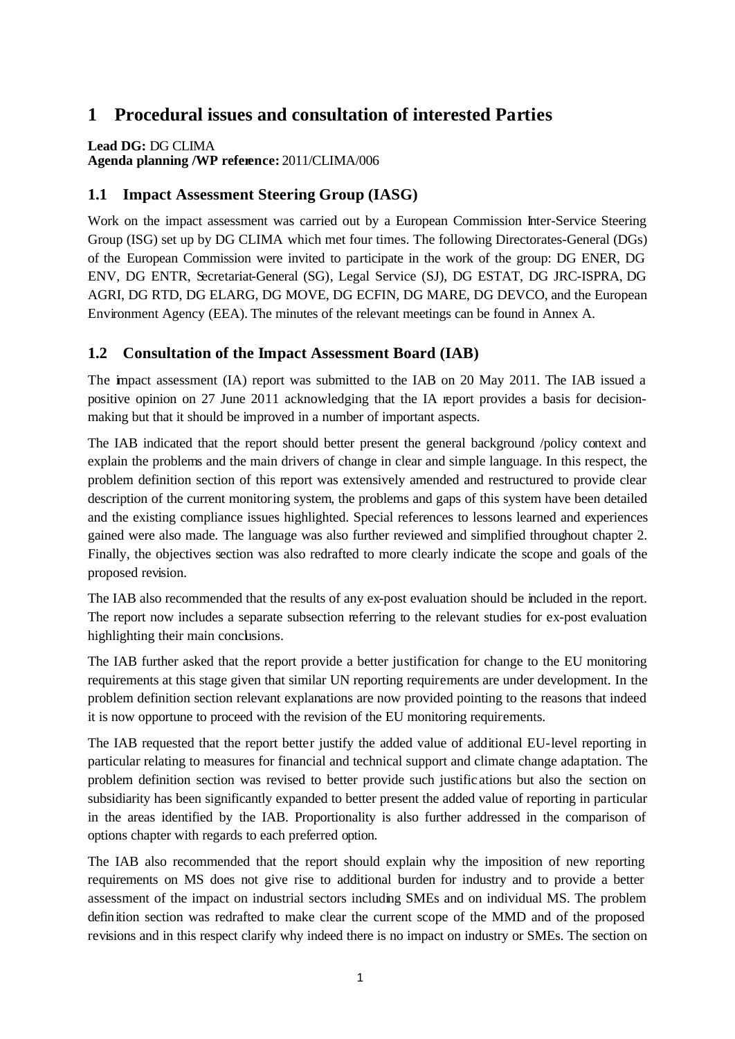# 1 Procedural issues and consultation of interested Parties

**Lead DG:** DG CLIMA
**Agenda planning /WP reference:** 2011/CLIMA/006

## 1.1 Impact Assessment Steering Group (IASG)

Work on the impact assessment was carried out by a European Commission Inter-Service Steering Group (ISG) set up by DG CLIMA which met four times. The following Directorates-General (DGs) of the European Commission were invited to participate in the work of the group: DG ENER, DG ENV, DG ENTR, Secretariat-General (SG), Legal Service (SJ), DG ESTAT, DG JRC-ISPRA, DG AGRI, DG RTD, DG ELARG, DG MOVE, DG ECFIN, DG MARE, DG DEVCO, and the European Environment Agency (EEA). The minutes of the relevant meetings can be found in Annex A.

## 1.2 Consultation of the Impact Assessment Board (IAB)

The impact assessment (IA) report was submitted to the IAB on 20 May 2011. The IAB issued a positive opinion on 27 June 2011 acknowledging that the IA report provides a basis for decision-making but that it should be improved in a number of important aspects.

The IAB indicated that the report should better present the general background /policy context and explain the problems and the main drivers of change in clear and simple language. In this respect, the problem definition section of this report was extensively amended and restructured to provide clear description of the current monitoring system, the problems and gaps of this system have been detailed and the existing compliance issues highlighted. Special references to lessons learned and experiences gained were also made. The language was also further reviewed and simplified throughout chapter 2. Finally, the objectives section was also redrafted to more clearly indicate the scope and goals of the proposed revision.

The IAB also recommended that the results of any ex-post evaluation should be included in the report. The report now includes a separate subsection referring to the relevant studies for ex-post evaluation highlighting their main conclusions.

The IAB further asked that the report provide a better justification for change to the EU monitoring requirements at this stage given that similar UN reporting requirements are under development. In the problem definition section relevant explanations are now provided pointing to the reasons that indeed it is now opportune to proceed with the revision of the EU monitoring requirements.

The IAB requested that the report better justify the added value of additional EU-level reporting in particular relating to measures for financial and technical support and climate change adaptation. The problem definition section was revised to better provide such justifications but also the section on subsidiarity has been significantly expanded to better present the added value of reporting in particular in the areas identified by the IAB. Proportionality is also further addressed in the comparison of options chapter with regards to each preferred option.

The IAB also recommended that the report should explain why the imposition of new reporting requirements on MS does not give rise to additional burden for industry and to provide a better assessment of the impact on industrial sectors including SMEs and on individual MS. The problem definition section was redrafted to make clear the current scope of the MMD and of the proposed revisions and in this respect clarify why indeed there is no impact on industry or SMEs. The section on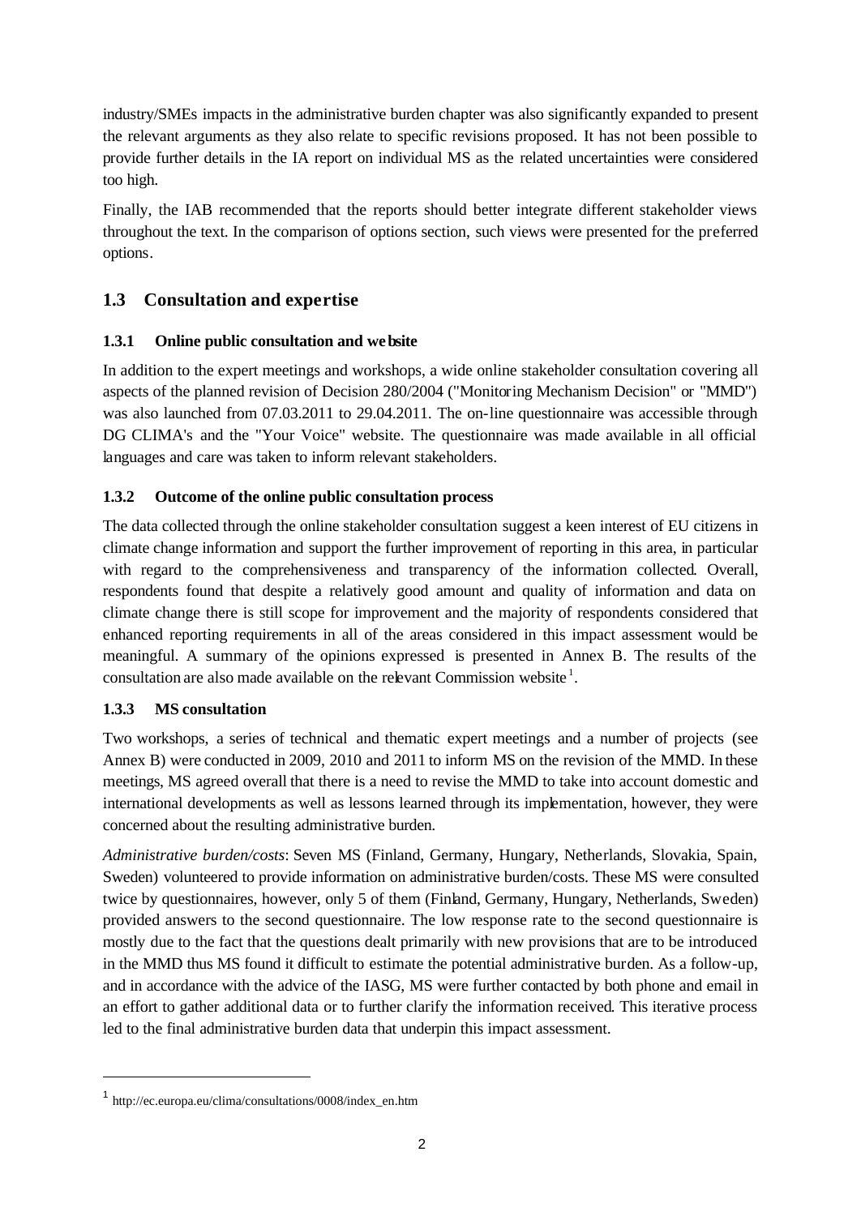industry/SMEs impacts in the administrative burden chapter was also significantly expanded to present the relevant arguments as they also relate to specific revisions proposed. It has not been possible to provide further details in the IA report on individual MS as the related uncertainties were considered too high.

Finally, the IAB recommended that the reports should better integrate different stakeholder views throughout the text. In the comparison of options section, such views were presented for the preferred options.

## 1.3 Consultation and expertise

### 1.3.1 Online public consultation and website

In addition to the expert meetings and workshops, a wide online stakeholder consultation covering all aspects of the planned revision of Decision 280/2004 ("Monitoring Mechanism Decision" or "MMD") was also launched from 07.03.2011 to 29.04.2011. The on-line questionnaire was accessible through DG CLIMA's and the "Your Voice" website. The questionnaire was made available in all official languages and care was taken to inform relevant stakeholders.

### 1.3.2 Outcome of the online public consultation process

The data collected through the online stakeholder consultation suggest a keen interest of EU citizens in climate change information and support the further improvement of reporting in this area, in particular with regard to the comprehensiveness and transparency of the information collected. Overall, respondents found that despite a relatively good amount and quality of information and data on climate change there is still scope for improvement and the majority of respondents considered that enhanced reporting requirements in all of the areas considered in this impact assessment would be meaningful. A summary of the opinions expressed is presented in Annex B. The results of the consultation are also made available on the relevant Commission website[1].

### 1.3.3 MS consultation

Two workshops, a series of technical and thematic expert meetings and a number of projects (see Annex B) were conducted in 2009, 2010 and 2011 to inform MS on the revision of the MMD. In these meetings, MS agreed overall that there is a need to revise the MMD to take into account domestic and international developments as well as lessons learned through its implementation, however, they were concerned about the resulting administrative burden.

*Administrative burden/costs*: Seven MS (Finland, Germany, Hungary, Netherlands, Slovakia, Spain, Sweden) volunteered to provide information on administrative burden/costs. These MS were consulted twice by questionnaires, however, only 5 of them (Finland, Germany, Hungary, Netherlands, Sweden) provided answers to the second questionnaire. The low response rate to the second questionnaire is mostly due to the fact that the questions dealt primarily with new provisions that are to be introduced in the MMD thus MS found it difficult to estimate the potential administrative burden. As a follow-up, and in accordance with the advice of the IASG, MS were further contacted by both phone and email in an effort to gather additional data or to further clarify the information received. This iterative process led to the final administrative burden data that underpin this impact assessment.

---

[1] http://ec.europa.eu/clima/consultations/0008/index_en.htm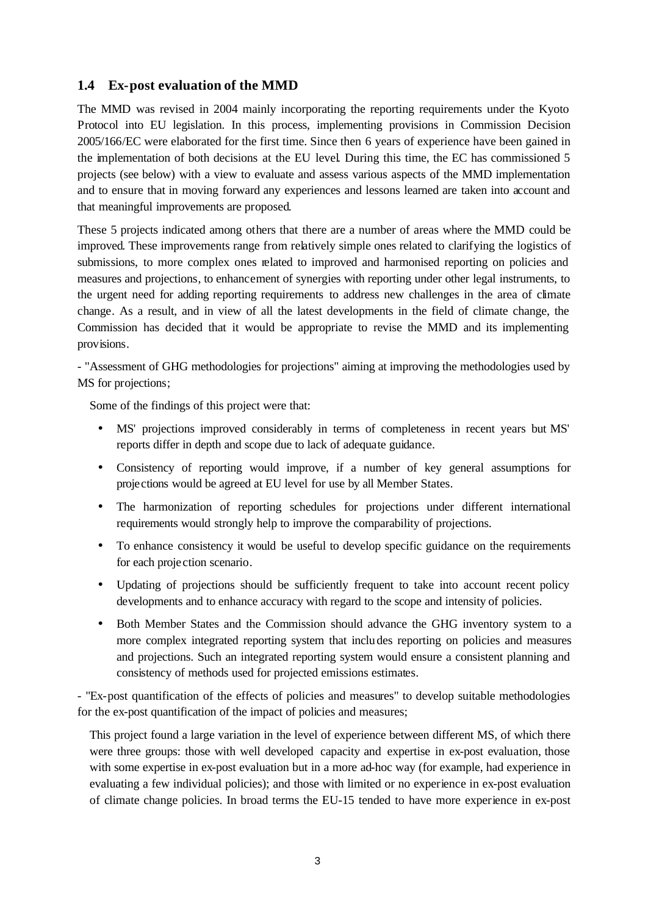### 1.4 Ex-post evaluation of the MMD

The MMD was revised in 2004 mainly incorporating the reporting requirements under the Kyoto Protocol into EU legislation. In this process, implementing provisions in Commission Decision 2005/166/EC were elaborated for the first time. Since then 6 years of experience have been gained in the implementation of both decisions at the EU level. During this time, the EC has commissioned 5 projects (see below) with a view to evaluate and assess various aspects of the MMD implementation and to ensure that in moving forward any experiences and lessons learned are taken into account and that meaningful improvements are proposed.

These 5 projects indicated among others that there are a number of areas where the MMD could be improved. These improvements range from relatively simple ones related to clarifying the logistics of submissions, to more complex ones related to improved and harmonised reporting on policies and measures and projections, to enhancement of synergies with reporting under other legal instruments, to the urgent need for adding reporting requirements to address new challenges in the area of climate change. As a result, and in view of all the latest developments in the field of climate change, the Commission has decided that it would be appropriate to revise the MMD and its implementing provisions.

- "Assessment of GHG methodologies for projections" aiming at improving the methodologies used by MS for projections;

Some of the findings of this project were that:

- MS' projections improved considerably in terms of completeness in recent years but MS' reports differ in depth and scope due to lack of adequate guidance.
- Consistency of reporting would improve, if a number of key general assumptions for projections would be agreed at EU level for use by all Member States.
- The harmonization of reporting schedules for projections under different international requirements would strongly help to improve the comparability of projections.
- To enhance consistency it would be useful to develop specific guidance on the requirements for each projection scenario.
- Updating of projections should be sufficiently frequent to take into account recent policy developments and to enhance accuracy with regard to the scope and intensity of policies.
- Both Member States and the Commission should advance the GHG inventory system to a more complex integrated reporting system that includes reporting on policies and measures and projections. Such an integrated reporting system would ensure a consistent planning and consistency of methods used for projected emissions estimates.

- "Ex-post quantification of the effects of policies and measures" to develop suitable methodologies for the ex-post quantification of the impact of policies and measures;

This project found a large variation in the level of experience between different MS, of which there were three groups: those with well developed capacity and expertise in ex-post evaluation, those with some expertise in ex-post evaluation but in a more ad-hoc way (for example, had experience in evaluating a few individual policies); and those with limited or no experience in ex-post evaluation of climate change policies. In broad terms the EU-15 tended to have more experience in ex-post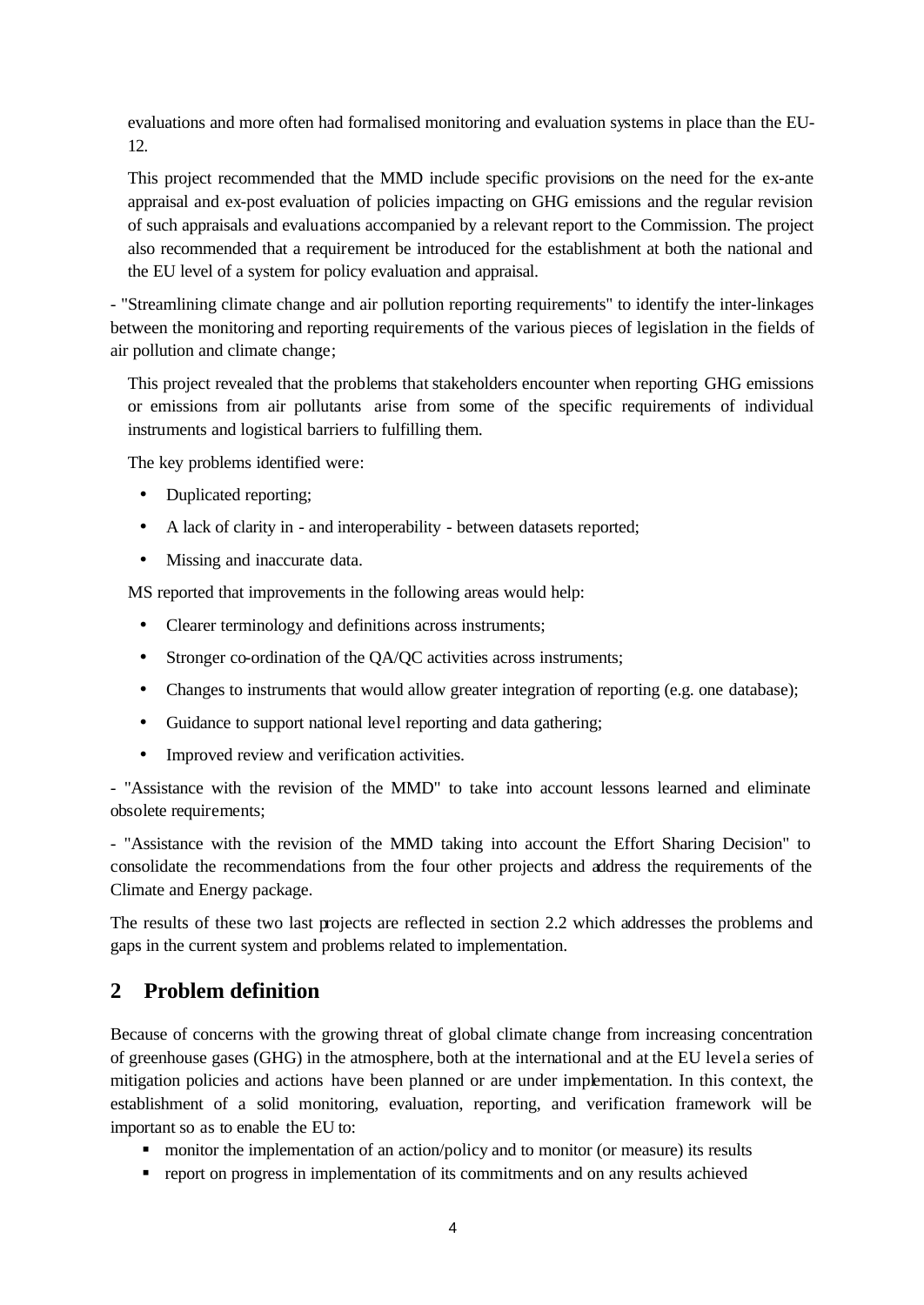evaluations and more often had formalised monitoring and evaluation systems in place than the EU-12.

This project recommended that the MMD include specific provisions on the need for the ex-ante appraisal and ex-post evaluation of policies impacting on GHG emissions and the regular revision of such appraisals and evaluations accompanied by a relevant report to the Commission. The project also recommended that a requirement be introduced for the establishment at both the national and the EU level of a system for policy evaluation and appraisal.

- "Streamlining climate change and air pollution reporting requirements" to identify the inter-linkages between the monitoring and reporting requirements of the various pieces of legislation in the fields of air pollution and climate change;

This project revealed that the problems that stakeholders encounter when reporting GHG emissions or emissions from air pollutants arise from some of the specific requirements of individual instruments and logistical barriers to fulfilling them.

The key problems identified were:

- Duplicated reporting;
- A lack of clarity in - and interoperability - between datasets reported;
- Missing and inaccurate data.

MS reported that improvements in the following areas would help:

- Clearer terminology and definitions across instruments;
- Stronger co-ordination of the QA/QC activities across instruments;
- Changes to instruments that would allow greater integration of reporting (e.g. one database);
- Guidance to support national level reporting and data gathering;
- Improved review and verification activities.

- "Assistance with the revision of the MMD" to take into account lessons learned and eliminate obsolete requirements;

- "Assistance with the revision of the MMD taking into account the Effort Sharing Decision" to consolidate the recommendations from the four other projects and address the requirements of the Climate and Energy package.

The results of these two last projects are reflected in section 2.2 which addresses the problems and gaps in the current system and problems related to implementation.

# 2 Problem definition

Because of concerns with the growing threat of global climate change from increasing concentration of greenhouse gases (GHG) in the atmosphere, both at the international and at the EU level a series of mitigation policies and actions have been planned or are under implementation. In this context, the establishment of a solid monitoring, evaluation, reporting, and verification framework will be important so as to enable the EU to:

- monitor the implementation of an action/policy and to monitor (or measure) its results
- report on progress in implementation of its commitments and on any results achieved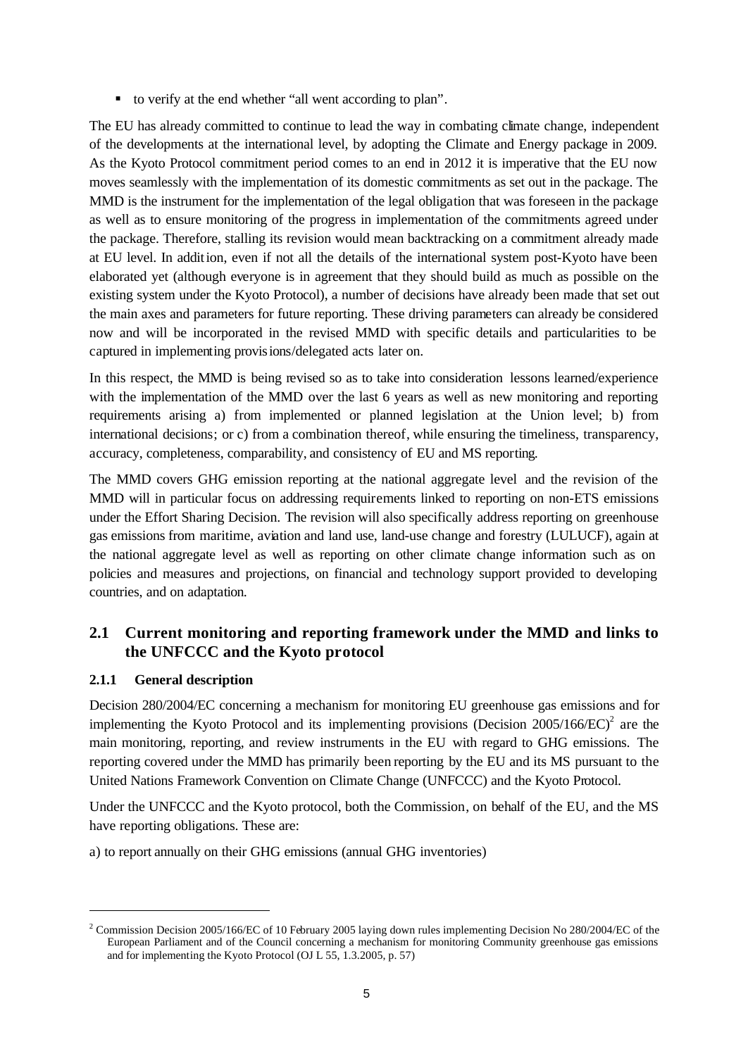- to verify at the end whether "all went according to plan".

The EU has already committed to continue to lead the way in combating climate change, independent of the developments at the international level, by adopting the Climate and Energy package in 2009. As the Kyoto Protocol commitment period comes to an end in 2012 it is imperative that the EU now moves seamlessly with the implementation of its domestic commitments as set out in the package. The MMD is the instrument for the implementation of the legal obligation that was foreseen in the package as well as to ensure monitoring of the progress in implementation of the commitments agreed under the package. Therefore, stalling its revision would mean backtracking on a commitment already made at EU level. In addition, even if not all the details of the international system post-Kyoto have been elaborated yet (although everyone is in agreement that they should build as much as possible on the existing system under the Kyoto Protocol), a number of decisions have already been made that set out the main axes and parameters for future reporting. These driving parameters can already be considered now and will be incorporated in the revised MMD with specific details and particularities to be captured in implementing provisions/delegated acts later on.

In this respect, the MMD is being revised so as to take into consideration lessons learned/experience with the implementation of the MMD over the last 6 years as well as new monitoring and reporting requirements arising a) from implemented or planned legislation at the Union level; b) from international decisions; or c) from a combination thereof, while ensuring the timeliness, transparency, accuracy, completeness, comparability, and consistency of EU and MS reporting.

The MMD covers GHG emission reporting at the national aggregate level and the revision of the MMD will in particular focus on addressing requirements linked to reporting on non-ETS emissions under the Effort Sharing Decision. The revision will also specifically address reporting on greenhouse gas emissions from maritime, aviation and land use, land-use change and forestry (LULUCF), again at the national aggregate level as well as reporting on other climate change information such as on policies and measures and projections, on financial and technology support provided to developing countries, and on adaptation.

## 2.1 Current monitoring and reporting framework under the MMD and links to the UNFCCC and the Kyoto protocol

### 2.1.1 General description

Decision 280/2004/EC concerning a mechanism for monitoring EU greenhouse gas emissions and for implementing the Kyoto Protocol and its implementing provisions (Decision 2005/166/EC)[2] are the main monitoring, reporting, and review instruments in the EU with regard to GHG emissions. The reporting covered under the MMD has primarily been reporting by the EU and its MS pursuant to the United Nations Framework Convention on Climate Change (UNFCCC) and the Kyoto Protocol.

Under the UNFCCC and the Kyoto protocol, both the Commission, on behalf of the EU, and the MS have reporting obligations. These are:

a) to report annually on their GHG emissions (annual GHG inventories)

---

[2] Commission Decision 2005/166/EC of 10 February 2005 laying down rules implementing Decision No 280/2004/EC of the European Parliament and of the Council concerning a mechanism for monitoring Community greenhouse gas emissions and for implementing the Kyoto Protocol (OJ L 55, 1.3.2005, p. 57)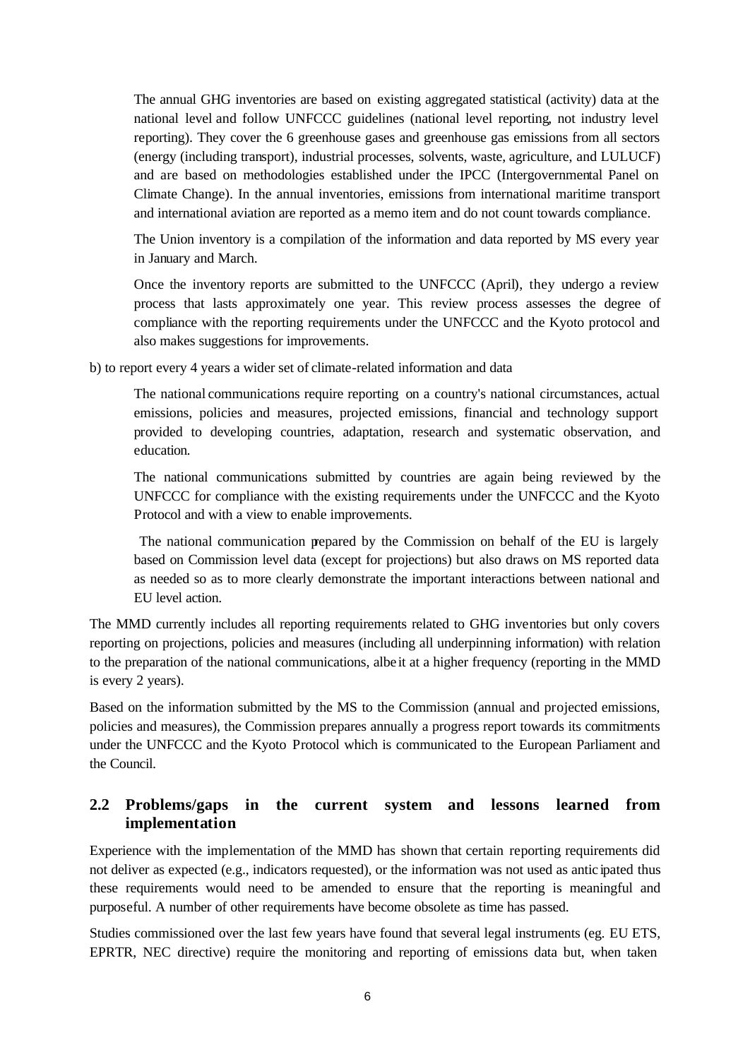The annual GHG inventories are based on existing aggregated statistical (activity) data at the national level and follow UNFCCC guidelines (national level reporting, not industry level reporting). They cover the 6 greenhouse gases and greenhouse gas emissions from all sectors (energy (including transport), industrial processes, solvents, waste, agriculture, and LULUCF) and are based on methodologies established under the IPCC (Intergovernmental Panel on Climate Change). In the annual inventories, emissions from international maritime transport and international aviation are reported as a memo item and do not count towards compliance.

The Union inventory is a compilation of the information and data reported by MS every year in January and March.

Once the inventory reports are submitted to the UNFCCC (April), they undergo a review process that lasts approximately one year. This review process assesses the degree of compliance with the reporting requirements under the UNFCCC and the Kyoto protocol and also makes suggestions for improvements.

b) to report every 4 years a wider set of climate-related information and data

The national communications require reporting on a country's national circumstances, actual emissions, policies and measures, projected emissions, financial and technology support provided to developing countries, adaptation, research and systematic observation, and education.

The national communications submitted by countries are again being reviewed by the UNFCCC for compliance with the existing requirements under the UNFCCC and the Kyoto Protocol and with a view to enable improvements.

The national communication prepared by the Commission on behalf of the EU is largely based on Commission level data (except for projections) but also draws on MS reported data as needed so as to more clearly demonstrate the important interactions between national and EU level action.

The MMD currently includes all reporting requirements related to GHG inventories but only covers reporting on projections, policies and measures (including all underpinning information) with relation to the preparation of the national communications, albeit at a higher frequency (reporting in the MMD is every 2 years).

Based on the information submitted by the MS to the Commission (annual and projected emissions, policies and measures), the Commission prepares annually a progress report towards its commitments under the UNFCCC and the Kyoto Protocol which is communicated to the European Parliament and the Council.

## 2.2 Problems/gaps in the current system and lessons learned from implementation

Experience with the implementation of the MMD has shown that certain reporting requirements did not deliver as expected (e.g., indicators requested), or the information was not used as anticipated thus these requirements would need to be amended to ensure that the reporting is meaningful and purposeful. A number of other requirements have become obsolete as time has passed.

Studies commissioned over the last few years have found that several legal instruments (eg. EU ETS, EPRTR, NEC directive) require the monitoring and reporting of emissions data but, when taken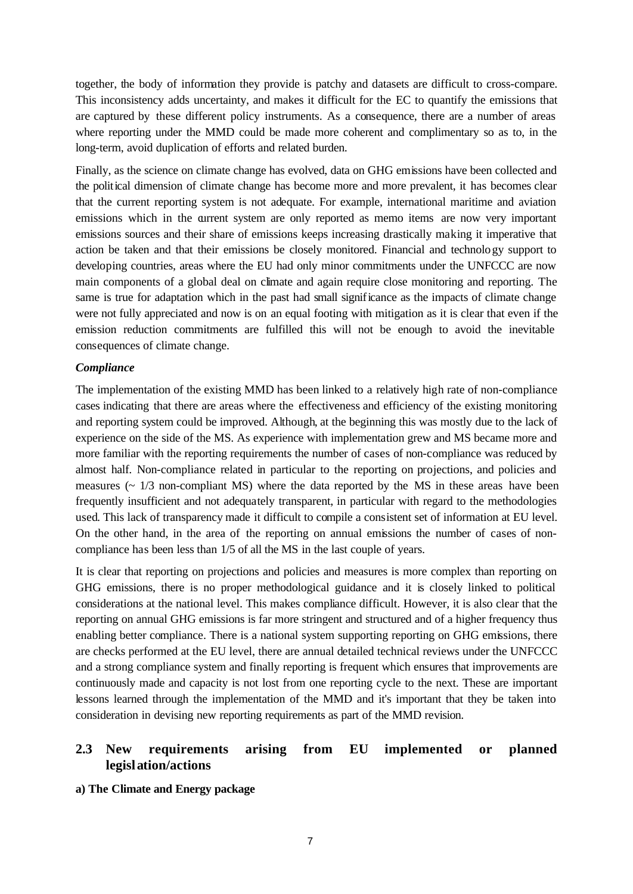together, the body of information they provide is patchy and datasets are difficult to cross-compare. This inconsistency adds uncertainty, and makes it difficult for the EC to quantify the emissions that are captured by these different policy instruments. As a consequence, there are a number of areas where reporting under the MMD could be made more coherent and complimentary so as to, in the long-term, avoid duplication of efforts and related burden.

Finally, as the science on climate change has evolved, data on GHG emissions have been collected and the political dimension of climate change has become more and more prevalent, it has becomes clear that the current reporting system is not adequate. For example, international maritime and aviation emissions which in the current system are only reported as memo items are now very important emissions sources and their share of emissions keeps increasing drastically making it imperative that action be taken and that their emissions be closely monitored. Financial and technology support to developing countries, areas where the EU had only minor commitments under the UNFCCC are now main components of a global deal on climate and again require close monitoring and reporting. The same is true for adaptation which in the past had small significance as the impacts of climate change were not fully appreciated and now is on an equal footing with mitigation as it is clear that even if the emission reduction commitments are fulfilled this will not be enough to avoid the inevitable consequences of climate change.

***Compliance***

The implementation of the existing MMD has been linked to a relatively high rate of non-compliance cases indicating that there are areas where the effectiveness and efficiency of the existing monitoring and reporting system could be improved. Although, at the beginning this was mostly due to the lack of experience on the side of the MS. As experience with implementation grew and MS became more and more familiar with the reporting requirements the number of cases of non-compliance was reduced by almost half. Non-compliance related in particular to the reporting on projections, and policies and measures (~ 1/3 non-compliant MS) where the data reported by the MS in these areas have been frequently insufficient and not adequately transparent, in particular with regard to the methodologies used. This lack of transparency made it difficult to compile a consistent set of information at EU level. On the other hand, in the area of the reporting on annual emissions the number of cases of non-compliance has been less than 1/5 of all the MS in the last couple of years.

It is clear that reporting on projections and policies and measures is more complex than reporting on GHG emissions, there is no proper methodological guidance and it is closely linked to political considerations at the national level. This makes compliance difficult. However, it is also clear that the reporting on annual GHG emissions is far more stringent and structured and of a higher frequency thus enabling better compliance. There is a national system supporting reporting on GHG emissions, there are checks performed at the EU level, there are annual detailed technical reviews under the UNFCCC and a strong compliance system and finally reporting is frequent which ensures that improvements are continuously made and capacity is not lost from one reporting cycle to the next. These are important lessons learned through the implementation of the MMD and it's important that they be taken into consideration in devising new reporting requirements as part of the MMD revision.

## 2.3 New requirements arising from EU implemented or planned legislation/actions

**a) The Climate and Energy package**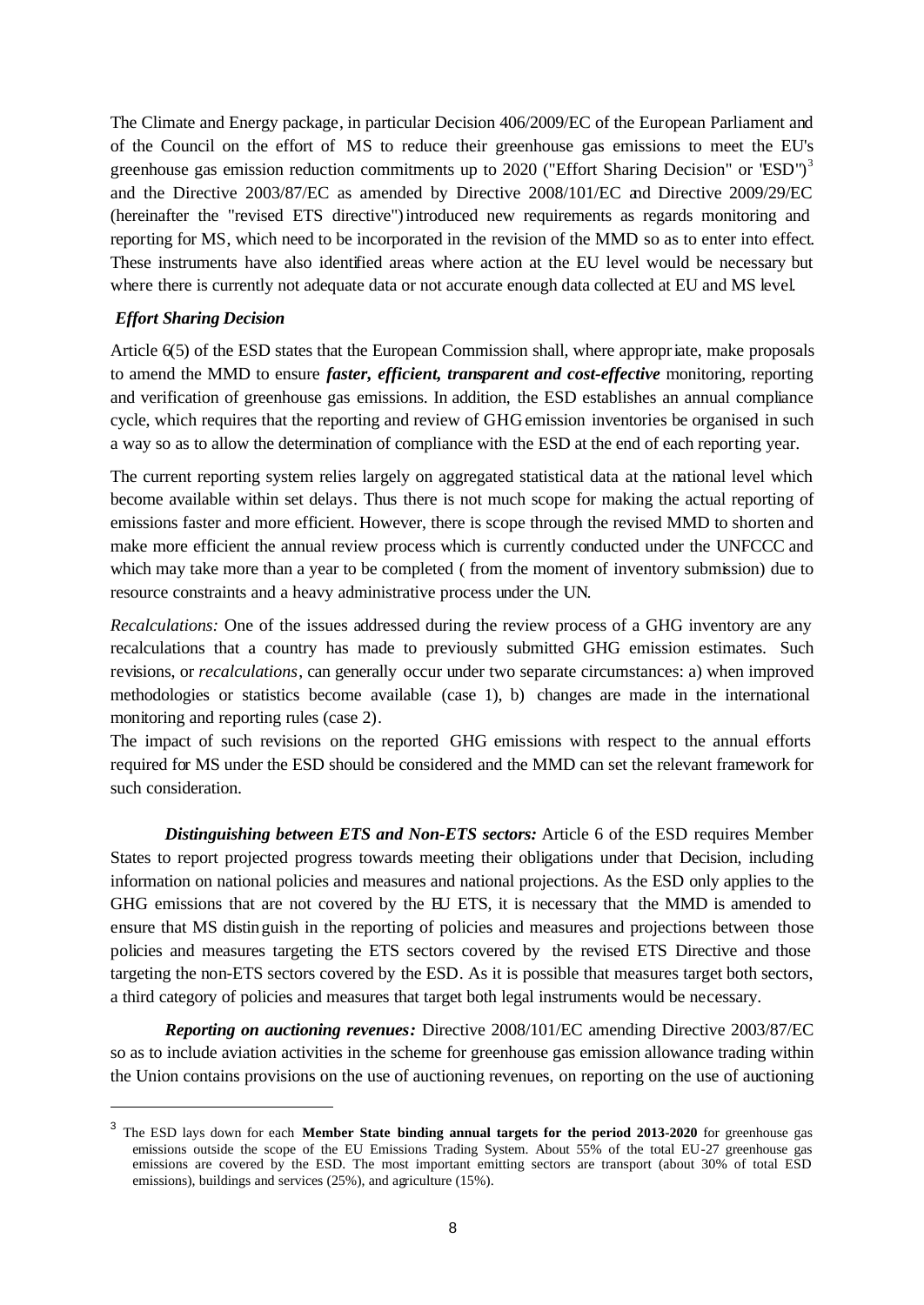The Climate and Energy package, in particular Decision 406/2009/EC of the European Parliament and of the Council on the effort of MS to reduce their greenhouse gas emissions to meet the EU's greenhouse gas emission reduction commitments up to 2020 ("Effort Sharing Decision" or "ESD")[3] and the Directive 2003/87/EC as amended by Directive 2008/101/EC and Directive 2009/29/EC (hereinafter the "revised ETS directive") introduced new requirements as regards monitoring and reporting for MS, which need to be incorporated in the revision of the MMD so as to enter into effect. These instruments have also identified areas where action at the EU level would be necessary but where there is currently not adequate data or not accurate enough data collected at EU and MS level.

***Effort Sharing Decision***

Article 6(5) of the ESD states that the European Commission shall, where appropriate, make proposals to amend the MMD to ensure ***faster, efficient, transparent and cost-effective*** monitoring, reporting and verification of greenhouse gas emissions. In addition, the ESD establishes an annual compliance cycle, which requires that the reporting and review of GHG emission inventories be organised in such a way so as to allow the determination of compliance with the ESD at the end of each reporting year.

The current reporting system relies largely on aggregated statistical data at the national level which become available within set delays. Thus there is not much scope for making the actual reporting of emissions faster and more efficient. However, there is scope through the revised MMD to shorten and make more efficient the annual review process which is currently conducted under the UNFCCC and which may take more than a year to be completed ( from the moment of inventory submission) due to resource constraints and a heavy administrative process under the UN.

*Recalculations:* One of the issues addressed during the review process of a GHG inventory are any recalculations that a country has made to previously submitted GHG emission estimates. Such revisions, or *recalculations*, can generally occur under two separate circumstances: a) when improved methodologies or statistics become available (case 1), b) changes are made in the international monitoring and reporting rules (case 2).

The impact of such revisions on the reported GHG emissions with respect to the annual efforts required for MS under the ESD should be considered and the MMD can set the relevant framework for such consideration.

***Distinguishing between ETS and Non-ETS sectors:*** Article 6 of the ESD requires Member States to report projected progress towards meeting their obligations under that Decision, including information on national policies and measures and national projections. As the ESD only applies to the GHG emissions that are not covered by the EU ETS, it is necessary that the MMD is amended to ensure that MS distinguish in the reporting of policies and measures and projections between those policies and measures targeting the ETS sectors covered by the revised ETS Directive and those targeting the non-ETS sectors covered by the ESD. As it is possible that measures target both sectors, a third category of policies and measures that target both legal instruments would be necessary.

***Reporting on auctioning revenues:*** Directive 2008/101/EC amending Directive 2003/87/EC so as to include aviation activities in the scheme for greenhouse gas emission allowance trading within the Union contains provisions on the use of auctioning revenues, on reporting on the use of auctioning

[3] The ESD lays down for each **Member State binding annual targets for the period 2013-2020** for greenhouse gas emissions outside the scope of the EU Emissions Trading System. About 55% of the total EU-27 greenhouse gas emissions are covered by the ESD. The most important emitting sectors are transport (about 30% of total ESD emissions), buildings and services (25%), and agriculture (15%).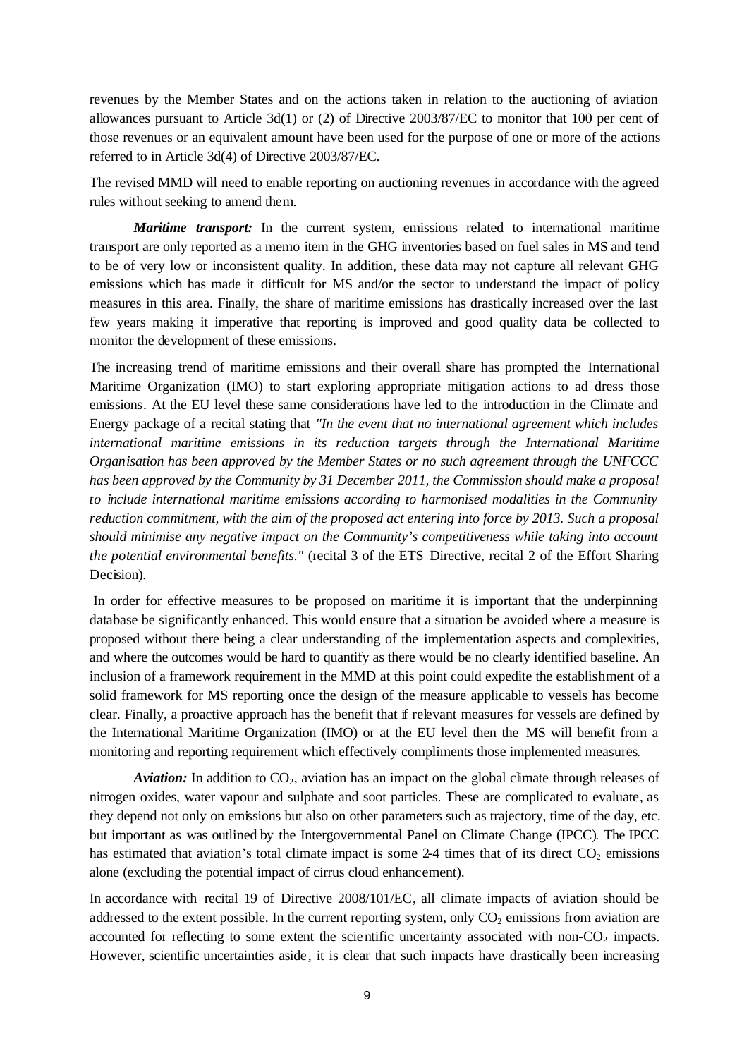revenues by the Member States and on the actions taken in relation to the auctioning of aviation allowances pursuant to Article 3d(1) or (2) of Directive 2003/87/EC to monitor that 100 per cent of those revenues or an equivalent amount have been used for the purpose of one or more of the actions referred to in Article 3d(4) of Directive 2003/87/EC.

The revised MMD will need to enable reporting on auctioning revenues in accordance with the agreed rules without seeking to amend them.

***Maritime transport:*** In the current system, emissions related to international maritime transport are only reported as a memo item in the GHG inventories based on fuel sales in MS and tend to be of very low or inconsistent quality. In addition, these data may not capture all relevant GHG emissions which has made it difficult for MS and/or the sector to understand the impact of policy measures in this area. Finally, the share of maritime emissions has drastically increased over the last few years making it imperative that reporting is improved and good quality data be collected to monitor the development of these emissions.

The increasing trend of maritime emissions and their overall share has prompted the International Maritime Organization (IMO) to start exploring appropriate mitigation actions to ad dress those emissions. At the EU level these same considerations have led to the introduction in the Climate and Energy package of a recital stating that *"In the event that no international agreement which includes international maritime emissions in its reduction targets through the International Maritime Organisation has been approved by the Member States or no such agreement through the UNFCCC has been approved by the Community by 31 December 2011, the Commission should make a proposal to include international maritime emissions according to harmonised modalities in the Community reduction commitment, with the aim of the proposed act entering into force by 2013. Such a proposal should minimise any negative impact on the Community's competitiveness while taking into account the potential environmental benefits."* (recital 3 of the ETS Directive, recital 2 of the Effort Sharing Decision).

In order for effective measures to be proposed on maritime it is important that the underpinning database be significantly enhanced. This would ensure that a situation be avoided where a measure is proposed without there being a clear understanding of the implementation aspects and complexities, and where the outcomes would be hard to quantify as there would be no clearly identified baseline. An inclusion of a framework requirement in the MMD at this point could expedite the establishment of a solid framework for MS reporting once the design of the measure applicable to vessels has become clear. Finally, a proactive approach has the benefit that if relevant measures for vessels are defined by the International Maritime Organization (IMO) or at the EU level then the MS will benefit from a monitoring and reporting requirement which effectively compliments those implemented measures.

***Aviation:*** In addition to $CO_2$, aviation has an impact on the global climate through releases of nitrogen oxides, water vapour and sulphate and soot particles. These are complicated to evaluate, as they depend not only on emissions but also on other parameters such as trajectory, time of the day, etc. but important as was outlined by the Intergovernmental Panel on Climate Change (IPCC). The IPCC has estimated that aviation's total climate impact is some 2-4 times that of its direct $CO_2$ emissions alone (excluding the potential impact of cirrus cloud enhancement).

In accordance with recital 19 of Directive 2008/101/EC, all climate impacts of aviation should be addressed to the extent possible. In the current reporting system, only $CO_2$ emissions from aviation are accounted for reflecting to some extent the scientific uncertainty associated with non-$CO_2$ impacts. However, scientific uncertainties aside, it is clear that such impacts have drastically been increasing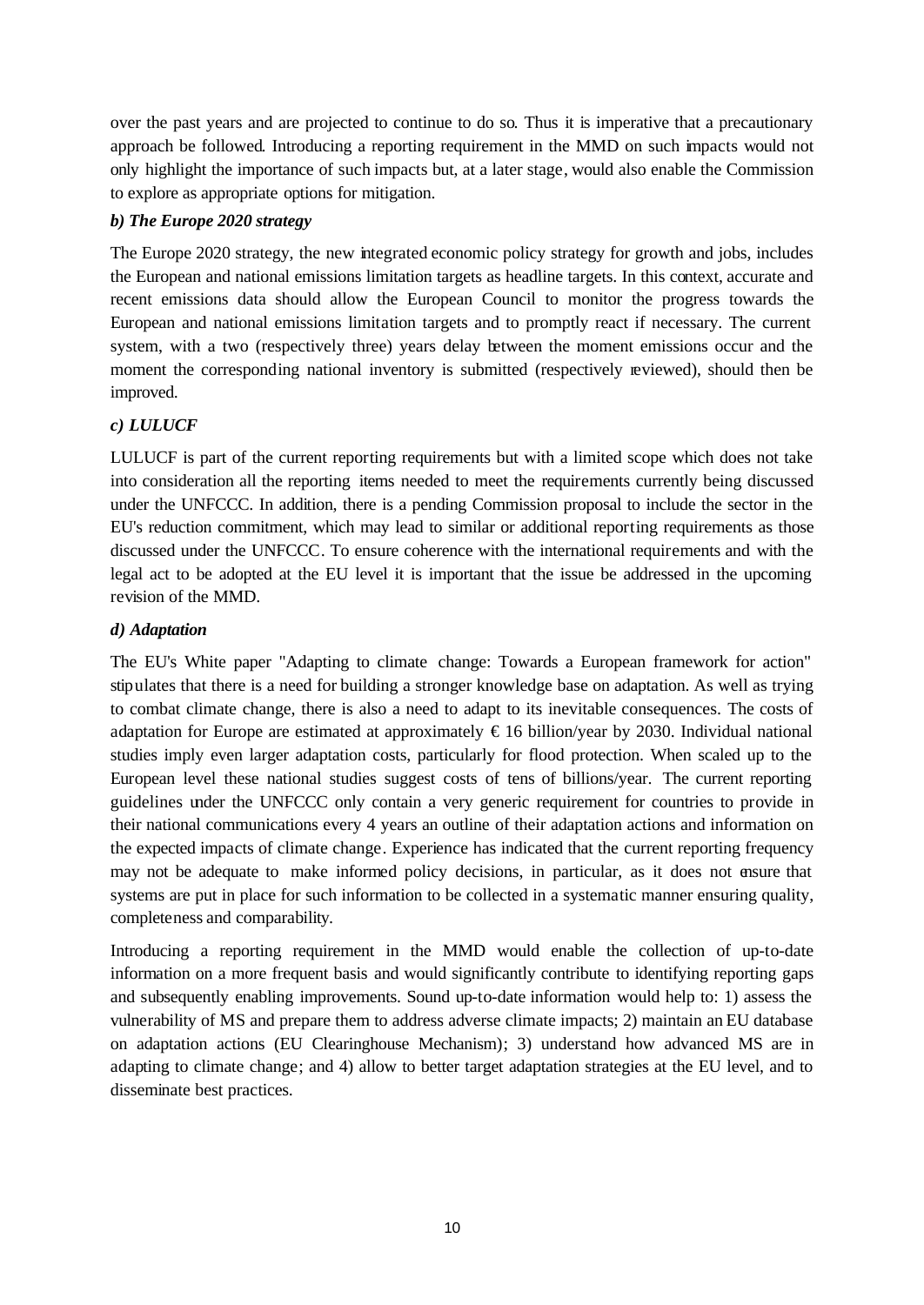over the past years and are projected to continue to do so. Thus it is imperative that a precautionary approach be followed. Introducing a reporting requirement in the MMD on such impacts would not only highlight the importance of such impacts but, at a later stage, would also enable the Commission to explore as appropriate options for mitigation.

***b) The Europe 2020 strategy***

The Europe 2020 strategy, the new integrated economic policy strategy for growth and jobs, includes the European and national emissions limitation targets as headline targets. In this context, accurate and recent emissions data should allow the European Council to monitor the progress towards the European and national emissions limitation targets and to promptly react if necessary. The current system, with a two (respectively three) years delay between the moment emissions occur and the moment the corresponding national inventory is submitted (respectively reviewed), should then be improved.

***c) LULUCF***

LULUCF is part of the current reporting requirements but with a limited scope which does not take into consideration all the reporting items needed to meet the requirements currently being discussed under the UNFCCC. In addition, there is a pending Commission proposal to include the sector in the EU's reduction commitment, which may lead to similar or additional reporting requirements as those discussed under the UNFCCC. To ensure coherence with the international requirements and with the legal act to be adopted at the EU level it is important that the issue be addressed in the upcoming revision of the MMD.

***d) Adaptation***

The EU's White paper "Adapting to climate change: Towards a European framework for action" stipulates that there is a need for building a stronger knowledge base on adaptation. As well as trying to combat climate change, there is also a need to adapt to its inevitable consequences. The costs of adaptation for Europe are estimated at approximately € 16 billion/year by 2030. Individual national studies imply even larger adaptation costs, particularly for flood protection. When scaled up to the European level these national studies suggest costs of tens of billions/year. The current reporting guidelines under the UNFCCC only contain a very generic requirement for countries to provide in their national communications every 4 years an outline of their adaptation actions and information on the expected impacts of climate change. Experience has indicated that the current reporting frequency may not be adequate to make informed policy decisions, in particular, as it does not ensure that systems are put in place for such information to be collected in a systematic manner ensuring quality, completeness and comparability.

Introducing a reporting requirement in the MMD would enable the collection of up-to-date information on a more frequent basis and would significantly contribute to identifying reporting gaps and subsequently enabling improvements. Sound up-to-date information would help to: 1) assess the vulnerability of MS and prepare them to address adverse climate impacts; 2) maintain an EU database on adaptation actions (EU Clearinghouse Mechanism); 3) understand how advanced MS are in adapting to climate change; and 4) allow to better target adaptation strategies at the EU level, and to disseminate best practices.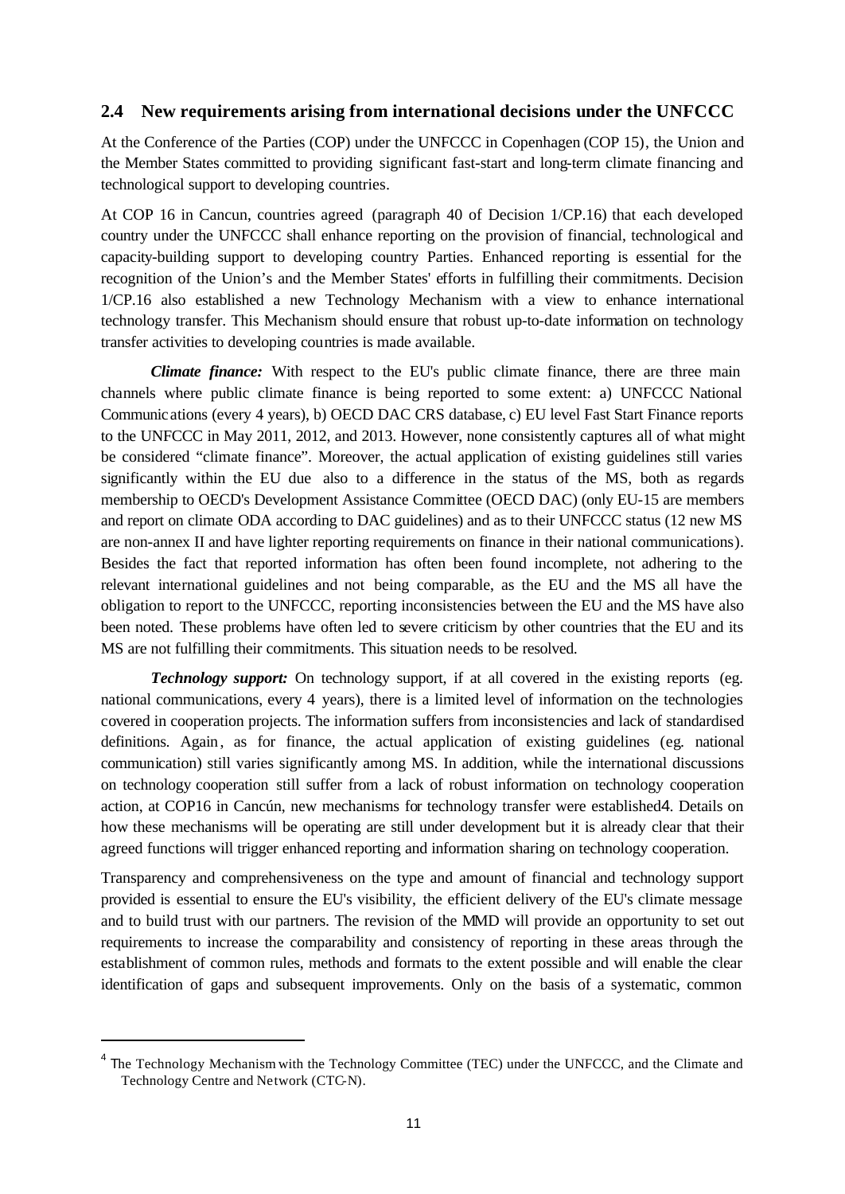## 2.4 New requirements arising from international decisions under the UNFCCC

At the Conference of the Parties (COP) under the UNFCCC in Copenhagen (COP 15), the Union and the Member States committed to providing significant fast-start and long-term climate financing and technological support to developing countries.

At COP 16 in Cancun, countries agreed (paragraph 40 of Decision 1/CP.16) that each developed country under the UNFCCC shall enhance reporting on the provision of financial, technological and capacity-building support to developing country Parties. Enhanced reporting is essential for the recognition of the Union's and the Member States' efforts in fulfilling their commitments. Decision 1/CP.16 also established a new Technology Mechanism with a view to enhance international technology transfer. This Mechanism should ensure that robust up-to-date information on technology transfer activities to developing countries is made available.

***Climate finance:*** With respect to the EU's public climate finance, there are three main channels where public climate finance is being reported to some extent: a) UNFCCC National Communications (every 4 years), b) OECD DAC CRS database, c) EU level Fast Start Finance reports to the UNFCCC in May 2011, 2012, and 2013. However, none consistently captures all of what might be considered "climate finance". Moreover, the actual application of existing guidelines still varies significantly within the EU due also to a difference in the status of the MS, both as regards membership to OECD's Development Assistance Committee (OECD DAC) (only EU-15 are members and report on climate ODA according to DAC guidelines) and as to their UNFCCC status (12 new MS are non-annex II and have lighter reporting requirements on finance in their national communications). Besides the fact that reported information has often been found incomplete, not adhering to the relevant international guidelines and not being comparable, as the EU and the MS all have the obligation to report to the UNFCCC, reporting inconsistencies between the EU and the MS have also been noted. These problems have often led to severe criticism by other countries that the EU and its MS are not fulfilling their commitments. This situation needs to be resolved.

***Technology support:*** On technology support, if at all covered in the existing reports (eg. national communications, every 4 years), there is a limited level of information on the technologies covered in cooperation projects. The information suffers from inconsistencies and lack of standardised definitions. Again, as for finance, the actual application of existing guidelines (eg. national communication) still varies significantly among MS. In addition, while the international discussions on technology cooperation still suffer from a lack of robust information on technology cooperation action, at COP16 in Cancún, new mechanisms for technology transfer were established[4]. Details on how these mechanisms will be operating are still under development but it is already clear that their agreed functions will trigger enhanced reporting and information sharing on technology cooperation.

Transparency and comprehensiveness on the type and amount of financial and technology support provided is essential to ensure the EU's visibility, the efficient delivery of the EU's climate message and to build trust with our partners. The revision of the MMD will provide an opportunity to set out requirements to increase the comparability and consistency of reporting in these areas through the establishment of common rules, methods and formats to the extent possible and will enable the clear identification of gaps and subsequent improvements. Only on the basis of a systematic, common

[4] The Technology Mechanism with the Technology Committee (TEC) under the UNFCCC, and the Climate and Technology Centre and Network (CTC-N).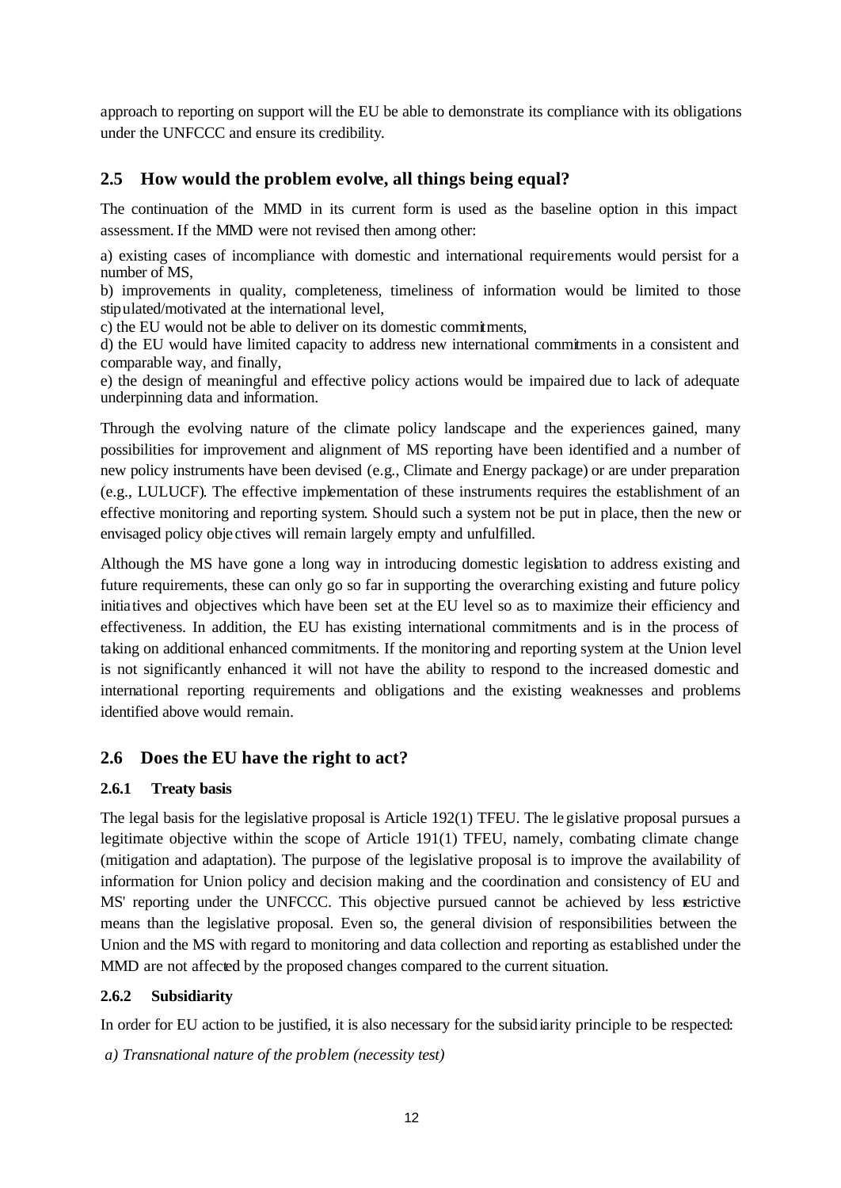approach to reporting on support will the EU be able to demonstrate its compliance with its obligations under the UNFCCC and ensure its credibility.

## 2.5 How would the problem evolve, all things being equal?

The continuation of the MMD in its current form is used as the baseline option in this impact assessment. If the MMD were not revised then among other:

a) existing cases of incompliance with domestic and international requirements would persist for a number of MS,
b) improvements in quality, completeness, timeliness of information would be limited to those stipulated/motivated at the international level,
c) the EU would not be able to deliver on its domestic commitments,
d) the EU would have limited capacity to address new international commitments in a consistent and comparable way, and finally,
e) the design of meaningful and effective policy actions would be impaired due to lack of adequate underpinning data and information.

Through the evolving nature of the climate policy landscape and the experiences gained, many possibilities for improvement and alignment of MS reporting have been identified and a number of new policy instruments have been devised (e.g., Climate and Energy package) or are under preparation (e.g., LULUCF). The effective implementation of these instruments requires the establishment of an effective monitoring and reporting system. Should such a system not be put in place, then the new or envisaged policy objectives will remain largely empty and unfulfilled.

Although the MS have gone a long way in introducing domestic legislation to address existing and future requirements, these can only go so far in supporting the overarching existing and future policy initiatives and objectives which have been set at the EU level so as to maximize their efficiency and effectiveness. In addition, the EU has existing international commitments and is in the process of taking on additional enhanced commitments. If the monitoring and reporting system at the Union level is not significantly enhanced it will not have the ability to respond to the increased domestic and international reporting requirements and obligations and the existing weaknesses and problems identified above would remain.

## 2.6 Does the EU have the right to act?

### 2.6.1 Treaty basis

The legal basis for the legislative proposal is Article 192(1) TFEU. The legislative proposal pursues a legitimate objective within the scope of Article 191(1) TFEU, namely, combating climate change (mitigation and adaptation). The purpose of the legislative proposal is to improve the availability of information for Union policy and decision making and the coordination and consistency of EU and MS' reporting under the UNFCCC. This objective pursued cannot be achieved by less restrictive means than the legislative proposal. Even so, the general division of responsibilities between the Union and the MS with regard to monitoring and data collection and reporting as established under the MMD are not affected by the proposed changes compared to the current situation.

### 2.6.2 Subsidiarity

In order for EU action to be justified, it is also necessary for the subsidiarity principle to be respected:

*a) Transnational nature of the problem (necessity test)*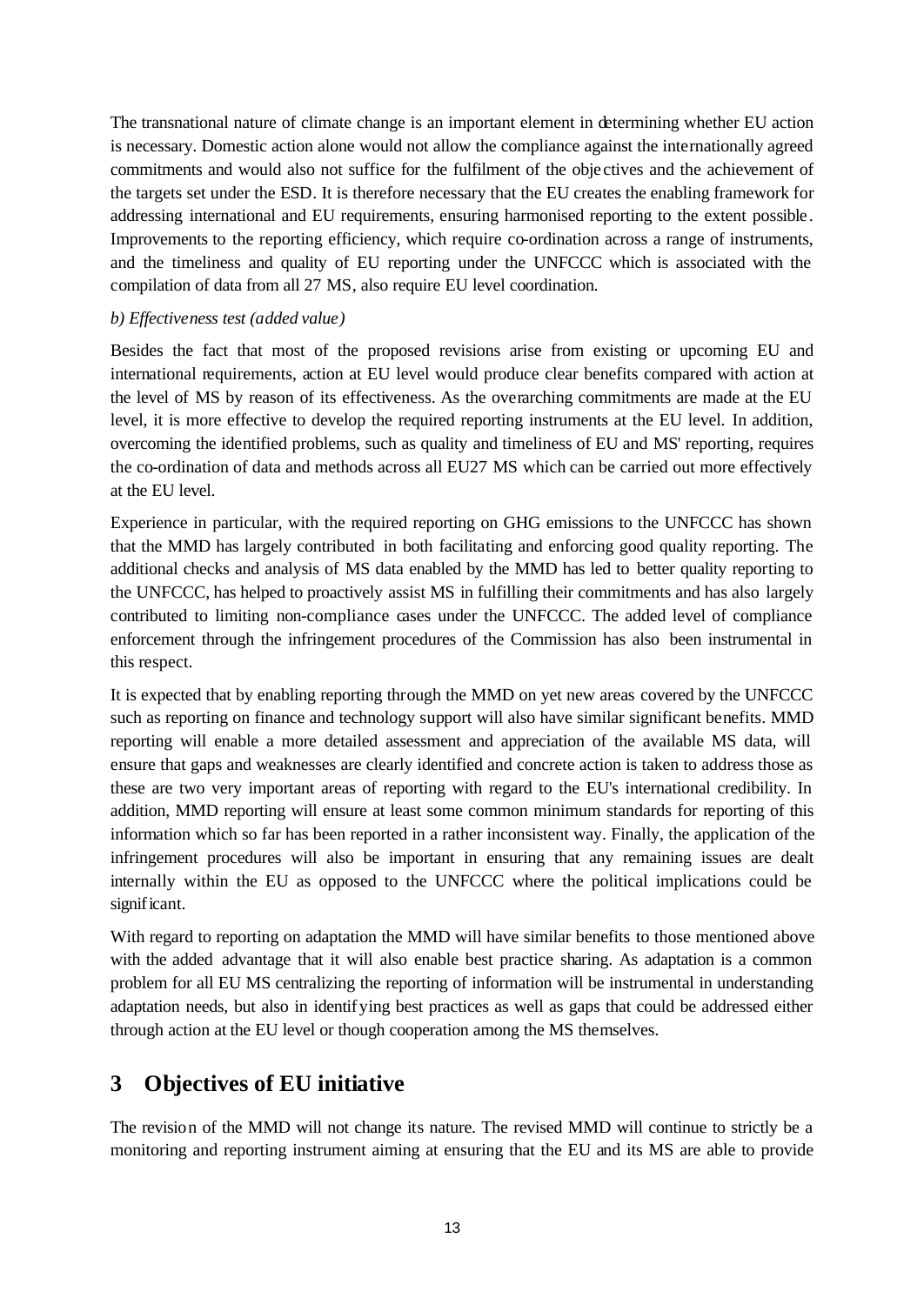The transnational nature of climate change is an important element in determining whether EU action is necessary. Domestic action alone would not allow the compliance against the internationally agreed commitments and would also not suffice for the fulfilment of the objectives and the achievement of the targets set under the ESD. It is therefore necessary that the EU creates the enabling framework for addressing international and EU requirements, ensuring harmonised reporting to the extent possible. Improvements to the reporting efficiency, which require co-ordination across a range of instruments, and the timeliness and quality of EU reporting under the UNFCCC which is associated with the compilation of data from all 27 MS, also require EU level coordination.

*b) Effectiveness test (added value)*

Besides the fact that most of the proposed revisions arise from existing or upcoming EU and international requirements, action at EU level would produce clear benefits compared with action at the level of MS by reason of its effectiveness. As the overarching commitments are made at the EU level, it is more effective to develop the required reporting instruments at the EU level. In addition, overcoming the identified problems, such as quality and timeliness of EU and MS' reporting, requires the co-ordination of data and methods across all EU27 MS which can be carried out more effectively at the EU level.

Experience in particular, with the required reporting on GHG emissions to the UNFCCC has shown that the MMD has largely contributed in both facilitating and enforcing good quality reporting. The additional checks and analysis of MS data enabled by the MMD has led to better quality reporting to the UNFCCC, has helped to proactively assist MS in fulfilling their commitments and has also largely contributed to limiting non-compliance cases under the UNFCCC. The added level of compliance enforcement through the infringement procedures of the Commission has also been instrumental in this respect.

It is expected that by enabling reporting through the MMD on yet new areas covered by the UNFCCC such as reporting on finance and technology support will also have similar significant benefits. MMD reporting will enable a more detailed assessment and appreciation of the available MS data, will ensure that gaps and weaknesses are clearly identified and concrete action is taken to address those as these are two very important areas of reporting with regard to the EU's international credibility. In addition, MMD reporting will ensure at least some common minimum standards for reporting of this information which so far has been reported in a rather inconsistent way. Finally, the application of the infringement procedures will also be important in ensuring that any remaining issues are dealt internally within the EU as opposed to the UNFCCC where the political implications could be significant.

With regard to reporting on adaptation the MMD will have similar benefits to those mentioned above with the added advantage that it will also enable best practice sharing. As adaptation is a common problem for all EU MS centralizing the reporting of information will be instrumental in understanding adaptation needs, but also in identifying best practices as well as gaps that could be addressed either through action at the EU level or though cooperation among the MS themselves.

# 3 Objectives of EU initiative

The revision of the MMD will not change its nature. The revised MMD will continue to strictly be a monitoring and reporting instrument aiming at ensuring that the EU and its MS are able to provide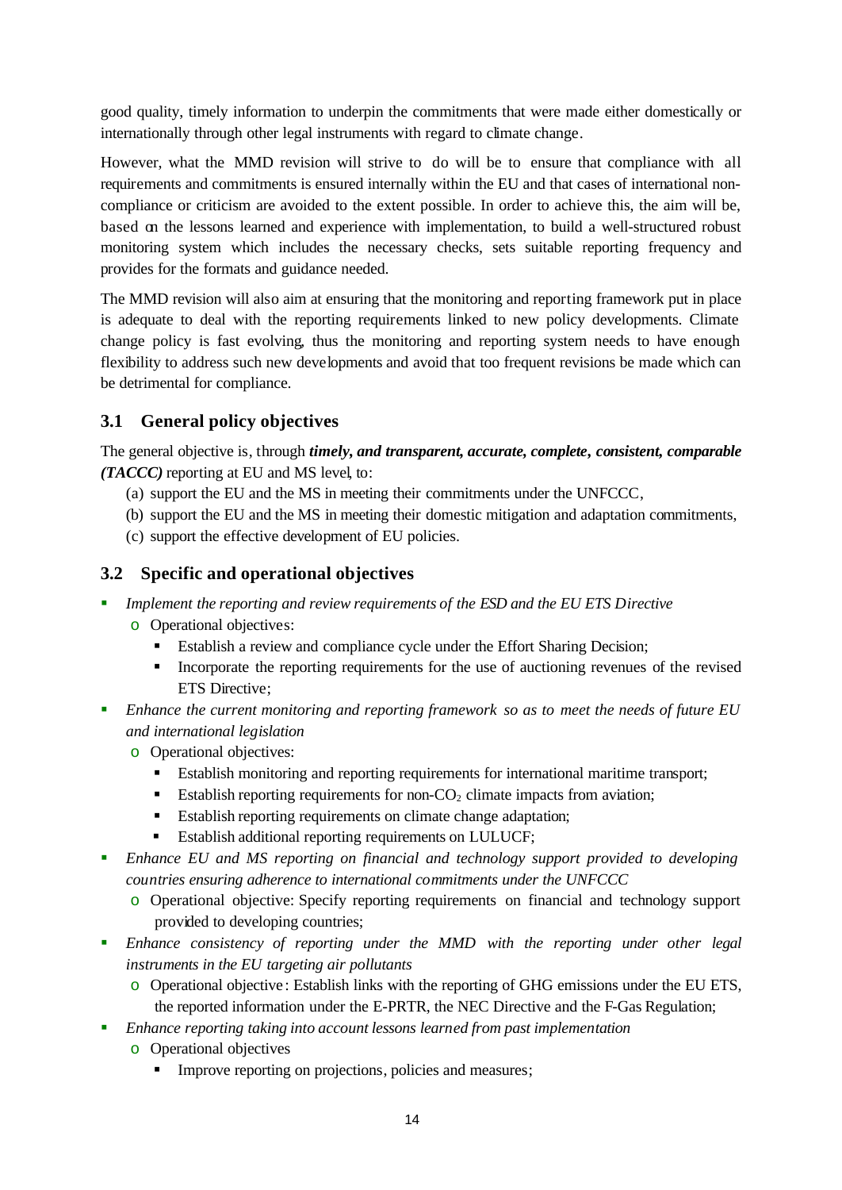good quality, timely information to underpin the commitments that were made either domestically or internationally through other legal instruments with regard to climate change.

However, what the MMD revision will strive to do will be to ensure that compliance with all requirements and commitments is ensured internally within the EU and that cases of international non-compliance or criticism are avoided to the extent possible. In order to achieve this, the aim will be, based on the lessons learned and experience with implementation, to build a well-structured robust monitoring system which includes the necessary checks, sets suitable reporting frequency and provides for the formats and guidance needed.

The MMD revision will also aim at ensuring that the monitoring and reporting framework put in place is adequate to deal with the reporting requirements linked to new policy developments. Climate change policy is fast evolving, thus the monitoring and reporting system needs to have enough flexibility to address such new developments and avoid that too frequent revisions be made which can be detrimental for compliance.

## 3.1 General policy objectives

The general objective is, through ***timely, and transparent, accurate, complete, consistent, comparable (TACCC)*** reporting at EU and MS level, to:

(a) support the EU and the MS in meeting their commitments under the UNFCCC,

(b) support the EU and the MS in meeting their domestic mitigation and adaptation commitments,

(c) support the effective development of EU policies.

## 3.2 Specific and operational objectives

- *Implement the reporting and review requirements of the ESD and the EU ETS Directive*
  - Operational objectives:
    - Establish a review and compliance cycle under the Effort Sharing Decision;
    - Incorporate the reporting requirements for the use of auctioning revenues of the revised ETS Directive;
- *Enhance the current monitoring and reporting framework so as to meet the needs of future EU and international legislation*
  - Operational objectives:
    - Establish monitoring and reporting requirements for international maritime transport;
    - Establish reporting requirements for non-$CO_2$ climate impacts from aviation;
    - Establish reporting requirements on climate change adaptation;
    - Establish additional reporting requirements on LULUCF;
- *Enhance EU and MS reporting on financial and technology support provided to developing countries ensuring adherence to international commitments under the UNFCCC*
  - Operational objective: Specify reporting requirements on financial and technology support provided to developing countries;
- *Enhance consistency of reporting under the MMD with the reporting under other legal instruments in the EU targeting air pollutants*
  - Operational objective: Establish links with the reporting of GHG emissions under the EU ETS, the reported information under the E-PRTR, the NEC Directive and the F-Gas Regulation;
- *Enhance reporting taking into account lessons learned from past implementation*
  - Operational objectives
    - Improve reporting on projections, policies and measures;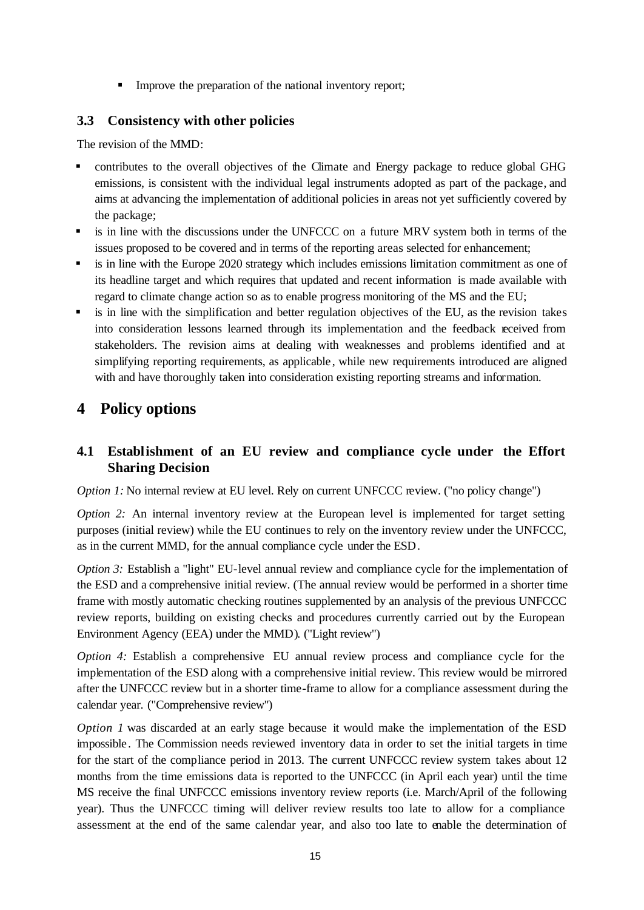- Improve the preparation of the national inventory report;

### 3.3 Consistency with other policies

The revision of the MMD:

- contributes to the overall objectives of the Climate and Energy package to reduce global GHG emissions, is consistent with the individual legal instruments adopted as part of the package, and aims at advancing the implementation of additional policies in areas not yet sufficiently covered by the package;
- is in line with the discussions under the UNFCCC on a future MRV system both in terms of the issues proposed to be covered and in terms of the reporting areas selected for enhancement;
- is in line with the Europe 2020 strategy which includes emissions limitation commitment as one of its headline target and which requires that updated and recent information is made available with regard to climate change action so as to enable progress monitoring of the MS and the EU;
- is in line with the simplification and better regulation objectives of the EU, as the revision takes into consideration lessons learned through its implementation and the feedback received from stakeholders. The revision aims at dealing with weaknesses and problems identified and at simplifying reporting requirements, as applicable, while new requirements introduced are aligned with and have thoroughly taken into consideration existing reporting streams and information.

## 4 Policy options

### 4.1 Establishment of an EU review and compliance cycle under the Effort Sharing Decision

*Option 1:* No internal review at EU level. Rely on current UNFCCC review. ("no policy change")

*Option 2:* An internal inventory review at the European level is implemented for target setting purposes (initial review) while the EU continues to rely on the inventory review under the UNFCCC, as in the current MMD, for the annual compliance cycle under the ESD.

*Option 3:* Establish a "light" EU-level annual review and compliance cycle for the implementation of the ESD and a comprehensive initial review. (The annual review would be performed in a shorter time frame with mostly automatic checking routines supplemented by an analysis of the previous UNFCCC review reports, building on existing checks and procedures currently carried out by the European Environment Agency (EEA) under the MMD). ("Light review")

*Option 4:* Establish a comprehensive EU annual review process and compliance cycle for the implementation of the ESD along with a comprehensive initial review. This review would be mirrored after the UNFCCC review but in a shorter time-frame to allow for a compliance assessment during the calendar year. ("Comprehensive review")

*Option 1* was discarded at an early stage because it would make the implementation of the ESD impossible. The Commission needs reviewed inventory data in order to set the initial targets in time for the start of the compliance period in 2013. The current UNFCCC review system takes about 12 months from the time emissions data is reported to the UNFCCC (in April each year) until the time MS receive the final UNFCCC emissions inventory review reports (i.e. March/April of the following year). Thus the UNFCCC timing will deliver review results too late to allow for a compliance assessment at the end of the same calendar year, and also too late to enable the determination of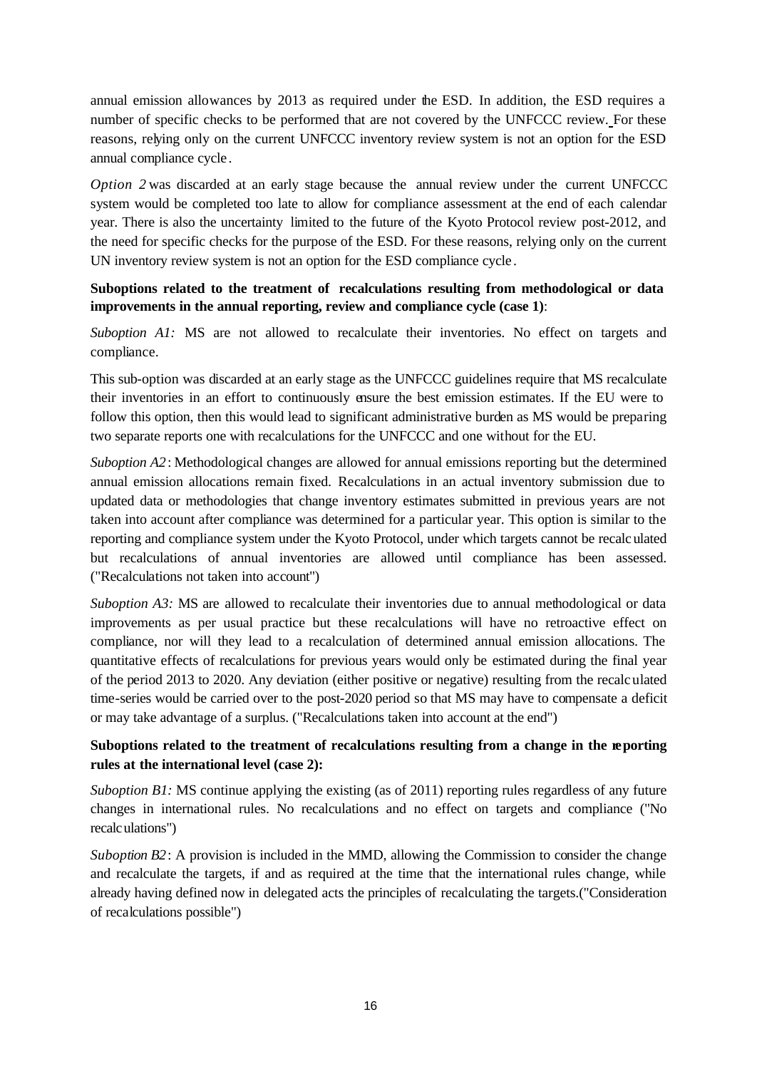annual emission allowances by 2013 as required under the ESD. In addition, the ESD requires a number of specific checks to be performed that are not covered by the UNFCCC review. For these reasons, relying only on the current UNFCCC inventory review system is not an option for the ESD annual compliance cycle.

*Option 2* was discarded at an early stage because the annual review under the current UNFCCC system would be completed too late to allow for compliance assessment at the end of each calendar year. There is also the uncertainty limited to the future of the Kyoto Protocol review post-2012, and the need for specific checks for the purpose of the ESD. For these reasons, relying only on the current UN inventory review system is not an option for the ESD compliance cycle.

**Suboptions related to the treatment of recalculations resulting from methodological or data improvements in the annual reporting, review and compliance cycle (case 1)**:

*Suboption A1:* MS are not allowed to recalculate their inventories. No effect on targets and compliance.

This sub-option was discarded at an early stage as the UNFCCC guidelines require that MS recalculate their inventories in an effort to continuously ensure the best emission estimates. If the EU were to follow this option, then this would lead to significant administrative burden as MS would be preparing two separate reports one with recalculations for the UNFCCC and one without for the EU.

*Suboption A2*: Methodological changes are allowed for annual emissions reporting but the determined annual emission allocations remain fixed. Recalculations in an actual inventory submission due to updated data or methodologies that change inventory estimates submitted in previous years are not taken into account after compliance was determined for a particular year. This option is similar to the reporting and compliance system under the Kyoto Protocol, under which targets cannot be recalculated but recalculations of annual inventories are allowed until compliance has been assessed. ("Recalculations not taken into account")

*Suboption A3:* MS are allowed to recalculate their inventories due to annual methodological or data improvements as per usual practice but these recalculations will have no retroactive effect on compliance, nor will they lead to a recalculation of determined annual emission allocations. The quantitative effects of recalculations for previous years would only be estimated during the final year of the period 2013 to 2020. Any deviation (either positive or negative) resulting from the recalculated time-series would be carried over to the post-2020 period so that MS may have to compensate a deficit or may take advantage of a surplus. ("Recalculations taken into account at the end")

**Suboptions related to the treatment of recalculations resulting from a change in the reporting rules at the international level (case 2):**

*Suboption B1:* MS continue applying the existing (as of 2011) reporting rules regardless of any future changes in international rules. No recalculations and no effect on targets and compliance ("No recalculations")

*Suboption B2*: A provision is included in the MMD, allowing the Commission to consider the change and recalculate the targets, if and as required at the time that the international rules change, while already having defined now in delegated acts the principles of recalculating the targets.("Consideration of recalculations possible")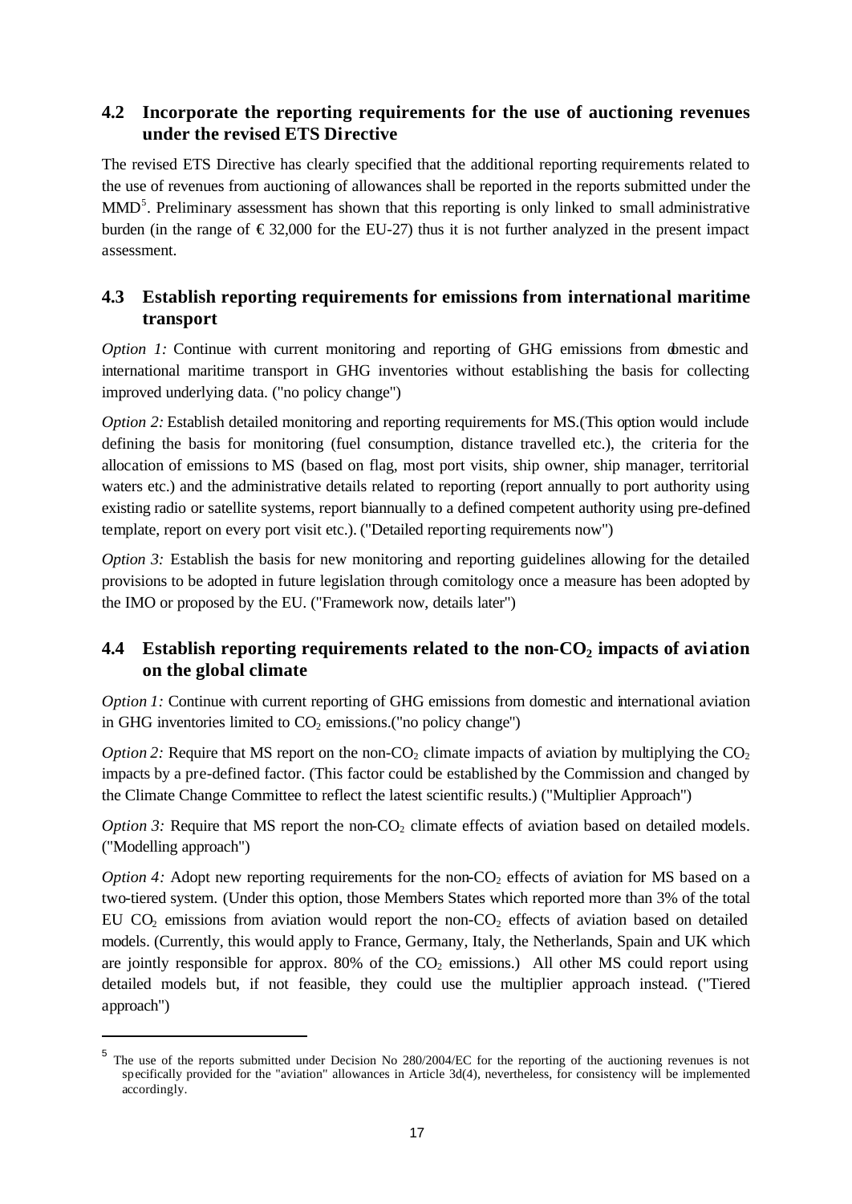## 4.2 Incorporate the reporting requirements for the use of auctioning revenues under the revised ETS Directive

The revised ETS Directive has clearly specified that the additional reporting requirements related to the use of revenues from auctioning of allowances shall be reported in the reports submitted under the MMD[5]. Preliminary assessment has shown that this reporting is only linked to small administrative burden (in the range of € 32,000 for the EU-27) thus it is not further analyzed in the present impact assessment.

## 4.3 Establish reporting requirements for emissions from international maritime transport

*Option 1:* Continue with current monitoring and reporting of GHG emissions from domestic and international maritime transport in GHG inventories without establishing the basis for collecting improved underlying data. ("no policy change")

*Option 2:* Establish detailed monitoring and reporting requirements for MS.(This option would include defining the basis for monitoring (fuel consumption, distance travelled etc.), the criteria for the allocation of emissions to MS (based on flag, most port visits, ship owner, ship manager, territorial waters etc.) and the administrative details related to reporting (report annually to port authority using existing radio or satellite systems, report biannually to a defined competent authority using pre-defined template, report on every port visit etc.). ("Detailed reporting requirements now")

*Option 3:* Establish the basis for new monitoring and reporting guidelines allowing for the detailed provisions to be adopted in future legislation through comitology once a measure has been adopted by the IMO or proposed by the EU. ("Framework now, details later")

## 4.4 Establish reporting requirements related to the non-$CO_2$ impacts of aviation on the global climate

*Option 1:* Continue with current reporting of GHG emissions from domestic and international aviation in GHG inventories limited to $CO_2$ emissions.("no policy change")

*Option 2:* Require that MS report on the non-$CO_2$ climate impacts of aviation by multiplying the $CO_2$ impacts by a pre-defined factor. (This factor could be established by the Commission and changed by the Climate Change Committee to reflect the latest scientific results.) ("Multiplier Approach")

*Option 3:* Require that MS report the non-$CO_2$ climate effects of aviation based on detailed models. ("Modelling approach")

*Option 4:* Adopt new reporting requirements for the non-$CO_2$ effects of aviation for MS based on a two-tiered system. (Under this option, those Members States which reported more than 3% of the total EU $CO_2$ emissions from aviation would report the non-$CO_2$ effects of aviation based on detailed models. (Currently, this would apply to France, Germany, Italy, the Netherlands, Spain and UK which are jointly responsible for approx. 80% of the $CO_2$ emissions.) All other MS could report using detailed models but, if not feasible, they could use the multiplier approach instead. ("Tiered approach")

---

[5] The use of the reports submitted under Decision No 280/2004/EC for the reporting of the auctioning revenues is not specifically provided for the "aviation" allowances in Article 3d(4), nevertheless, for consistency will be implemented accordingly.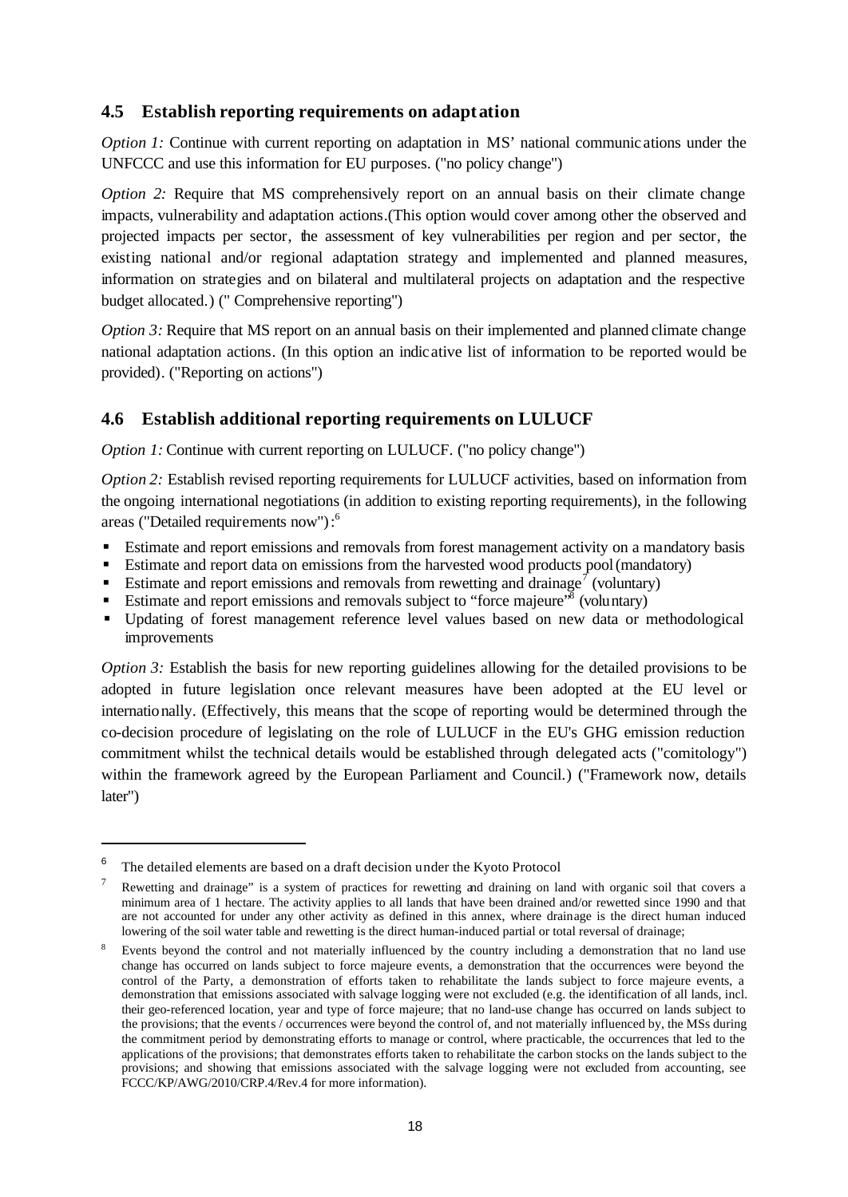## 4.5 Establish reporting requirements on adaptation

*Option 1:* Continue with current reporting on adaptation in MS' national communications under the UNFCCC and use this information for EU purposes. ("no policy change")

*Option 2:* Require that MS comprehensively report on an annual basis on their climate change impacts, vulnerability and adaptation actions.(This option would cover among other the observed and projected impacts per sector, the assessment of key vulnerabilities per region and per sector, the existing national and/or regional adaptation strategy and implemented and planned measures, information on strategies and on bilateral and multilateral projects on adaptation and the respective budget allocated.) (" Comprehensive reporting")

*Option 3:* Require that MS report on an annual basis on their implemented and planned climate change national adaptation actions. (In this option an indicative list of information to be reported would be provided). ("Reporting on actions")

## 4.6 Establish additional reporting requirements on LULUCF

*Option 1:* Continue with current reporting on LULUCF. ("no policy change")

*Option 2:* Establish revised reporting requirements for LULUCF activities, based on information from the ongoing international negotiations (in addition to existing reporting requirements), in the following areas ("Detailed requirements now"):[6]

- Estimate and report emissions and removals from forest management activity on a mandatory basis
- Estimate and report data on emissions from the harvested wood products pool (mandatory)
- Estimate and report emissions and removals from rewetting and drainage[7] (voluntary)
- Estimate and report emissions and removals subject to "force majeure"[8] (voluntary)
- Updating of forest management reference level values based on new data or methodological improvements

*Option 3:* Establish the basis for new reporting guidelines allowing for the detailed provisions to be adopted in future legislation once relevant measures have been adopted at the EU level or internationally. (Effectively, this means that the scope of reporting would be determined through the co-decision procedure of legislating on the role of LULUCF in the EU's GHG emission reduction commitment whilst the technical details would be established through delegated acts ("comitology") within the framework agreed by the European Parliament and Council.) ("Framework now, details later")

---

[6] The detailed elements are based on a draft decision under the Kyoto Protocol

[7] Rewetting and drainage" is a system of practices for rewetting and draining on land with organic soil that covers a minimum area of 1 hectare. The activity applies to all lands that have been drained and/or rewetted since 1990 and that are not accounted for under any other activity as defined in this annex, where drainage is the direct human induced lowering of the soil water table and rewetting is the direct human-induced partial or total reversal of drainage;

[8] Events beyond the control and not materially influenced by the country including a demonstration that no land use change has occurred on lands subject to force majeure events, a demonstration that the occurrences were beyond the control of the Party, a demonstration of efforts taken to rehabilitate the lands subject to force majeure events, a demonstration that emissions associated with salvage logging were not excluded (e.g. the identification of all lands, incl. their geo-referenced location, year and type of force majeure; that no land-use change has occurred on lands subject to the provisions; that the events / occurrences were beyond the control of, and not materially influenced by, the MSs during the commitment period by demonstrating efforts to manage or control, where practicable, the occurrences that led to the applications of the provisions; that demonstrates efforts taken to rehabilitate the carbon stocks on the lands subject to the provisions; and showing that emissions associated with the salvage logging were not excluded from accounting, see FCCC/KP/AWG/2010/CRP.4/Rev.4 for more information).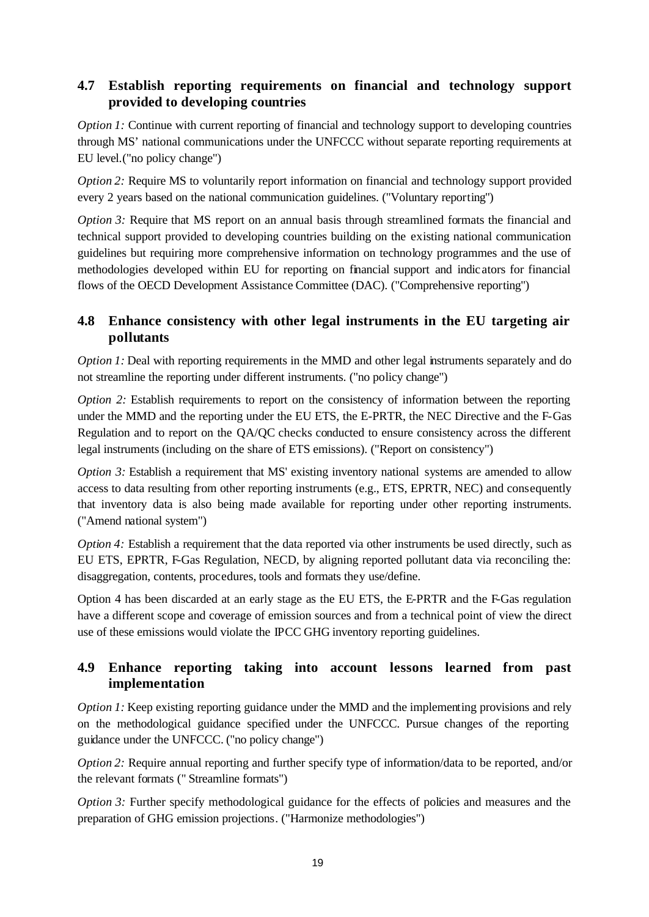## 4.7 Establish reporting requirements on financial and technology support provided to developing countries

*Option 1:* Continue with current reporting of financial and technology support to developing countries through MS' national communications under the UNFCCC without separate reporting requirements at EU level.("no policy change")

*Option 2:* Require MS to voluntarily report information on financial and technology support provided every 2 years based on the national communication guidelines. ("Voluntary reporting")

*Option 3:* Require that MS report on an annual basis through streamlined formats the financial and technical support provided to developing countries building on the existing national communication guidelines but requiring more comprehensive information on technology programmes and the use of methodologies developed within EU for reporting on financial support and indicators for financial flows of the OECD Development Assistance Committee (DAC). ("Comprehensive reporting")

## 4.8 Enhance consistency with other legal instruments in the EU targeting air pollutants

*Option 1:* Deal with reporting requirements in the MMD and other legal instruments separately and do not streamline the reporting under different instruments. ("no policy change")

*Option 2:* Establish requirements to report on the consistency of information between the reporting under the MMD and the reporting under the EU ETS, the E-PRTR, the NEC Directive and the F-Gas Regulation and to report on the QA/QC checks conducted to ensure consistency across the different legal instruments (including on the share of ETS emissions). ("Report on consistency")

*Option 3:* Establish a requirement that MS' existing inventory national systems are amended to allow access to data resulting from other reporting instruments (e.g., ETS, EPRTR, NEC) and consequently that inventory data is also being made available for reporting under other reporting instruments. ("Amend national system")

*Option 4:* Establish a requirement that the data reported via other instruments be used directly, such as EU ETS, EPRTR, F-Gas Regulation, NECD, by aligning reported pollutant data via reconciling the: disaggregation, contents, procedures, tools and formats they use/define.

Option 4 has been discarded at an early stage as the EU ETS, the E-PRTR and the F-Gas regulation have a different scope and coverage of emission sources and from a technical point of view the direct use of these emissions would violate the IPCC GHG inventory reporting guidelines.

## 4.9 Enhance reporting taking into account lessons learned from past implementation

*Option 1:* Keep existing reporting guidance under the MMD and the implementing provisions and rely on the methodological guidance specified under the UNFCCC. Pursue changes of the reporting guidance under the UNFCCC. ("no policy change")

*Option 2:* Require annual reporting and further specify type of information/data to be reported, and/or the relevant formats (" Streamline formats")

*Option 3:* Further specify methodological guidance for the effects of policies and measures and the preparation of GHG emission projections. ("Harmonize methodologies")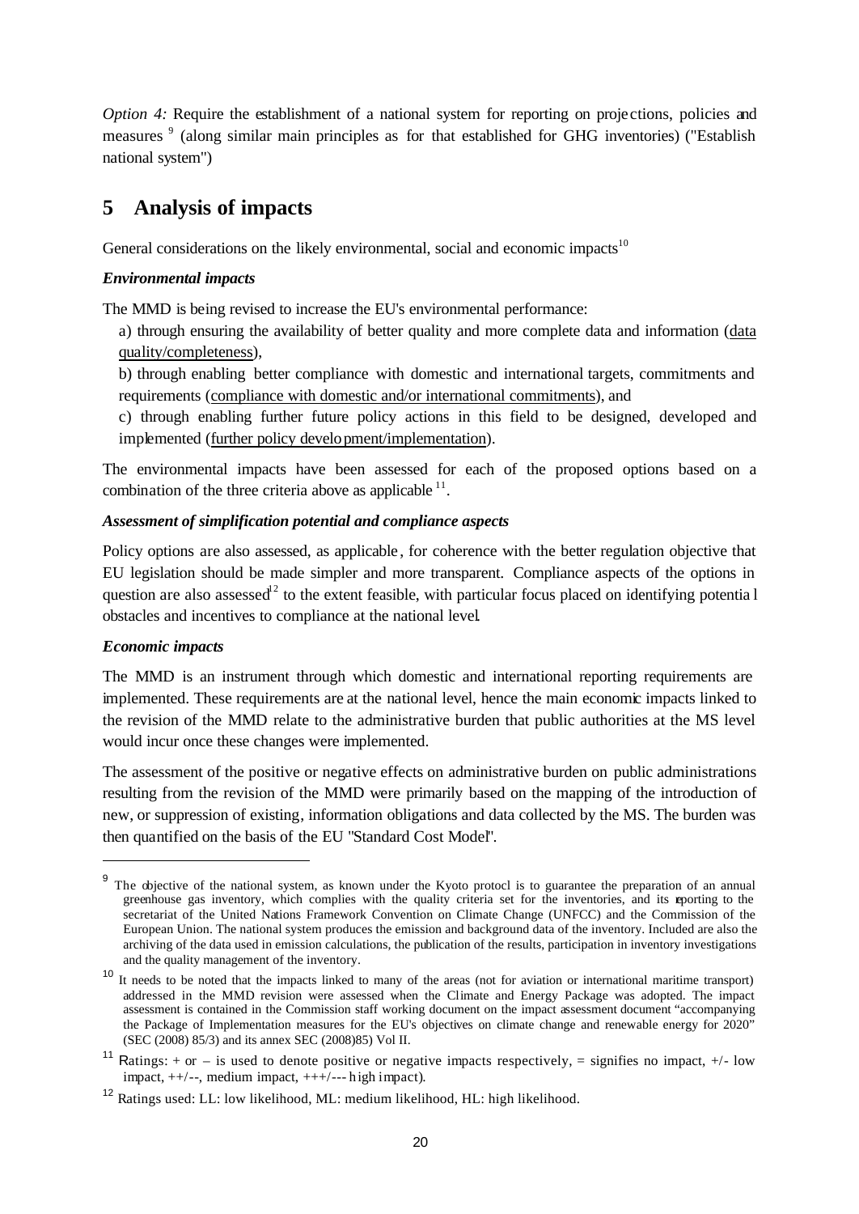*Option 4:* Require the establishment of a national system for reporting on projections, policies and measures [9] (along similar main principles as for that established for GHG inventories) ("Establish national system")

# 5 Analysis of impacts

General considerations on the likely environmental, social and economic impacts[10]

***Environmental impacts***

The MMD is being revised to increase the EU's environmental performance:

a) through ensuring the availability of better quality and more complete data and information (data quality/completeness),

b) through enabling better compliance with domestic and international targets, commitments and requirements (compliance with domestic and/or international commitments), and

c) through enabling further future policy actions in this field to be designed, developed and implemented (further policy development/implementation).

The environmental impacts have been assessed for each of the proposed options based on a combination of the three criteria above as applicable [11].

***Assessment of simplification potential and compliance aspects***

Policy options are also assessed, as applicable, for coherence with the better regulation objective that EU legislation should be made simpler and more transparent. Compliance aspects of the options in question are also assessed[12] to the extent feasible, with particular focus placed on identifying potential obstacles and incentives to compliance at the national level.

***Economic impacts***

The MMD is an instrument through which domestic and international reporting requirements are implemented. These requirements are at the national level, hence the main economic impacts linked to the revision of the MMD relate to the administrative burden that public authorities at the MS level would incur once these changes were implemented.

The assessment of the positive or negative effects on administrative burden on public administrations resulting from the revision of the MMD were primarily based on the mapping of the introduction of new, or suppression of existing, information obligations and data collected by the MS. The burden was then quantified on the basis of the EU "Standard Cost Model".

---

[9] The objective of the national system, as known under the Kyoto protocl is to guarantee the preparation of an annual greenhouse gas inventory, which complies with the quality criteria set for the inventories, and its reporting to the secretariat of the United Nations Framework Convention on Climate Change (UNFCC) and the Commission of the European Union. The national system produces the emission and background data of the inventory. Included are also the archiving of the data used in emission calculations, the publication of the results, participation in inventory investigations and the quality management of the inventory.

[10] It needs to be noted that the impacts linked to many of the areas (not for aviation or international maritime transport) addressed in the MMD revision were assessed when the Climate and Energy Package was adopted. The impact assessment is contained in the Commission staff working document on the impact assessment document "accompanying the Package of Implementation measures for the EU's objectives on climate change and renewable energy for 2020" (SEC (2008) 85/3) and its annex SEC (2008)85) Vol II.

[11] Ratings: + or – is used to denote positive or negative impacts respectively, = signifies no impact, +/- low impact, ++/--, medium impact, +++/--- high impact).

[12] Ratings used: LL: low likelihood, ML: medium likelihood, HL: high likelihood.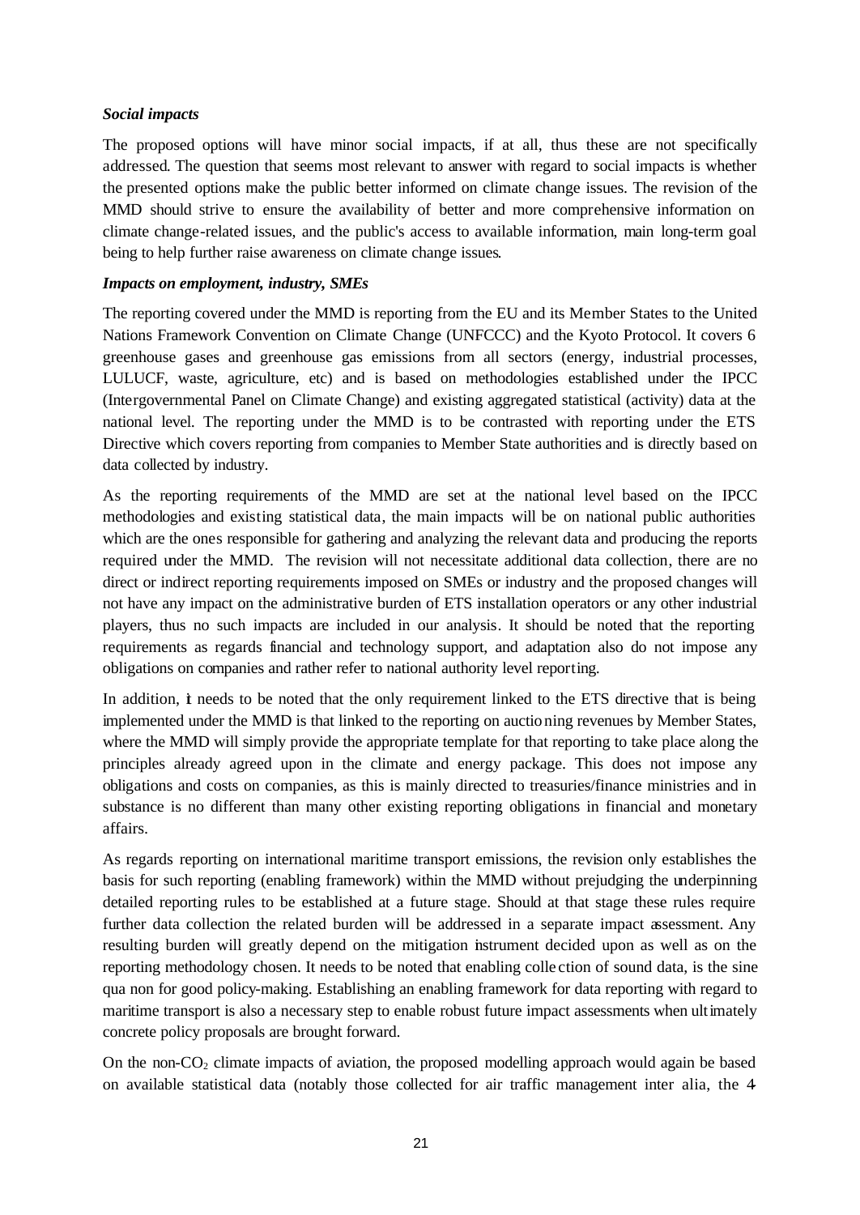***Social impacts***

The proposed options will have minor social impacts, if at all, thus these are not specifically addressed. The question that seems most relevant to answer with regard to social impacts is whether the presented options make the public better informed on climate change issues. The revision of the MMD should strive to ensure the availability of better and more comprehensive information on climate change-related issues, and the public's access to available information, main long-term goal being to help further raise awareness on climate change issues.

***Impacts on employment, industry, SMEs***

The reporting covered under the MMD is reporting from the EU and its Member States to the United Nations Framework Convention on Climate Change (UNFCCC) and the Kyoto Protocol. It covers 6 greenhouse gases and greenhouse gas emissions from all sectors (energy, industrial processes, LULUCF, waste, agriculture, etc) and is based on methodologies established under the IPCC (Intergovernmental Panel on Climate Change) and existing aggregated statistical (activity) data at the national level. The reporting under the MMD is to be contrasted with reporting under the ETS Directive which covers reporting from companies to Member State authorities and is directly based on data collected by industry.

As the reporting requirements of the MMD are set at the national level based on the IPCC methodologies and existing statistical data, the main impacts will be on national public authorities which are the ones responsible for gathering and analyzing the relevant data and producing the reports required under the MMD. The revision will not necessitate additional data collection, there are no direct or indirect reporting requirements imposed on SMEs or industry and the proposed changes will not have any impact on the administrative burden of ETS installation operators or any other industrial players, thus no such impacts are included in our analysis. It should be noted that the reporting requirements as regards financial and technology support, and adaptation also do not impose any obligations on companies and rather refer to national authority level reporting.

In addition, it needs to be noted that the only requirement linked to the ETS directive that is being implemented under the MMD is that linked to the reporting on auctioning revenues by Member States, where the MMD will simply provide the appropriate template for that reporting to take place along the principles already agreed upon in the climate and energy package. This does not impose any obligations and costs on companies, as this is mainly directed to treasuries/finance ministries and in substance is no different than many other existing reporting obligations in financial and monetary affairs.

As regards reporting on international maritime transport emissions, the revision only establishes the basis for such reporting (enabling framework) within the MMD without prejudging the underpinning detailed reporting rules to be established at a future stage. Should at that stage these rules require further data collection the related burden will be addressed in a separate impact assessment. Any resulting burden will greatly depend on the mitigation instrument decided upon as well as on the reporting methodology chosen. It needs to be noted that enabling collection of sound data, is the sine qua non for good policy-making. Establishing an enabling framework for data reporting with regard to maritime transport is also a necessary step to enable robust future impact assessments when ultimately concrete policy proposals are brought forward.

On the non-$CO_2$ climate impacts of aviation, the proposed modelling approach would again be based on available statistical data (notably those collected for air traffic management inter alia, the 4-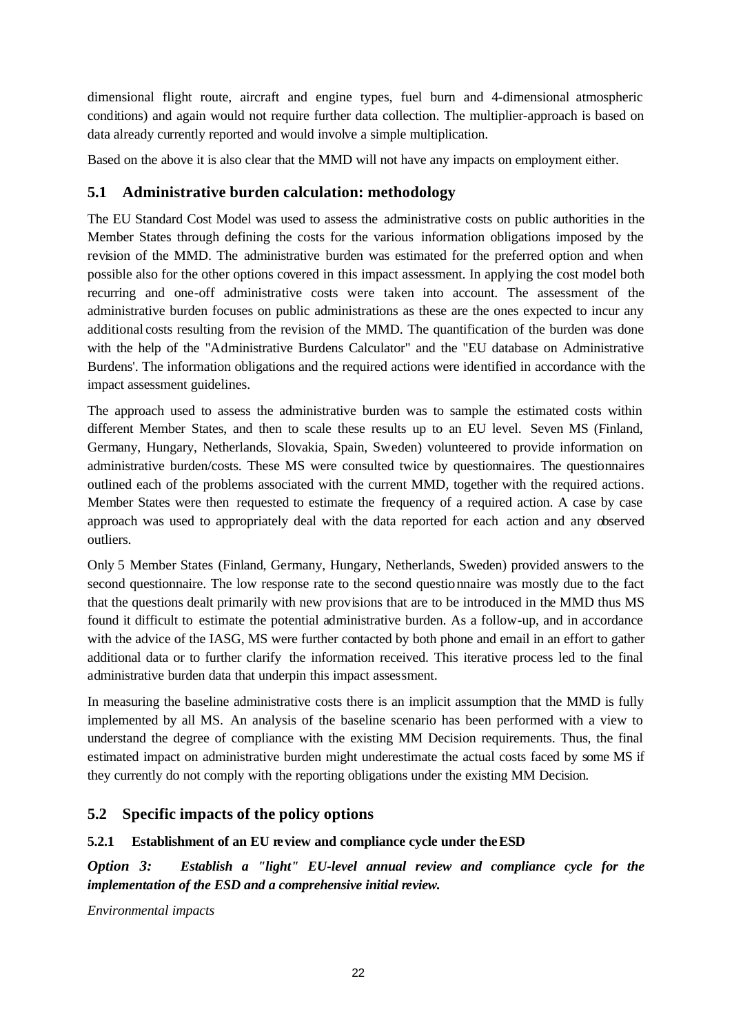dimensional flight route, aircraft and engine types, fuel burn and 4-dimensional atmospheric conditions) and again would not require further data collection. The multiplier-approach is based on data already currently reported and would involve a simple multiplication.

Based on the above it is also clear that the MMD will not have any impacts on employment either.

## 5.1 Administrative burden calculation: methodology

The EU Standard Cost Model was used to assess the administrative costs on public authorities in the Member States through defining the costs for the various information obligations imposed by the revision of the MMD. The administrative burden was estimated for the preferred option and when possible also for the other options covered in this impact assessment. In applying the cost model both recurring and one-off administrative costs were taken into account. The assessment of the administrative burden focuses on public administrations as these are the ones expected to incur any additional costs resulting from the revision of the MMD. The quantification of the burden was done with the help of the "Administrative Burdens Calculator" and the "EU database on Administrative Burdens'. The information obligations and the required actions were identified in accordance with the impact assessment guidelines.

The approach used to assess the administrative burden was to sample the estimated costs within different Member States, and then to scale these results up to an EU level. Seven MS (Finland, Germany, Hungary, Netherlands, Slovakia, Spain, Sweden) volunteered to provide information on administrative burden/costs. These MS were consulted twice by questionnaires. The questionnaires outlined each of the problems associated with the current MMD, together with the required actions. Member States were then requested to estimate the frequency of a required action. A case by case approach was used to appropriately deal with the data reported for each action and any observed outliers.

Only 5 Member States (Finland, Germany, Hungary, Netherlands, Sweden) provided answers to the second questionnaire. The low response rate to the second questionnaire was mostly due to the fact that the questions dealt primarily with new provisions that are to be introduced in the MMD thus MS found it difficult to estimate the potential administrative burden. As a follow-up, and in accordance with the advice of the IASG, MS were further contacted by both phone and email in an effort to gather additional data or to further clarify the information received. This iterative process led to the final administrative burden data that underpin this impact assessment.

In measuring the baseline administrative costs there is an implicit assumption that the MMD is fully implemented by all MS. An analysis of the baseline scenario has been performed with a view to understand the degree of compliance with the existing MM Decision requirements. Thus, the final estimated impact on administrative burden might underestimate the actual costs faced by some MS if they currently do not comply with the reporting obligations under the existing MM Decision.

## 5.2 Specific impacts of the policy options

### 5.2.1 Establishment of an EU review and compliance cycle under the ESD

***Option 3: Establish a "light" EU-level annual review and compliance cycle for the implementation of the ESD and a comprehensive initial review.***

*Environmental impacts*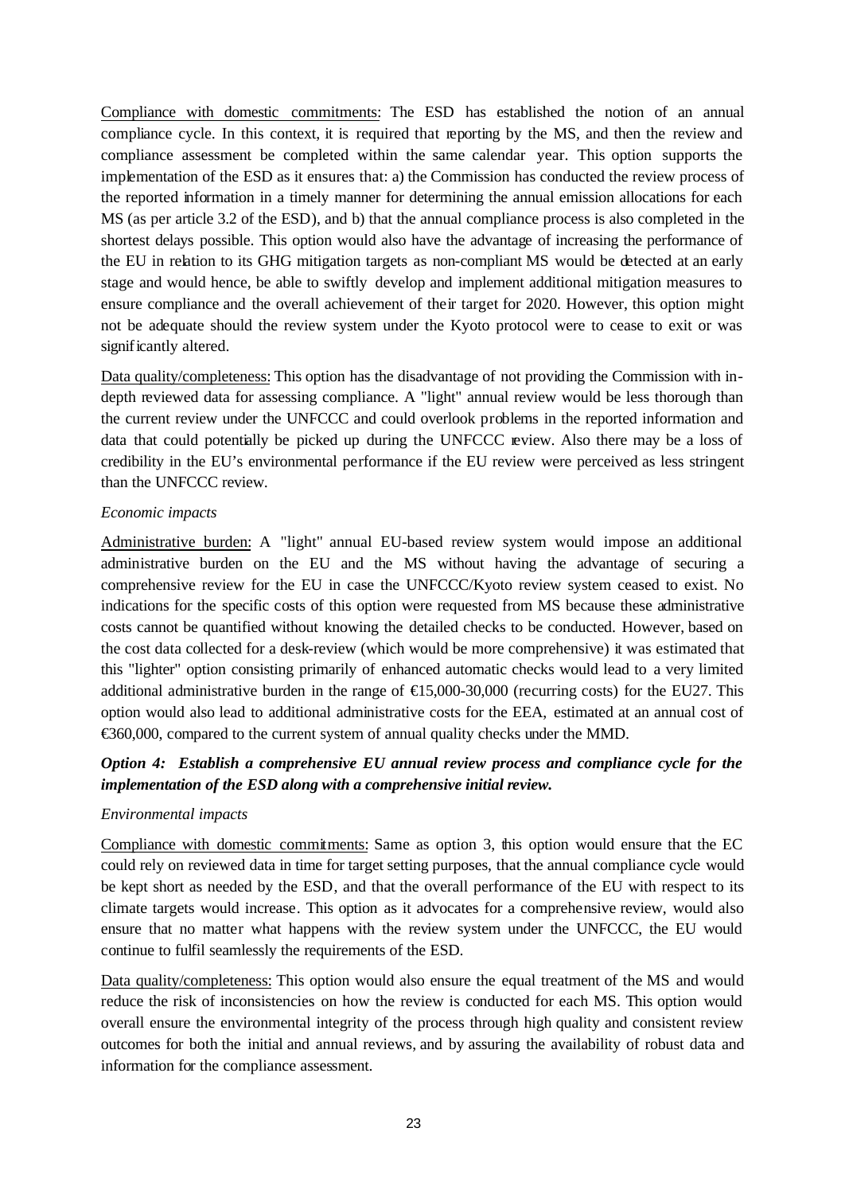Compliance with domestic commitments: The ESD has established the notion of an annual compliance cycle. In this context, it is required that reporting by the MS, and then the review and compliance assessment be completed within the same calendar year. This option supports the implementation of the ESD as it ensures that: a) the Commission has conducted the review process of the reported information in a timely manner for determining the annual emission allocations for each MS (as per article 3.2 of the ESD), and b) that the annual compliance process is also completed in the shortest delays possible. This option would also have the advantage of increasing the performance of the EU in relation to its GHG mitigation targets as non-compliant MS would be detected at an early stage and would hence, be able to swiftly develop and implement additional mitigation measures to ensure compliance and the overall achievement of their target for 2020. However, this option might not be adequate should the review system under the Kyoto protocol were to cease to exit or was significantly altered.

Data quality/completeness: This option has the disadvantage of not providing the Commission with in-depth reviewed data for assessing compliance. A "light" annual review would be less thorough than the current review under the UNFCCC and could overlook problems in the reported information and data that could potentially be picked up during the UNFCCC review. Also there may be a loss of credibility in the EU's environmental performance if the EU review were perceived as less stringent than the UNFCCC review.

*Economic impacts*

Administrative burden: A "light" annual EU-based review system would impose an additional administrative burden on the EU and the MS without having the advantage of securing a comprehensive review for the EU in case the UNFCCC/Kyoto review system ceased to exist. No indications for the specific costs of this option were requested from MS because these administrative costs cannot be quantified without knowing the detailed checks to be conducted. However, based on the cost data collected for a desk-review (which would be more comprehensive) it was estimated that this "lighter" option consisting primarily of enhanced automatic checks would lead to a very limited additional administrative burden in the range of €15,000-30,000 (recurring costs) for the EU27. This option would also lead to additional administrative costs for the EEA, estimated at an annual cost of €360,000, compared to the current system of annual quality checks under the MMD.

***Option 4: Establish a comprehensive EU annual review process and compliance cycle for the implementation of the ESD along with a comprehensive initial review.***

*Environmental impacts*

Compliance with domestic commitments: Same as option 3, this option would ensure that the EC could rely on reviewed data in time for target setting purposes, that the annual compliance cycle would be kept short as needed by the ESD, and that the overall performance of the EU with respect to its climate targets would increase. This option as it advocates for a comprehensive review, would also ensure that no matter what happens with the review system under the UNFCCC, the EU would continue to fulfil seamlessly the requirements of the ESD.

Data quality/completeness: This option would also ensure the equal treatment of the MS and would reduce the risk of inconsistencies on how the review is conducted for each MS. This option would overall ensure the environmental integrity of the process through high quality and consistent review outcomes for both the initial and annual reviews, and by assuring the availability of robust data and information for the compliance assessment.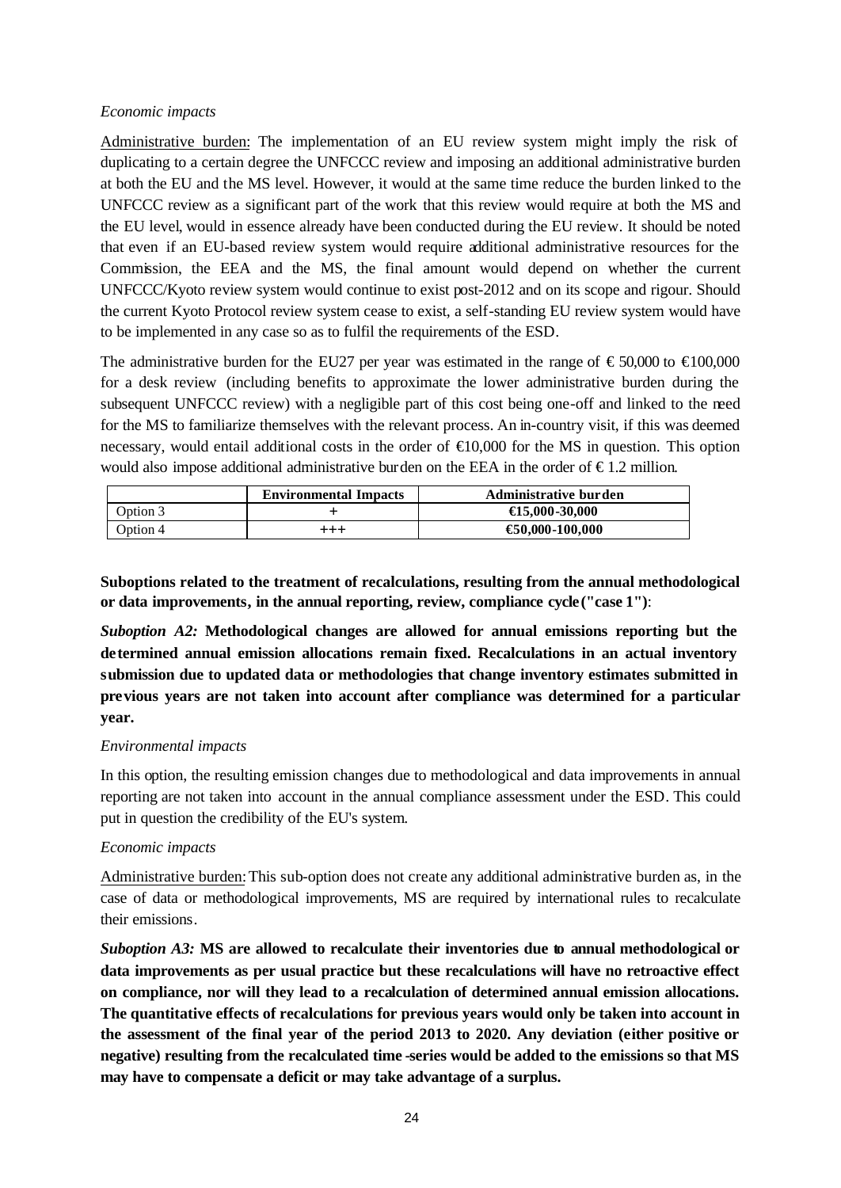*Economic impacts*

Administrative burden: The implementation of an EU review system might imply the risk of duplicating to a certain degree the UNFCCC review and imposing an additional administrative burden at both the EU and the MS level. However, it would at the same time reduce the burden linked to the UNFCCC review as a significant part of the work that this review would require at both the MS and the EU level, would in essence already have been conducted during the EU review. It should be noted that even if an EU-based review system would require additional administrative resources for the Commission, the EEA and the MS, the final amount would depend on whether the current UNFCCC/Kyoto review system would continue to exist post-2012 and on its scope and rigour. Should the current Kyoto Protocol review system cease to exist, a self-standing EU review system would have to be implemented in any case so as to fulfil the requirements of the ESD.

The administrative burden for the EU27 per year was estimated in the range of € 50,000 to €100,000 for a desk review (including benefits to approximate the lower administrative burden during the subsequent UNFCCC review) with a negligible part of this cost being one-off and linked to the need for the MS to familiarize themselves with the relevant process. An in-country visit, if this was deemed necessary, would entail additional costs in the order of €10,000 for the MS in question. This option would also impose additional administrative burden on the EEA in the order of € 1.2 million.

| | Environmental Impacts | Administrative burden |
|---|---|---|
| Option 3 | + | €15,000-30,000 |
| Option 4 | +++ | €50,000-100,000 |

**Suboptions related to the treatment of recalculations, resulting from the annual methodological or data improvements, in the annual reporting, review, compliance cycle ("case 1")**:

***Suboption A2:*** **Methodological changes are allowed for annual emissions reporting but the determined annual emission allocations remain fixed. Recalculations in an actual inventory submission due to updated data or methodologies that change inventory estimates submitted in previous years are not taken into account after compliance was determined for a particular year.**

*Environmental impacts*

In this option, the resulting emission changes due to methodological and data improvements in annual reporting are not taken into account in the annual compliance assessment under the ESD. This could put in question the credibility of the EU's system.

*Economic impacts*

Administrative burden: This sub-option does not create any additional administrative burden as, in the case of data or methodological improvements, MS are required by international rules to recalculate their emissions.

***Suboption A3:*** **MS are allowed to recalculate their inventories due to annual methodological or data improvements as per usual practice but these recalculations will have no retroactive effect on compliance, nor will they lead to a recalculation of determined annual emission allocations. The quantitative effects of recalculations for previous years would only be taken into account in the assessment of the final year of the period 2013 to 2020. Any deviation (either positive or negative) resulting from the recalculated time-series would be added to the emissions so that MS may have to compensate a deficit or may take advantage of a surplus.**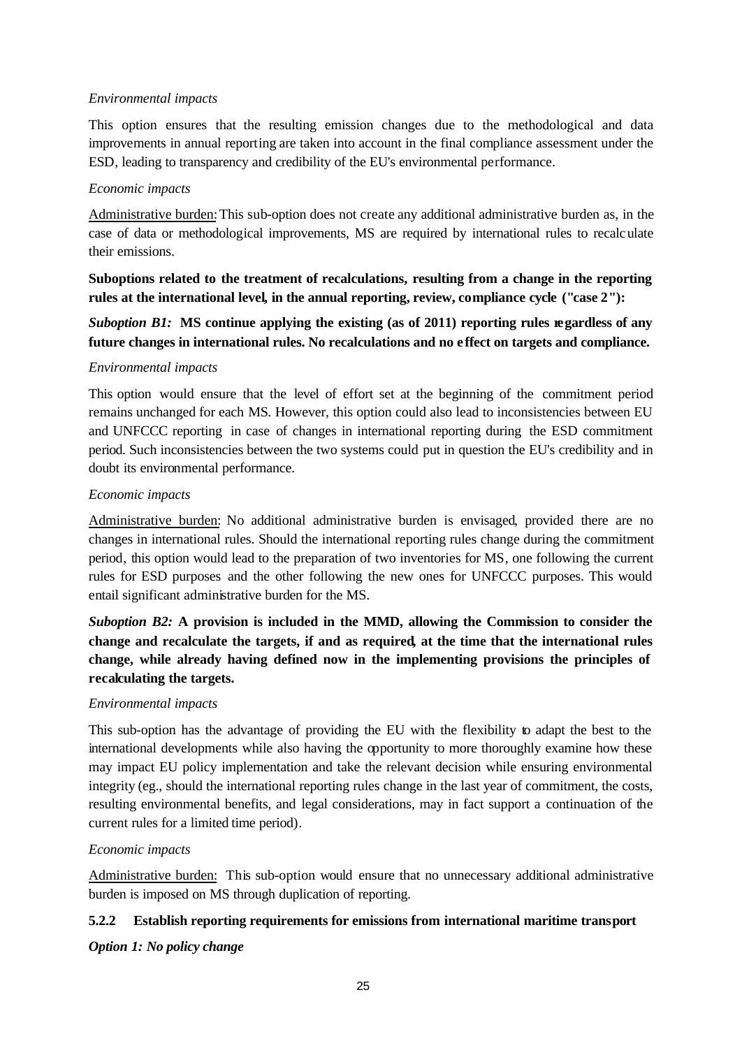*Environmental impacts*

This option ensures that the resulting emission changes due to the methodological and data improvements in annual reporting are taken into account in the final compliance assessment under the ESD, leading to transparency and credibility of the EU's environmental performance.

*Economic impacts*

Administrative burden: This sub-option does not create any additional administrative burden as, in the case of data or methodological improvements, MS are required by international rules to recalculate their emissions.

**Suboptions related to the treatment of recalculations, resulting from a change in the reporting rules at the international level, in the annual reporting, review, compliance cycle ("case 2"):**

***Suboption B1:*** **MS continue applying the existing (as of 2011) reporting rules regardless of any future changes in international rules. No recalculations and no effect on targets and compliance.**

*Environmental impacts*

This option would ensure that the level of effort set at the beginning of the commitment period remains unchanged for each MS. However, this option could also lead to inconsistencies between EU and UNFCCC reporting in case of changes in international reporting during the ESD commitment period. Such inconsistencies between the two systems could put in question the EU's credibility and in doubt its environmental performance.

*Economic impacts*

Administrative burden: No additional administrative burden is envisaged, provided there are no changes in international rules. Should the international reporting rules change during the commitment period, this option would lead to the preparation of two inventories for MS, one following the current rules for ESD purposes and the other following the new ones for UNFCCC purposes. This would entail significant administrative burden for the MS.

***Suboption B2:*** **A provision is included in the MMD, allowing the Commission to consider the change and recalculate the targets, if and as required, at the time that the international rules change, while already having defined now in the implementing provisions the principles of recalculating the targets.**

*Environmental impacts*

This sub-option has the advantage of providing the EU with the flexibility to adapt the best to the international developments while also having the opportunity to more thoroughly examine how these may impact EU policy implementation and take the relevant decision while ensuring environmental integrity (eg., should the international reporting rules change in the last year of commitment, the costs, resulting environmental benefits, and legal considerations, may in fact support a continuation of the current rules for a limited time period).

*Economic impacts*

Administrative burden: This sub-option would ensure that no unnecessary additional administrative burden is imposed on MS through duplication of reporting.

### 5.2.2 Establish reporting requirements for emissions from international maritime transport

***Option 1: No policy change***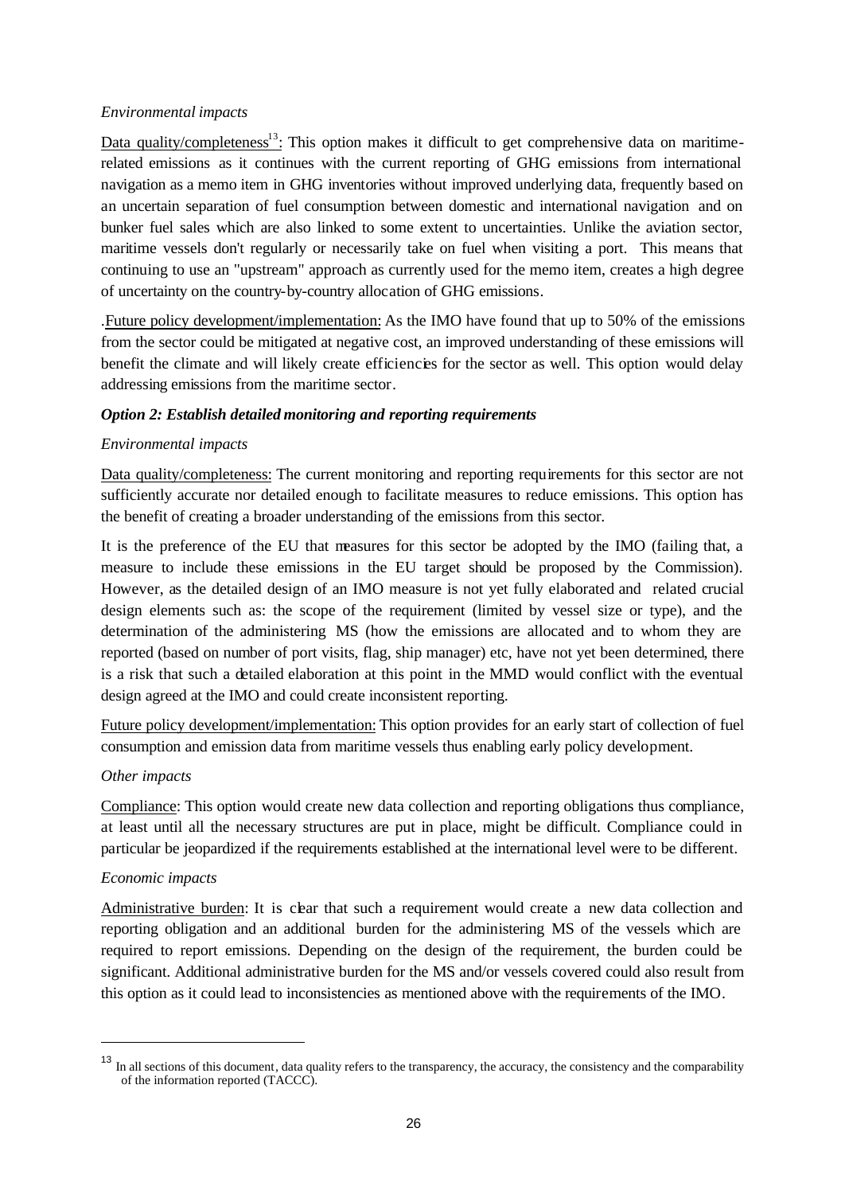*Environmental impacts*

Data quality/completeness[13]: This option makes it difficult to get comprehensive data on maritime-related emissions as it continues with the current reporting of GHG emissions from international navigation as a memo item in GHG inventories without improved underlying data, frequently based on an uncertain separation of fuel consumption between domestic and international navigation and on bunker fuel sales which are also linked to some extent to uncertainties. Unlike the aviation sector, maritime vessels don't regularly or necessarily take on fuel when visiting a port. This means that continuing to use an "upstream" approach as currently used for the memo item, creates a high degree of uncertainty on the country-by-country allocation of GHG emissions.

.Future policy development/implementation: As the IMO have found that up to 50% of the emissions from the sector could be mitigated at negative cost, an improved understanding of these emissions will benefit the climate and will likely create efficiencies for the sector as well. This option would delay addressing emissions from the maritime sector.

### *Option 2: Establish detailed monitoring and reporting requirements*

*Environmental impacts*

Data quality/completeness: The current monitoring and reporting requirements for this sector are not sufficiently accurate nor detailed enough to facilitate measures to reduce emissions. This option has the benefit of creating a broader understanding of the emissions from this sector.

It is the preference of the EU that measures for this sector be adopted by the IMO (failing that, a measure to include these emissions in the EU target should be proposed by the Commission). However, as the detailed design of an IMO measure is not yet fully elaborated and related crucial design elements such as: the scope of the requirement (limited by vessel size or type), and the determination of the administering MS (how the emissions are allocated and to whom they are reported (based on number of port visits, flag, ship manager) etc, have not yet been determined, there is a risk that such a detailed elaboration at this point in the MMD would conflict with the eventual design agreed at the IMO and could create inconsistent reporting.

Future policy development/implementation: This option provides for an early start of collection of fuel consumption and emission data from maritime vessels thus enabling early policy development.

*Other impacts*

Compliance: This option would create new data collection and reporting obligations thus compliance, at least until all the necessary structures are put in place, might be difficult. Compliance could in particular be jeopardized if the requirements established at the international level were to be different.

*Economic impacts*

Administrative burden: It is clear that such a requirement would create a new data collection and reporting obligation and an additional burden for the administering MS of the vessels which are required to report emissions. Depending on the design of the requirement, the burden could be significant. Additional administrative burden for the MS and/or vessels covered could also result from this option as it could lead to inconsistencies as mentioned above with the requirements of the IMO.

---

[13] In all sections of this document, data quality refers to the transparency, the accuracy, the consistency and the comparability of the information reported (TACCC).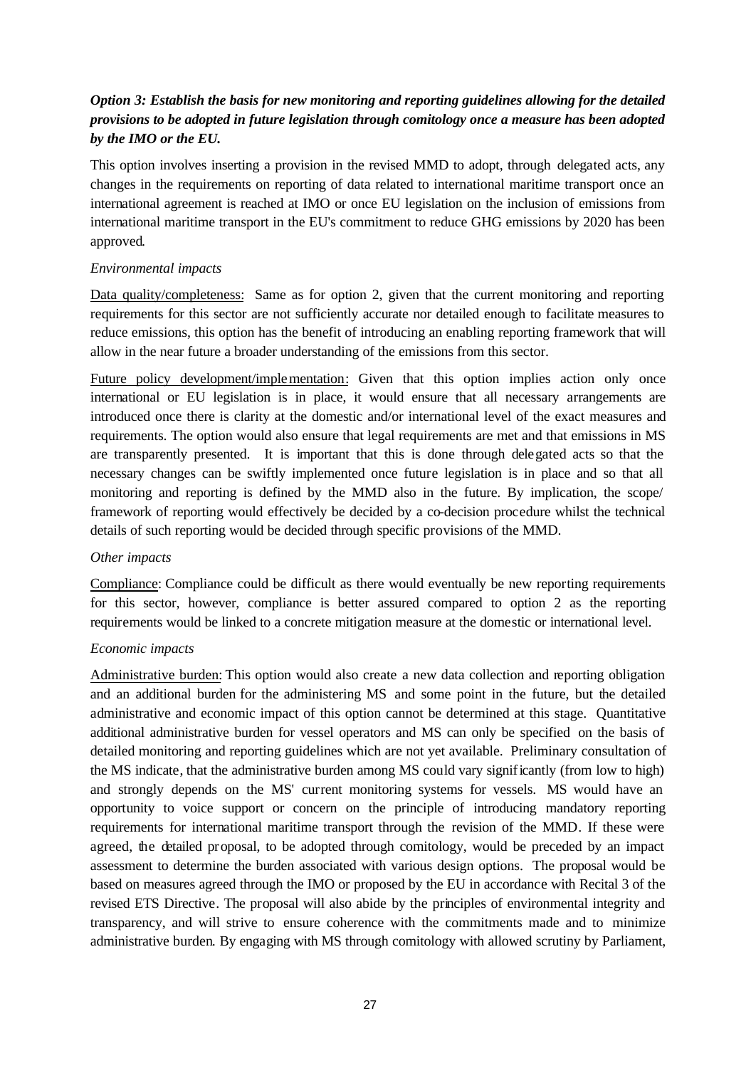***Option 3: Establish the basis for new monitoring and reporting guidelines allowing for the detailed provisions to be adopted in future legislation through comitology once a measure has been adopted by the IMO or the EU.***

This option involves inserting a provision in the revised MMD to adopt, through delegated acts, any changes in the requirements on reporting of data related to international maritime transport once an international agreement is reached at IMO or once EU legislation on the inclusion of emissions from international maritime transport in the EU's commitment to reduce GHG emissions by 2020 has been approved.

*Environmental impacts*

Data quality/completeness: Same as for option 2, given that the current monitoring and reporting requirements for this sector are not sufficiently accurate nor detailed enough to facilitate measures to reduce emissions, this option has the benefit of introducing an enabling reporting framework that will allow in the near future a broader understanding of the emissions from this sector.

Future policy development/implementation: Given that this option implies action only once international or EU legislation is in place, it would ensure that all necessary arrangements are introduced once there is clarity at the domestic and/or international level of the exact measures and requirements. The option would also ensure that legal requirements are met and that emissions in MS are transparently presented. It is important that this is done through delegated acts so that the necessary changes can be swiftly implemented once future legislation is in place and so that all monitoring and reporting is defined by the MMD also in the future. By implication, the scope/ framework of reporting would effectively be decided by a co-decision procedure whilst the technical details of such reporting would be decided through specific provisions of the MMD.

*Other impacts*

Compliance: Compliance could be difficult as there would eventually be new reporting requirements for this sector, however, compliance is better assured compared to option 2 as the reporting requirements would be linked to a concrete mitigation measure at the domestic or international level.

*Economic impacts*

Administrative burden: This option would also create a new data collection and reporting obligation and an additional burden for the administering MS and some point in the future, but the detailed administrative and economic impact of this option cannot be determined at this stage. Quantitative additional administrative burden for vessel operators and MS can only be specified on the basis of detailed monitoring and reporting guidelines which are not yet available. Preliminary consultation of the MS indicate, that the administrative burden among MS could vary significantly (from low to high) and strongly depends on the MS' current monitoring systems for vessels. MS would have an opportunity to voice support or concern on the principle of introducing mandatory reporting requirements for international maritime transport through the revision of the MMD. If these were agreed, the detailed proposal, to be adopted through comitology, would be preceded by an impact assessment to determine the burden associated with various design options. The proposal would be based on measures agreed through the IMO or proposed by the EU in accordance with Recital 3 of the revised ETS Directive. The proposal will also abide by the principles of environmental integrity and transparency, and will strive to ensure coherence with the commitments made and to minimize administrative burden. By engaging with MS through comitology with allowed scrutiny by Parliament,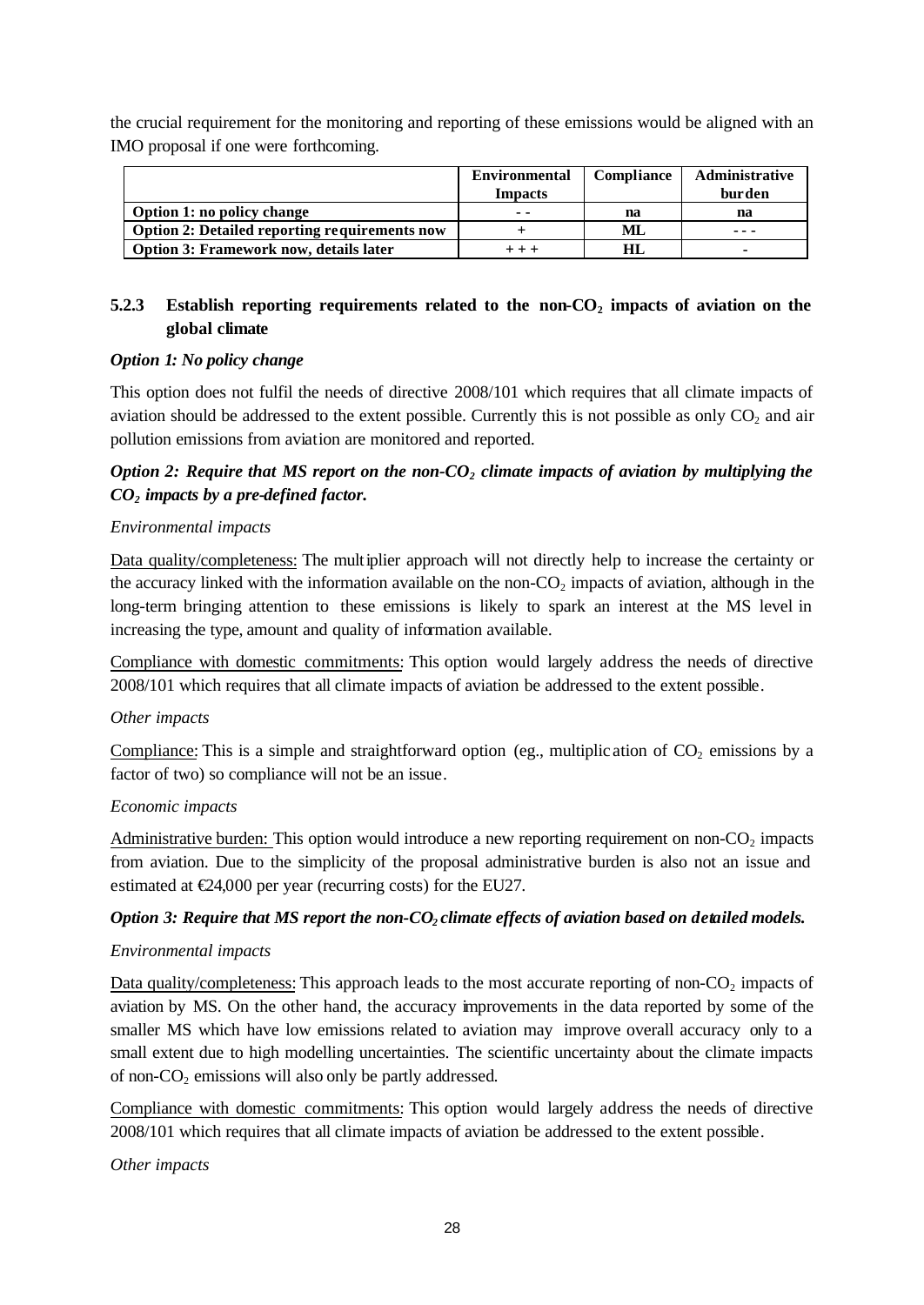the crucial requirement for the monitoring and reporting of these emissions would be aligned with an IMO proposal if one were forthcoming.

| | Environmental Impacts | Compliance | Administrative burden |
|---|---|---|---|
| **Option 1: no policy change** | - - | na | na |
| **Option 2: Detailed reporting requirements now** | + | ML | - - - |
| **Option 3: Framework now, details later** | + + + | HL | - |

### 5.2.3 Establish reporting requirements related to the non-$CO_2$ impacts of aviation on the global climate

***Option 1: No policy change***

This option does not fulfil the needs of directive 2008/101 which requires that all climate impacts of aviation should be addressed to the extent possible. Currently this is not possible as only $CO_2$ and air pollution emissions from aviation are monitored and reported.

***Option 2: Require that MS report on the non-$CO_2$ climate impacts of aviation by multiplying the $CO_2$ impacts by a pre-defined factor.***

*Environmental impacts*

Data quality/completeness: The multiplier approach will not directly help to increase the certainty or the accuracy linked with the information available on the non-$CO_2$ impacts of aviation, although in the long-term bringing attention to these emissions is likely to spark an interest at the MS level in increasing the type, amount and quality of information available.

Compliance with domestic commitments: This option would largely address the needs of directive 2008/101 which requires that all climate impacts of aviation be addressed to the extent possible.

*Other impacts*

Compliance: This is a simple and straightforward option (eg., multiplication of $CO_2$ emissions by a factor of two) so compliance will not be an issue.

*Economic impacts*

Administrative burden: This option would introduce a new reporting requirement on non-$CO_2$ impacts from aviation. Due to the simplicity of the proposal administrative burden is also not an issue and estimated at €24,000 per year (recurring costs) for the EU27.

***Option 3: Require that MS report the non-$CO_2$ climate effects of aviation based on detailed models.***

*Environmental impacts*

Data quality/completeness: This approach leads to the most accurate reporting of non-$CO_2$ impacts of aviation by MS. On the other hand, the accuracy improvements in the data reported by some of the smaller MS which have low emissions related to aviation may improve overall accuracy only to a small extent due to high modelling uncertainties. The scientific uncertainty about the climate impacts of non-$CO_2$ emissions will also only be partly addressed.

Compliance with domestic commitments: This option would largely address the needs of directive 2008/101 which requires that all climate impacts of aviation be addressed to the extent possible.

*Other impacts*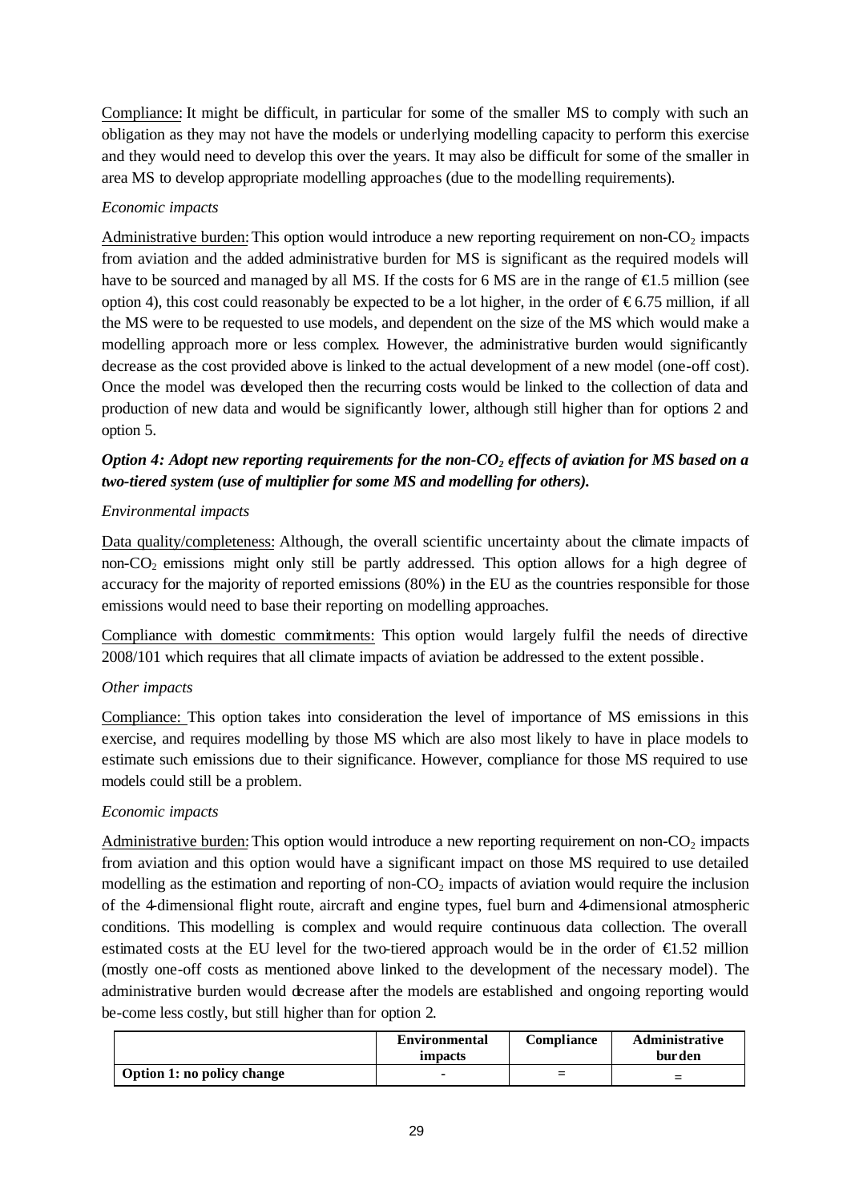Compliance: It might be difficult, in particular for some of the smaller MS to comply with such an obligation as they may not have the models or underlying modelling capacity to perform this exercise and they would need to develop this over the years. It may also be difficult for some of the smaller in area MS to develop appropriate modelling approaches (due to the modelling requirements).

*Economic impacts*

Administrative burden: This option would introduce a new reporting requirement on non-$CO_2$ impacts from aviation and the added administrative burden for MS is significant as the required models will have to be sourced and managed by all MS. If the costs for 6 MS are in the range of €1.5 million (see option 4), this cost could reasonably be expected to be a lot higher, in the order of € 6.75 million, if all the MS were to be requested to use models, and dependent on the size of the MS which would make a modelling approach more or less complex. However, the administrative burden would significantly decrease as the cost provided above is linked to the actual development of a new model (one-off cost). Once the model was developed then the recurring costs would be linked to the collection of data and production of new data and would be significantly lower, although still higher than for options 2 and option 5.

***Option 4: Adopt new reporting requirements for the non-$CO_2$ effects of aviation for MS based on a two-tiered system (use of multiplier for some MS and modelling for others).***

*Environmental impacts*

Data quality/completeness: Although, the overall scientific uncertainty about the climate impacts of non-$CO_2$ emissions might only still be partly addressed. This option allows for a high degree of accuracy for the majority of reported emissions (80%) in the EU as the countries responsible for those emissions would need to base their reporting on modelling approaches.

Compliance with domestic commitments: This option would largely fulfil the needs of directive 2008/101 which requires that all climate impacts of aviation be addressed to the extent possible.

*Other impacts*

Compliance: This option takes into consideration the level of importance of MS emissions in this exercise, and requires modelling by those MS which are also most likely to have in place models to estimate such emissions due to their significance. However, compliance for those MS required to use models could still be a problem.

*Economic impacts*

Administrative burden: This option would introduce a new reporting requirement on non-$CO_2$ impacts from aviation and this option would have a significant impact on those MS required to use detailed modelling as the estimation and reporting of non-$CO_2$ impacts of aviation would require the inclusion of the 4-dimensional flight route, aircraft and engine types, fuel burn and 4-dimensional atmospheric conditions. This modelling is complex and would require continuous data collection. The overall estimated costs at the EU level for the two-tiered approach would be in the order of €1.52 million (mostly one-off costs as mentioned above linked to the development of the necessary model). The administrative burden would decrease after the models are established and ongoing reporting would be-come less costly, but still higher than for option 2.

| | Environmental impacts | Compliance | Administrative burden |
|---|---|---|---|
| **Option 1: no policy change** | - | = | = |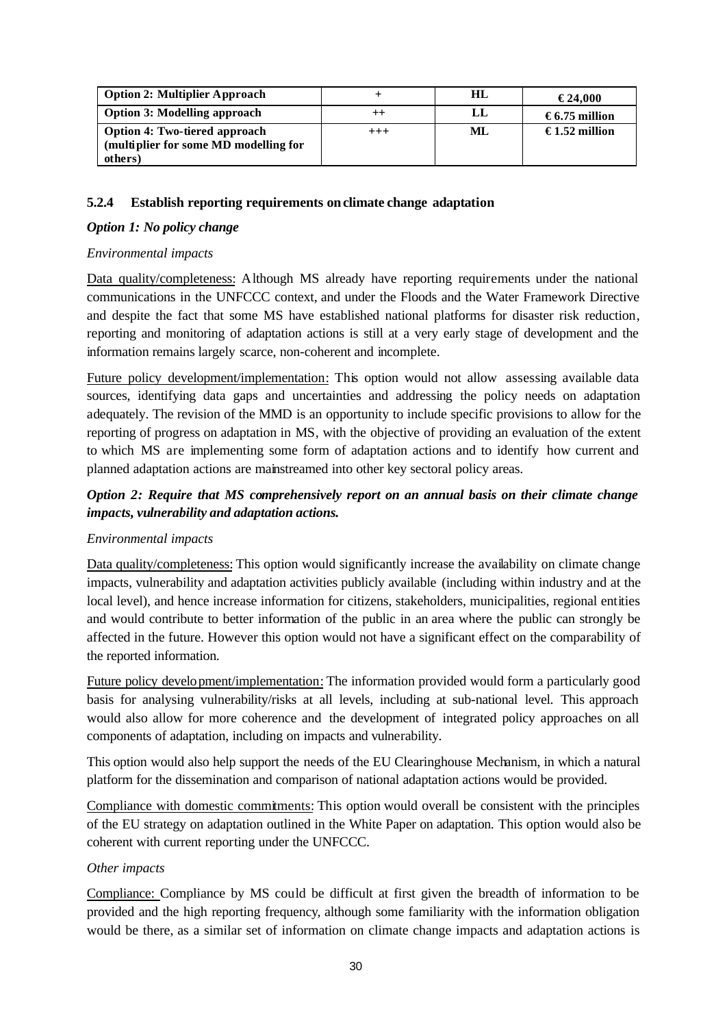| Option 2: Multiplier Approach | + | HL | € 24,000 |
|---|---|---|---|
| Option 3: Modelling approach | ++ | LL | € 6.75 million |
| Option 4: Two-tiered approach (multiplier for some MD modelling for others) | +++ | ML | € 1.52 million |

### 5.2.4 Establish reporting requirements on climate change adaptation

***Option 1: No policy change***

*Environmental impacts*

Data quality/completeness: Although MS already have reporting requirements under the national communications in the UNFCCC context, and under the Floods and the Water Framework Directive and despite the fact that some MS have established national platforms for disaster risk reduction, reporting and monitoring of adaptation actions is still at a very early stage of development and the information remains largely scarce, non-coherent and incomplete.

Future policy development/implementation: This option would not allow assessing available data sources, identifying data gaps and uncertainties and addressing the policy needs on adaptation adequately. The revision of the MMD is an opportunity to include specific provisions to allow for the reporting of progress on adaptation in MS, with the objective of providing an evaluation of the extent to which MS are implementing some form of adaptation actions and to identify how current and planned adaptation actions are mainstreamed into other key sectoral policy areas.

***Option 2: Require that MS comprehensively report on an annual basis on their climate change impacts, vulnerability and adaptation actions.***

*Environmental impacts*

Data quality/completeness: This option would significantly increase the availability on climate change impacts, vulnerability and adaptation activities publicly available (including within industry and at the local level), and hence increase information for citizens, stakeholders, municipalities, regional entities and would contribute to better information of the public in an area where the public can strongly be affected in the future. However this option would not have a significant effect on the comparability of the reported information.

Future policy development/implementation: The information provided would form a particularly good basis for analysing vulnerability/risks at all levels, including at sub-national level. This approach would also allow for more coherence and the development of integrated policy approaches on all components of adaptation, including on impacts and vulnerability.

This option would also help support the needs of the EU Clearinghouse Mechanism, in which a natural platform for the dissemination and comparison of national adaptation actions would be provided.

Compliance with domestic commitments: This option would overall be consistent with the principles of the EU strategy on adaptation outlined in the White Paper on adaptation. This option would also be coherent with current reporting under the UNFCCC.

*Other impacts*

Compliance: Compliance by MS could be difficult at first given the breadth of information to be provided and the high reporting frequency, although some familiarity with the information obligation would be there, as a similar set of information on climate change impacts and adaptation actions is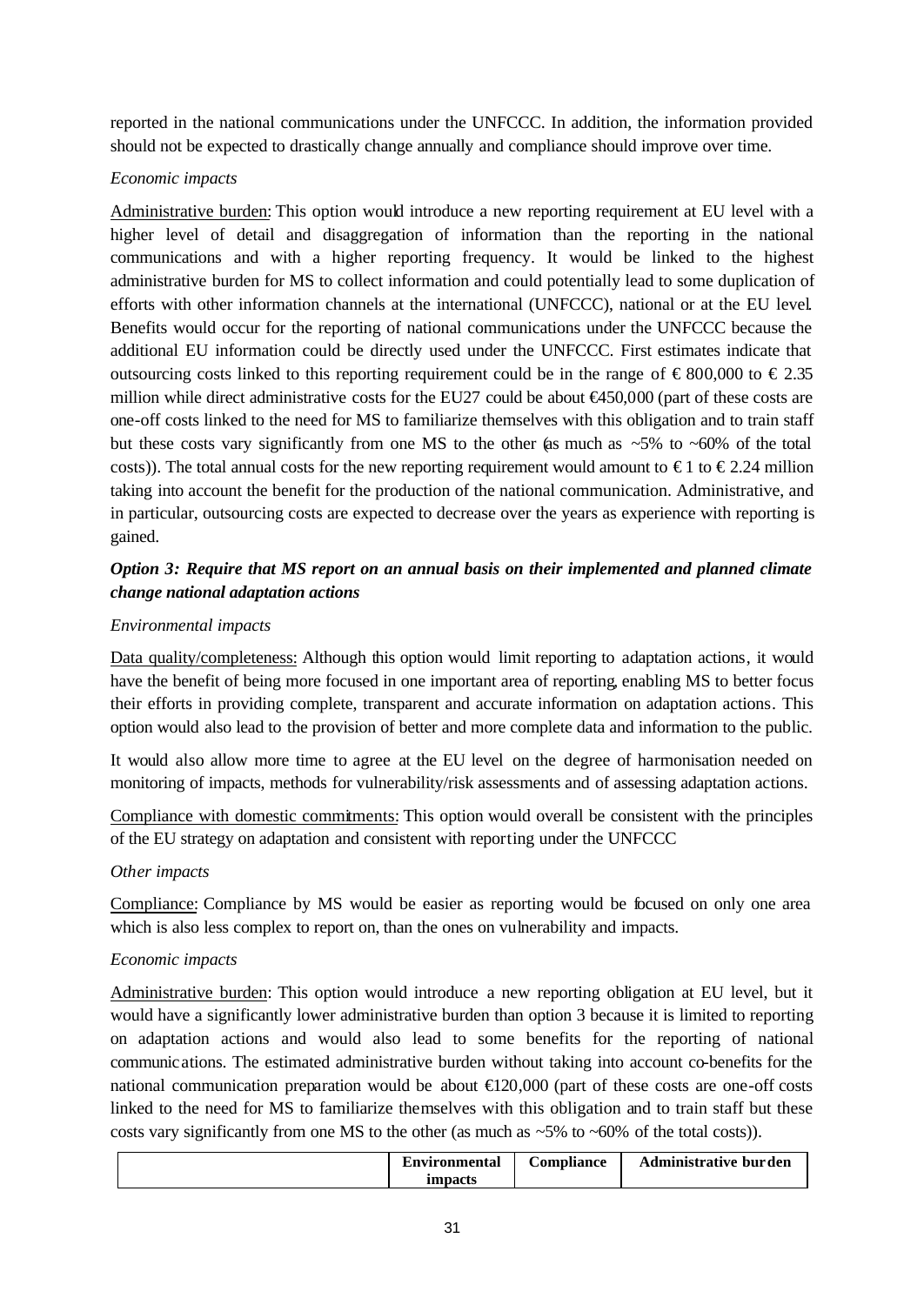reported in the national communications under the UNFCCC. In addition, the information provided should not be expected to drastically change annually and compliance should improve over time.

*Economic impacts*

Administrative burden: This option would introduce a new reporting requirement at EU level with a higher level of detail and disaggregation of information than the reporting in the national communications and with a higher reporting frequency. It would be linked to the highest administrative burden for MS to collect information and could potentially lead to some duplication of efforts with other information channels at the international (UNFCCC), national or at the EU level. Benefits would occur for the reporting of national communications under the UNFCCC because the additional EU information could be directly used under the UNFCCC. First estimates indicate that outsourcing costs linked to this reporting requirement could be in the range of € 800,000 to € 2.35 million while direct administrative costs for the EU27 could be about €450,000 (part of these costs are one-off costs linked to the need for MS to familiarize themselves with this obligation and to train staff but these costs vary significantly from one MS to the other (as much as ~5% to ~60% of the total costs)). The total annual costs for the new reporting requirement would amount to € 1 to € 2.24 million taking into account the benefit for the production of the national communication. Administrative, and in particular, outsourcing costs are expected to decrease over the years as experience with reporting is gained.

### *Option 3: Require that MS report on an annual basis on their implemented and planned climate change national adaptation actions*

*Environmental impacts*

Data quality/completeness: Although this option would limit reporting to adaptation actions, it would have the benefit of being more focused in one important area of reporting, enabling MS to better focus their efforts in providing complete, transparent and accurate information on adaptation actions. This option would also lead to the provision of better and more complete data and information to the public.

It would also allow more time to agree at the EU level on the degree of harmonisation needed on monitoring of impacts, methods for vulnerability/risk assessments and of assessing adaptation actions.

Compliance with domestic commitments: This option would overall be consistent with the principles of the EU strategy on adaptation and consistent with reporting under the UNFCCC

*Other impacts*

Compliance: Compliance by MS would be easier as reporting would be focused on only one area which is also less complex to report on, than the ones on vulnerability and impacts.

*Economic impacts*

Administrative burden: This option would introduce a new reporting obligation at EU level, but it would have a significantly lower administrative burden than option 3 because it is limited to reporting on adaptation actions and would also lead to some benefits for the reporting of national communications. The estimated administrative burden without taking into account co-benefits for the national communication preparation would be about €120,000 (part of these costs are one-off costs linked to the need for MS to familiarize themselves with this obligation and to train staff but these costs vary significantly from one MS to the other (as much as ~5% to ~60% of the total costs)).

| | Environmental impacts | Compliance | Administrative burden |
|---|---|---|---|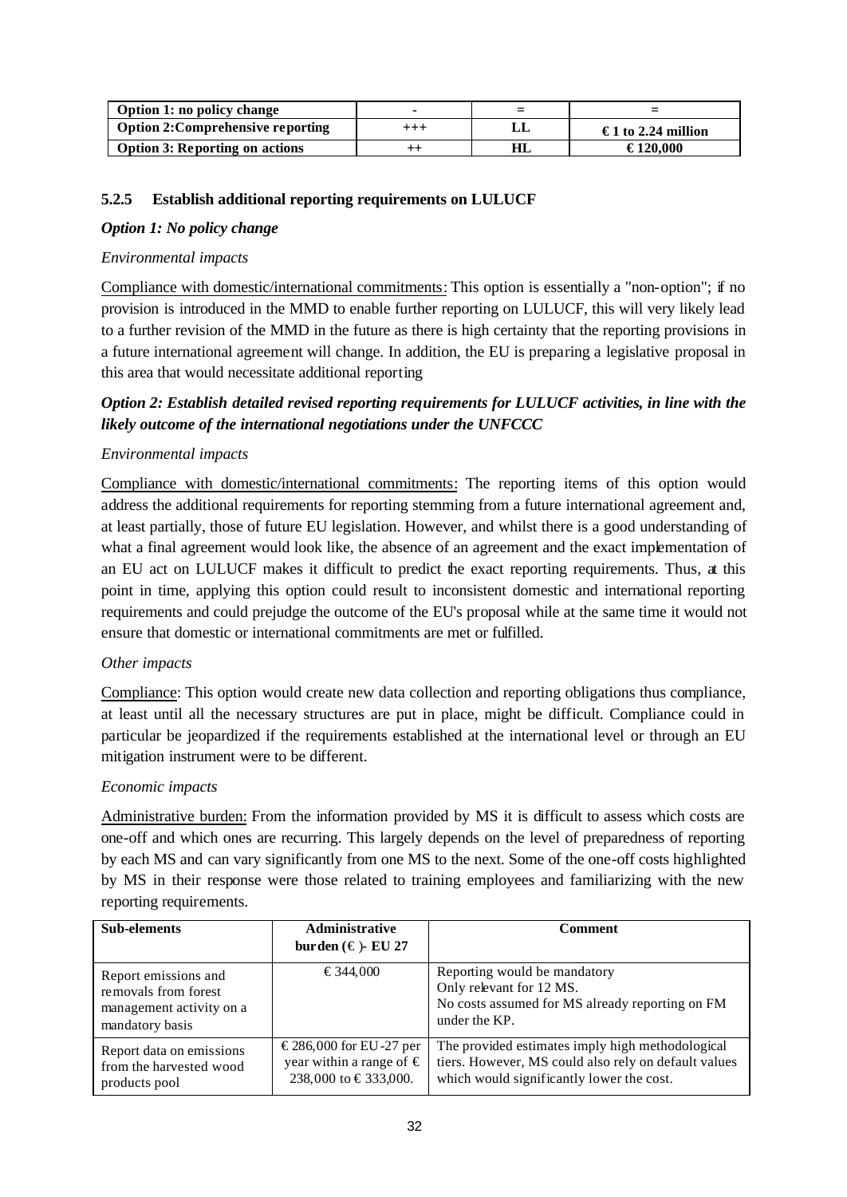| Option 1: no policy change | - | = | = |
|---|---|---|---|
| Option 2:Comprehensive reporting | +++ | LL | € 1 to 2.24 million |
| Option 3: Reporting on actions | ++ | HL | € 120,000 |

### 5.2.5 Establish additional reporting requirements on LULUCF

***Option 1: No policy change***

*Environmental impacts*

Compliance with domestic/international commitments: This option is essentially a "non-option"; if no provision is introduced in the MMD to enable further reporting on LULUCF, this will very likely lead to a further revision of the MMD in the future as there is high certainty that the reporting provisions in a future international agreement will change. In addition, the EU is preparing a legislative proposal in this area that would necessitate additional reporting

***Option 2: Establish detailed revised reporting requirements for LULUCF activities, in line with the likely outcome of the international negotiations under the UNFCCC***

*Environmental impacts*

Compliance with domestic/international commitments: The reporting items of this option would address the additional requirements for reporting stemming from a future international agreement and, at least partially, those of future EU legislation. However, and whilst there is a good understanding of what a final agreement would look like, the absence of an agreement and the exact implementation of an EU act on LULUCF makes it difficult to predict the exact reporting requirements. Thus, at this point in time, applying this option could result to inconsistent domestic and international reporting requirements and could prejudge the outcome of the EU's proposal while at the same time it would not ensure that domestic or international commitments are met or fulfilled.

*Other impacts*

Compliance: This option would create new data collection and reporting obligations thus compliance, at least until all the necessary structures are put in place, might be difficult. Compliance could in particular be jeopardized if the requirements established at the international level or through an EU mitigation instrument were to be different.

*Economic impacts*

Administrative burden: From the information provided by MS it is difficult to assess which costs are one-off and which ones are recurring. This largely depends on the level of preparedness of reporting by each MS and can vary significantly from one MS to the next. Some of the one-off costs highlighted by MS in their response were those related to training employees and familiarizing with the new reporting requirements.

| Sub-elements | Administrative burden (€ )- EU 27 | Comment |
|---|---|---|
| Report emissions and removals from forest management activity on a mandatory basis | € 344,000 | Reporting would be mandatory<br>Only relevant for 12 MS.<br>No costs assumed for MS already reporting on FM under the KP. |
| Report data on emissions from the harvested wood products pool | € 286,000 for EU-27 per year within a range of € 238,000 to € 333,000. | The provided estimates imply high methodological tiers. However, MS could also rely on default values which would significantly lower the cost. |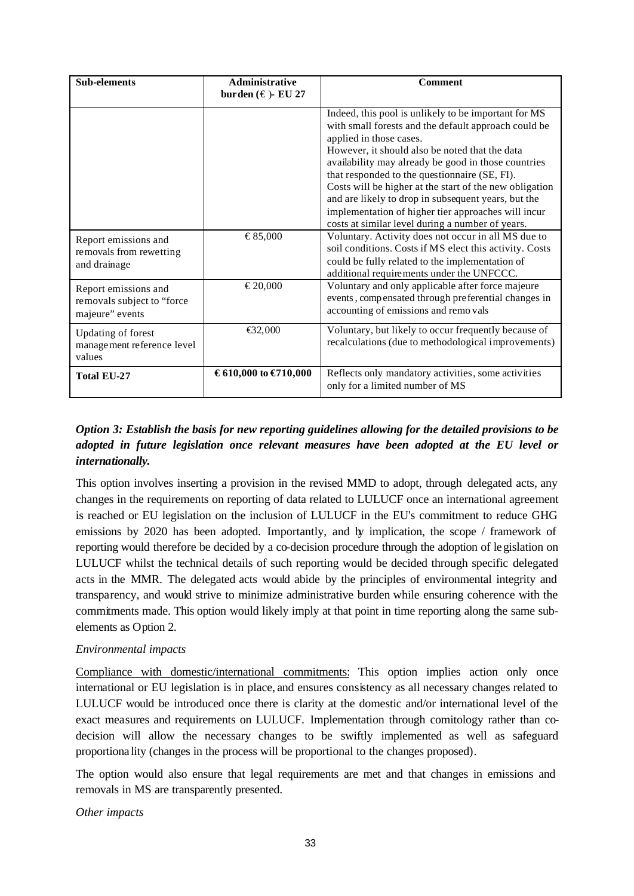| Sub-elements | Administrative burden (€) - EU 27 | Comment |
| --- | --- | --- |
| | | Indeed, this pool is unlikely to be important for MS with small forests and the default approach could be applied in those cases.<br>However, it should also be noted that the data availability may already be good in those countries that responded to the questionnaire (SE, FI).<br>Costs will be higher at the start of the new obligation and are likely to drop in subsequent years, but the implementation of higher tier approaches will incur costs at similar level during a number of years. |
| Report emissions and removals from rewetting and drainage | € 85,000 | Voluntary. Activity does not occur in all MS due to soil conditions. Costs if MS elect this activity. Costs could be fully related to the implementation of additional requirements under the UNFCCC. |
| Report emissions and removals subject to "force majeure" events | € 20,000 | Voluntary and only applicable after force majeure events, compensated through preferential changes in accounting of emissions and removals |
| Updating of forest management reference level values | €32,000 | Voluntary, but likely to occur frequently because of recalculations (due to methodological improvements) |
| **Total EU-27** | **€ 610,000 to €710,000** | Reflects only mandatory activities, some activities only for a limited number of MS |

***Option 3: Establish the basis for new reporting guidelines allowing for the detailed provisions to be adopted in future legislation once relevant measures have been adopted at the EU level or internationally.***

This option involves inserting a provision in the revised MMD to adopt, through delegated acts, any changes in the requirements on reporting of data related to LULUCF once an international agreement is reached or EU legislation on the inclusion of LULUCF in the EU's commitment to reduce GHG emissions by 2020 has been adopted. Importantly, and by implication, the scope / framework of reporting would therefore be decided by a co-decision procedure through the adoption of legislation on LULUCF whilst the technical details of such reporting would be decided through specific delegated acts in the MMR. The delegated acts would abide by the principles of environmental integrity and transparency, and would strive to minimize administrative burden while ensuring coherence with the commitments made. This option would likely imply at that point in time reporting along the same sub-elements as Option 2.

*Environmental impacts*

Compliance with domestic/international commitments: This option implies action only once international or EU legislation is in place, and ensures consistency as all necessary changes related to LULUCF would be introduced once there is clarity at the domestic and/or international level of the exact measures and requirements on LULUCF. Implementation through comitology rather than co-decision will allow the necessary changes to be swiftly implemented as well as safeguard proportionality (changes in the process will be proportional to the changes proposed).

The option would also ensure that legal requirements are met and that changes in emissions and removals in MS are transparently presented.

*Other impacts*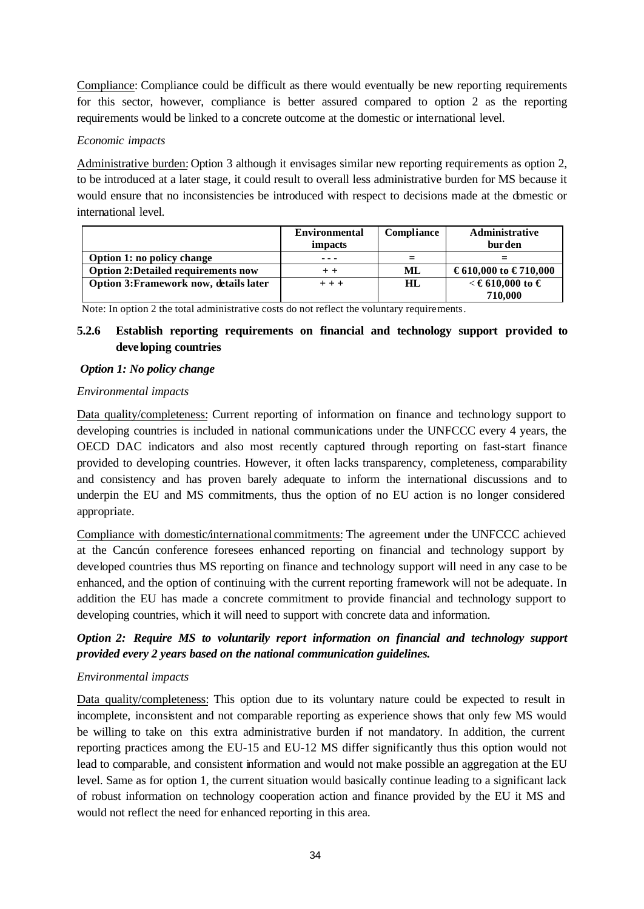Compliance: Compliance could be difficult as there would eventually be new reporting requirements for this sector, however, compliance is better assured compared to option 2 as the reporting requirements would be linked to a concrete outcome at the domestic or international level.

*Economic impacts*

Administrative burden: Option 3 although it envisages similar new reporting requirements as option 2, to be introduced at a later stage, it could result to overall less administrative burden for MS because it would ensure that no inconsistencies be introduced with respect to decisions made at the domestic or international level.

| | Environmental impacts | Compliance | Administrative burden |
|---|---|---|---|
| **Option 1: no policy change** | - - - | = | = |
| **Option 2:Detailed requirements now** | + + | ML | € 610,000 to € 710,000 |
| **Option 3:Framework now, details later** | + + + | HL | < € 610,000 to € 710,000 |

Note: In option 2 the total administrative costs do not reflect the voluntary requirements.

### 5.2.6 Establish reporting requirements on financial and technology support provided to developing countries

***Option 1: No policy change***

*Environmental impacts*

Data quality/completeness: Current reporting of information on finance and technology support to developing countries is included in national communications under the UNFCCC every 4 years, the OECD DAC indicators and also most recently captured through reporting on fast-start finance provided to developing countries. However, it often lacks transparency, completeness, comparability and consistency and has proven barely adequate to inform the international discussions and to underpin the EU and MS commitments, thus the option of no EU action is no longer considered appropriate.

Compliance with domestic/international commitments: The agreement under the UNFCCC achieved at the Cancún conference foresees enhanced reporting on financial and technology support by developed countries thus MS reporting on finance and technology support will need in any case to be enhanced, and the option of continuing with the current reporting framework will not be adequate. In addition the EU has made a concrete commitment to provide financial and technology support to developing countries, which it will need to support with concrete data and information.

***Option 2: Require MS to voluntarily report information on financial and technology support provided every 2 years based on the national communication guidelines.***

*Environmental impacts*

Data quality/completeness: This option due to its voluntary nature could be expected to result in incomplete, inconsistent and not comparable reporting as experience shows that only few MS would be willing to take on this extra administrative burden if not mandatory. In addition, the current reporting practices among the EU-15 and EU-12 MS differ significantly thus this option would not lead to comparable, and consistent information and would not make possible an aggregation at the EU level. Same as for option 1, the current situation would basically continue leading to a significant lack of robust information on technology cooperation action and finance provided by the EU it MS and would not reflect the need for enhanced reporting in this area.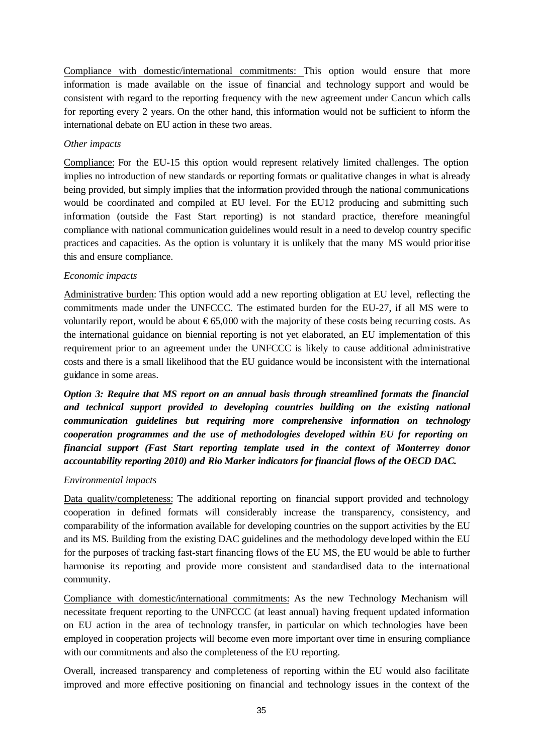Compliance with domestic/international commitments: This option would ensure that more information is made available on the issue of financial and technology support and would be consistent with regard to the reporting frequency with the new agreement under Cancun which calls for reporting every 2 years. On the other hand, this information would not be sufficient to inform the international debate on EU action in these two areas.

*Other impacts*

Compliance: For the EU-15 this option would represent relatively limited challenges. The option implies no introduction of new standards or reporting formats or qualitative changes in what is already being provided, but simply implies that the information provided through the national communications would be coordinated and compiled at EU level. For the EU12 producing and submitting such information (outside the Fast Start reporting) is not standard practice, therefore meaningful compliance with national communication guidelines would result in a need to develop country specific practices and capacities. As the option is voluntary it is unlikely that the many MS would prioritise this and ensure compliance.

*Economic impacts*

Administrative burden: This option would add a new reporting obligation at EU level, reflecting the commitments made under the UNFCCC. The estimated burden for the EU-27, if all MS were to voluntarily report, would be about €65,000 with the majority of these costs being recurring costs. As the international guidance on biennial reporting is not yet elaborated, an EU implementation of this requirement prior to an agreement under the UNFCCC is likely to cause additional administrative costs and there is a small likelihood that the EU guidance would be inconsistent with the international guidance in some areas.

***Option 3: Require that MS report on an annual basis through streamlined formats the financial and technical support provided to developing countries building on the existing national communication guidelines but requiring more comprehensive information on technology cooperation programmes and the use of methodologies developed within EU for reporting on financial support (Fast Start reporting template used in the context of Monterrey donor accountability reporting 2010) and Rio Marker indicators for financial flows of the OECD DAC.***

*Environmental impacts*

Data quality/completeness: The additional reporting on financial support provided and technology cooperation in defined formats will considerably increase the transparency, consistency, and comparability of the information available for developing countries on the support activities by the EU and its MS. Building from the existing DAC guidelines and the methodology developed within the EU for the purposes of tracking fast-start financing flows of the EU MS, the EU would be able to further harmonise its reporting and provide more consistent and standardised data to the international community.

Compliance with domestic/international commitments: As the new Technology Mechanism will necessitate frequent reporting to the UNFCCC (at least annual) having frequent updated information on EU action in the area of technology transfer, in particular on which technologies have been employed in cooperation projects will become even more important over time in ensuring compliance with our commitments and also the completeness of the EU reporting.

Overall, increased transparency and completeness of reporting within the EU would also facilitate improved and more effective positioning on financial and technology issues in the context of the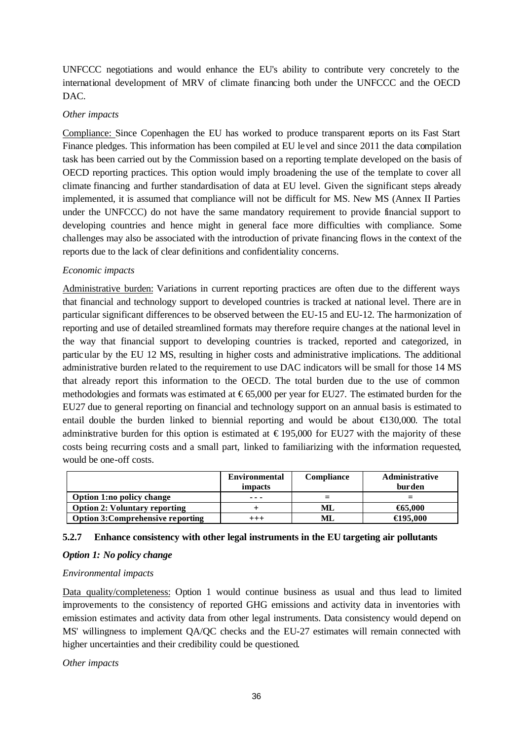UNFCCC negotiations and would enhance the EU's ability to contribute very concretely to the international development of MRV of climate financing both under the UNFCCC and the OECD DAC.

*Other impacts*

Compliance: Since Copenhagen the EU has worked to produce transparent reports on its Fast Start Finance pledges. This information has been compiled at EU level and since 2011 the data compilation task has been carried out by the Commission based on a reporting template developed on the basis of OECD reporting practices. This option would imply broadening the use of the template to cover all climate financing and further standardisation of data at EU level. Given the significant steps already implemented, it is assumed that compliance will not be difficult for MS. New MS (Annex II Parties under the UNFCCC) do not have the same mandatory requirement to provide financial support to developing countries and hence might in general face more difficulties with compliance. Some challenges may also be associated with the introduction of private financing flows in the context of the reports due to the lack of clear definitions and confidentiality concerns.

*Economic impacts*

Administrative burden: Variations in current reporting practices are often due to the different ways that financial and technology support to developed countries is tracked at national level. There are in particular significant differences to be observed between the EU-15 and EU-12. The harmonization of reporting and use of detailed streamlined formats may therefore require changes at the national level in the way that financial support to developing countries is tracked, reported and categorized, in particular by the EU 12 MS, resulting in higher costs and administrative implications. The additional administrative burden related to the requirement to use DAC indicators will be small for those 14 MS that already report this information to the OECD. The total burden due to the use of common methodologies and formats was estimated at €65,000 per year for EU27. The estimated burden for the EU27 due to general reporting on financial and technology support on an annual basis is estimated to entail double the burden linked to biennial reporting and would be about €130,000. The total administrative burden for this option is estimated at €195,000 for EU27 with the majority of these costs being recurring costs and a small part, linked to familiarizing with the information requested, would be one-off costs.

| | Environmental impacts | Compliance | Administrative burden |
|---|---|---|---|
| **Option 1:no policy change** | - - - | = | = |
| **Option 2: Voluntary reporting** | + | ML | €65,000 |
| **Option 3:Comprehensive reporting** | +++ | ML | €195,000 |

#### 5.2.7 Enhance consistency with other legal instruments in the EU targeting air pollutants

***Option 1: No policy change***

*Environmental impacts*

Data quality/completeness: Option 1 would continue business as usual and thus lead to limited improvements to the consistency of reported GHG emissions and activity data in inventories with emission estimates and activity data from other legal instruments. Data consistency would depend on MS' willingness to implement QA/QC checks and the EU-27 estimates will remain connected with higher uncertainties and their credibility could be questioned.

*Other impacts*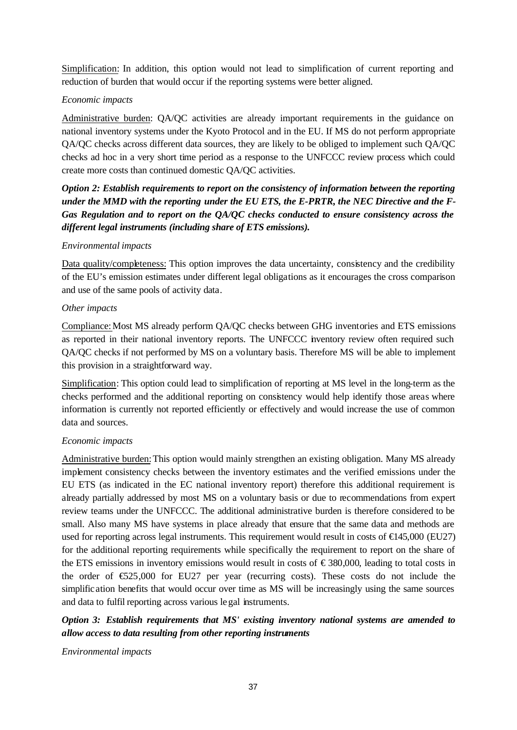Simplification: In addition, this option would not lead to simplification of current reporting and reduction of burden that would occur if the reporting systems were better aligned.

*Economic impacts*

Administrative burden: QA/QC activities are already important requirements in the guidance on national inventory systems under the Kyoto Protocol and in the EU. If MS do not perform appropriate QA/QC checks across different data sources, they are likely to be obliged to implement such QA/QC checks ad hoc in a very short time period as a response to the UNFCCC review process which could create more costs than continued domestic QA/QC activities.

***Option 2: Establish requirements to report on the consistency of information between the reporting under the MMD with the reporting under the EU ETS, the E-PRTR, the NEC Directive and the F-Gas Regulation and to report on the QA/QC checks conducted to ensure consistency across the different legal instruments (including share of ETS emissions).***

*Environmental impacts*

Data quality/completeness: This option improves the data uncertainty, consistency and the credibility of the EU's emission estimates under different legal obligations as it encourages the cross comparison and use of the same pools of activity data.

*Other impacts*

Compliance: Most MS already perform QA/QC checks between GHG inventories and ETS emissions as reported in their national inventory reports. The UNFCCC inventory review often required such QA/QC checks if not performed by MS on a voluntary basis. Therefore MS will be able to implement this provision in a straightforward way.

Simplification: This option could lead to simplification of reporting at MS level in the long-term as the checks performed and the additional reporting on consistency would help identify those areas where information is currently not reported efficiently or effectively and would increase the use of common data and sources.

*Economic impacts*

Administrative burden: This option would mainly strengthen an existing obligation. Many MS already implement consistency checks between the inventory estimates and the verified emissions under the EU ETS (as indicated in the EC national inventory report) therefore this additional requirement is already partially addressed by most MS on a voluntary basis or due to recommendations from expert review teams under the UNFCCC. The additional administrative burden is therefore considered to be small. Also many MS have systems in place already that ensure that the same data and methods are used for reporting across legal instruments. This requirement would result in costs of €145,000 (EU27) for the additional reporting requirements while specifically the requirement to report on the share of the ETS emissions in inventory emissions would result in costs of € 380,000, leading to total costs in the order of €525,000 for EU27 per year (recurring costs). These costs do not include the simplification benefits that would occur over time as MS will be increasingly using the same sources and data to fulfil reporting across various legal instruments.

***Option 3: Establish requirements that MS' existing inventory national systems are amended to allow access to data resulting from other reporting instruments***

*Environmental impacts*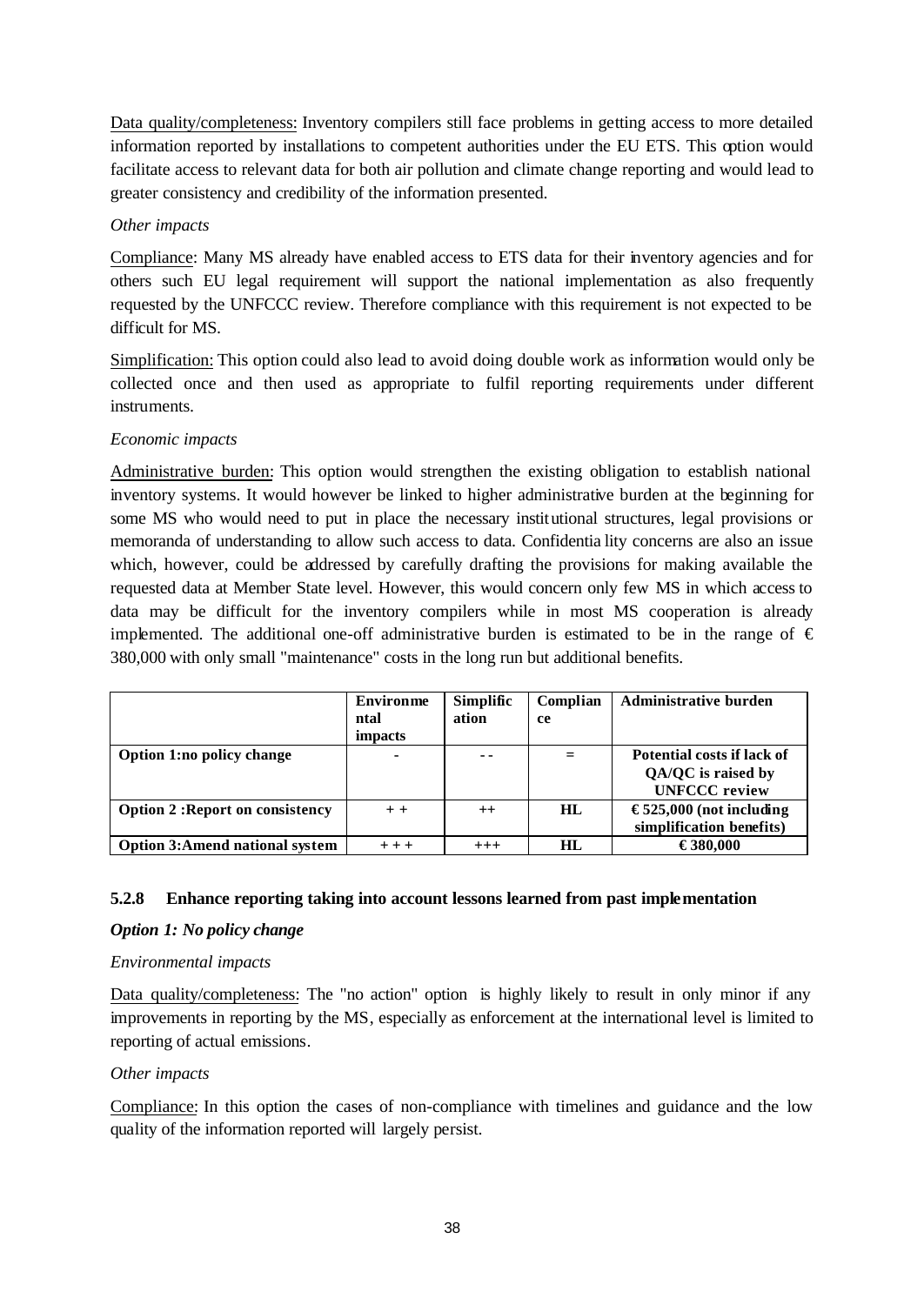Data quality/completeness: Inventory compilers still face problems in getting access to more detailed information reported by installations to competent authorities under the EU ETS. This option would facilitate access to relevant data for both air pollution and climate change reporting and would lead to greater consistency and credibility of the information presented.

*Other impacts*

Compliance: Many MS already have enabled access to ETS data for their inventory agencies and for others such EU legal requirement will support the national implementation as also frequently requested by the UNFCCC review. Therefore compliance with this requirement is not expected to be difficult for MS.

Simplification: This option could also lead to avoid doing double work as information would only be collected once and then used as appropriate to fulfil reporting requirements under different instruments.

*Economic impacts*

Administrative burden: This option would strengthen the existing obligation to establish national inventory systems. It would however be linked to higher administrative burden at the beginning for some MS who would need to put in place the necessary institutional structures, legal provisions or memoranda of understanding to allow such access to data. Confidentiality concerns are also an issue which, however, could be addressed by carefully drafting the provisions for making available the requested data at Member State level. However, this would concern only few MS in which access to data may be difficult for the inventory compilers while in most MS cooperation is already implemented. The additional one-off administrative burden is estimated to be in the range of € 380,000 with only small "maintenance" costs in the long run but additional benefits.

| | Environmental impacts | Simplification | Compliance | Administrative burden |
|---|---|---|---|---|
| **Option 1:no policy change** | - | - - | = | **Potential costs if lack of QA/QC is raised by UNFCCC review** |
| **Option 2 :Report on consistency** | + + | ++ | **HL** | **€ 525,000 (not including simplification benefits)** |
| **Option 3:Amend national system** | + + + | +++ | **HL** | **€ 380,000** |

### 5.2.8 Enhance reporting taking into account lessons learned from past implementation

***Option 1: No policy change***

*Environmental impacts*

Data quality/completeness: The "no action" option is highly likely to result in only minor if any improvements in reporting by the MS, especially as enforcement at the international level is limited to reporting of actual emissions.

*Other impacts*

Compliance: In this option the cases of non-compliance with timelines and guidance and the low quality of the information reported will largely persist.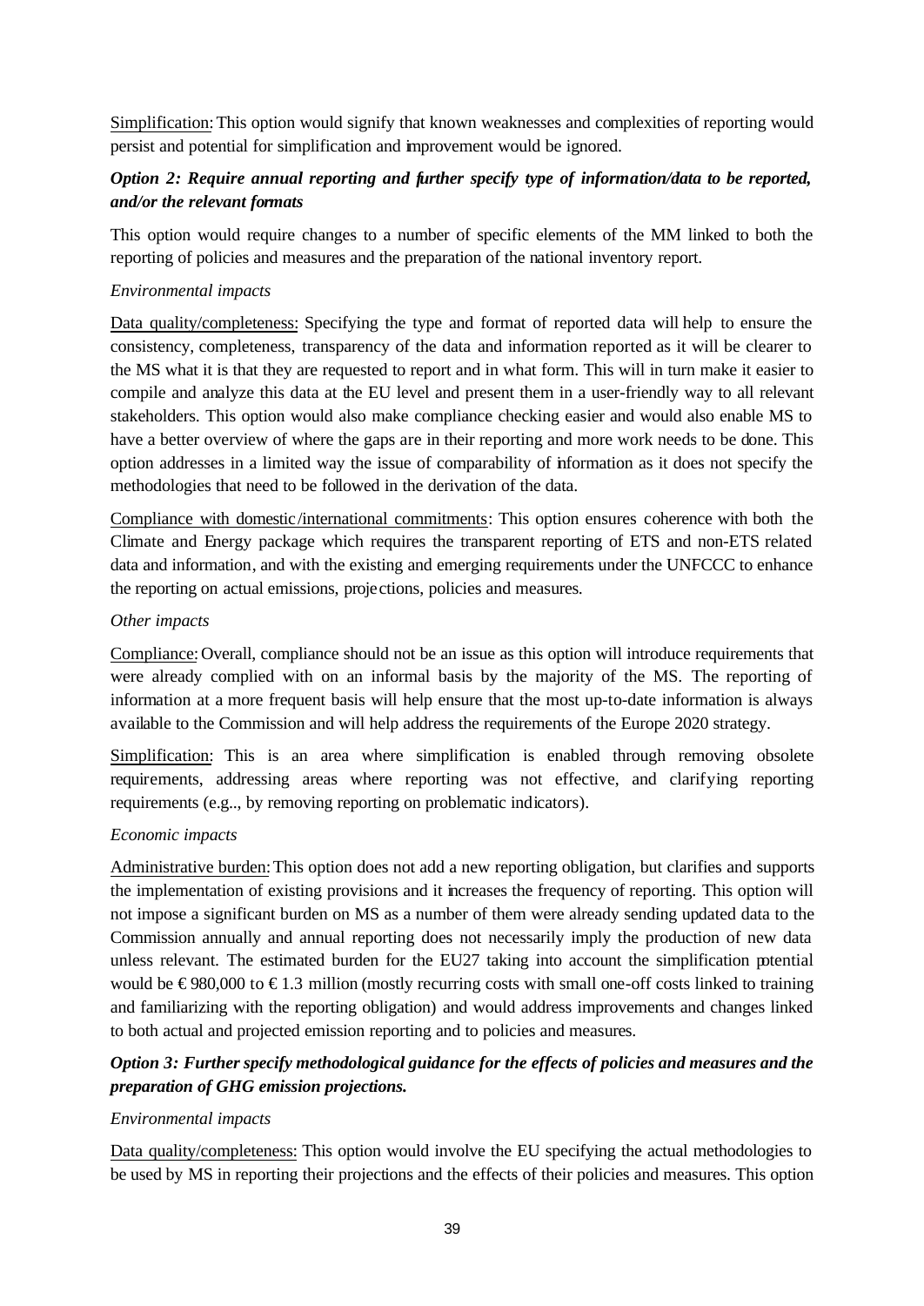Simplification: This option would signify that known weaknesses and complexities of reporting would persist and potential for simplification and improvement would be ignored.

***Option 2: Require annual reporting and further specify type of information/data to be reported, and/or the relevant formats***

This option would require changes to a number of specific elements of the MM linked to both the reporting of policies and measures and the preparation of the national inventory report.

*Environmental impacts*

Data quality/completeness: Specifying the type and format of reported data will help to ensure the consistency, completeness, transparency of the data and information reported as it will be clearer to the MS what it is that they are requested to report and in what form. This will in turn make it easier to compile and analyze this data at the EU level and present them in a user-friendly way to all relevant stakeholders. This option would also make compliance checking easier and would also enable MS to have a better overview of where the gaps are in their reporting and more work needs to be done. This option addresses in a limited way the issue of comparability of information as it does not specify the methodologies that need to be followed in the derivation of the data.

Compliance with domestic/international commitments: This option ensures coherence with both the Climate and Energy package which requires the transparent reporting of ETS and non-ETS related data and information, and with the existing and emerging requirements under the UNFCCC to enhance the reporting on actual emissions, projections, policies and measures.

*Other impacts*

Compliance: Overall, compliance should not be an issue as this option will introduce requirements that were already complied with on an informal basis by the majority of the MS. The reporting of information at a more frequent basis will help ensure that the most up-to-date information is always available to the Commission and will help address the requirements of the Europe 2020 strategy.

Simplification: This is an area where simplification is enabled through removing obsolete requirements, addressing areas where reporting was not effective, and clarifying reporting requirements (e.g.., by removing reporting on problematic indicators).

*Economic impacts*

Administrative burden: This option does not add a new reporting obligation, but clarifies and supports the implementation of existing provisions and it increases the frequency of reporting. This option will not impose a significant burden on MS as a number of them were already sending updated data to the Commission annually and annual reporting does not necessarily imply the production of new data unless relevant. The estimated burden for the EU27 taking into account the simplification potential would be € 980,000 to € 1.3 million (mostly recurring costs with small one-off costs linked to training and familiarizing with the reporting obligation) and would address improvements and changes linked to both actual and projected emission reporting and to policies and measures.

***Option 3: Further specify methodological guidance for the effects of policies and measures and the preparation of GHG emission projections.***

*Environmental impacts*

Data quality/completeness: This option would involve the EU specifying the actual methodologies to be used by MS in reporting their projections and the effects of their policies and measures. This option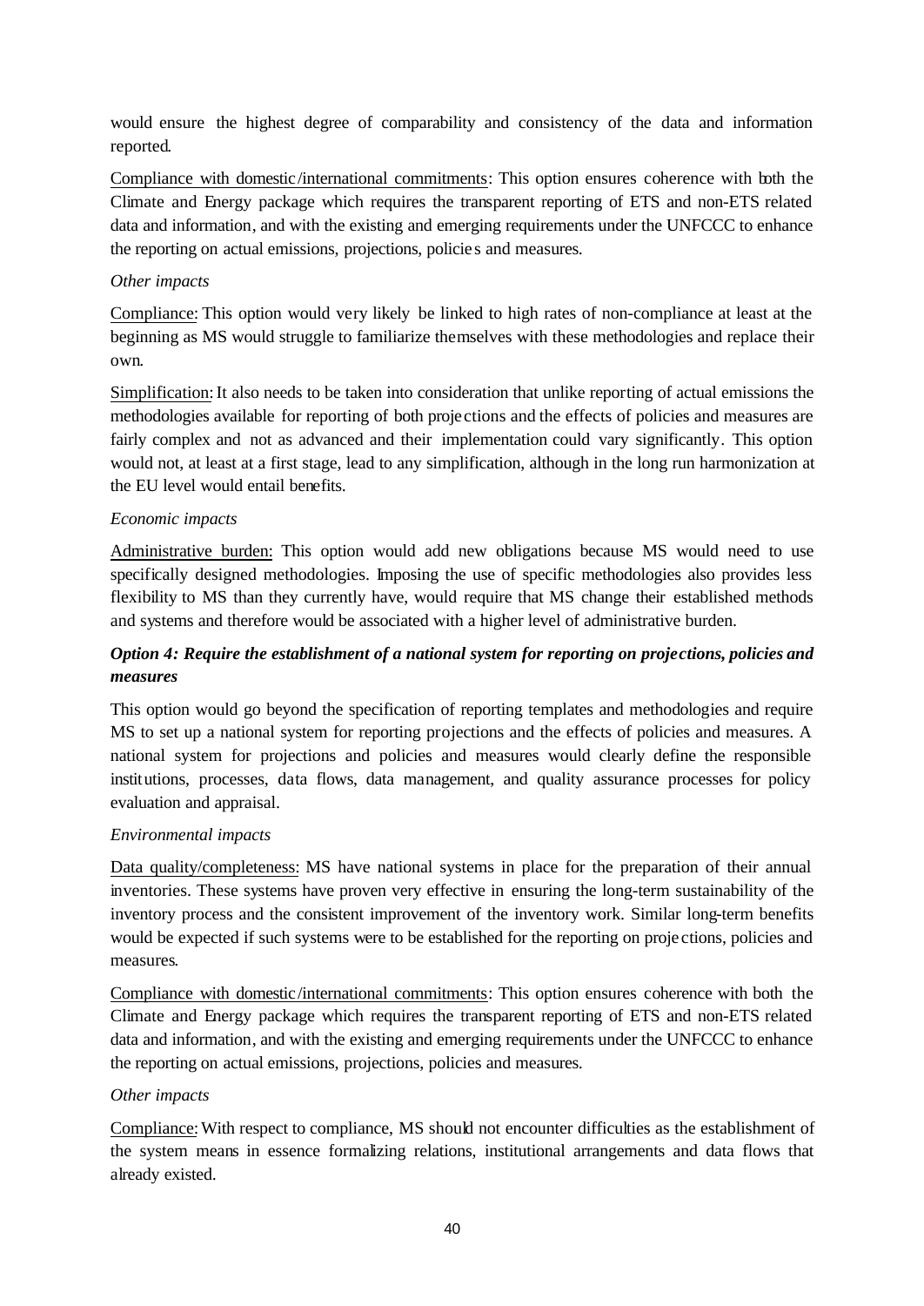would ensure the highest degree of comparability and consistency of the data and information reported.

Compliance with domestic/international commitments: This option ensures coherence with both the Climate and Energy package which requires the transparent reporting of ETS and non-ETS related data and information, and with the existing and emerging requirements under the UNFCCC to enhance the reporting on actual emissions, projections, policies and measures.

*Other impacts*

Compliance: This option would very likely be linked to high rates of non-compliance at least at the beginning as MS would struggle to familiarize themselves with these methodologies and replace their own.

Simplification: It also needs to be taken into consideration that unlike reporting of actual emissions the methodologies available for reporting of both projections and the effects of policies and measures are fairly complex and not as advanced and their implementation could vary significantly. This option would not, at least at a first stage, lead to any simplification, although in the long run harmonization at the EU level would entail benefits.

*Economic impacts*

Administrative burden: This option would add new obligations because MS would need to use specifically designed methodologies. Imposing the use of specific methodologies also provides less flexibility to MS than they currently have, would require that MS change their established methods and systems and therefore would be associated with a higher level of administrative burden.

***Option 4: Require the establishment of a national system for reporting on projections, policies and measures***

This option would go beyond the specification of reporting templates and methodologies and require MS to set up a national system for reporting projections and the effects of policies and measures. A national system for projections and policies and measures would clearly define the responsible institutions, processes, data flows, data management, and quality assurance processes for policy evaluation and appraisal.

*Environmental impacts*

Data quality/completeness: MS have national systems in place for the preparation of their annual inventories. These systems have proven very effective in ensuring the long-term sustainability of the inventory process and the consistent improvement of the inventory work. Similar long-term benefits would be expected if such systems were to be established for the reporting on projections, policies and measures.

Compliance with domestic/international commitments: This option ensures coherence with both the Climate and Energy package which requires the transparent reporting of ETS and non-ETS related data and information, and with the existing and emerging requirements under the UNFCCC to enhance the reporting on actual emissions, projections, policies and measures.

*Other impacts*

Compliance: With respect to compliance, MS should not encounter difficulties as the establishment of the system means in essence formalizing relations, institutional arrangements and data flows that already existed.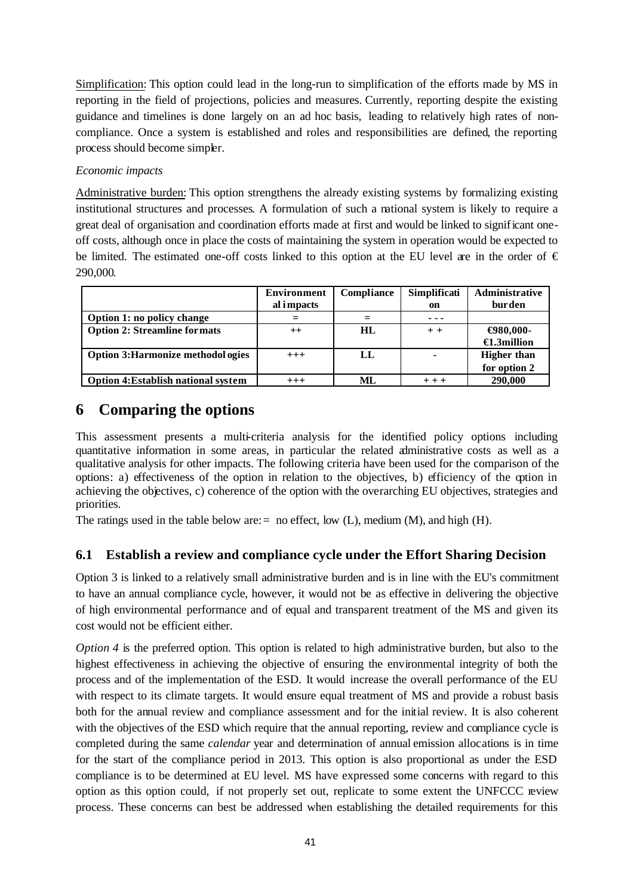Simplification: This option could lead in the long-run to simplification of the efforts made by MS in reporting in the field of projections, policies and measures. Currently, reporting despite the existing guidance and timelines is done largely on an ad hoc basis, leading to relatively high rates of non-compliance. Once a system is established and roles and responsibilities are defined, the reporting process should become simpler.

*Economic impacts*

Administrative burden: This option strengthens the already existing systems by formalizing existing institutional structures and processes. A formulation of such a national system is likely to require a great deal of organisation and coordination efforts made at first and would be linked to significant one-off costs, although once in place the costs of maintaining the system in operation would be expected to be limited. The estimated one-off costs linked to this option at the EU level are in the order of € 290,000.

| | Environmental impacts | Compliance | Simplification | Administrative burden |
|---|---|---|---|---|
| **Option 1: no policy change** | = | = | - - - | |
| **Option 2: Streamline formats** | ++ | **HL** | + + | **€980,000-€1.3million** |
| **Option 3:Harmonize methodologies** | +++ | **LL** | - | **Higher than for option 2** |
| **Option 4:Establish national system** | +++ | **ML** | + + + | **290,000** |

## 6 Comparing the options

This assessment presents a multi-criteria analysis for the identified policy options including quantitative information in some areas, in particular the related administrative costs as well as a qualitative analysis for other impacts. The following criteria have been used for the comparison of the options: a) effectiveness of the option in relation to the objectives, b) efficiency of the option in achieving the objectives, c) coherence of the option with the overarching EU objectives, strategies and priorities.

The ratings used in the table below are: = no effect, low (L), medium (M), and high (H).

### 6.1 Establish a review and compliance cycle under the Effort Sharing Decision

Option 3 is linked to a relatively small administrative burden and is in line with the EU's commitment to have an annual compliance cycle, however, it would not be as effective in delivering the objective of high environmental performance and of equal and transparent treatment of the MS and given its cost would not be efficient either.

*Option 4* is the preferred option. This option is related to high administrative burden, but also to the highest effectiveness in achieving the objective of ensuring the environmental integrity of both the process and of the implementation of the ESD. It would increase the overall performance of the EU with respect to its climate targets. It would ensure equal treatment of MS and provide a robust basis both for the annual review and compliance assessment and for the initial review. It is also coherent with the objectives of the ESD which require that the annual reporting, review and compliance cycle is completed during the same *calendar* year and determination of annual emission allocations is in time for the start of the compliance period in 2013. This option is also proportional as under the ESD compliance is to be determined at EU level. MS have expressed some concerns with regard to this option as this option could, if not properly set out, replicate to some extent the UNFCCC review process. These concerns can best be addressed when establishing the detailed requirements for this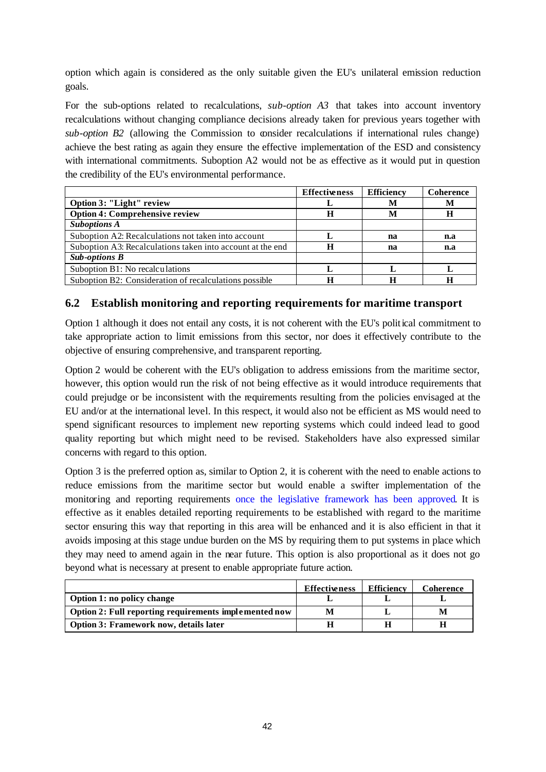option which again is considered as the only suitable given the EU's unilateral emission reduction goals.

For the sub-options related to recalculations, *sub-option A3* that takes into account inventory recalculations without changing compliance decisions already taken for previous years together with *sub-option B2* (allowing the Commission to consider recalculations if international rules change) achieve the best rating as again they ensure the effective implementation of the ESD and consistency with international commitments. Suboption A2 would not be as effective as it would put in question the credibility of the EU's environmental performance.

| | Effectiveness | Efficiency | Coherence |
|---|---|---|---|
| **Option 3: "Light" review** | **L** | **M** | **M** |
| **Option 4: Comprehensive review** | **H** | **M** | **H** |
| ***Suboptions A*** | | | |
| Suboption A2: Recalculations not taken into account | **L** | **na** | **n.a** |
| Suboption A3: Recalculations taken into account at the end | **H** | **na** | **n.a** |
| ***Sub-options B*** | | | |
| Suboption B1: No recalculations | **L** | **L** | **L** |
| Suboption B2: Consideration of recalculations possible | **H** | **H** | **H** |

## 6.2 Establish monitoring and reporting requirements for maritime transport

Option 1 although it does not entail any costs, it is not coherent with the EU's political commitment to take appropriate action to limit emissions from this sector, nor does it effectively contribute to the objective of ensuring comprehensive, and transparent reporting.

Option 2 would be coherent with the EU's obligation to address emissions from the maritime sector, however, this option would run the risk of not being effective as it would introduce requirements that could prejudge or be inconsistent with the requirements resulting from the policies envisaged at the EU and/or at the international level. In this respect, it would also not be efficient as MS would need to spend significant resources to implement new reporting systems which could indeed lead to good quality reporting but which might need to be revised. Stakeholders have also expressed similar concerns with regard to this option.

Option 3 is the preferred option as, similar to Option 2, it is coherent with the need to enable actions to reduce emissions from the maritime sector but would enable a swifter implementation of the monitoring and reporting requirements once the legislative framework has been approved. It is effective as it enables detailed reporting requirements to be established with regard to the maritime sector ensuring this way that reporting in this area will be enhanced and it is also efficient in that it avoids imposing at this stage undue burden on the MS by requiring them to put systems in place which they may need to amend again in the near future. This option is also proportional as it does not go beyond what is necessary at present to enable appropriate future action.

| | Effectiveness | Efficiency | Coherence |
|---|---|---|---|
| **Option 1: no policy change** | **L** | **L** | **L** |
| **Option 2: Full reporting requirements implemented now** | **M** | **L** | **M** |
| **Option 3: Framework now, details later** | **H** | **H** | **H** |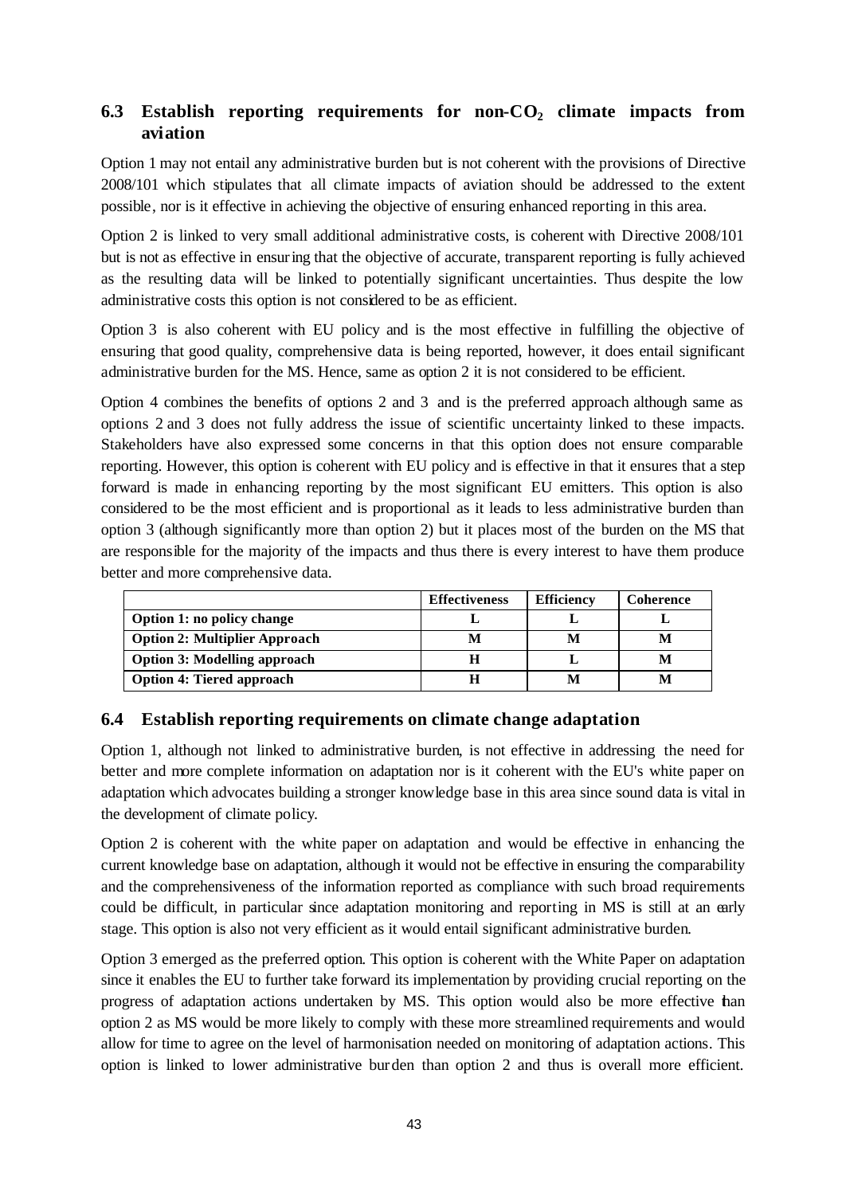## 6.3 Establish reporting requirements for non-$CO_2$ climate impacts from aviation

Option 1 may not entail any administrative burden but is not coherent with the provisions of Directive 2008/101 which stipulates that all climate impacts of aviation should be addressed to the extent possible, nor is it effective in achieving the objective of ensuring enhanced reporting in this area.

Option 2 is linked to very small additional administrative costs, is coherent with Directive 2008/101 but is not as effective in ensuring that the objective of accurate, transparent reporting is fully achieved as the resulting data will be linked to potentially significant uncertainties. Thus despite the low administrative costs this option is not considered to be as efficient.

Option 3 is also coherent with EU policy and is the most effective in fulfilling the objective of ensuring that good quality, comprehensive data is being reported, however, it does entail significant administrative burden for the MS. Hence, same as option 2 it is not considered to be efficient.

Option 4 combines the benefits of options 2 and 3 and is the preferred approach although same as options 2 and 3 does not fully address the issue of scientific uncertainty linked to these impacts. Stakeholders have also expressed some concerns in that this option does not ensure comparable reporting. However, this option is coherent with EU policy and is effective in that it ensures that a step forward is made in enhancing reporting by the most significant EU emitters. This option is also considered to be the most efficient and is proportional as it leads to less administrative burden than option 3 (although significantly more than option 2) but it places most of the burden on the MS that are responsible for the majority of the impacts and thus there is every interest to have them produce better and more comprehensive data.

| | Effectiveness | Efficiency | Coherence |
|---|---|---|---|
| **Option 1: no policy change** | L | L | L |
| **Option 2: Multiplier Approach** | M | M | M |
| **Option 3: Modelling approach** | H | L | M |
| **Option 4: Tiered approach** | H | M | M |

## 6.4 Establish reporting requirements on climate change adaptation

Option 1, although not linked to administrative burden, is not effective in addressing the need for better and more complete information on adaptation nor is it coherent with the EU's white paper on adaptation which advocates building a stronger knowledge base in this area since sound data is vital in the development of climate policy.

Option 2 is coherent with the white paper on adaptation and would be effective in enhancing the current knowledge base on adaptation, although it would not be effective in ensuring the comparability and the comprehensiveness of the information reported as compliance with such broad requirements could be difficult, in particular since adaptation monitoring and reporting in MS is still at an early stage. This option is also not very efficient as it would entail significant administrative burden.

Option 3 emerged as the preferred option. This option is coherent with the White Paper on adaptation since it enables the EU to further take forward its implementation by providing crucial reporting on the progress of adaptation actions undertaken by MS. This option would also be more effective than option 2 as MS would be more likely to comply with these more streamlined requirements and would allow for time to agree on the level of harmonisation needed on monitoring of adaptation actions. This option is linked to lower administrative burden than option 2 and thus is overall more efficient.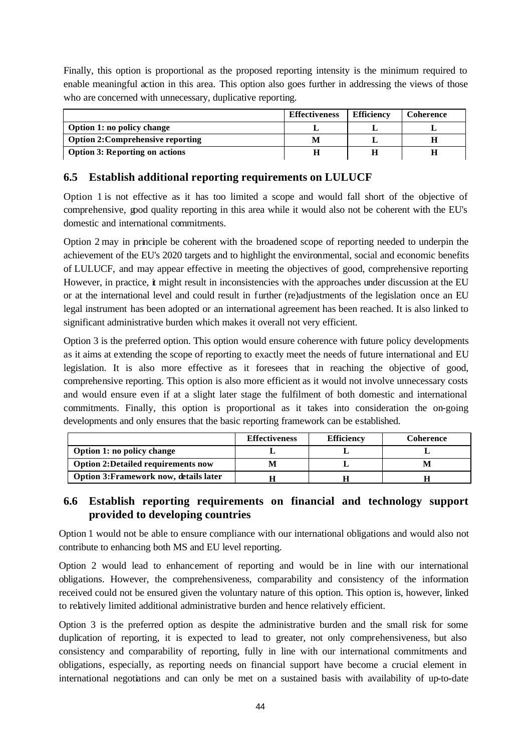Finally, this option is proportional as the proposed reporting intensity is the minimum required to enable meaningful action in this area. This option also goes further in addressing the views of those who are concerned with unnecessary, duplicative reporting.

| | Effectiveness | Efficiency | Coherence |
|---|---|---|---|
| **Option 1: no policy change** | L | L | L |
| **Option 2:Comprehensive reporting** | M | L | H |
| **Option 3: Reporting on actions** | H | H | H |

## 6.5 Establish additional reporting requirements on LULUCF

Option 1 is not effective as it has too limited a scope and would fall short of the objective of comprehensive, good quality reporting in this area while it would also not be coherent with the EU's domestic and international commitments.

Option 2 may in principle be coherent with the broadened scope of reporting needed to underpin the achievement of the EU's 2020 targets and to highlight the environmental, social and economic benefits of LULUCF, and may appear effective in meeting the objectives of good, comprehensive reporting However, in practice, it might result in inconsistencies with the approaches under discussion at the EU or at the international level and could result in further (re)adjustments of the legislation once an EU legal instrument has been adopted or an international agreement has been reached. It is also linked to significant administrative burden which makes it overall not very efficient.

Option 3 is the preferred option. This option would ensure coherence with future policy developments as it aims at extending the scope of reporting to exactly meet the needs of future international and EU legislation. It is also more effective as it foresees that in reaching the objective of good, comprehensive reporting. This option is also more efficient as it would not involve unnecessary costs and would ensure even if at a slight later stage the fulfilment of both domestic and international commitments. Finally, this option is proportional as it takes into consideration the on-going developments and only ensures that the basic reporting framework can be established.

| | Effectiveness | Efficiency | Coherence |
|---|---|---|---|
| **Option 1: no policy change** | L | L | L |
| **Option 2:Detailed requirements now** | M | L | M |
| **Option 3:Framework now, details later** | H | H | H |

## 6.6 Establish reporting requirements on financial and technology support provided to developing countries

Option 1 would not be able to ensure compliance with our international obligations and would also not contribute to enhancing both MS and EU level reporting.

Option 2 would lead to enhancement of reporting and would be in line with our international obligations. However, the comprehensiveness, comparability and consistency of the information received could not be ensured given the voluntary nature of this option. This option is, however, linked to relatively limited additional administrative burden and hence relatively efficient.

Option 3 is the preferred option as despite the administrative burden and the small risk for some duplication of reporting, it is expected to lead to greater, not only comprehensiveness, but also consistency and comparability of reporting, fully in line with our international commitments and obligations, especially, as reporting needs on financial support have become a crucial element in international negotiations and can only be met on a sustained basis with availability of up-to-date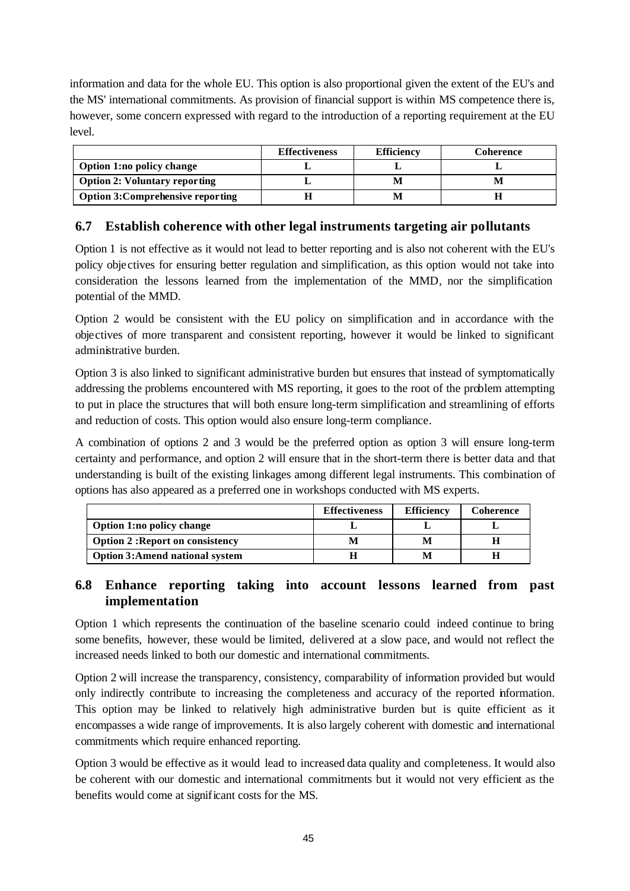information and data for the whole EU. This option is also proportional given the extent of the EU's and the MS' international commitments. As provision of financial support is within MS competence there is, however, some concern expressed with regard to the introduction of a reporting requirement at the EU level.

| | Effectiveness | Efficiency | Coherence |
|---|---|---|---|
| **Option 1:no policy change** | **L** | **L** | **L** |
| **Option 2: Voluntary reporting** | **L** | **M** | **M** |
| **Option 3:Comprehensive reporting** | **H** | **M** | **H** |

## 6.7 Establish coherence with other legal instruments targeting air pollutants

Option 1 is not effective as it would not lead to better reporting and is also not coherent with the EU's policy objectives for ensuring better regulation and simplification, as this option would not take into consideration the lessons learned from the implementation of the MMD, nor the simplification potential of the MMD.

Option 2 would be consistent with the EU policy on simplification and in accordance with the objectives of more transparent and consistent reporting, however it would be linked to significant administrative burden.

Option 3 is also linked to significant administrative burden but ensures that instead of symptomatically addressing the problems encountered with MS reporting, it goes to the root of the problem attempting to put in place the structures that will both ensure long-term simplification and streamlining of efforts and reduction of costs. This option would also ensure long-term compliance.

A combination of options 2 and 3 would be the preferred option as option 3 will ensure long-term certainty and performance, and option 2 will ensure that in the short-term there is better data and that understanding is built of the existing linkages among different legal instruments. This combination of options has also appeared as a preferred one in workshops conducted with MS experts.

| | Effectiveness | Efficiency | Coherence |
|---|---|---|---|
| **Option 1:no policy change** | **L** | **L** | **L** |
| **Option 2 :Report on consistency** | **M** | **M** | **H** |
| **Option 3:Amend national system** | **H** | **M** | **H** |

## 6.8 Enhance reporting taking into account lessons learned from past implementation

Option 1 which represents the continuation of the baseline scenario could indeed continue to bring some benefits, however, these would be limited, delivered at a slow pace, and would not reflect the increased needs linked to both our domestic and international commitments.

Option 2 will increase the transparency, consistency, comparability of information provided but would only indirectly contribute to increasing the completeness and accuracy of the reported information. This option may be linked to relatively high administrative burden but is quite efficient as it encompasses a wide range of improvements. It is also largely coherent with domestic and international commitments which require enhanced reporting.

Option 3 would be effective as it would lead to increased data quality and completeness. It would also be coherent with our domestic and international commitments but it would not very efficient as the benefits would come at significant costs for the MS.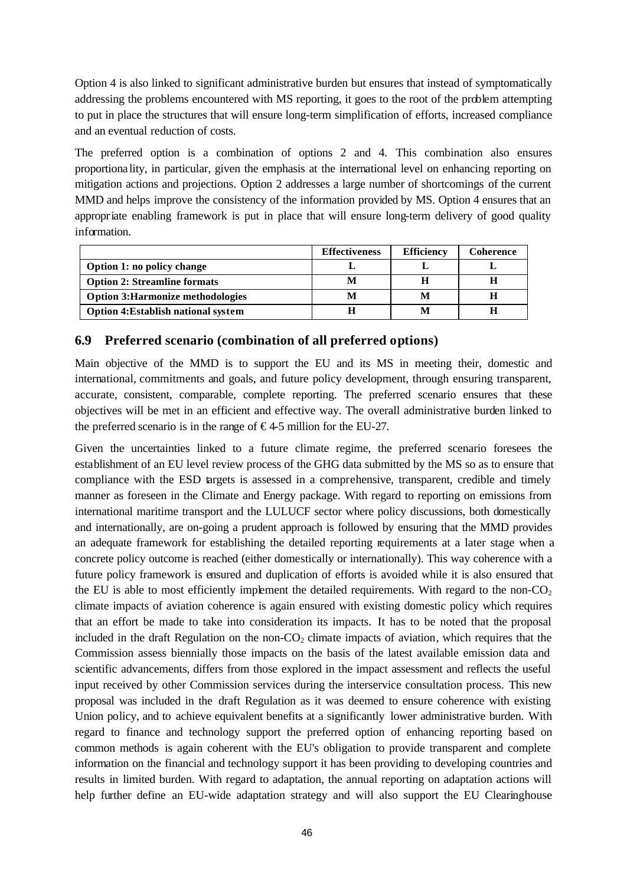Option 4 is also linked to significant administrative burden but ensures that instead of symptomatically addressing the problems encountered with MS reporting, it goes to the root of the problem attempting to put in place the structures that will ensure long-term simplification of efforts, increased compliance and an eventual reduction of costs.

The preferred option is a combination of options 2 and 4. This combination also ensures proportionality, in particular, given the emphasis at the international level on enhancing reporting on mitigation actions and projections. Option 2 addresses a large number of shortcomings of the current MMD and helps improve the consistency of the information provided by MS. Option 4 ensures that an appropriate enabling framework is put in place that will ensure long-term delivery of good quality information.

| | Effectiveness | Efficiency | Coherence |
|---|---|---|---|
| **Option 1: no policy change** | L | L | L |
| **Option 2: Streamline formats** | M | H | H |
| **Option 3:Harmonize methodologies** | M | M | H |
| **Option 4:Establish national system** | H | M | H |

## 6.9 Preferred scenario (combination of all preferred options)

Main objective of the MMD is to support the EU and its MS in meeting their, domestic and international, commitments and goals, and future policy development, through ensuring transparent, accurate, consistent, comparable, complete reporting. The preferred scenario ensures that these objectives will be met in an efficient and effective way. The overall administrative burden linked to the preferred scenario is in the range of €4-5 million for the EU-27.

Given the uncertainties linked to a future climate regime, the preferred scenario foresees the establishment of an EU level review process of the GHG data submitted by the MS so as to ensure that compliance with the ESD targets is assessed in a comprehensive, transparent, credible and timely manner as foreseen in the Climate and Energy package. With regard to reporting on emissions from international maritime transport and the LULUCF sector where policy discussions, both domestically and internationally, are on-going a prudent approach is followed by ensuring that the MMD provides an adequate framework for establishing the detailed reporting requirements at a later stage when a concrete policy outcome is reached (either domestically or internationally). This way coherence with a future policy framework is ensured and duplication of efforts is avoided while it is also ensured that the EU is able to most efficiently implement the detailed requirements. With regard to the non-$CO_2$ climate impacts of aviation coherence is again ensured with existing domestic policy which requires that an effort be made to take into consideration its impacts. It has to be noted that the proposal included in the draft Regulation on the non-$CO_2$ climate impacts of aviation, which requires that the Commission assess biennially those impacts on the basis of the latest available emission data and scientific advancements, differs from those explored in the impact assessment and reflects the useful input received by other Commission services during the interservice consultation process. This new proposal was included in the draft Regulation as it was deemed to ensure coherence with existing Union policy, and to achieve equivalent benefits at a significantly lower administrative burden. With regard to finance and technology support the preferred option of enhancing reporting based on common methods is again coherent with the EU's obligation to provide transparent and complete information on the financial and technology support it has been providing to developing countries and results in limited burden. With regard to adaptation, the annual reporting on adaptation actions will help further define an EU-wide adaptation strategy and will also support the EU Clearinghouse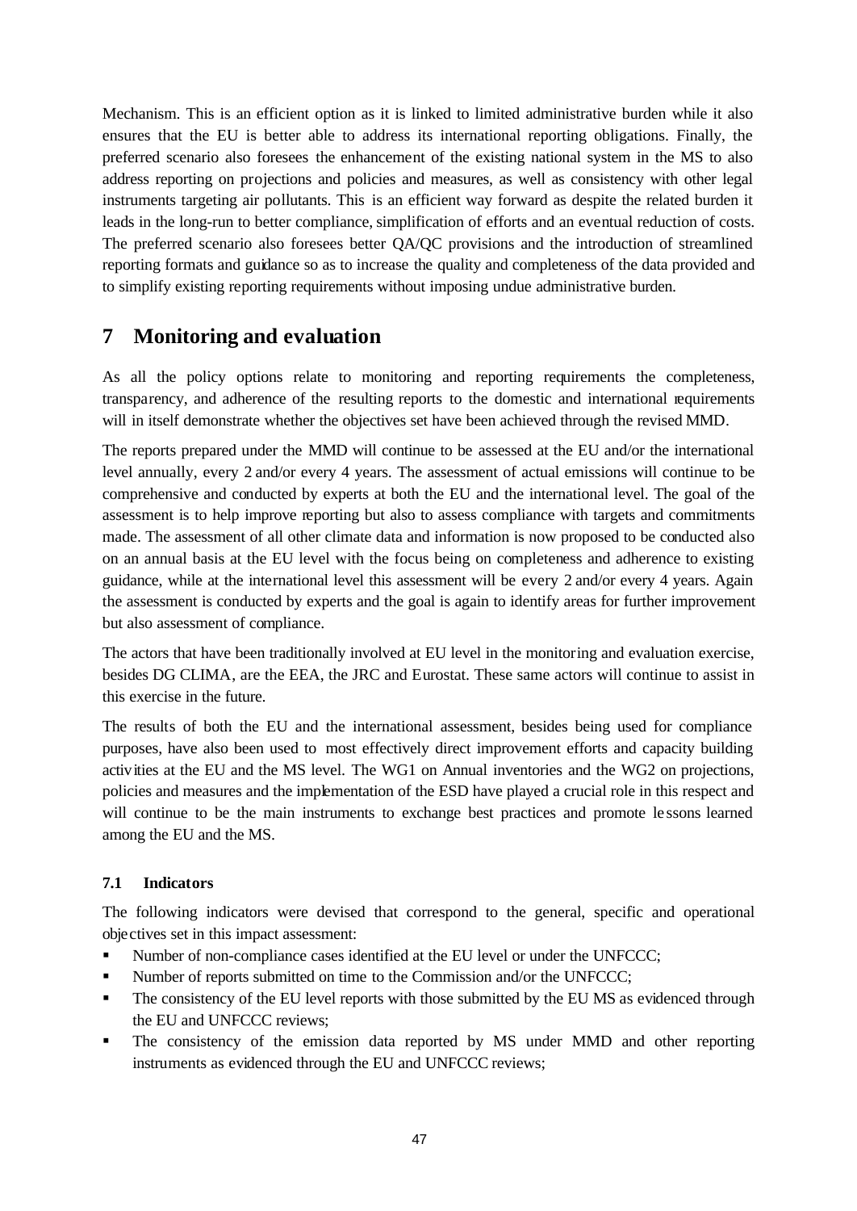Mechanism. This is an efficient option as it is linked to limited administrative burden while it also ensures that the EU is better able to address its international reporting obligations. Finally, the preferred scenario also foresees the enhancement of the existing national system in the MS to also address reporting on projections and policies and measures, as well as consistency with other legal instruments targeting air pollutants. This is an efficient way forward as despite the related burden it leads in the long-run to better compliance, simplification of efforts and an eventual reduction of costs. The preferred scenario also foresees better QA/QC provisions and the introduction of streamlined reporting formats and guidance so as to increase the quality and completeness of the data provided and to simplify existing reporting requirements without imposing undue administrative burden.

# 7 Monitoring and evaluation

As all the policy options relate to monitoring and reporting requirements the completeness, transparency, and adherence of the resulting reports to the domestic and international requirements will in itself demonstrate whether the objectives set have been achieved through the revised MMD.

The reports prepared under the MMD will continue to be assessed at the EU and/or the international level annually, every 2 and/or every 4 years. The assessment of actual emissions will continue to be comprehensive and conducted by experts at both the EU and the international level. The goal of the assessment is to help improve reporting but also to assess compliance with targets and commitments made. The assessment of all other climate data and information is now proposed to be conducted also on an annual basis at the EU level with the focus being on completeness and adherence to existing guidance, while at the international level this assessment will be every 2 and/or every 4 years. Again the assessment is conducted by experts and the goal is again to identify areas for further improvement but also assessment of compliance.

The actors that have been traditionally involved at EU level in the monitoring and evaluation exercise, besides DG CLIMA, are the EEA, the JRC and Eurostat. These same actors will continue to assist in this exercise in the future.

The results of both the EU and the international assessment, besides being used for compliance purposes, have also been used to most effectively direct improvement efforts and capacity building activities at the EU and the MS level. The WG1 on Annual inventories and the WG2 on projections, policies and measures and the implementation of the ESD have played a crucial role in this respect and will continue to be the main instruments to exchange best practices and promote lessons learned among the EU and the MS.

### 7.1 Indicators

The following indicators were devised that correspond to the general, specific and operational objectives set in this impact assessment:

- Number of non-compliance cases identified at the EU level or under the UNFCCC;
- Number of reports submitted on time to the Commission and/or the UNFCCC;
- The consistency of the EU level reports with those submitted by the EU MS as evidenced through the EU and UNFCCC reviews;
- The consistency of the emission data reported by MS under MMD and other reporting instruments as evidenced through the EU and UNFCCC reviews;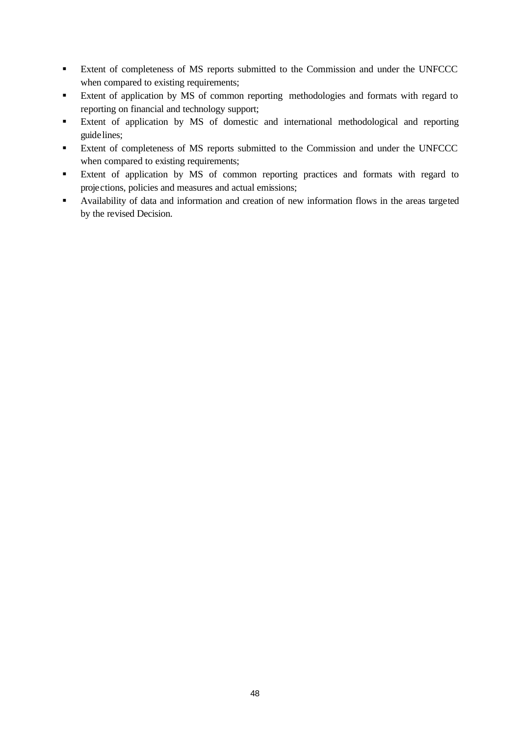- Extent of completeness of MS reports submitted to the Commission and under the UNFCCC when compared to existing requirements;
- Extent of application by MS of common reporting methodologies and formats with regard to reporting on financial and technology support;
- Extent of application by MS of domestic and international methodological and reporting guidelines;
- Extent of completeness of MS reports submitted to the Commission and under the UNFCCC when compared to existing requirements;
- Extent of application by MS of common reporting practices and formats with regard to projections, policies and measures and actual emissions;
- Availability of data and information and creation of new information flows in the areas targeted by the revised Decision.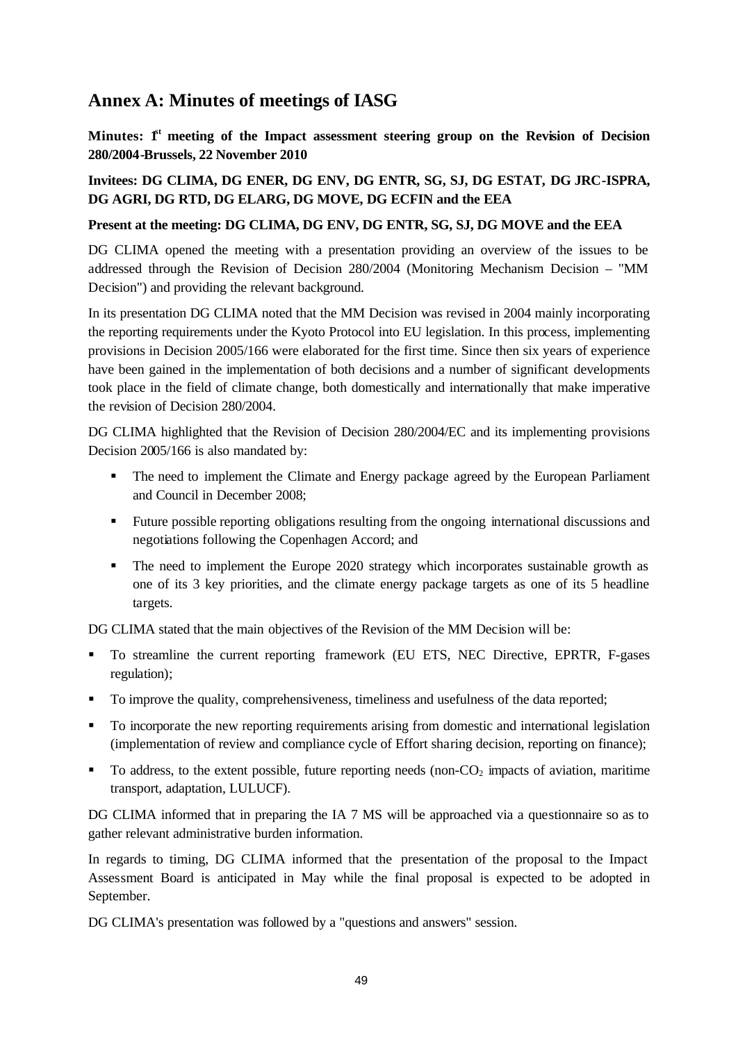## Annex A: Minutes of meetings of IASG

**Minutes: 1[st] meeting of the Impact assessment steering group on the Revision of Decision 280/2004-Brussels, 22 November 2010**

**Invitees: DG CLIMA, DG ENER, DG ENV, DG ENTR, SG, SJ, DG ESTAT, DG JRC-ISPRA, DG AGRI, DG RTD, DG ELARG, DG MOVE, DG ECFIN and the EEA**

**Present at the meeting: DG CLIMA, DG ENV, DG ENTR, SG, SJ, DG MOVE and the EEA**

DG CLIMA opened the meeting with a presentation providing an overview of the issues to be addressed through the Revision of Decision 280/2004 (Monitoring Mechanism Decision – "MM Decision") and providing the relevant background.

In its presentation DG CLIMA noted that the MM Decision was revised in 2004 mainly incorporating the reporting requirements under the Kyoto Protocol into EU legislation. In this process, implementing provisions in Decision 2005/166 were elaborated for the first time. Since then six years of experience have been gained in the implementation of both decisions and a number of significant developments took place in the field of climate change, both domestically and internationally that make imperative the revision of Decision 280/2004.

DG CLIMA highlighted that the Revision of Decision 280/2004/EC and its implementing provisions Decision 2005/166 is also mandated by:

- The need to implement the Climate and Energy package agreed by the European Parliament and Council in December 2008;
- Future possible reporting obligations resulting from the ongoing international discussions and negotiations following the Copenhagen Accord; and
- The need to implement the Europe 2020 strategy which incorporates sustainable growth as one of its 3 key priorities, and the climate energy package targets as one of its 5 headline targets.

DG CLIMA stated that the main objectives of the Revision of the MM Decision will be:

- To streamline the current reporting framework (EU ETS, NEC Directive, EPRTR, F-gases regulation);
- To improve the quality, comprehensiveness, timeliness and usefulness of the data reported;
- To incorporate the new reporting requirements arising from domestic and international legislation (implementation of review and compliance cycle of Effort sharing decision, reporting on finance);
- To address, to the extent possible, future reporting needs (non-$CO_2$ impacts of aviation, maritime transport, adaptation, LULUCF).

DG CLIMA informed that in preparing the IA 7 MS will be approached via a questionnaire so as to gather relevant administrative burden information.

In regards to timing, DG CLIMA informed that the presentation of the proposal to the Impact Assessment Board is anticipated in May while the final proposal is expected to be adopted in September.

DG CLIMA's presentation was followed by a "questions and answers" session.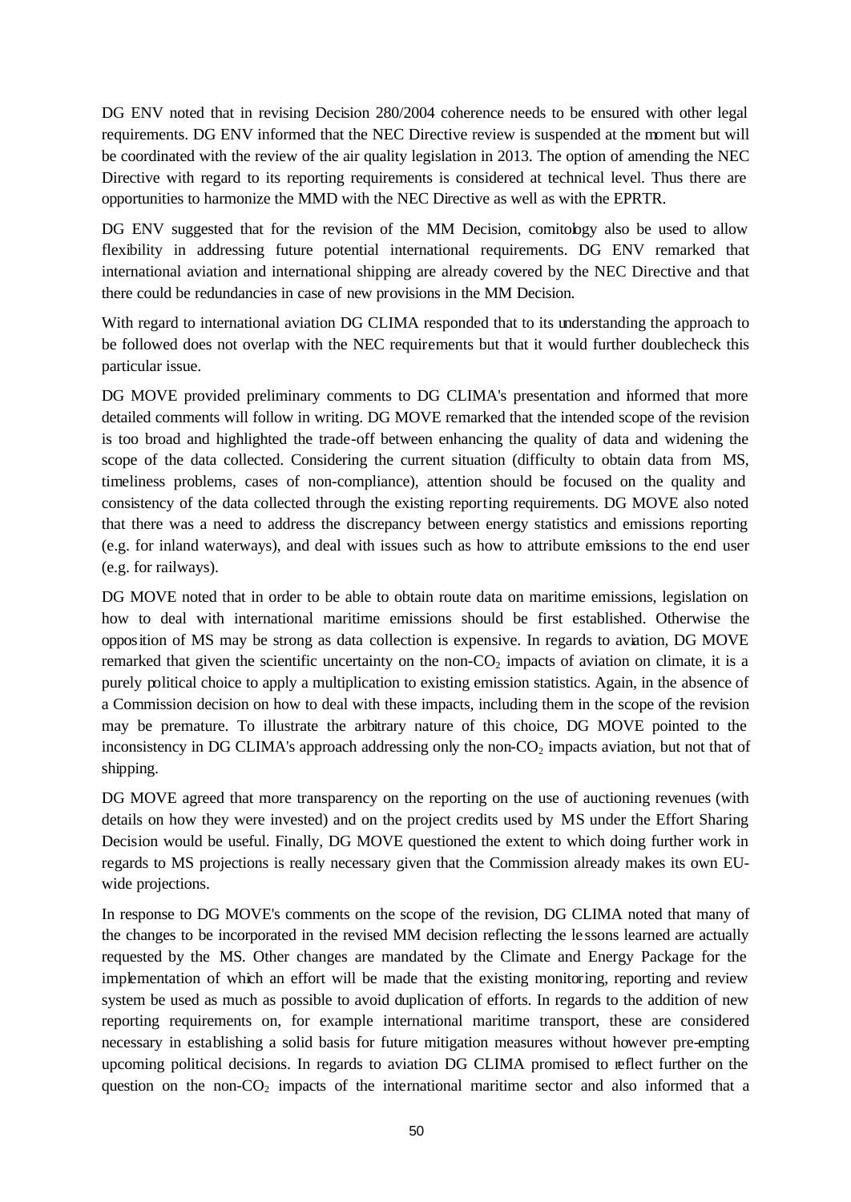DG ENV noted that in revising Decision 280/2004 coherence needs to be ensured with other legal requirements. DG ENV informed that the NEC Directive review is suspended at the moment but will be coordinated with the review of the air quality legislation in 2013. The option of amending the NEC Directive with regard to its reporting requirements is considered at technical level. Thus there are opportunities to harmonize the MMD with the NEC Directive as well as with the EPRTR.

DG ENV suggested that for the revision of the MM Decision, comitology also be used to allow flexibility in addressing future potential international requirements. DG ENV remarked that international aviation and international shipping are already covered by the NEC Directive and that there could be redundancies in case of new provisions in the MM Decision.

With regard to international aviation DG CLIMA responded that to its understanding the approach to be followed does not overlap with the NEC requirements but that it would further doublecheck this particular issue.

DG MOVE provided preliminary comments to DG CLIMA's presentation and informed that more detailed comments will follow in writing. DG MOVE remarked that the intended scope of the revision is too broad and highlighted the trade-off between enhancing the quality of data and widening the scope of the data collected. Considering the current situation (difficulty to obtain data from MS, timeliness problems, cases of non-compliance), attention should be focused on the quality and consistency of the data collected through the existing reporting requirements. DG MOVE also noted that there was a need to address the discrepancy between energy statistics and emissions reporting (e.g. for inland waterways), and deal with issues such as how to attribute emissions to the end user (e.g. for railways).

DG MOVE noted that in order to be able to obtain route data on maritime emissions, legislation on how to deal with international maritime emissions should be first established. Otherwise the opposition of MS may be strong as data collection is expensive. In regards to aviation, DG MOVE remarked that given the scientific uncertainty on the non-$CO_2$ impacts of aviation on climate, it is a purely political choice to apply a multiplication to existing emission statistics. Again, in the absence of a Commission decision on how to deal with these impacts, including them in the scope of the revision may be premature. To illustrate the arbitrary nature of this choice, DG MOVE pointed to the inconsistency in DG CLIMA's approach addressing only the non-$CO_2$ impacts aviation, but not that of shipping.

DG MOVE agreed that more transparency on the reporting on the use of auctioning revenues (with details on how they were invested) and on the project credits used by MS under the Effort Sharing Decision would be useful. Finally, DG MOVE questioned the extent to which doing further work in regards to MS projections is really necessary given that the Commission already makes its own EU-wide projections.

In response to DG MOVE's comments on the scope of the revision, DG CLIMA noted that many of the changes to be incorporated in the revised MM decision reflecting the lessons learned are actually requested by the MS. Other changes are mandated by the Climate and Energy Package for the implementation of which an effort will be made that the existing monitoring, reporting and review system be used as much as possible to avoid duplication of efforts. In regards to the addition of new reporting requirements on, for example international maritime transport, these are considered necessary in establishing a solid basis for future mitigation measures without however pre-empting upcoming political decisions. In regards to aviation DG CLIMA promised to reflect further on the question on the non-$CO_2$ impacts of the international maritime sector and also informed that a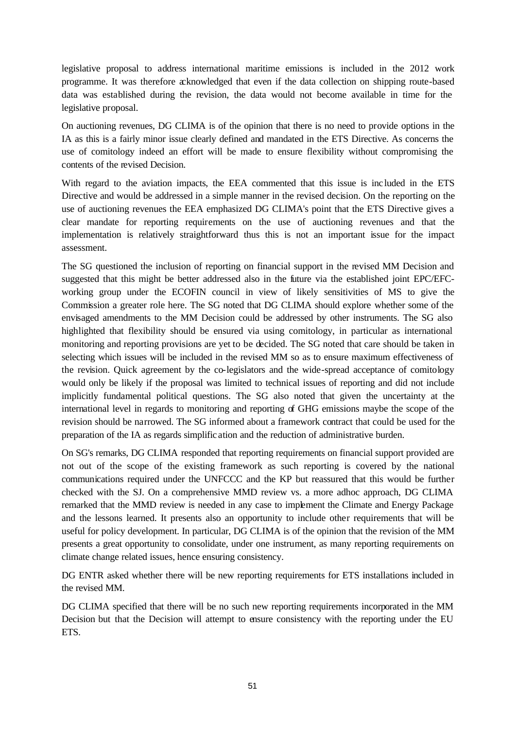legislative proposal to address international maritime emissions is included in the 2012 work programme. It was therefore acknowledged that even if the data collection on shipping route-based data was established during the revision, the data would not become available in time for the legislative proposal.

On auctioning revenues, DG CLIMA is of the opinion that there is no need to provide options in the IA as this is a fairly minor issue clearly defined and mandated in the ETS Directive. As concerns the use of comitology indeed an effort will be made to ensure flexibility without compromising the contents of the revised Decision.

With regard to the aviation impacts, the EEA commented that this issue is included in the ETS Directive and would be addressed in a simple manner in the revised decision. On the reporting on the use of auctioning revenues the EEA emphasized DG CLIMA's point that the ETS Directive gives a clear mandate for reporting requirements on the use of auctioning revenues and that the implementation is relatively straightforward thus this is not an important issue for the impact assessment.

The SG questioned the inclusion of reporting on financial support in the revised MM Decision and suggested that this might be better addressed also in the future via the established joint EPC/EFC-working group under the ECOFIN council in view of likely sensitivities of MS to give the Commission a greater role here. The SG noted that DG CLIMA should explore whether some of the envisaged amendments to the MM Decision could be addressed by other instruments. The SG also highlighted that flexibility should be ensured via using comitology, in particular as international monitoring and reporting provisions are yet to be decided. The SG noted that care should be taken in selecting which issues will be included in the revised MM so as to ensure maximum effectiveness of the revision. Quick agreement by the co-legislators and the wide-spread acceptance of comitology would only be likely if the proposal was limited to technical issues of reporting and did not include implicitly fundamental political questions. The SG also noted that given the uncertainty at the international level in regards to monitoring and reporting of GHG emissions maybe the scope of the revision should be narrowed. The SG informed about a framework contract that could be used for the preparation of the IA as regards simplification and the reduction of administrative burden.

On SG's remarks, DG CLIMA responded that reporting requirements on financial support provided are not out of the scope of the existing framework as such reporting is covered by the national communications required under the UNFCCC and the KP but reassured that this would be further checked with the SJ. On a comprehensive MMD review vs. a more adhoc approach, DG CLIMA remarked that the MMD review is needed in any case to implement the Climate and Energy Package and the lessons learned. It presents also an opportunity to include other requirements that will be useful for policy development. In particular, DG CLIMA is of the opinion that the revision of the MM presents a great opportunity to consolidate, under one instrument, as many reporting requirements on climate change related issues, hence ensuring consistency.

DG ENTR asked whether there will be new reporting requirements for ETS installations included in the revised MM.

DG CLIMA specified that there will be no such new reporting requirements incorporated in the MM Decision but that the Decision will attempt to ensure consistency with the reporting under the EU ETS.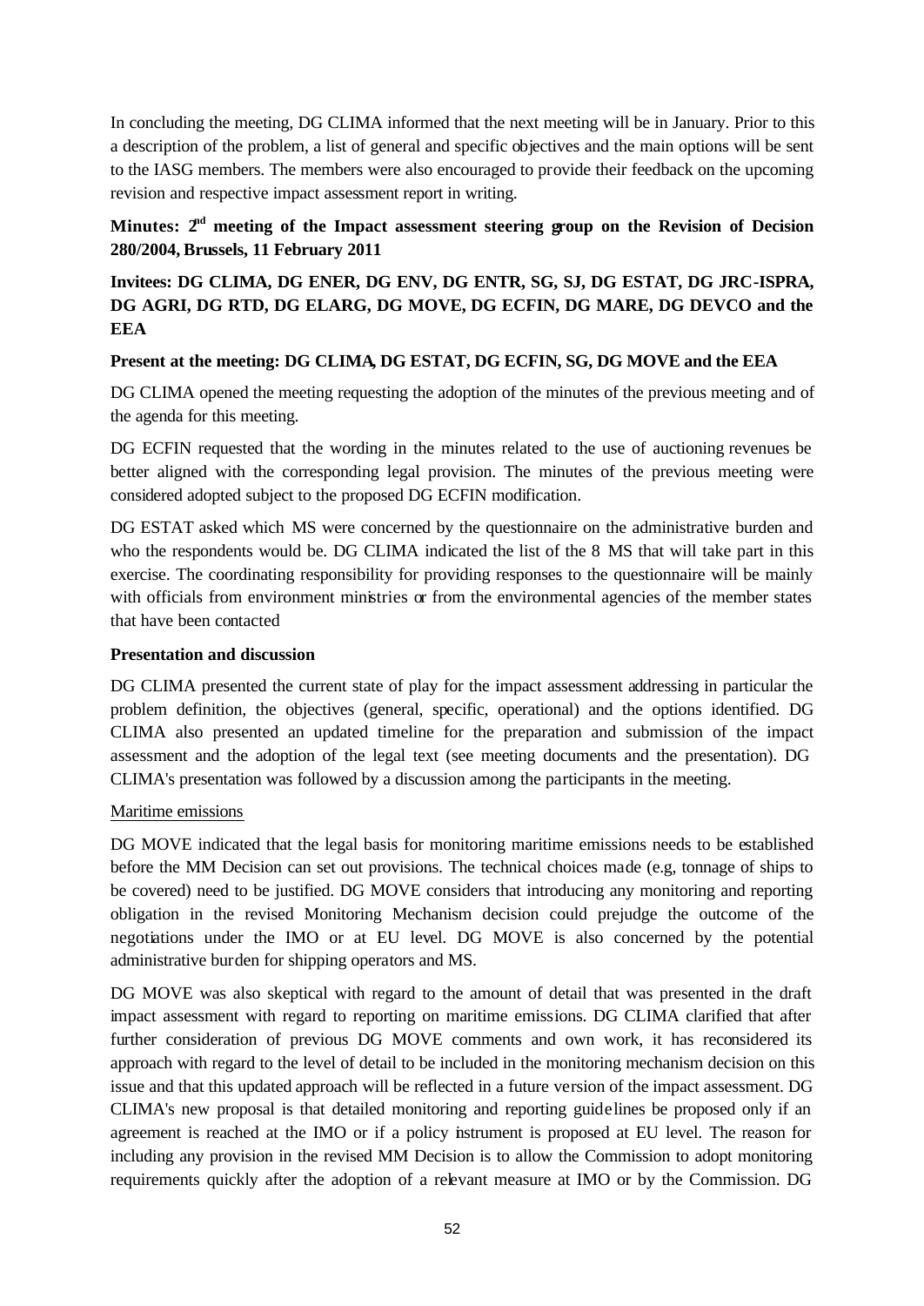In concluding the meeting, DG CLIMA informed that the next meeting will be in January. Prior to this a description of the problem, a list of general and specific objectives and the main options will be sent to the IASG members. The members were also encouraged to provide their feedback on the upcoming revision and respective impact assessment report in writing.

**Minutes: 2nd meeting of the Impact assessment steering group on the Revision of Decision 280/2004, Brussels, 11 February 2011**

**Invitees: DG CLIMA, DG ENER, DG ENV, DG ENTR, SG, SJ, DG ESTAT, DG JRC-ISPRA, DG AGRI, DG RTD, DG ELARG, DG MOVE, DG ECFIN, DG MARE, DG DEVCO and the EEA**

**Present at the meeting: DG CLIMA, DG ESTAT, DG ECFIN, SG, DG MOVE and the EEA**

DG CLIMA opened the meeting requesting the adoption of the minutes of the previous meeting and of the agenda for this meeting.

DG ECFIN requested that the wording in the minutes related to the use of auctioning revenues be better aligned with the corresponding legal provision. The minutes of the previous meeting were considered adopted subject to the proposed DG ECFIN modification.

DG ESTAT asked which MS were concerned by the questionnaire on the administrative burden and who the respondents would be. DG CLIMA indicated the list of the 8 MS that will take part in this exercise. The coordinating responsibility for providing responses to the questionnaire will be mainly with officials from environment ministries or from the environmental agencies of the member states that have been contacted

**Presentation and discussion**

DG CLIMA presented the current state of play for the impact assessment addressing in particular the problem definition, the objectives (general, specific, operational) and the options identified. DG CLIMA also presented an updated timeline for the preparation and submission of the impact assessment and the adoption of the legal text (see meeting documents and the presentation). DG CLIMA's presentation was followed by a discussion among the participants in the meeting.

Maritime emissions

DG MOVE indicated that the legal basis for monitoring maritime emissions needs to be established before the MM Decision can set out provisions. The technical choices made (e.g, tonnage of ships to be covered) need to be justified. DG MOVE considers that introducing any monitoring and reporting obligation in the revised Monitoring Mechanism decision could prejudge the outcome of the negotiations under the IMO or at EU level. DG MOVE is also concerned by the potential administrative burden for shipping operators and MS.

DG MOVE was also skeptical with regard to the amount of detail that was presented in the draft impact assessment with regard to reporting on maritime emissions. DG CLIMA clarified that after further consideration of previous DG MOVE comments and own work, it has reconsidered its approach with regard to the level of detail to be included in the monitoring mechanism decision on this issue and that this updated approach will be reflected in a future version of the impact assessment. DG CLIMA's new proposal is that detailed monitoring and reporting guidelines be proposed only if an agreement is reached at the IMO or if a policy instrument is proposed at EU level. The reason for including any provision in the revised MM Decision is to allow the Commission to adopt monitoring requirements quickly after the adoption of a relevant measure at IMO or by the Commission. DG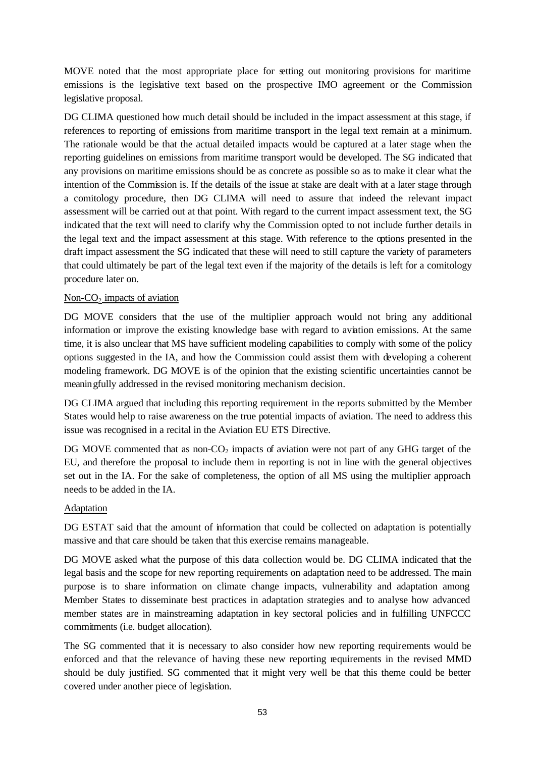MOVE noted that the most appropriate place for setting out monitoring provisions for maritime emissions is the legislative text based on the prospective IMO agreement or the Commission legislative proposal.

DG CLIMA questioned how much detail should be included in the impact assessment at this stage, if references to reporting of emissions from maritime transport in the legal text remain at a minimum. The rationale would be that the actual detailed impacts would be captured at a later stage when the reporting guidelines on emissions from maritime transport would be developed. The SG indicated that any provisions on maritime emissions should be as concrete as possible so as to make it clear what the intention of the Commission is. If the details of the issue at stake are dealt with at a later stage through a comitology procedure, then DG CLIMA will need to assure that indeed the relevant impact assessment will be carried out at that point. With regard to the current impact assessment text, the SG indicated that the text will need to clarify why the Commission opted to not include further details in the legal text and the impact assessment at this stage. With reference to the options presented in the draft impact assessment the SG indicated that these will need to still capture the variety of parameters that could ultimately be part of the legal text even if the majority of the details is left for a comitology procedure later on.

Non-$CO_2$ impacts of aviation

DG MOVE considers that the use of the multiplier approach would not bring any additional information or improve the existing knowledge base with regard to aviation emissions. At the same time, it is also unclear that MS have sufficient modeling capabilities to comply with some of the policy options suggested in the IA, and how the Commission could assist them with developing a coherent modeling framework. DG MOVE is of the opinion that the existing scientific uncertainties cannot be meaningfully addressed in the revised monitoring mechanism decision.

DG CLIMA argued that including this reporting requirement in the reports submitted by the Member States would help to raise awareness on the true potential impacts of aviation. The need to address this issue was recognised in a recital in the Aviation EU ETS Directive.

DG MOVE commented that as non-$CO_2$ impacts of aviation were not part of any GHG target of the EU, and therefore the proposal to include them in reporting is not in line with the general objectives set out in the IA. For the sake of completeness, the option of all MS using the multiplier approach needs to be added in the IA.

Adaptation

DG ESTAT said that the amount of information that could be collected on adaptation is potentially massive and that care should be taken that this exercise remains manageable.

DG MOVE asked what the purpose of this data collection would be. DG CLIMA indicated that the legal basis and the scope for new reporting requirements on adaptation need to be addressed. The main purpose is to share information on climate change impacts, vulnerability and adaptation among Member States to disseminate best practices in adaptation strategies and to analyse how advanced member states are in mainstreaming adaptation in key sectoral policies and in fulfilling UNFCCC commitments (i.e. budget allocation).

The SG commented that it is necessary to also consider how new reporting requirements would be enforced and that the relevance of having these new reporting requirements in the revised MMD should be duly justified. SG commented that it might very well be that this theme could be better covered under another piece of legislation.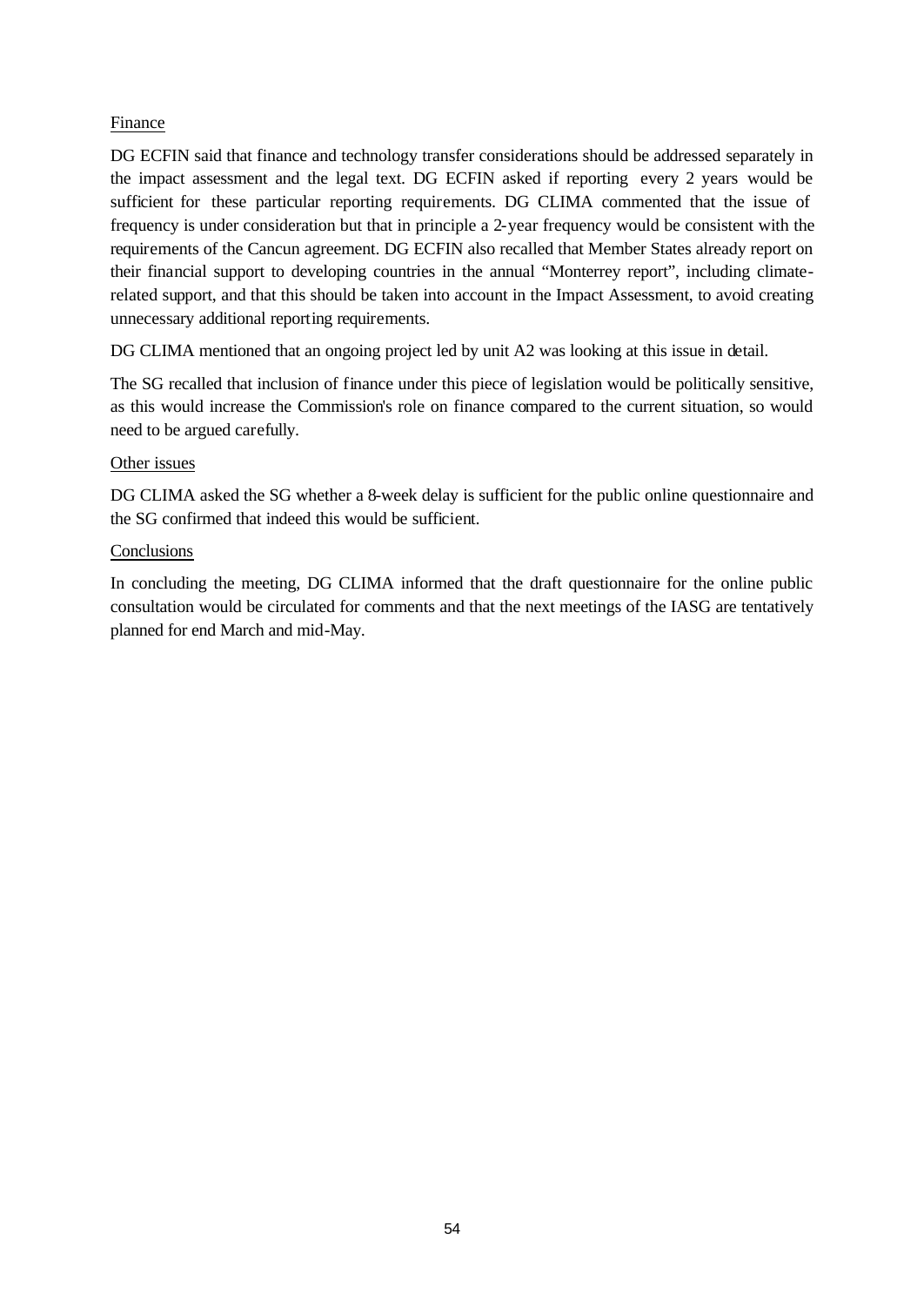Finance

DG ECFIN said that finance and technology transfer considerations should be addressed separately in the impact assessment and the legal text. DG ECFIN asked if reporting every 2 years would be sufficient for these particular reporting requirements. DG CLIMA commented that the issue of frequency is under consideration but that in principle a 2-year frequency would be consistent with the requirements of the Cancun agreement. DG ECFIN also recalled that Member States already report on their financial support to developing countries in the annual "Monterrey report", including climate-related support, and that this should be taken into account in the Impact Assessment, to avoid creating unnecessary additional reporting requirements.

DG CLIMA mentioned that an ongoing project led by unit A2 was looking at this issue in detail.

The SG recalled that inclusion of finance under this piece of legislation would be politically sensitive, as this would increase the Commission's role on finance compared to the current situation, so would need to be argued carefully.

Other issues

DG CLIMA asked the SG whether a 8-week delay is sufficient for the public online questionnaire and the SG confirmed that indeed this would be sufficient.

Conclusions

In concluding the meeting, DG CLIMA informed that the draft questionnaire for the online public consultation would be circulated for comments and that the next meetings of the IASG are tentatively planned for end March and mid-May.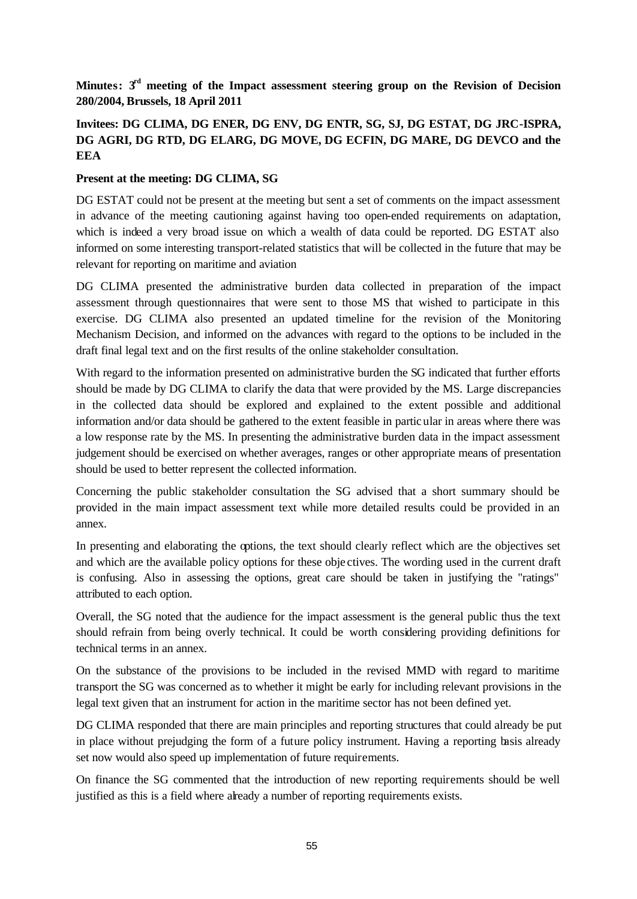**Minutes: 3rd meeting of the Impact assessment steering group on the Revision of Decision 280/2004, Brussels, 18 April 2011**

**Invitees: DG CLIMA, DG ENER, DG ENV, DG ENTR, SG, SJ, DG ESTAT, DG JRC-ISPRA, DG AGRI, DG RTD, DG ELARG, DG MOVE, DG ECFIN, DG MARE, DG DEVCO and the EEA**

**Present at the meeting: DG CLIMA, SG**

DG ESTAT could not be present at the meeting but sent a set of comments on the impact assessment in advance of the meeting cautioning against having too open-ended requirements on adaptation, which is indeed a very broad issue on which a wealth of data could be reported. DG ESTAT also informed on some interesting transport-related statistics that will be collected in the future that may be relevant for reporting on maritime and aviation

DG CLIMA presented the administrative burden data collected in preparation of the impact assessment through questionnaires that were sent to those MS that wished to participate in this exercise. DG CLIMA also presented an updated timeline for the revision of the Monitoring Mechanism Decision, and informed on the advances with regard to the options to be included in the draft final legal text and on the first results of the online stakeholder consultation.

With regard to the information presented on administrative burden the SG indicated that further efforts should be made by DG CLIMA to clarify the data that were provided by the MS. Large discrepancies in the collected data should be explored and explained to the extent possible and additional information and/or data should be gathered to the extent feasible in particular in areas where there was a low response rate by the MS. In presenting the administrative burden data in the impact assessment judgement should be exercised on whether averages, ranges or other appropriate means of presentation should be used to better represent the collected information.

Concerning the public stakeholder consultation the SG advised that a short summary should be provided in the main impact assessment text while more detailed results could be provided in an annex.

In presenting and elaborating the options, the text should clearly reflect which are the objectives set and which are the available policy options for these objectives. The wording used in the current draft is confusing. Also in assessing the options, great care should be taken in justifying the "ratings" attributed to each option.

Overall, the SG noted that the audience for the impact assessment is the general public thus the text should refrain from being overly technical. It could be worth considering providing definitions for technical terms in an annex.

On the substance of the provisions to be included in the revised MMD with regard to maritime transport the SG was concerned as to whether it might be early for including relevant provisions in the legal text given that an instrument for action in the maritime sector has not been defined yet.

DG CLIMA responded that there are main principles and reporting structures that could already be put in place without prejudging the form of a future policy instrument. Having a reporting basis already set now would also speed up implementation of future requirements.

On finance the SG commented that the introduction of new reporting requirements should be well justified as this is a field where already a number of reporting requirements exists.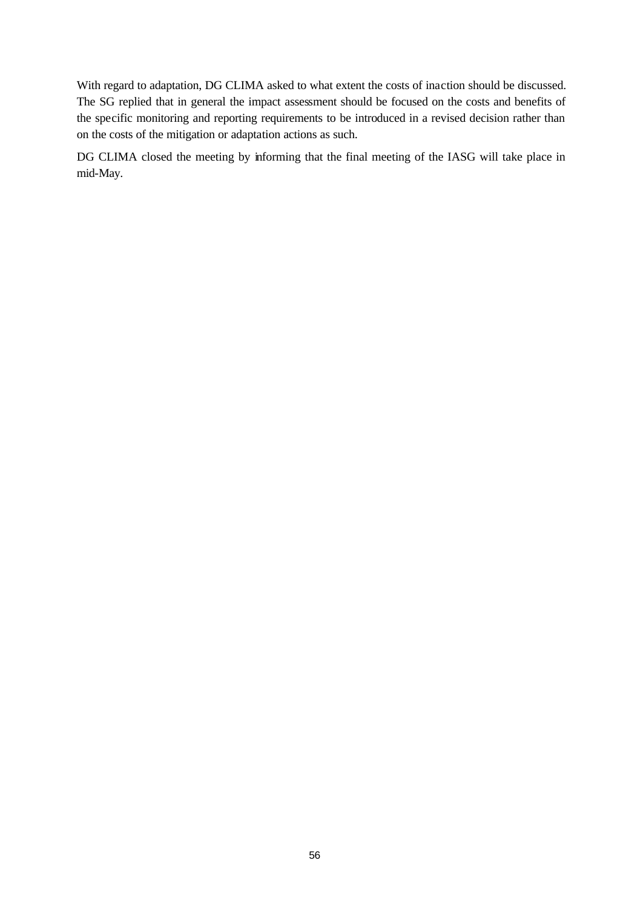With regard to adaptation, DG CLIMA asked to what extent the costs of inaction should be discussed. The SG replied that in general the impact assessment should be focused on the costs and benefits of the specific monitoring and reporting requirements to be introduced in a revised decision rather than on the costs of the mitigation or adaptation actions as such.

DG CLIMA closed the meeting by informing that the final meeting of the IASG will take place in mid-May.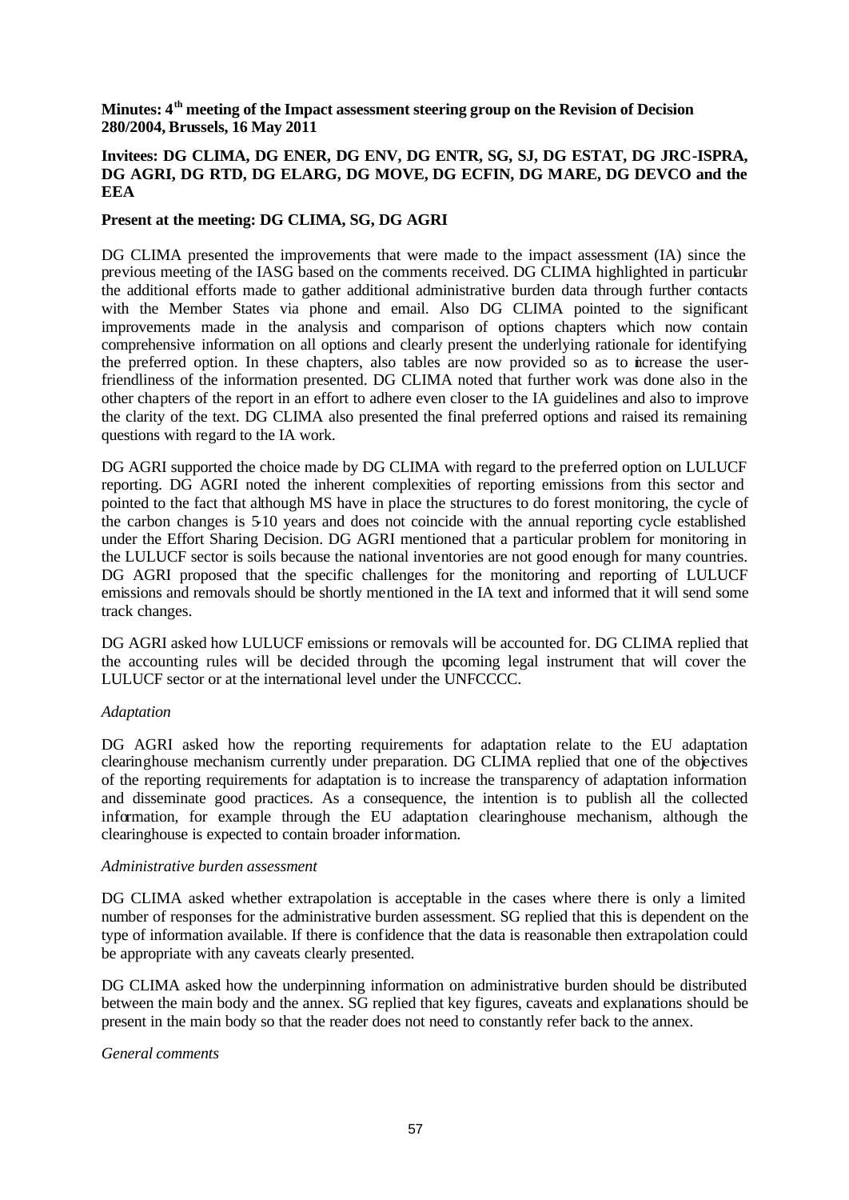**Minutes: 4th meeting of the Impact assessment steering group on the Revision of Decision 280/2004, Brussels, 16 May 2011**

**Invitees: DG CLIMA, DG ENER, DG ENV, DG ENTR, SG, SJ, DG ESTAT, DG JRC-ISPRA, DG AGRI, DG RTD, DG ELARG, DG MOVE, DG ECFIN, DG MARE, DG DEVCO and the EEA**

**Present at the meeting: DG CLIMA, SG, DG AGRI**

DG CLIMA presented the improvements that were made to the impact assessment (IA) since the previous meeting of the IASG based on the comments received. DG CLIMA highlighted in particular the additional efforts made to gather additional administrative burden data through further contacts with the Member States via phone and email. Also DG CLIMA pointed to the significant improvements made in the analysis and comparison of options chapters which now contain comprehensive information on all options and clearly present the underlying rationale for identifying the preferred option. In these chapters, also tables are now provided so as to increase the user-friendliness of the information presented. DG CLIMA noted that further work was done also in the other chapters of the report in an effort to adhere even closer to the IA guidelines and also to improve the clarity of the text. DG CLIMA also presented the final preferred options and raised its remaining questions with regard to the IA work.

DG AGRI supported the choice made by DG CLIMA with regard to the preferred option on LULUCF reporting. DG AGRI noted the inherent complexities of reporting emissions from this sector and pointed to the fact that although MS have in place the structures to do forest monitoring, the cycle of the carbon changes is 5-10 years and does not coincide with the annual reporting cycle established under the Effort Sharing Decision. DG AGRI mentioned that a particular problem for monitoring in the LULUCF sector is soils because the national inventories are not good enough for many countries. DG AGRI proposed that the specific challenges for the monitoring and reporting of LULUCF emissions and removals should be shortly mentioned in the IA text and informed that it will send some track changes.

DG AGRI asked how LULUCF emissions or removals will be accounted for. DG CLIMA replied that the accounting rules will be decided through the upcoming legal instrument that will cover the LULUCF sector or at the international level under the UNFCCCC.

*Adaptation*

DG AGRI asked how the reporting requirements for adaptation relate to the EU adaptation clearinghouse mechanism currently under preparation. DG CLIMA replied that one of the objectives of the reporting requirements for adaptation is to increase the transparency of adaptation information and disseminate good practices. As a consequence, the intention is to publish all the collected information, for example through the EU adaptation clearinghouse mechanism, although the clearinghouse is expected to contain broader information.

*Administrative burden assessment*

DG CLIMA asked whether extrapolation is acceptable in the cases where there is only a limited number of responses for the administrative burden assessment. SG replied that this is dependent on the type of information available. If there is confidence that the data is reasonable then extrapolation could be appropriate with any caveats clearly presented.

DG CLIMA asked how the underpinning information on administrative burden should be distributed between the main body and the annex. SG replied that key figures, caveats and explanations should be present in the main body so that the reader does not need to constantly refer back to the annex.

*General comments*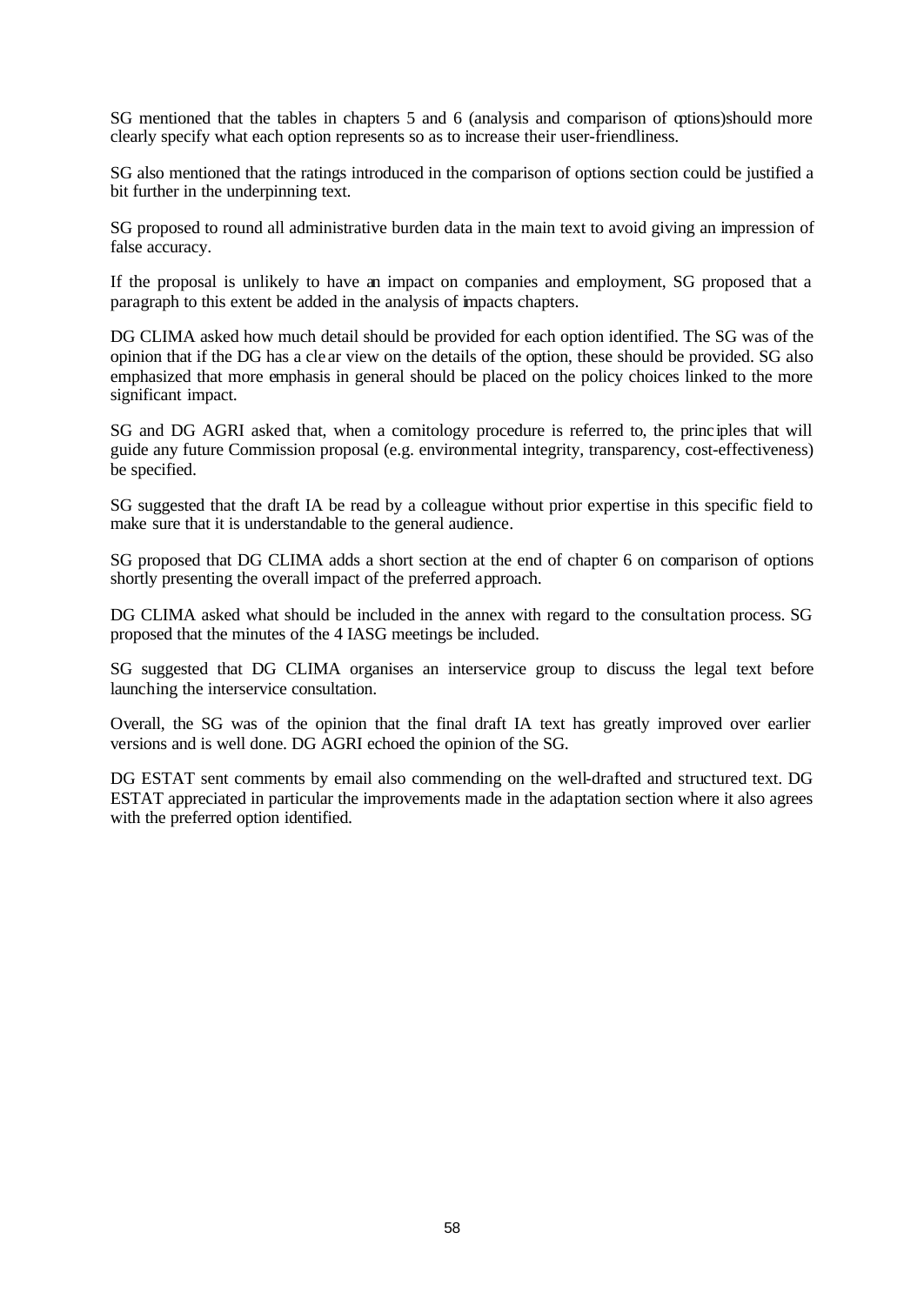SG mentioned that the tables in chapters 5 and 6 (analysis and comparison of options)should more clearly specify what each option represents so as to increase their user-friendliness.

SG also mentioned that the ratings introduced in the comparison of options section could be justified a bit further in the underpinning text.

SG proposed to round all administrative burden data in the main text to avoid giving an impression of false accuracy.

If the proposal is unlikely to have an impact on companies and employment, SG proposed that a paragraph to this extent be added in the analysis of impacts chapters.

DG CLIMA asked how much detail should be provided for each option identified. The SG was of the opinion that if the DG has a clear view on the details of the option, these should be provided. SG also emphasized that more emphasis in general should be placed on the policy choices linked to the more significant impact.

SG and DG AGRI asked that, when a comitology procedure is referred to, the principles that will guide any future Commission proposal (e.g. environmental integrity, transparency, cost-effectiveness) be specified.

SG suggested that the draft IA be read by a colleague without prior expertise in this specific field to make sure that it is understandable to the general audience.

SG proposed that DG CLIMA adds a short section at the end of chapter 6 on comparison of options shortly presenting the overall impact of the preferred approach.

DG CLIMA asked what should be included in the annex with regard to the consultation process. SG proposed that the minutes of the 4 IASG meetings be included.

SG suggested that DG CLIMA organises an interservice group to discuss the legal text before launching the interservice consultation.

Overall, the SG was of the opinion that the final draft IA text has greatly improved over earlier versions and is well done. DG AGRI echoed the opinion of the SG.

DG ESTAT sent comments by email also commending on the well-drafted and structured text. DG ESTAT appreciated in particular the improvements made in the adaptation section where it also agrees with the preferred option identified.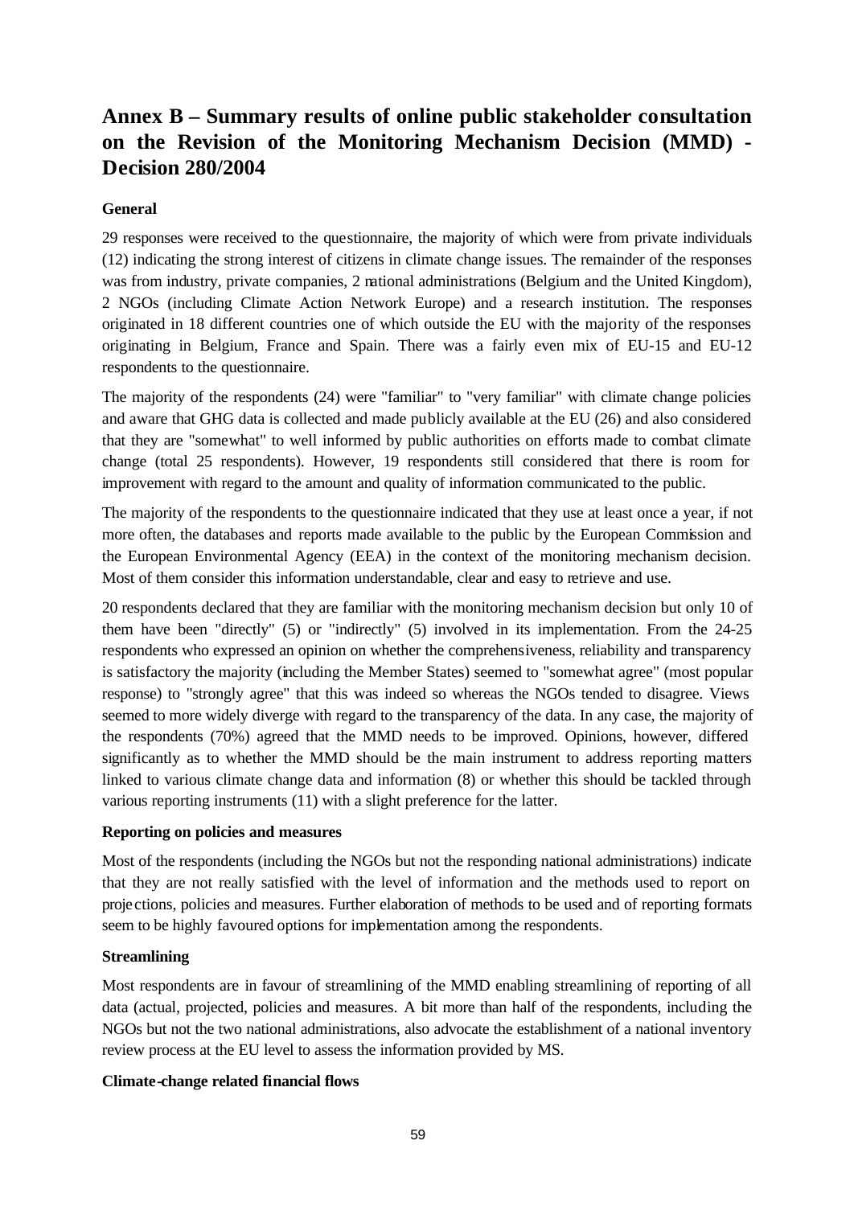# Annex B – Summary results of online public stakeholder consultation on the Revision of the Monitoring Mechanism Decision (MMD) - Decision 280/2004

**General**

29 responses were received to the questionnaire, the majority of which were from private individuals (12) indicating the strong interest of citizens in climate change issues. The remainder of the responses was from industry, private companies, 2 national administrations (Belgium and the United Kingdom), 2 NGOs (including Climate Action Network Europe) and a research institution. The responses originated in 18 different countries one of which outside the EU with the majority of the responses originating in Belgium, France and Spain. There was a fairly even mix of EU-15 and EU-12 respondents to the questionnaire.

The majority of the respondents (24) were "familiar" to "very familiar" with climate change policies and aware that GHG data is collected and made publicly available at the EU (26) and also considered that they are "somewhat" to well informed by public authorities on efforts made to combat climate change (total 25 respondents). However, 19 respondents still considered that there is room for improvement with regard to the amount and quality of information communicated to the public.

The majority of the respondents to the questionnaire indicated that they use at least once a year, if not more often, the databases and reports made available to the public by the European Commission and the European Environmental Agency (EEA) in the context of the monitoring mechanism decision. Most of them consider this information understandable, clear and easy to retrieve and use.

20 respondents declared that they are familiar with the monitoring mechanism decision but only 10 of them have been "directly" (5) or "indirectly" (5) involved in its implementation. From the 24-25 respondents who expressed an opinion on whether the comprehensiveness, reliability and transparency is satisfactory the majority (including the Member States) seemed to "somewhat agree" (most popular response) to "strongly agree" that this was indeed so whereas the NGOs tended to disagree. Views seemed to more widely diverge with regard to the transparency of the data. In any case, the majority of the respondents (70%) agreed that the MMD needs to be improved. Opinions, however, differed significantly as to whether the MMD should be the main instrument to address reporting matters linked to various climate change data and information (8) or whether this should be tackled through various reporting instruments (11) with a slight preference for the latter.

**Reporting on policies and measures**

Most of the respondents (including the NGOs but not the responding national administrations) indicate that they are not really satisfied with the level of information and the methods used to report on projections, policies and measures. Further elaboration of methods to be used and of reporting formats seem to be highly favoured options for implementation among the respondents.

**Streamlining**

Most respondents are in favour of streamlining of the MMD enabling streamlining of reporting of all data (actual, projected, policies and measures. A bit more than half of the respondents, including the NGOs but not the two national administrations, also advocate the establishment of a national inventory review process at the EU level to assess the information provided by MS.

**Climate-change related financial flows**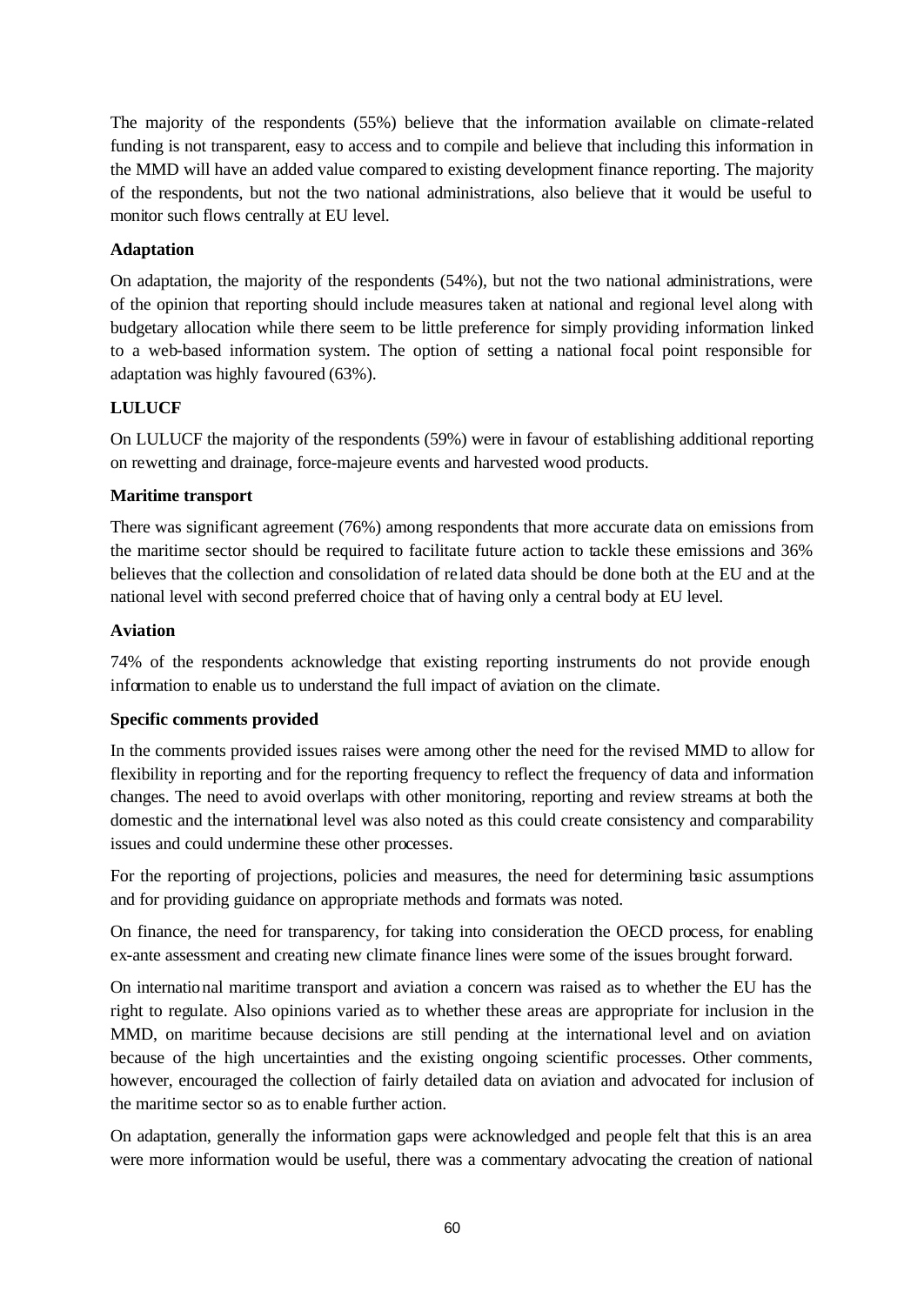The majority of the respondents (55%) believe that the information available on climate-related funding is not transparent, easy to access and to compile and believe that including this information in the MMD will have an added value compared to existing development finance reporting. The majority of the respondents, but not the two national administrations, also believe that it would be useful to monitor such flows centrally at EU level.

**Adaptation**

On adaptation, the majority of the respondents (54%), but not the two national administrations, were of the opinion that reporting should include measures taken at national and regional level along with budgetary allocation while there seem to be little preference for simply providing information linked to a web-based information system. The option of setting a national focal point responsible for adaptation was highly favoured (63%).

**LULUCF**

On LULUCF the majority of the respondents (59%) were in favour of establishing additional reporting on rewetting and drainage, force-majeure events and harvested wood products.

**Maritime transport**

There was significant agreement (76%) among respondents that more accurate data on emissions from the maritime sector should be required to facilitate future action to tackle these emissions and 36% believes that the collection and consolidation of related data should be done both at the EU and at the national level with second preferred choice that of having only a central body at EU level.

**Aviation**

74% of the respondents acknowledge that existing reporting instruments do not provide enough information to enable us to understand the full impact of aviation on the climate.

**Specific comments provided**

In the comments provided issues raises were among other the need for the revised MMD to allow for flexibility in reporting and for the reporting frequency to reflect the frequency of data and information changes. The need to avoid overlaps with other monitoring, reporting and review streams at both the domestic and the international level was also noted as this could create consistency and comparability issues and could undermine these other processes.

For the reporting of projections, policies and measures, the need for determining basic assumptions and for providing guidance on appropriate methods and formats was noted.

On finance, the need for transparency, for taking into consideration the OECD process, for enabling ex-ante assessment and creating new climate finance lines were some of the issues brought forward.

On international maritime transport and aviation a concern was raised as to whether the EU has the right to regulate. Also opinions varied as to whether these areas are appropriate for inclusion in the MMD, on maritime because decisions are still pending at the international level and on aviation because of the high uncertainties and the existing ongoing scientific processes. Other comments, however, encouraged the collection of fairly detailed data on aviation and advocated for inclusion of the maritime sector so as to enable further action.

On adaptation, generally the information gaps were acknowledged and people felt that this is an area were more information would be useful, there was a commentary advocating the creation of national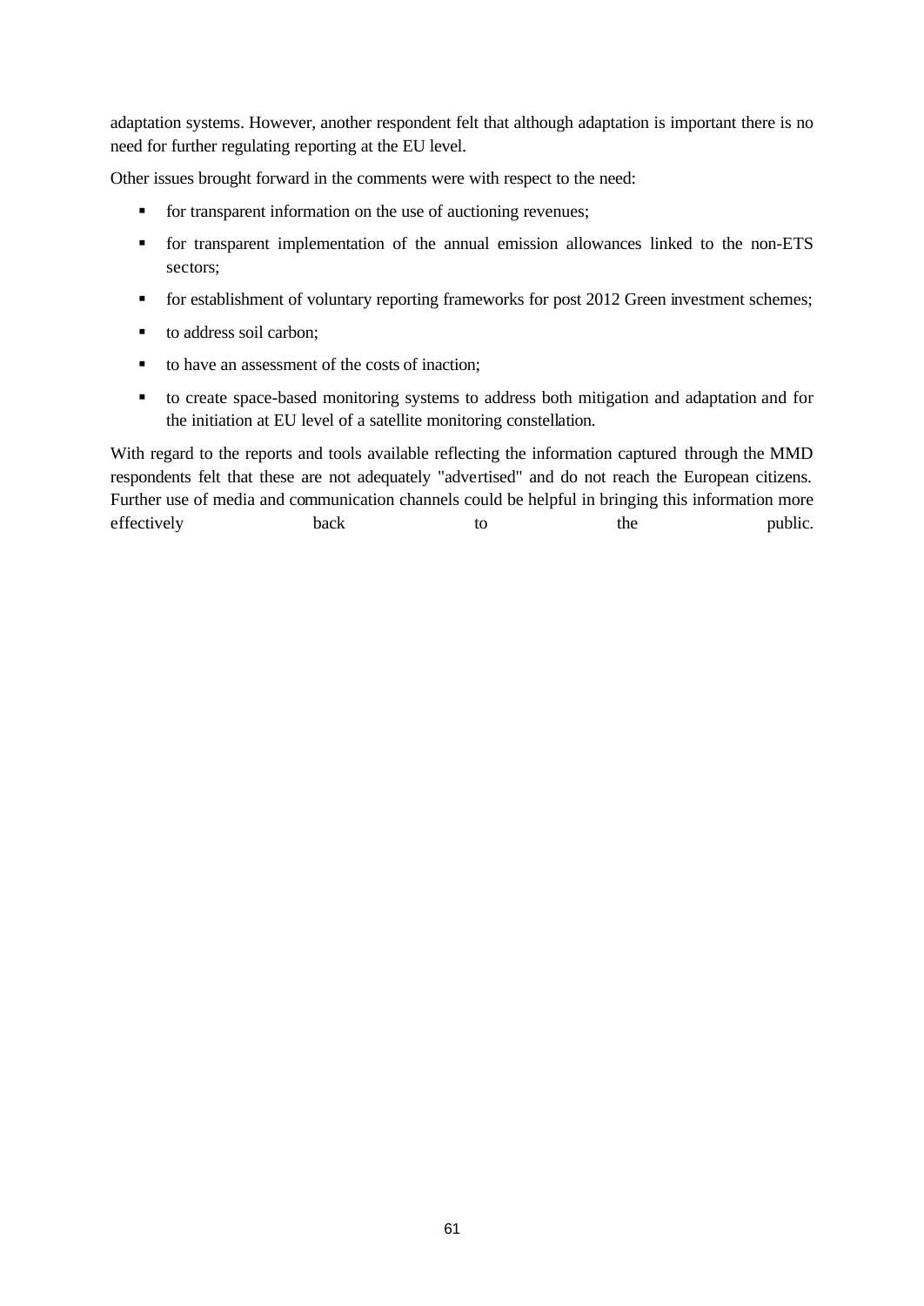adaptation systems. However, another respondent felt that although adaptation is important there is no need for further regulating reporting at the EU level.

Other issues brought forward in the comments were with respect to the need:

- for transparent information on the use of auctioning revenues;
- for transparent implementation of the annual emission allowances linked to the non-ETS sectors;
- for establishment of voluntary reporting frameworks for post 2012 Green investment schemes;
- to address soil carbon;
- to have an assessment of the costs of inaction;
- to create space-based monitoring systems to address both mitigation and adaptation and for the initiation at EU level of a satellite monitoring constellation.

With regard to the reports and tools available reflecting the information captured through the MMD respondents felt that these are not adequately "advertised" and do not reach the European citizens. Further use of media and communication channels could be helpful in bringing this information more effectively back to the public.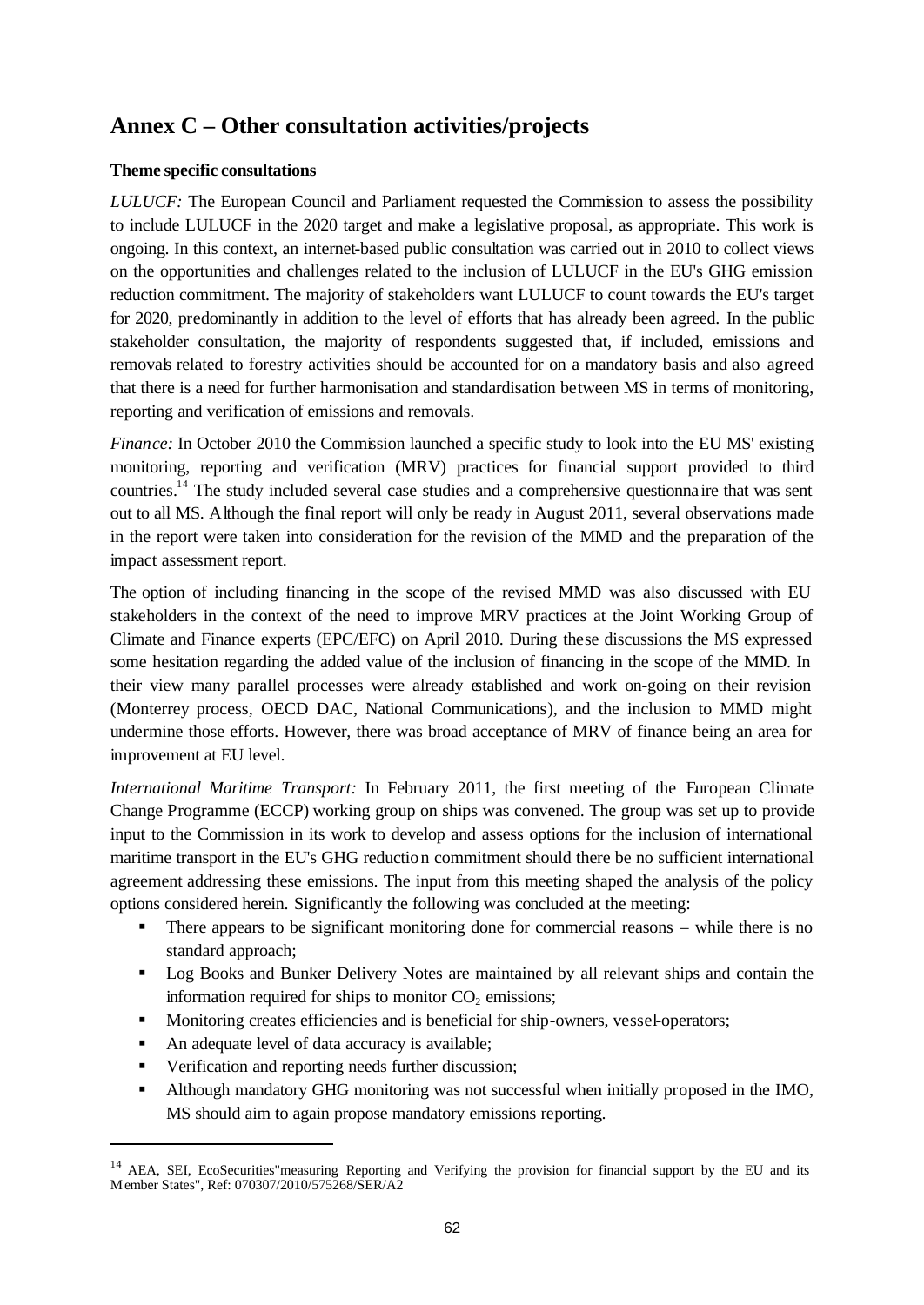## Annex C – Other consultation activities/projects

**Theme specific consultations**

*LULUCF:* The European Council and Parliament requested the Commission to assess the possibility to include LULUCF in the 2020 target and make a legislative proposal, as appropriate. This work is ongoing. In this context, an internet-based public consultation was carried out in 2010 to collect views on the opportunities and challenges related to the inclusion of LULUCF in the EU's GHG emission reduction commitment. The majority of stakeholders want LULUCF to count towards the EU's target for 2020, predominantly in addition to the level of efforts that has already been agreed. In the public stakeholder consultation, the majority of respondents suggested that, if included, emissions and removals related to forestry activities should be accounted for on a mandatory basis and also agreed that there is a need for further harmonisation and standardisation between MS in terms of monitoring, reporting and verification of emissions and removals.

*Finance:* In October 2010 the Commission launched a specific study to look into the EU MS' existing monitoring, reporting and verification (MRV) practices for financial support provided to third countries.[14] The study included several case studies and a comprehensive questionnaire that was sent out to all MS. Although the final report will only be ready in August 2011, several observations made in the report were taken into consideration for the revision of the MMD and the preparation of the impact assessment report.

The option of including financing in the scope of the revised MMD was also discussed with EU stakeholders in the context of the need to improve MRV practices at the Joint Working Group of Climate and Finance experts (EPC/EFC) on April 2010. During these discussions the MS expressed some hesitation regarding the added value of the inclusion of financing in the scope of the MMD. In their view many parallel processes were already established and work on-going on their revision (Monterrey process, OECD DAC, National Communications), and the inclusion to MMD might undermine those efforts. However, there was broad acceptance of MRV of finance being an area for improvement at EU level.

*International Maritime Transport:* In February 2011, the first meeting of the European Climate Change Programme (ECCP) working group on ships was convened. The group was set up to provide input to the Commission in its work to develop and assess options for the inclusion of international maritime transport in the EU's GHG reduction commitment should there be no sufficient international agreement addressing these emissions. The input from this meeting shaped the analysis of the policy options considered herein. Significantly the following was concluded at the meeting:

- There appears to be significant monitoring done for commercial reasons – while there is no standard approach;
- Log Books and Bunker Delivery Notes are maintained by all relevant ships and contain the information required for ships to monitor $CO_2$ emissions;
- Monitoring creates efficiencies and is beneficial for ship-owners, vessel-operators;
- An adequate level of data accuracy is available;
- Verification and reporting needs further discussion;
- Although mandatory GHG monitoring was not successful when initially proposed in the IMO, MS should aim to again propose mandatory emissions reporting.

[14] AEA, SEI, EcoSecurities"measuring, Reporting and Verifying the provision for financial support by the EU and its Member States", Ref: 070307/2010/575268/SER/A2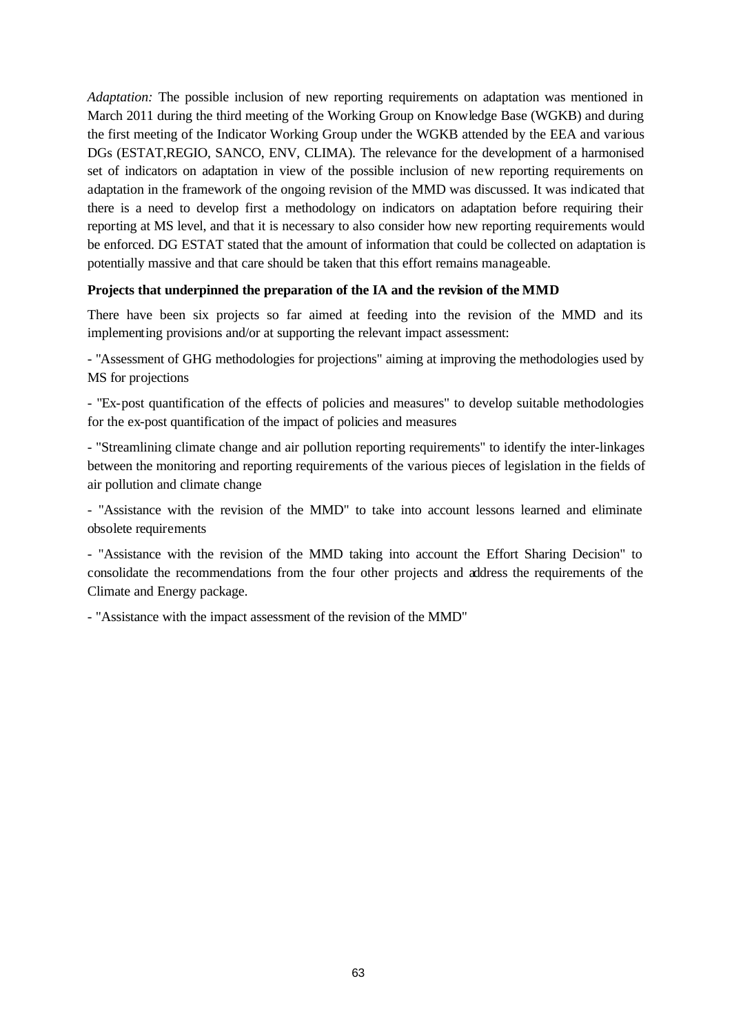*Adaptation:* The possible inclusion of new reporting requirements on adaptation was mentioned in March 2011 during the third meeting of the Working Group on Knowledge Base (WGKB) and during the first meeting of the Indicator Working Group under the WGKB attended by the EEA and various DGs (ESTAT,REGIO, SANCO, ENV, CLIMA). The relevance for the development of a harmonised set of indicators on adaptation in view of the possible inclusion of new reporting requirements on adaptation in the framework of the ongoing revision of the MMD was discussed. It was indicated that there is a need to develop first a methodology on indicators on adaptation before requiring their reporting at MS level, and that it is necessary to also consider how new reporting requirements would be enforced. DG ESTAT stated that the amount of information that could be collected on adaptation is potentially massive and that care should be taken that this effort remains manageable.

**Projects that underpinned the preparation of the IA and the revision of the MMD**

There have been six projects so far aimed at feeding into the revision of the MMD and its implementing provisions and/or at supporting the relevant impact assessment:

- "Assessment of GHG methodologies for projections" aiming at improving the methodologies used by MS for projections

- "Ex-post quantification of the effects of policies and measures" to develop suitable methodologies for the ex-post quantification of the impact of policies and measures

- "Streamlining climate change and air pollution reporting requirements" to identify the inter-linkages between the monitoring and reporting requirements of the various pieces of legislation in the fields of air pollution and climate change

- "Assistance with the revision of the MMD" to take into account lessons learned and eliminate obsolete requirements

- "Assistance with the revision of the MMD taking into account the Effort Sharing Decision" to consolidate the recommendations from the four other projects and address the requirements of the Climate and Energy package.

- "Assistance with the impact assessment of the revision of the MMD"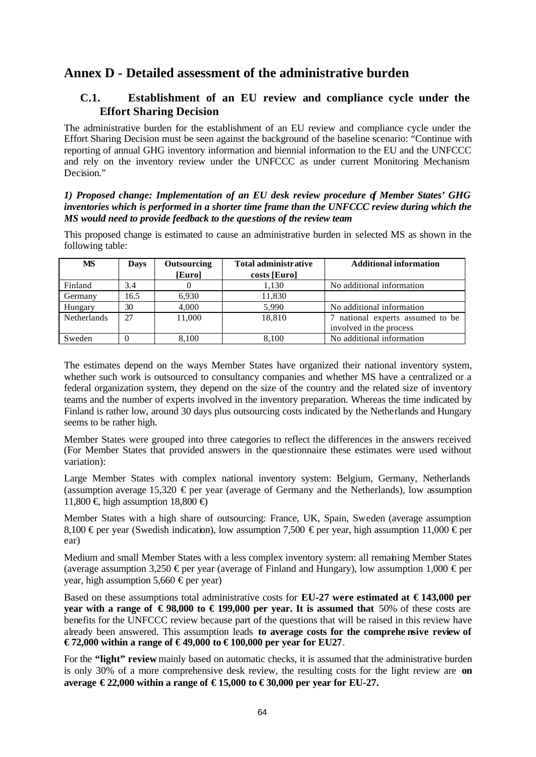# Annex D - Detailed assessment of the administrative burden

## C.1. Establishment of an EU review and compliance cycle under the Effort Sharing Decision

The administrative burden for the establishment of an EU review and compliance cycle under the Effort Sharing Decision must be seen against the background of the baseline scenario: "Continue with reporting of annual GHG inventory information and biennial information to the EU and the UNFCCC and rely on the inventory review under the UNFCCC as under current Monitoring Mechanism Decision."

***1) Proposed change: Implementation of an EU desk review procedure of Member States' GHG inventories which is performed in a shorter time frame than the UNFCCC review during which the MS would need to provide feedback to the questions of the review team***

This proposed change is estimated to cause an administrative burden in selected MS as shown in the following table:

| MS | Days | Outsourcing [Euro] | Total administrative costs [Euro] | Additional information |
|---|---|---|---|---|
| Finland | 3.4 | 0 | 1,130 | No additional information |
| Germany | 16.5 | 6,930 | 11,830 | |
| Hungary | 30 | 4,000 | 5,990 | No additional information |
| Netherlands | 27 | 11,000 | 18,810 | 7 national experts assumed to be involved in the process |
| Sweden | 0 | 8,100 | 8,100 | No additional information |

The estimates depend on the ways Member States have organized their national inventory system, whether such work is outsourced to consultancy companies and whether MS have a centralized or a federal organization system, they depend on the size of the country and the related size of inventory teams and the number of experts involved in the inventory preparation. Whereas the time indicated by Finland is rather low, around 30 days plus outsourcing costs indicated by the Netherlands and Hungary seems to be rather high.

Member States were grouped into three categories to reflect the differences in the answers received (For Member States that provided answers in the questionnaire these estimates were used without variation):

Large Member States with complex national inventory system: Belgium, Germany, Netherlands (assumption average 15,320 € per year (average of Germany and the Netherlands), low assumption 11,800 €, high assumption 18,800 €)

Member States with a high share of outsourcing: France, UK, Spain, Sweden (average assumption 8,100 € per year (Swedish indication), low assumption 7,500 € per year, high assumption 11,000 € per ear)

Medium and small Member States with a less complex inventory system: all remaining Member States (average assumption 3,250 € per year (average of Finland and Hungary), low assumption 1,000 € per year, high assumption 5,660 € per year)

Based on these assumptions total administrative costs for **EU-27 were estimated at € 143,000 per year with a range of € 98,000 to € 199,000 per year. It is assumed that** 50% of these costs are benefits for the UNFCCC review because part of the questions that will be raised in this review have already been answered. This assumption leads **to average costs for the comprehensive review of € 72,000 within a range of € 49,000 to € 100,000 per year for EU27**.

For the **"light" review** mainly based on automatic checks, it is assumed that the administrative burden is only 30% of a more comprehensive desk review, the resulting costs for the light review are **on average € 22,000 within a range of € 15,000 to € 30,000 per year for EU-27.**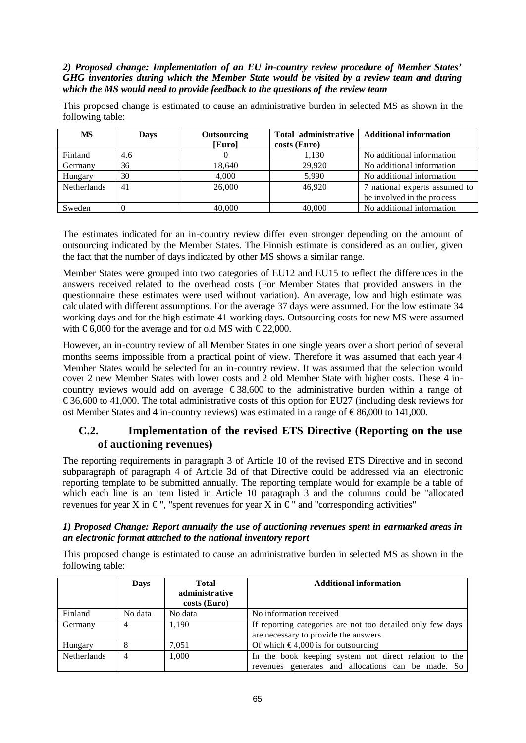***2) Proposed change: Implementation of an EU in-country review procedure of Member States' GHG inventories during which the Member State would be visited by a review team and during which the MS would need to provide feedback to the questions of the review team***

This proposed change is estimated to cause an administrative burden in selected MS as shown in the following table:

| MS | Days | Outsourcing [Euro] | Total administrative costs (Euro) | Additional information |
|---|---|---|---|---|
| Finland | 4.6 | 0 | 1,130 | No additional information |
| Germany | 36 | 18,640 | 29,920 | No additional information |
| Hungary | 30 | 4,000 | 5,990 | No additional information |
| Netherlands | 41 | 26,000 | 46,920 | 7 national experts assumed to be involved in the process |
| Sweden | 0 | 40,000 | 40,000 | No additional information |

The estimates indicated for an in-country review differ even stronger depending on the amount of outsourcing indicated by the Member States. The Finnish estimate is considered as an outlier, given the fact that the number of days indicated by other MS shows a similar range.

Member States were grouped into two categories of EU12 and EU15 to reflect the differences in the answers received related to the overhead costs (For Member States that provided answers in the questionnaire these estimates were used without variation). An average, low and high estimate was calculated with different assumptions. For the average 37 days were assumed. For the low estimate 34 working days and for the high estimate 41 working days. Outsourcing costs for new MS were assumed with € 6,000 for the average and for old MS with € 22,000.

However, an in-country review of all Member States in one single years over a short period of several months seems impossible from a practical point of view. Therefore it was assumed that each year 4 Member States would be selected for an in-country review. It was assumed that the selection would cover 2 new Member States with lower costs and 2 old Member State with higher costs. These 4 in-country reviews would add on average € 38,600 to the administrative burden within a range of € 36,600 to 41,000. The total administrative costs of this option for EU27 (including desk reviews for ost Member States and 4 in-country reviews) was estimated in a range of € 86,000 to 141,000.

## C.2. Implementation of the revised ETS Directive (Reporting on the use of auctioning revenues)

The reporting requirements in paragraph 3 of Article 10 of the revised ETS Directive and in second subparagraph of paragraph 4 of Article 3d of that Directive could be addressed via an electronic reporting template to be submitted annually. The reporting template would for example be a table of which each line is an item listed in Article 10 paragraph 3 and the columns could be "allocated revenues for year X in €", "spent revenues for year X in €" and "corresponding activities"

***1) Proposed Change: Report annually the use of auctioning revenues spent in earmarked areas in an electronic format attached to the national inventory report***

This proposed change is estimated to cause an administrative burden in selected MS as shown in the following table:

| | Days | Total administrative costs (Euro) | Additional information |
|---|---|---|---|
| Finland | No data | No data | No information received |
| Germany | 4 | 1,190 | If reporting categories are not too detailed only few days are necessary to provide the answers |
| Hungary | 8 | 7,051 | Of which € 4,000 is for outsourcing |
| Netherlands | 4 | 1,000 | In the book keeping system not direct relation to the revenues generates and allocations can be made. So |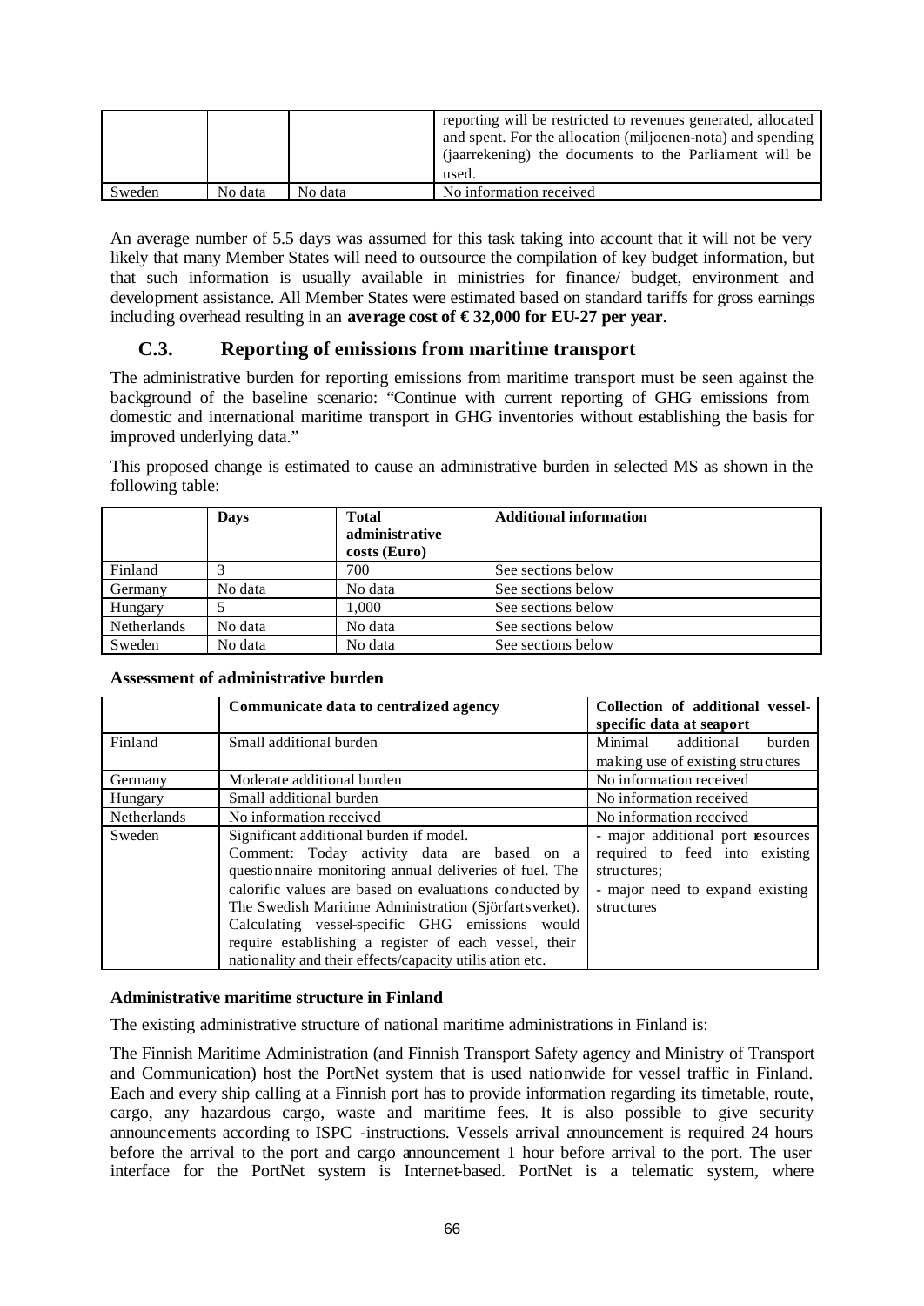| | | | reporting will be restricted to revenues generated, allocated and spent. For the allocation (miljoenen-nota) and spending (jaarrekening) the documents to the Parliament will be used. |
|---|---|---|---|
| Sweden | No data | No data | No information received |

An average number of 5.5 days was assumed for this task taking into account that it will not be very likely that many Member States will need to outsource the compilation of key budget information, but that such information is usually available in ministries for finance/ budget, environment and development assistance. All Member States were estimated based on standard tariffs for gross earnings including overhead resulting in an **average cost of € 32,000 for EU-27 per year**.

## C.3. Reporting of emissions from maritime transport

The administrative burden for reporting emissions from maritime transport must be seen against the background of the baseline scenario: "Continue with current reporting of GHG emissions from domestic and international maritime transport in GHG inventories without establishing the basis for improved underlying data."

This proposed change is estimated to cause an administrative burden in selected MS as shown in the following table:

| | Days | Total administrative costs (Euro) | Additional information |
|---|---|---|---|
| Finland | 3 | 700 | See sections below |
| Germany | No data | No data | See sections below |
| Hungary | 5 | 1,000 | See sections below |
| Netherlands | No data | No data | See sections below |
| Sweden | No data | No data | See sections below |

**Assessment of administrative burden**

| | Communicate data to centralized agency | Collection of additional vessel-specific data at seaport |
|---|---|---|
| Finland | Small additional burden | Minimal additional burden making use of existing structures |
| Germany | Moderate additional burden | No information received |
| Hungary | Small additional burden | No information received |
| Netherlands | No information received | No information received |
| Sweden | Significant additional burden if model. Comment: Today activity data are based on a questionnaire monitoring annual deliveries of fuel. The calorific values are based on evaluations conducted by The Swedish Maritime Administration (Sjörfartsverket). Calculating vessel-specific GHG emissions would require establishing a register of each vessel, their nationality and their effects/capacity utilis ation etc. | - major additional port resources required to feed into existing structures; - major need to expand existing structures |

**Administrative maritime structure in Finland**

The existing administrative structure of national maritime administrations in Finland is:

The Finnish Maritime Administration (and Finnish Transport Safety agency and Ministry of Transport and Communication) host the PortNet system that is used nationwide for vessel traffic in Finland. Each and every ship calling at a Finnish port has to provide information regarding its timetable, route, cargo, any hazardous cargo, waste and maritime fees. It is also possible to give security announcements according to ISPC -instructions. Vessels arrival announcement is required 24 hours before the arrival to the port and cargo announcement 1 hour before arrival to the port. The user interface for the PortNet system is Internet-based. PortNet is a telematic system, where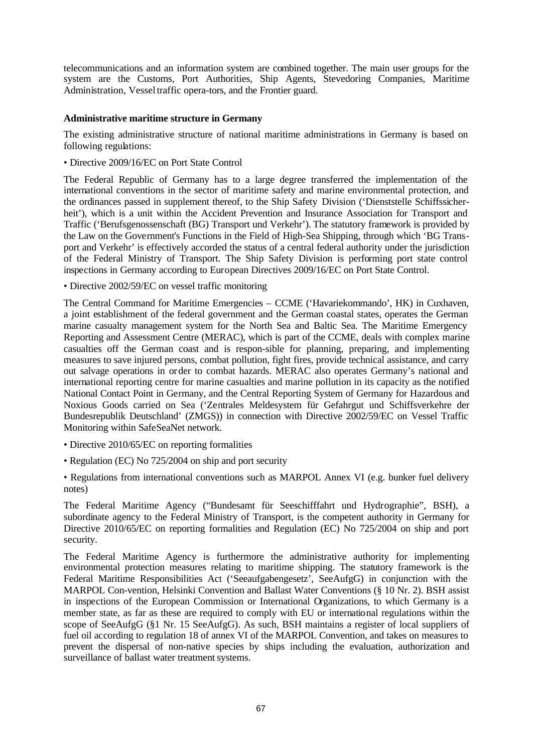telecommunications and an information system are combined together. The main user groups for the system are the Customs, Port Authorities, Ship Agents, Stevedoring Companies, Maritime Administration, Vessel traffic opera-tors, and the Frontier guard.

**Administrative maritime structure in Germany**

The existing administrative structure of national maritime administrations in Germany is based on following regulations:

• Directive 2009/16/EC on Port State Control

The Federal Republic of Germany has to a large degree transferred the implementation of the international conventions in the sector of maritime safety and marine environmental protection, and the ordinances passed in supplement thereof, to the Ship Safety Division ('Dienststelle Schiffssicherheit'), which is a unit within the Accident Prevention and Insurance Association for Transport and Traffic ('Berufsgenossenschaft (BG) Transport und Verkehr'). The statutory framework is provided by the Law on the Government's Functions in the Field of High-Sea Shipping, through which 'BG Transport und Verkehr' is effectively accorded the status of a central federal authority under the jurisdiction of the Federal Ministry of Transport. The Ship Safety Division is performing port state control inspections in Germany according to European Directives 2009/16/EC on Port State Control.

• Directive 2002/59/EC on vessel traffic monitoring

The Central Command for Maritime Emergencies – CCME ('Havariekommando', HK) in Cuxhaven, a joint establishment of the federal government and the German coastal states, operates the German marine casualty management system for the North Sea and Baltic Sea. The Maritime Emergency Reporting and Assessment Centre (MERAC), which is part of the CCME, deals with complex marine casualties off the German coast and is respon-sible for planning, preparing, and implementing measures to save injured persons, combat pollution, fight fires, provide technical assistance, and carry out salvage operations in order to combat hazards. MERAC also operates Germany's national and international reporting centre for marine casualties and marine pollution in its capacity as the notified National Contact Point in Germany, and the Central Reporting System of Germany for Hazardous and Noxious Goods carried on Sea ('Zentrales Meldesystem für Gefahrgut und Schiffsverkehre der Bundesrepublik Deutschland' (ZMGS)) in connection with Directive 2002/59/EC on Vessel Traffic Monitoring within SafeSeaNet network.

• Directive 2010/65/EC on reporting formalities

• Regulation (EC) No 725/2004 on ship and port security

• Regulations from international conventions such as MARPOL Annex VI (e.g. bunker fuel delivery notes)

The Federal Maritime Agency ("Bundesamt für Seeschifffahrt und Hydrographie", BSH), a subordinate agency to the Federal Ministry of Transport, is the competent authority in Germany for Directive 2010/65/EC on reporting formalities and Regulation (EC) No 725/2004 on ship and port security.

The Federal Maritime Agency is furthermore the administrative authority for implementing environmental protection measures relating to maritime shipping. The statutory framework is the Federal Maritime Responsibilities Act ('Seeaufgabengesetz', SeeAufgG) in conjunction with the MARPOL Con-vention, Helsinki Convention and Ballast Water Conventions (§ 10 Nr. 2). BSH assist in inspections of the European Commission or International Organizations, to which Germany is a member state, as far as these are required to comply with EU or international regulations within the scope of SeeAufgG (§1 Nr. 15 SeeAufgG). As such, BSH maintains a register of local suppliers of fuel oil according to regulation 18 of annex VI of the MARPOL Convention, and takes on measures to prevent the dispersal of non-native species by ships including the evaluation, authorization and surveillance of ballast water treatment systems.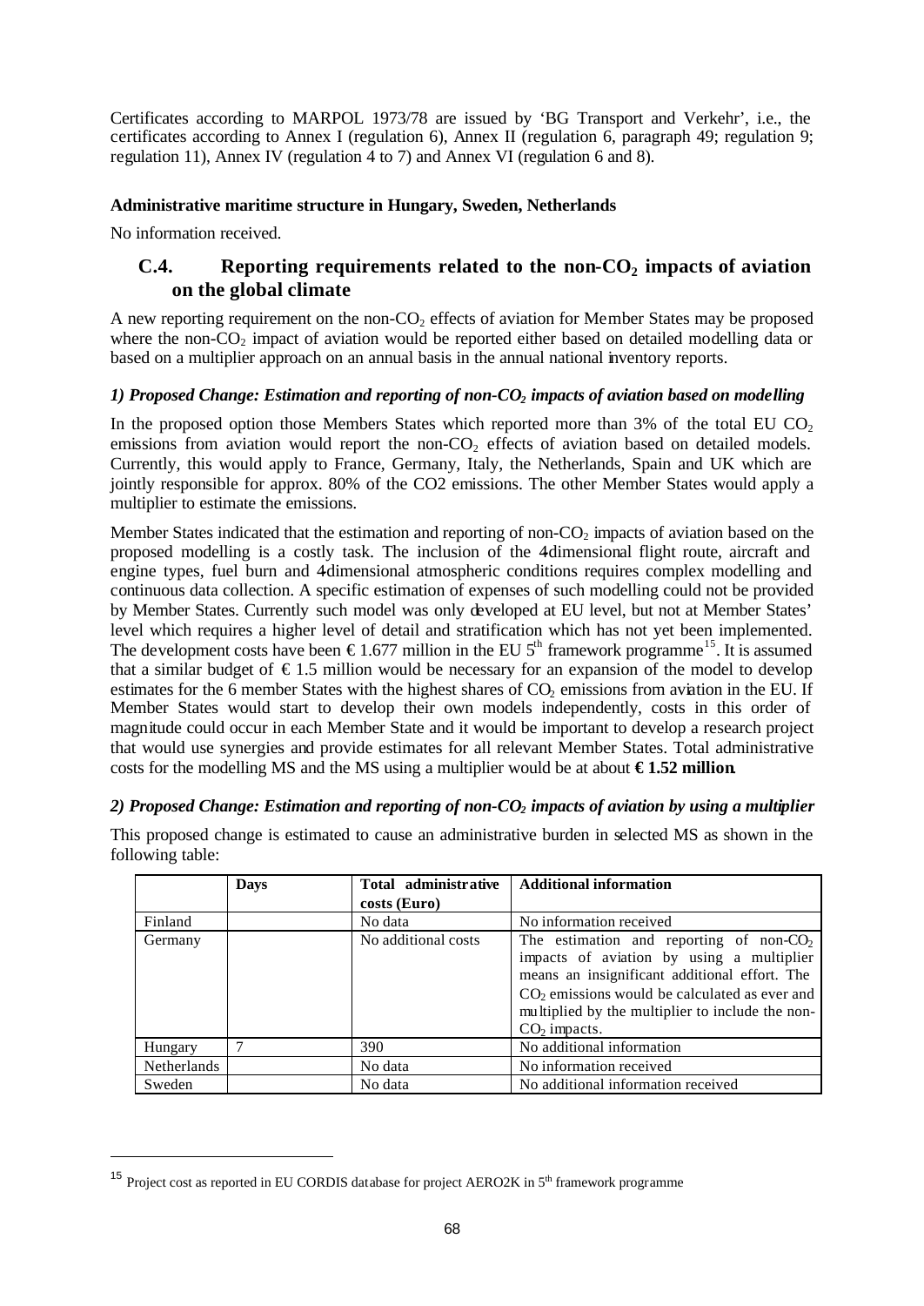Certificates according to MARPOL 1973/78 are issued by 'BG Transport and Verkehr', i.e., the certificates according to Annex I (regulation 6), Annex II (regulation 6, paragraph 49; regulation 9; regulation 11), Annex IV (regulation 4 to 7) and Annex VI (regulation 6 and 8).

**Administrative maritime structure in Hungary, Sweden, Netherlands**

No information received.

## C.4. Reporting requirements related to the non-$CO_2$ impacts of aviation on the global climate

A new reporting requirement on the non-$CO_2$ effects of aviation for Member States may be proposed where the non-$CO_2$ impact of aviation would be reported either based on detailed modelling data or based on a multiplier approach on an annual basis in the annual national inventory reports.

### *1) Proposed Change: Estimation and reporting of non-$CO_2$ impacts of aviation based on modelling*

In the proposed option those Members States which reported more than 3% of the total EU $CO_2$ emissions from aviation would report the non-$CO_2$ effects of aviation based on detailed models. Currently, this would apply to France, Germany, Italy, the Netherlands, Spain and UK which are jointly responsible for approx. 80% of the CO2 emissions. The other Member States would apply a multiplier to estimate the emissions.

Member States indicated that the estimation and reporting of non-$CO_2$ impacts of aviation based on the proposed modelling is a costly task. The inclusion of the 4-dimensional flight route, aircraft and engine types, fuel burn and 4-dimensional atmospheric conditions requires complex modelling and continuous data collection. A specific estimation of expenses of such modelling could not be provided by Member States. Currently such model was only developed at EU level, but not at Member States' level which requires a higher level of detail and stratification which has not yet been implemented. The development costs have been € 1.677 million in the EU 5th framework programme[15]. It is assumed that a similar budget of € 1.5 million would be necessary for an expansion of the model to develop estimates for the 6 member States with the highest shares of $CO_2$ emissions from aviation in the EU. If Member States would start to develop their own models independently, costs in this order of magnitude could occur in each Member State and it would be important to develop a research project that would use synergies and provide estimates for all relevant Member States. Total administrative costs for the modelling MS and the MS using a multiplier would be at about **€ 1.52 million**.

### *2) Proposed Change: Estimation and reporting of non-$CO_2$ impacts of aviation by using a multiplier*

This proposed change is estimated to cause an administrative burden in selected MS as shown in the following table:

| | Days | Total administrative costs (Euro) | Additional information |
|---|---|---|---|
| Finland | | No data | No information received |
| Germany | | No additional costs | The estimation and reporting of non-$CO_2$ impacts of aviation by using a multiplier means an insignificant additional effort. The $CO_2$ emissions would be calculated as ever and multiplied by the multiplier to include the non-$CO_2$ impacts. |
| Hungary | 7 | 390 | No additional information |
| Netherlands | | No data | No information received |
| Sweden | | No data | No additional information received |

[15] Project cost as reported in EU CORDIS database for project AERO2K in 5th framework programme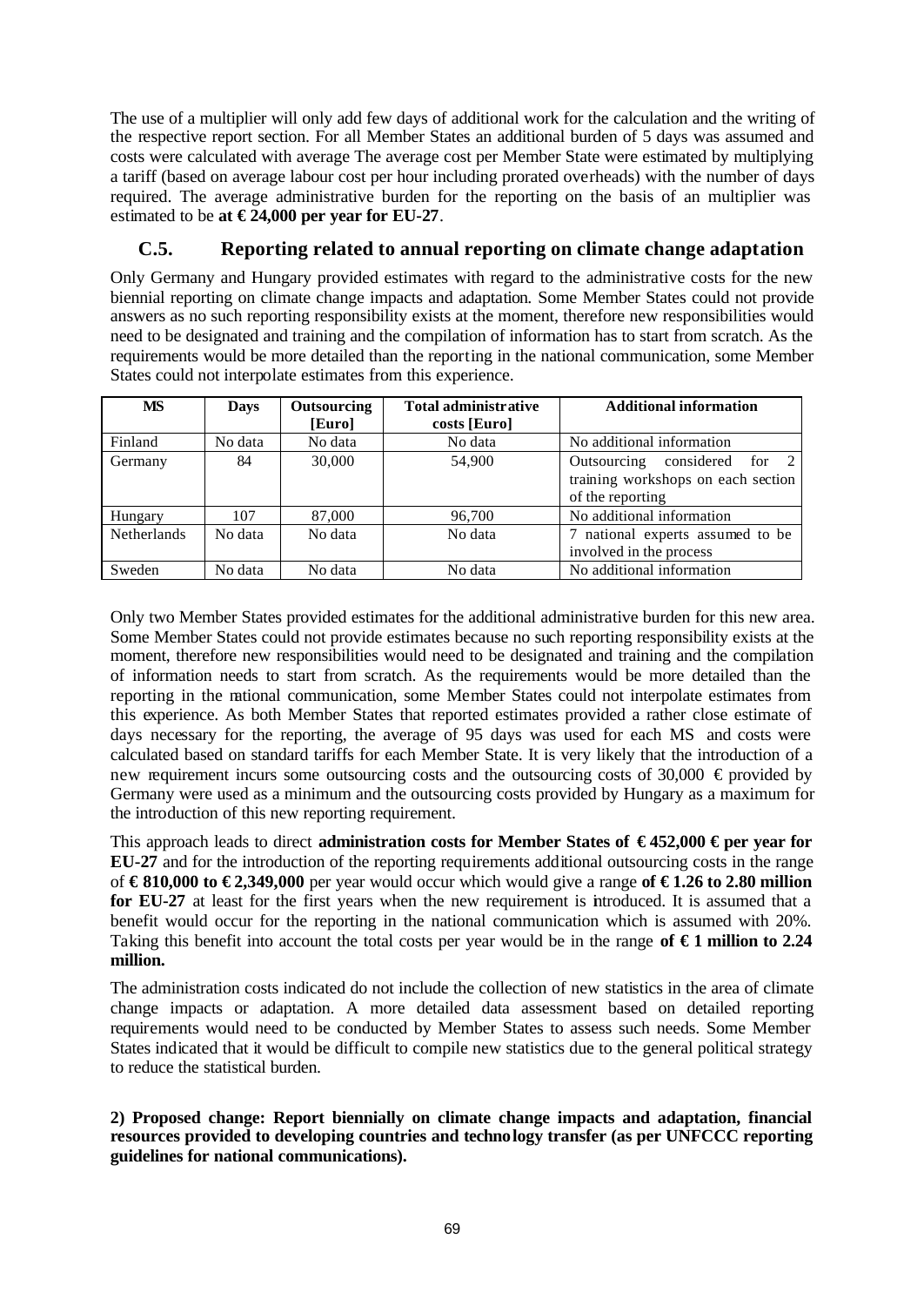The use of a multiplier will only add few days of additional work for the calculation and the writing of the respective report section. For all Member States an additional burden of 5 days was assumed and costs were calculated with average The average cost per Member State were estimated by multiplying a tariff (based on average labour cost per hour including prorated overheads) with the number of days required. The average administrative burden for the reporting on the basis of an multiplier was estimated to be **at € 24,000 per year for EU-27**.

## C.5. Reporting related to annual reporting on climate change adaptation

Only Germany and Hungary provided estimates with regard to the administrative costs for the new biennial reporting on climate change impacts and adaptation. Some Member States could not provide answers as no such reporting responsibility exists at the moment, therefore new responsibilities would need to be designated and training and the compilation of information has to start from scratch. As the requirements would be more detailed than the reporting in the national communication, some Member States could not interpolate estimates from this experience.

| MS | Days | Outsourcing [Euro] | Total administrative costs [Euro] | Additional information |
|---|---|---|---|---|
| Finland | No data | No data | No data | No additional information |
| Germany | 84 | 30,000 | 54,900 | Outsourcing considered for 2 training workshops on each section of the reporting |
| Hungary | 107 | 87,000 | 96,700 | No additional information |
| Netherlands | No data | No data | No data | 7 national experts assumed to be involved in the process |
| Sweden | No data | No data | No data | No additional information |

Only two Member States provided estimates for the additional administrative burden for this new area. Some Member States could not provide estimates because no such reporting responsibility exists at the moment, therefore new responsibilities would need to be designated and training and the compilation of information needs to start from scratch. As the requirements would be more detailed than the reporting in the national communication, some Member States could not interpolate estimates from this experience. As both Member States that reported estimates provided a rather close estimate of days necessary for the reporting, the average of 95 days was used for each MS and costs were calculated based on standard tariffs for each Member State. It is very likely that the introduction of a new requirement incurs some outsourcing costs and the outsourcing costs of 30,000 € provided by Germany were used as a minimum and the outsourcing costs provided by Hungary as a maximum for the introduction of this new reporting requirement.

This approach leads to direct **administration costs for Member States of € 452,000 € per year for EU-27** and for the introduction of the reporting requirements additional outsourcing costs in the range of **€ 810,000 to € 2,349,000** per year would occur which would give a range **of € 1.26 to 2.80 million for EU-27** at least for the first years when the new requirement is introduced. It is assumed that a benefit would occur for the reporting in the national communication which is assumed with 20%. Taking this benefit into account the total costs per year would be in the range **of € 1 million to 2.24 million.**

The administration costs indicated do not include the collection of new statistics in the area of climate change impacts or adaptation. A more detailed data assessment based on detailed reporting requirements would need to be conducted by Member States to assess such needs. Some Member States indicated that it would be difficult to compile new statistics due to the general political strategy to reduce the statistical burden.

**2) Proposed change: Report biennially on climate change impacts and adaptation, financial resources provided to developing countries and technology transfer (as per UNFCCC reporting guidelines for national communications).**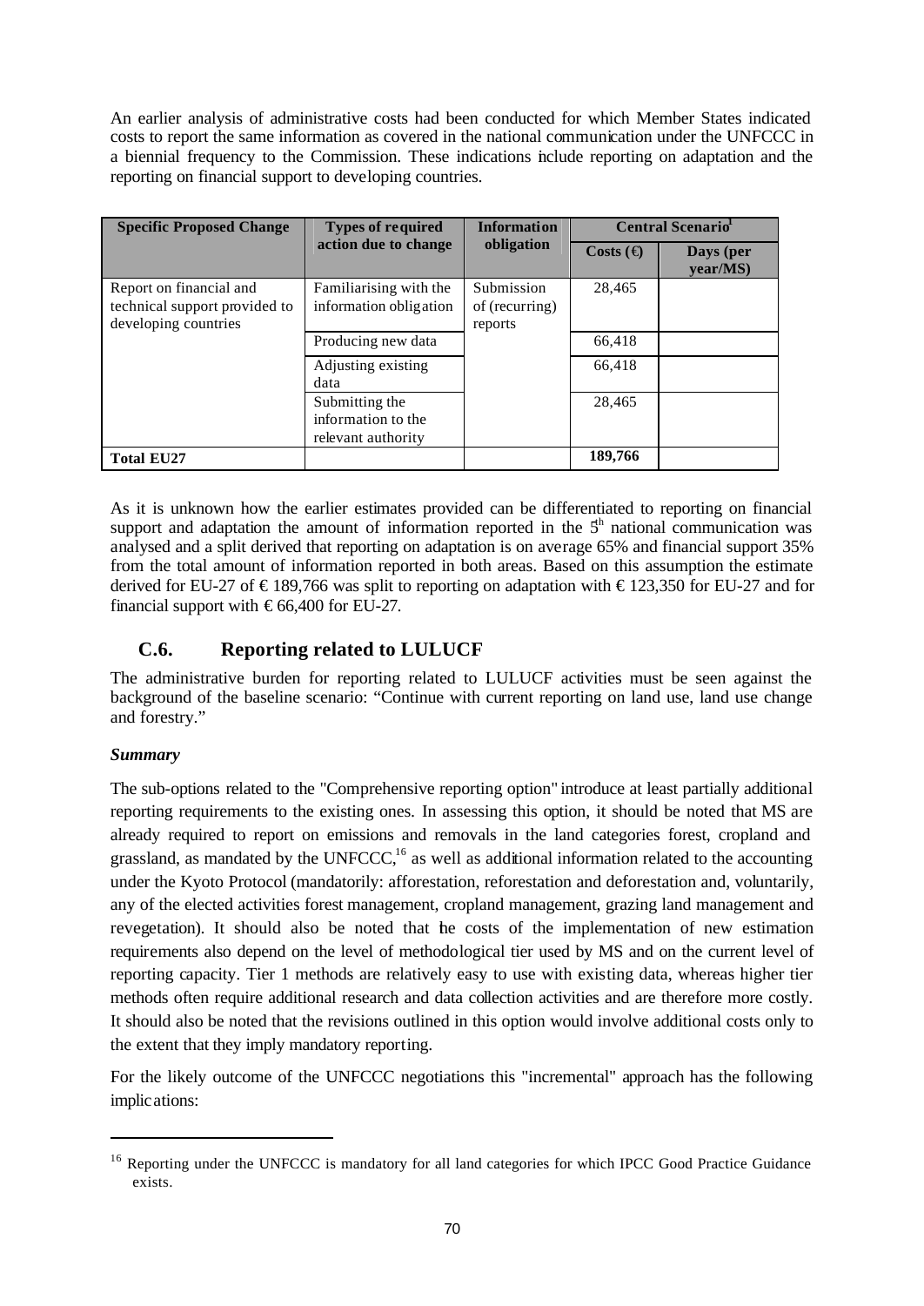An earlier analysis of administrative costs had been conducted for which Member States indicated costs to report the same information as covered in the national communication under the UNFCCC in a biennial frequency to the Commission. These indications include reporting on adaptation and the reporting on financial support to developing countries.

| Specific Proposed Change | Types of required action due to change | Information obligation | Central Scenario[1] | |
|---|---|---|---|---|
| | | | Costs (€) | Days (per year/MS) |
| Report on financial and technical support provided to developing countries | Familiarising with the information obligation | Submission of (recurring) reports | 28,465 | |
| | Producing new data | | 66,418 | |
| | Adjusting existing data | | 66,418 | |
| | Submitting the information to the relevant authority | | 28,465 | |
| **Total EU27** | | | **189,766** | |

As it is unknown how the earlier estimates provided can be differentiated to reporting on financial support and adaptation the amount of information reported in the 5th national communication was analysed and a split derived that reporting on adaptation is on average 65% and financial support 35% from the total amount of information reported in both areas. Based on this assumption the estimate derived for EU-27 of € 189,766 was split to reporting on adaptation with € 123,350 for EU-27 and for financial support with € 66,400 for EU-27.

## C.6. Reporting related to LULUCF

The administrative burden for reporting related to LULUCF activities must be seen against the background of the baseline scenario: "Continue with current reporting on land use, land use change and forestry."

***Summary***

The sub-options related to the "Comprehensive reporting option" introduce at least partially additional reporting requirements to the existing ones. In assessing this option, it should be noted that MS are already required to report on emissions and removals in the land categories forest, cropland and grassland, as mandated by the UNFCCC,[16] as well as additional information related to the accounting under the Kyoto Protocol (mandatorily: afforestation, reforestation and deforestation and, voluntarily, any of the elected activities forest management, cropland management, grazing land management and revegetation). It should also be noted that the costs of the implementation of new estimation requirements also depend on the level of methodological tier used by MS and on the current level of reporting capacity. Tier 1 methods are relatively easy to use with existing data, whereas higher tier methods often require additional research and data collection activities and are therefore more costly. It should also be noted that the revisions outlined in this option would involve additional costs only to the extent that they imply mandatory reporting.

For the likely outcome of the UNFCCC negotiations this "incremental" approach has the following implications:

[16] Reporting under the UNFCCC is mandatory for all land categories for which IPCC Good Practice Guidance exists.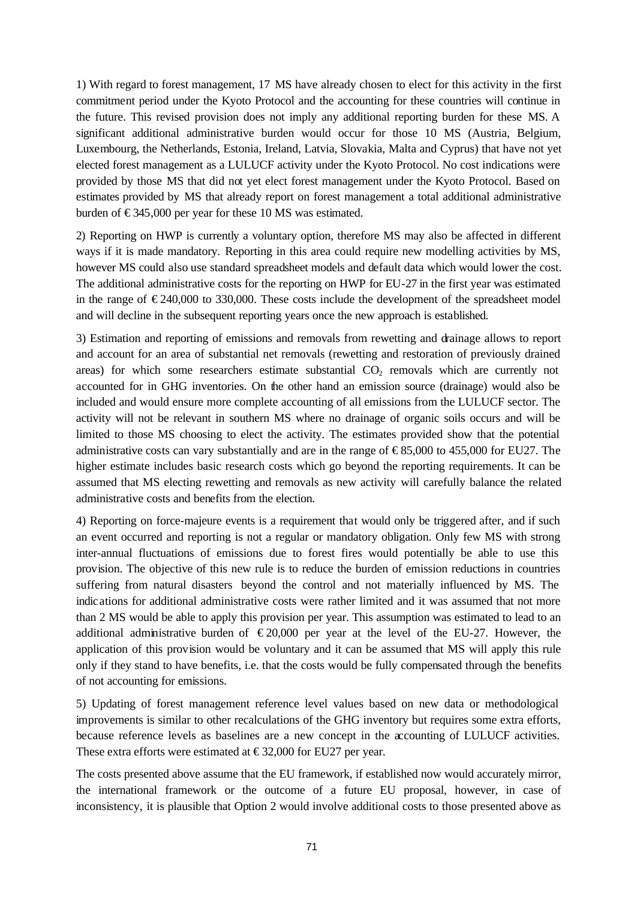1) With regard to forest management, 17 MS have already chosen to elect for this activity in the first commitment period under the Kyoto Protocol and the accounting for these countries will continue in the future. This revised provision does not imply any additional reporting burden for these MS. A significant additional administrative burden would occur for those 10 MS (Austria, Belgium, Luxembourg, the Netherlands, Estonia, Ireland, Latvia, Slovakia, Malta and Cyprus) that have not yet elected forest management as a LULUCF activity under the Kyoto Protocol. No cost indications were provided by those MS that did not yet elect forest management under the Kyoto Protocol. Based on estimates provided by MS that already report on forest management a total additional administrative burden of €345,000 per year for these 10 MS was estimated.

2) Reporting on HWP is currently a voluntary option, therefore MS may also be affected in different ways if it is made mandatory. Reporting in this area could require new modelling activities by MS, however MS could also use standard spreadsheet models and default data which would lower the cost. The additional administrative costs for the reporting on HWP for EU-27 in the first year was estimated in the range of €240,000 to 330,000. These costs include the development of the spreadsheet model and will decline in the subsequent reporting years once the new approach is established.

3) Estimation and reporting of emissions and removals from rewetting and drainage allows to report and account for an area of substantial net removals (rewetting and restoration of previously drained areas) for which some researchers estimate substantial $CO_2$ removals which are currently not accounted for in GHG inventories. On the other hand an emission source (drainage) would also be included and would ensure more complete accounting of all emissions from the LULUCF sector. The activity will not be relevant in southern MS where no drainage of organic soils occurs and will be limited to those MS choosing to elect the activity. The estimates provided show that the potential administrative costs can vary substantially and are in the range of €85,000 to 455,000 for EU27. The higher estimate includes basic research costs which go beyond the reporting requirements. It can be assumed that MS electing rewetting and removals as new activity will carefully balance the related administrative costs and benefits from the election.

4) Reporting on force-majeure events is a requirement that would only be triggered after, and if such an event occurred and reporting is not a regular or mandatory obligation. Only few MS with strong inter-annual fluctuations of emissions due to forest fires would potentially be able to use this provision. The objective of this new rule is to reduce the burden of emission reductions in countries suffering from natural disasters beyond the control and not materially influenced by MS. The indications for additional administrative costs were rather limited and it was assumed that not more than 2 MS would be able to apply this provision per year. This assumption was estimated to lead to an additional administrative burden of €20,000 per year at the level of the EU-27. However, the application of this provision would be voluntary and it can be assumed that MS will apply this rule only if they stand to have benefits, i.e. that the costs would be fully compensated through the benefits of not accounting for emissions.

5) Updating of forest management reference level values based on new data or methodological improvements is similar to other recalculations of the GHG inventory but requires some extra efforts, because reference levels as baselines are a new concept in the accounting of LULUCF activities. These extra efforts were estimated at €32,000 for EU27 per year.

The costs presented above assume that the EU framework, if established now would accurately mirror, the international framework or the outcome of a future EU proposal, however, in case of inconsistency, it is plausible that Option 2 would involve additional costs to those presented above as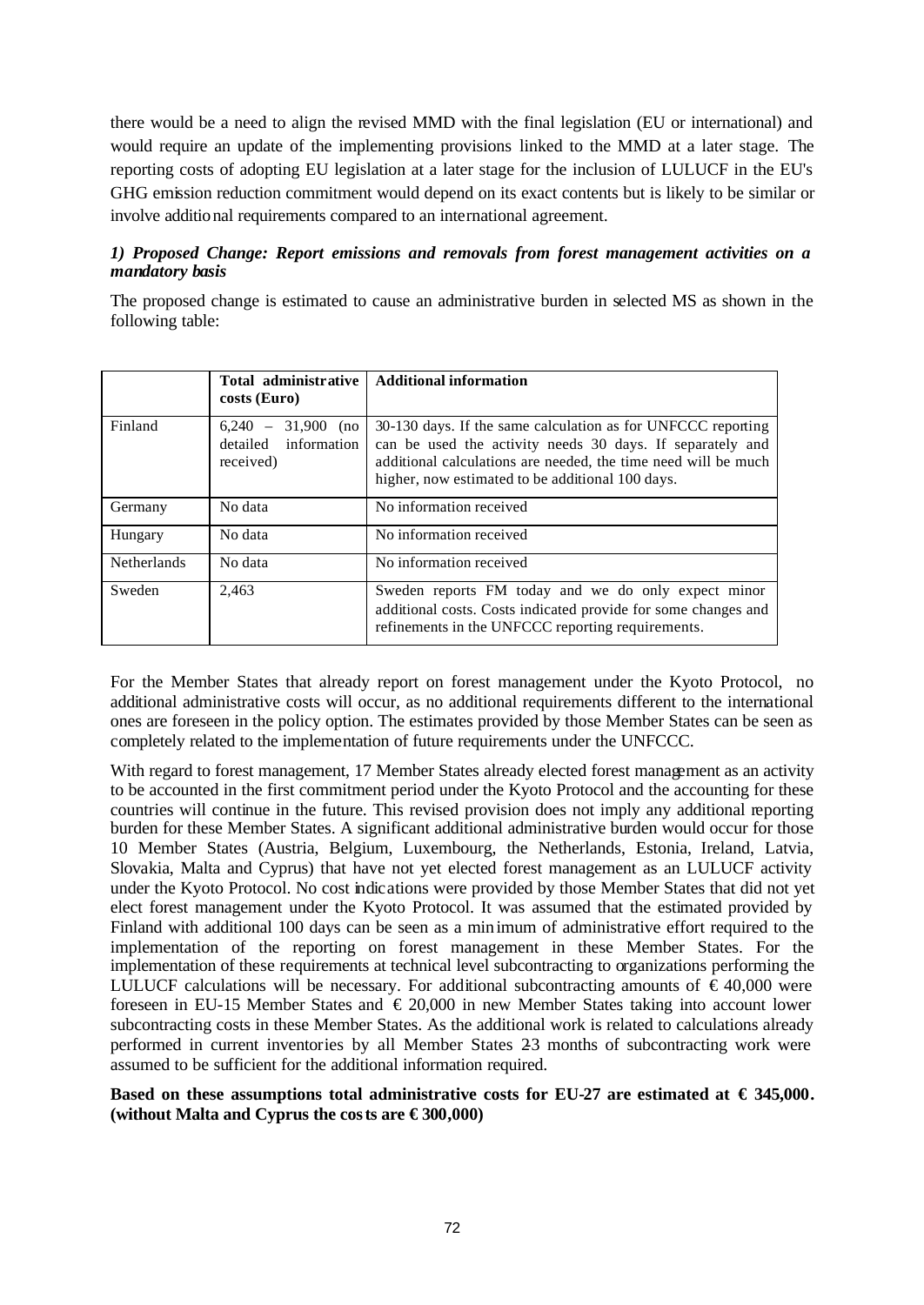there would be a need to align the revised MMD with the final legislation (EU or international) and would require an update of the implementing provisions linked to the MMD at a later stage. The reporting costs of adopting EU legislation at a later stage for the inclusion of LULUCF in the EU's GHG emission reduction commitment would depend on its exact contents but is likely to be similar or involve additional requirements compared to an international agreement.

***1) Proposed Change: Report emissions and removals from forest management activities on a mandatory basis***

The proposed change is estimated to cause an administrative burden in selected MS as shown in the following table:

| | Total administrative costs (Euro) | Additional information |
|---|---|---|
| Finland | 6,240 – 31,900 (no detailed information received) | 30-130 days. If the same calculation as for UNFCCC reporting can be used the activity needs 30 days. If separately and additional calculations are needed, the time need will be much higher, now estimated to be additional 100 days. |
| Germany | No data | No information received |
| Hungary | No data | No information received |
| Netherlands | No data | No information received |
| Sweden | 2,463 | Sweden reports FM today and we do only expect minor additional costs. Costs indicated provide for some changes and refinements in the UNFCCC reporting requirements. |

For the Member States that already report on forest management under the Kyoto Protocol, no additional administrative costs will occur, as no additional requirements different to the international ones are foreseen in the policy option. The estimates provided by those Member States can be seen as completely related to the implementation of future requirements under the UNFCCC.

With regard to forest management, 17 Member States already elected forest management as an activity to be accounted in the first commitment period under the Kyoto Protocol and the accounting for these countries will continue in the future. This revised provision does not imply any additional reporting burden for these Member States. A significant additional administrative burden would occur for those 10 Member States (Austria, Belgium, Luxembourg, the Netherlands, Estonia, Ireland, Latvia, Slovakia, Malta and Cyprus) that have not yet elected forest management as an LULUCF activity under the Kyoto Protocol. No cost indications were provided by those Member States that did not yet elect forest management under the Kyoto Protocol. It was assumed that the estimated provided by Finland with additional 100 days can be seen as a minimum of administrative effort required to the implementation of the reporting on forest management in these Member States. For the implementation of these requirements at technical level subcontracting to organizations performing the LULUCF calculations will be necessary. For additional subcontracting amounts of € 40,000 were foreseen in EU-15 Member States and € 20,000 in new Member States taking into account lower subcontracting costs in these Member States. As the additional work is related to calculations already performed in current inventories by all Member States 2-3 months of subcontracting work were assumed to be sufficient for the additional information required.

**Based on these assumptions total administrative costs for EU-27 are estimated at € 345,000. (without Malta and Cyprus the costs are € 300,000)**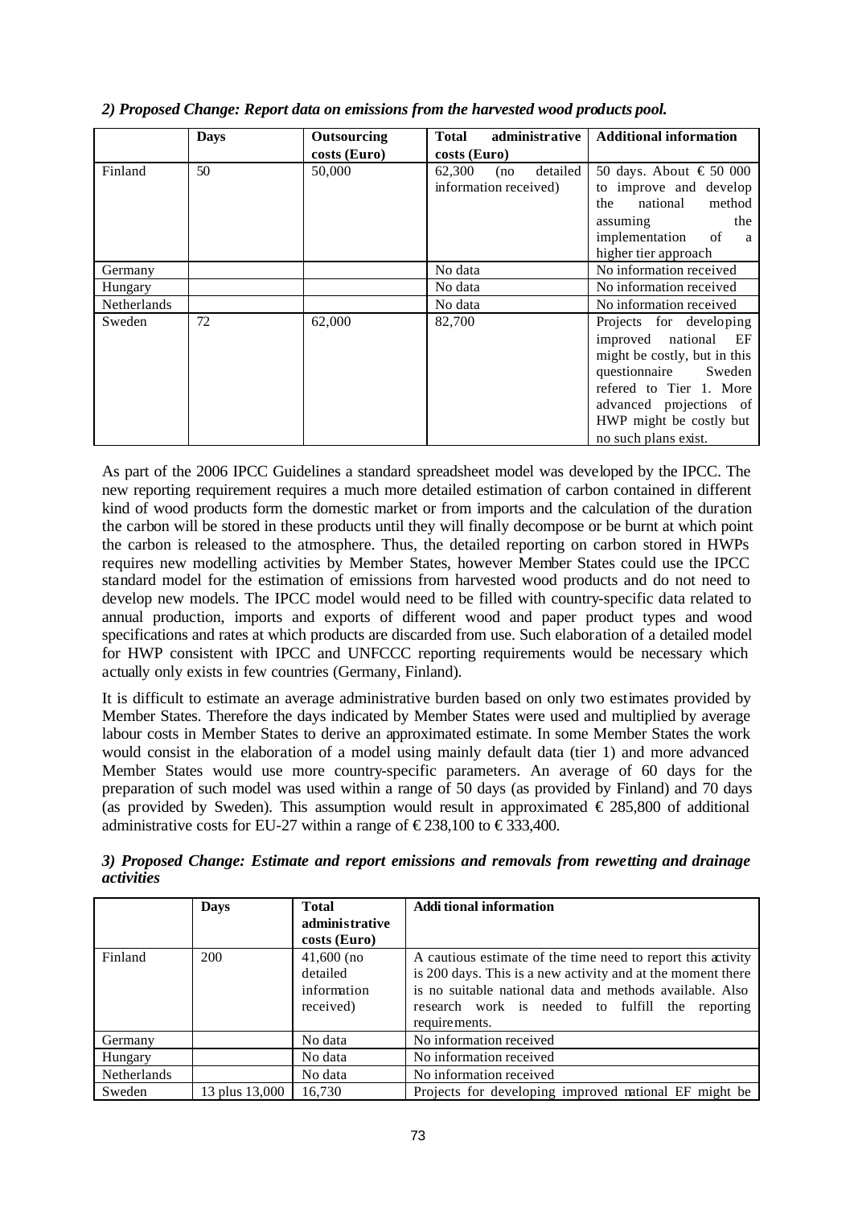*2) Proposed Change: Report data on emissions from the harvested wood products pool.*

| | Days | Outsourcing costs (Euro) | Total administrative costs (Euro) | Additional information |
|---|---|---|---|---|
| Finland | 50 | 50,000 | 62,300 (no detailed information received) | 50 days. About € 50 000 to improve and develop the national method assuming the implementation of a higher tier approach |
| Germany | | | No data | No information received |
| Hungary | | | No data | No information received |
| Netherlands | | | No data | No information received |
| Sweden | 72 | 62,000 | 82,700 | Projects for developing improved national EF might be costly, but in this questionnaire Sweden refered to Tier 1. More advanced projections of HWP might be costly but no such plans exist. |

As part of the 2006 IPCC Guidelines a standard spreadsheet model was developed by the IPCC. The new reporting requirement requires a much more detailed estimation of carbon contained in different kind of wood products form the domestic market or from imports and the calculation of the duration the carbon will be stored in these products until they will finally decompose or be burnt at which point the carbon is released to the atmosphere. Thus, the detailed reporting on carbon stored in HWPs requires new modelling activities by Member States, however Member States could use the IPCC standard model for the estimation of emissions from harvested wood products and do not need to develop new models. The IPCC model would need to be filled with country-specific data related to annual production, imports and exports of different wood and paper product types and wood specifications and rates at which products are discarded from use. Such elaboration of a detailed model for HWP consistent with IPCC and UNFCCC reporting requirements would be necessary which actually only exists in few countries (Germany, Finland).

It is difficult to estimate an average administrative burden based on only two estimates provided by Member States. Therefore the days indicated by Member States were used and multiplied by average labour costs in Member States to derive an approximated estimate. In some Member States the work would consist in the elaboration of a model using mainly default data (tier 1) and more advanced Member States would use more country-specific parameters. An average of 60 days for the preparation of such model was used within a range of 50 days (as provided by Finland) and 70 days (as provided by Sweden). This assumption would result in approximated € 285,800 of additional administrative costs for EU-27 within a range of € 238,100 to € 333,400.

*3) Proposed Change: Estimate and report emissions and removals from rewetting and drainage activities*

| | Days | Total administrative costs (Euro) | Additional information |
|---|---|---|---|
| Finland | 200 | 41,600 (no detailed information received) | A cautious estimate of the time need to report this activity is 200 days. This is a new activity and at the moment there is no suitable national data and methods available. Also research work is needed to fulfill the reporting requirements. |
| Germany | | No data | No information received |
| Hungary | | No data | No information received |
| Netherlands | | No data | No information received |
| Sweden | 13 plus 13,000 | 16,730 | Projects for developing improved national EF might be |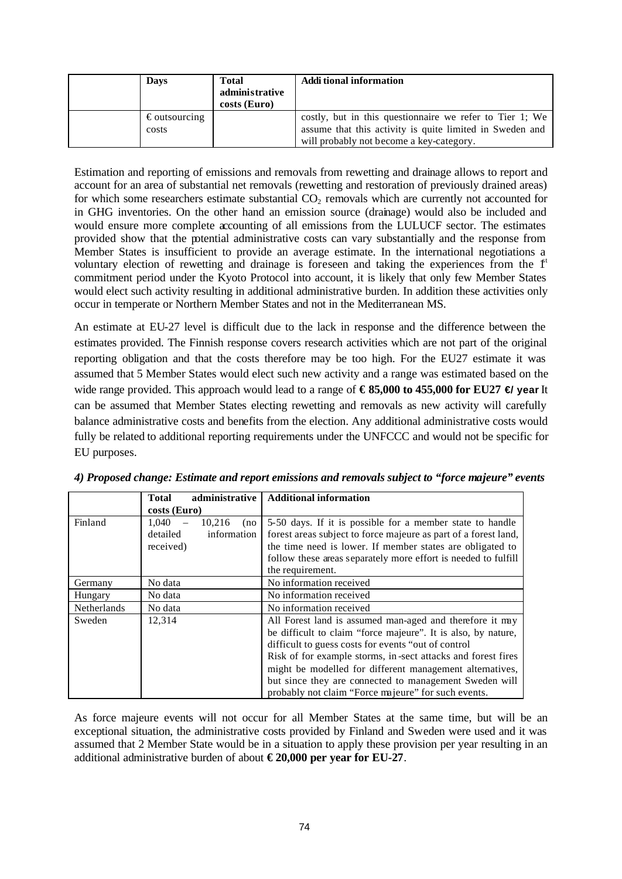| | Days | Total administrative costs (Euro) | Additional information |
|---|---|---|---|
| | € outsourcing costs | | costly, but in this questionnaire we refer to Tier 1; We assume that this activity is quite limited in Sweden and will probably not become a key-category. |

Estimation and reporting of emissions and removals from rewetting and drainage allows to report and account for an area of substantial net removals (rewetting and restoration of previously drained areas) for which some researchers estimate substantial $CO_2$ removals which are currently not accounted for in GHG inventories. On the other hand an emission source (drainage) would also be included and would ensure more complete accounting of all emissions from the LULUCF sector. The estimates provided show that the potential administrative costs can vary substantially and the response from Member States is insufficient to provide an average estimate. In the international negotiations a voluntary election of rewetting and drainage is foreseen and taking the experiences from the 1st commitment period under the Kyoto Protocol into account, it is likely that only few Member States would elect such activity resulting in additional administrative burden. In addition these activities only occur in temperate or Northern Member States and not in the Mediterranean MS.

An estimate at EU-27 level is difficult due to the lack in response and the difference between the estimates provided. The Finnish response covers research activities which are not part of the original reporting obligation and that the costs therefore may be too high. For the EU27 estimate it was assumed that 5 Member States would elect such new activity and a range was estimated based on the wide range provided. This approach would lead to a range of **€ 85,000 to 455,000 for EU27 €/ year** It can be assumed that Member States electing rewetting and removals as new activity will carefully balance administrative costs and benefits from the election. Any additional administrative costs would fully be related to additional reporting requirements under the UNFCCC and would not be specific for EU purposes.

***4) Proposed change: Estimate and report emissions and removals subject to "force majeure" events***

| | Total administrative costs (Euro) | Additional information |
|---|---|---|
| Finland | 1,040 – 10,216 (no detailed information received) | 5-50 days. If it is possible for a member state to handle forest areas subject to force majeure as part of a forest land, the time need is lower. If member states are obligated to follow these areas separately more effort is needed to fulfill the requirement. |
| Germany | No data | No information received |
| Hungary | No data | No information received |
| Netherlands | No data | No information received |
| Sweden | 12,314 | All Forest land is assumed man-aged and therefore it may be difficult to claim "force majeure". It is also, by nature, difficult to guess costs for events "out of control<br>Risk of for example storms, in-sect attacks and forest fires might be modelled for different management alternatives, but since they are connected to management Sweden will probably not claim "Force majeure" for such events. |

As force majeure events will not occur for all Member States at the same time, but will be an exceptional situation, the administrative costs provided by Finland and Sweden were used and it was assumed that 2 Member State would be in a situation to apply these provision per year resulting in an additional administrative burden of about **€ 20,000 per year for EU-27**.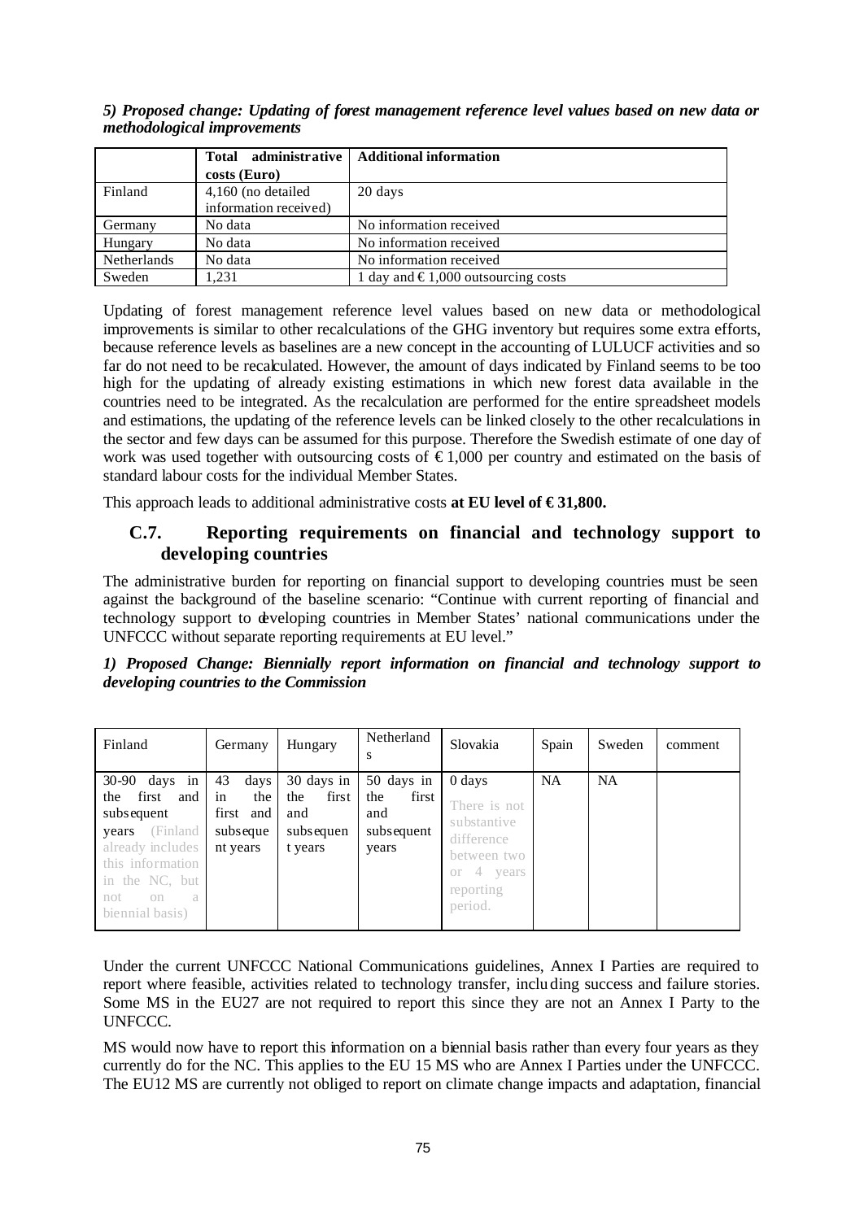*5) Proposed change: Updating of forest management reference level values based on new data or methodological improvements*

| | Total administrative costs (Euro) | Additional information |
|---|---|---|
| Finland | 4,160 (no detailed information received) | 20 days |
| Germany | No data | No information received |
| Hungary | No data | No information received |
| Netherlands | No data | No information received |
| Sweden | 1,231 | 1 day and €1,000 outsourcing costs |

Updating of forest management reference level values based on new data or methodological improvements is similar to other recalculations of the GHG inventory but requires some extra efforts, because reference levels as baselines are a new concept in the accounting of LULUCF activities and so far do not need to be recalculated. However, the amount of days indicated by Finland seems to be too high for the updating of already existing estimations in which new forest data available in the countries need to be integrated. As the recalculation are performed for the entire spreadsheet models and estimations, the updating of the reference levels can be linked closely to the other recalculations in the sector and few days can be assumed for this purpose. Therefore the Swedish estimate of one day of work was used together with outsourcing costs of €1,000 per country and estimated on the basis of standard labour costs for the individual Member States.

This approach leads to additional administrative costs **at EU level of €31,800.**

## C.7. Reporting requirements on financial and technology support to developing countries

The administrative burden for reporting on financial support to developing countries must be seen against the background of the baseline scenario: "Continue with current reporting of financial and technology support to developing countries in Member States' national communications under the UNFCCC without separate reporting requirements at EU level."

***1) Proposed Change: Biennially report information on financial and technology support to developing countries to the Commission***

| Finland | Germany | Hungary | Netherlands | Slovakia | Spain | Sweden | comment |
|---|---|---|---|---|---|---|---|
| 30-90 days in the first and subsequent years (Finland already includes this information in the NC, but not on a biennial basis) | 43 days in the first and subsequent years | 30 days in the first and subsequent years | 50 days in the first and subsequent years | 0 days There is not substantive difference between two or 4 years reporting period. | NA | NA | |

Under the current UNFCCC National Communications guidelines, Annex I Parties are required to report where feasible, activities related to technology transfer, including success and failure stories. Some MS in the EU27 are not required to report this since they are not an Annex I Party to the UNFCCC.

MS would now have to report this information on a biennial basis rather than every four years as they currently do for the NC. This applies to the EU 15 MS who are Annex I Parties under the UNFCCC. The EU12 MS are currently not obliged to report on climate change impacts and adaptation, financial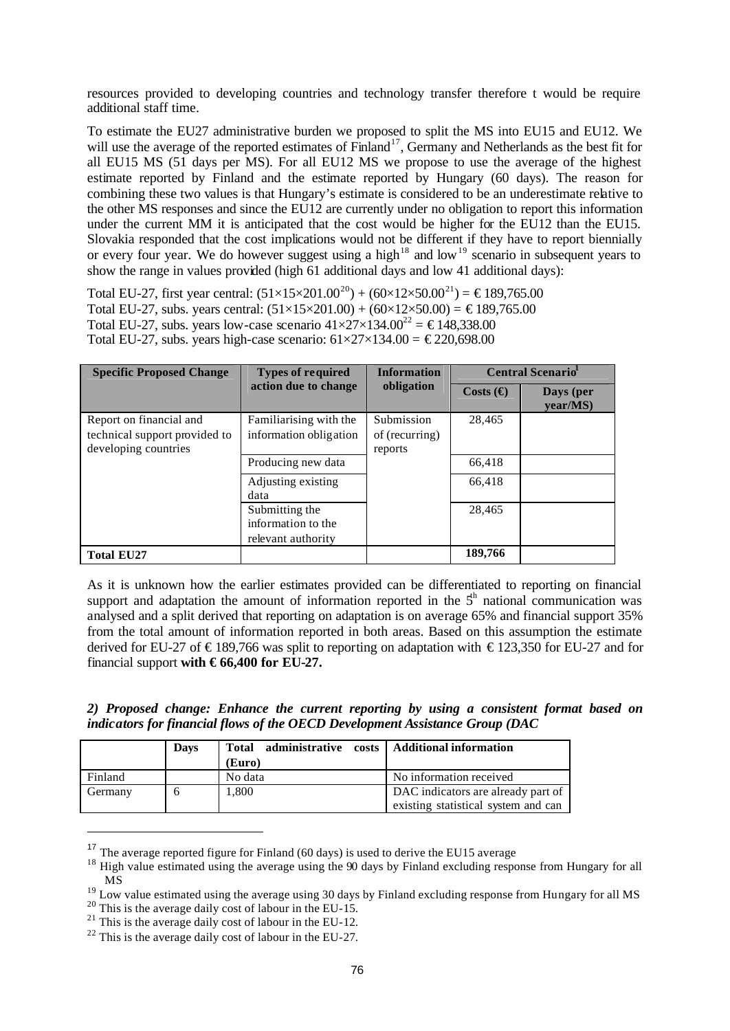resources provided to developing countries and technology transfer therefore t would be require additional staff time.

To estimate the EU27 administrative burden we proposed to split the MS into EU15 and EU12. We will use the average of the reported estimates of Finland[17], Germany and Netherlands as the best fit for all EU15 MS (51 days per MS). For all EU12 MS we propose to use the average of the highest estimate reported by Finland and the estimate reported by Hungary (60 days). The reason for combining these two values is that Hungary's estimate is considered to be an underestimate relative to the other MS responses and since the EU12 are currently under no obligation to report this information under the current MM it is anticipated that the cost would be higher for the EU12 than the EU15. Slovakia responded that the cost implications would not be different if they have to report biennially or every four year. We do however suggest using a high[18] and low[19] scenario in subsequent years to show the range in values provided (high 61 additional days and low 41 additional days):

Total EU-27, first year central: (51×15×201.00[20]) + (60×12×50.00[21]) = € 189,765.00
Total EU-27, subs. years central: (51×15×201.00) + (60×12×50.00) = € 189,765.00
Total EU-27, subs. years low-case scenario 41×27×134.00[22] = € 148,338.00
Total EU-27, subs. years high-case scenario: 61×27×134.00 = € 220,698.00

| Specific Proposed Change | Types of required action due to change | Information obligation | Central Scenario[1] | |
|---|---|---|---|---|
| | | | Costs (€) | Days (per year/MS) |
| Report on financial and technical support provided to developing countries | Familiarising with the information obligation | Submission of (recurring) reports | 28,465 | |
| | Producing new data | | 66,418 | |
| | Adjusting existing data | | 66,418 | |
| | Submitting the information to the relevant authority | | 28,465 | |
| **Total EU27** | | | **189,766** | |

As it is unknown how the earlier estimates provided can be differentiated to reporting on financial support and adaptation the amount of information reported in the 5[th] national communication was analysed and a split derived that reporting on adaptation is on average 65% and financial support 35% from the total amount of information reported in both areas. Based on this assumption the estimate derived for EU-27 of € 189,766 was split to reporting on adaptation with € 123,350 for EU-27 and for financial support **with € 66,400 for EU-27.**

***2) Proposed change: Enhance the current reporting by using a consistent format based on indicators for financial flows of the OECD Development Assistance Group (DAC***

| | Days | Total administrative costs (Euro) | Additional information |
|---|---|---|---|
| Finland | | No data | No information received |
| Germany | 6 | 1,800 | DAC indicators are already part of existing statistical system and can |

[17] The average reported figure for Finland (60 days) is used to derive the EU15 average
[18] High value estimated using the average using the 90 days by Finland excluding response from Hungary for all MS
[19] Low value estimated using the average using 30 days by Finland excluding response from Hungary for all MS
[20] This is the average daily cost of labour in the EU-15.
[21] This is the average daily cost of labour in the EU-12.
[22] This is the average daily cost of labour in the EU-27.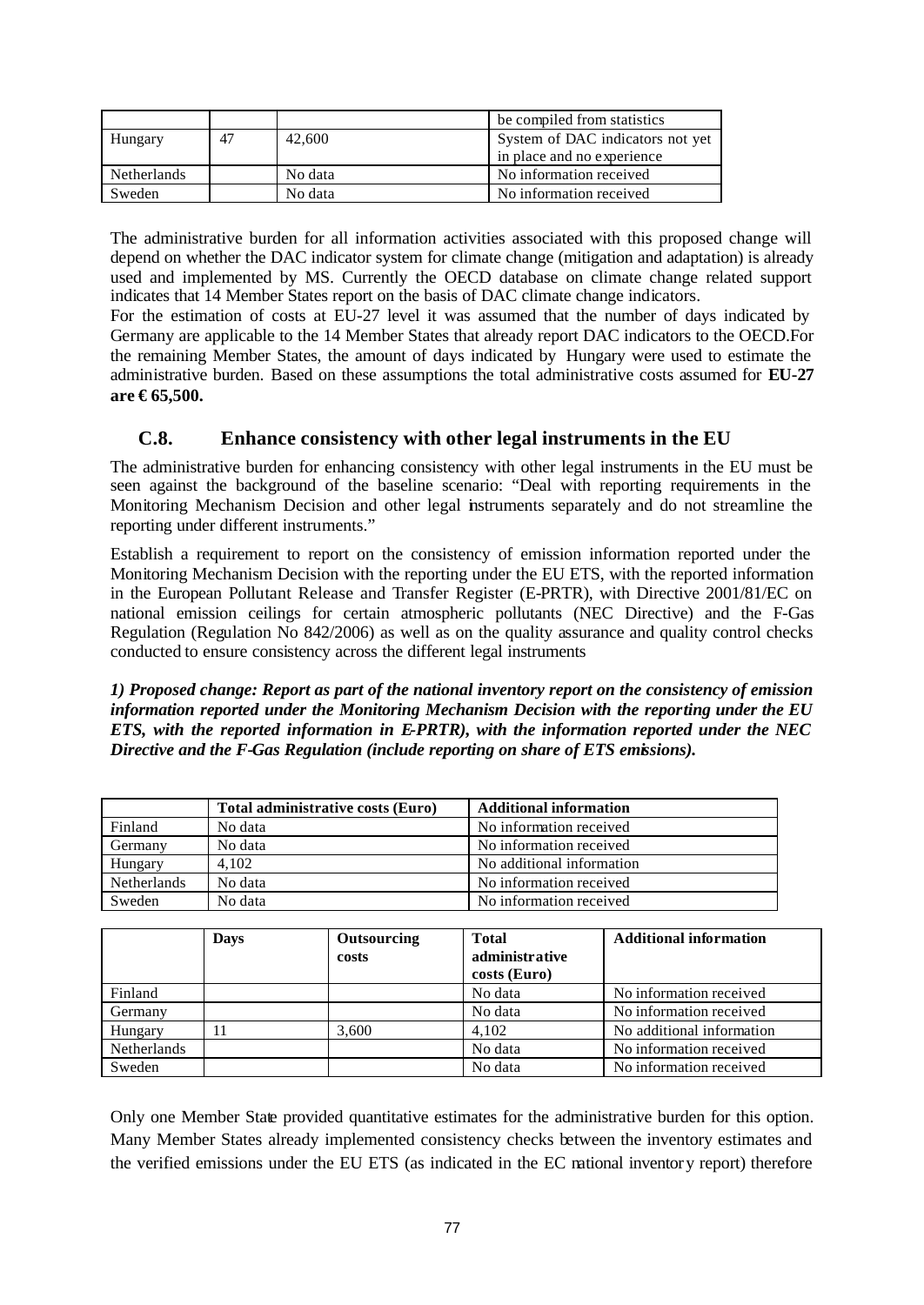| | | | be compiled from statistics |
|---|---|---|---|
| Hungary | 47 | 42,600 | System of DAC indicators not yet in place and no experience |
| Netherlands | | No data | No information received |
| Sweden | | No data | No information received |

The administrative burden for all information activities associated with this proposed change will depend on whether the DAC indicator system for climate change (mitigation and adaptation) is already used and implemented by MS. Currently the OECD database on climate change related support indicates that 14 Member States report on the basis of DAC climate change indicators.

For the estimation of costs at EU-27 level it was assumed that the number of days indicated by Germany are applicable to the 14 Member States that already report DAC indicators to the OECD.For the remaining Member States, the amount of days indicated by Hungary were used to estimate the administrative burden. Based on these assumptions the total administrative costs assumed for **EU-27 are € 65,500.**

## C.8. Enhance consistency with other legal instruments in the EU

The administrative burden for enhancing consistency with other legal instruments in the EU must be seen against the background of the baseline scenario: "Deal with reporting requirements in the Monitoring Mechanism Decision and other legal instruments separately and do not streamline the reporting under different instruments."

Establish a requirement to report on the consistency of emission information reported under the Monitoring Mechanism Decision with the reporting under the EU ETS, with the reported information in the European Pollutant Release and Transfer Register (E-PRTR), with Directive 2001/81/EC on national emission ceilings for certain atmospheric pollutants (NEC Directive) and the F-Gas Regulation (Regulation No 842/2006) as well as on the quality assurance and quality control checks conducted to ensure consistency across the different legal instruments

***1) Proposed change: Report as part of the national inventory report on the consistency of emission information reported under the Monitoring Mechanism Decision with the reporting under the EU ETS, with the reported information in E-PRTR), with the information reported under the NEC Directive and the F-Gas Regulation (include reporting on share of ETS emissions).***

| | Total administrative costs (Euro) | Additional information |
|---|---|---|
| Finland | No data | No information received |
| Germany | No data | No information received |
| Hungary | 4,102 | No additional information |
| Netherlands | No data | No information received |
| Sweden | No data | No information received |

| | Days | Outsourcing costs | Total administrative costs (Euro) | Additional information |
|---|---|---|---|---|
| Finland | | | No data | No information received |
| Germany | | | No data | No information received |
| Hungary | 11 | 3,600 | 4,102 | No additional information |
| Netherlands | | | No data | No information received |
| Sweden | | | No data | No information received |

Only one Member State provided quantitative estimates for the administrative burden for this option. Many Member States already implemented consistency checks between the inventory estimates and the verified emissions under the EU ETS (as indicated in the EC national inventory report) therefore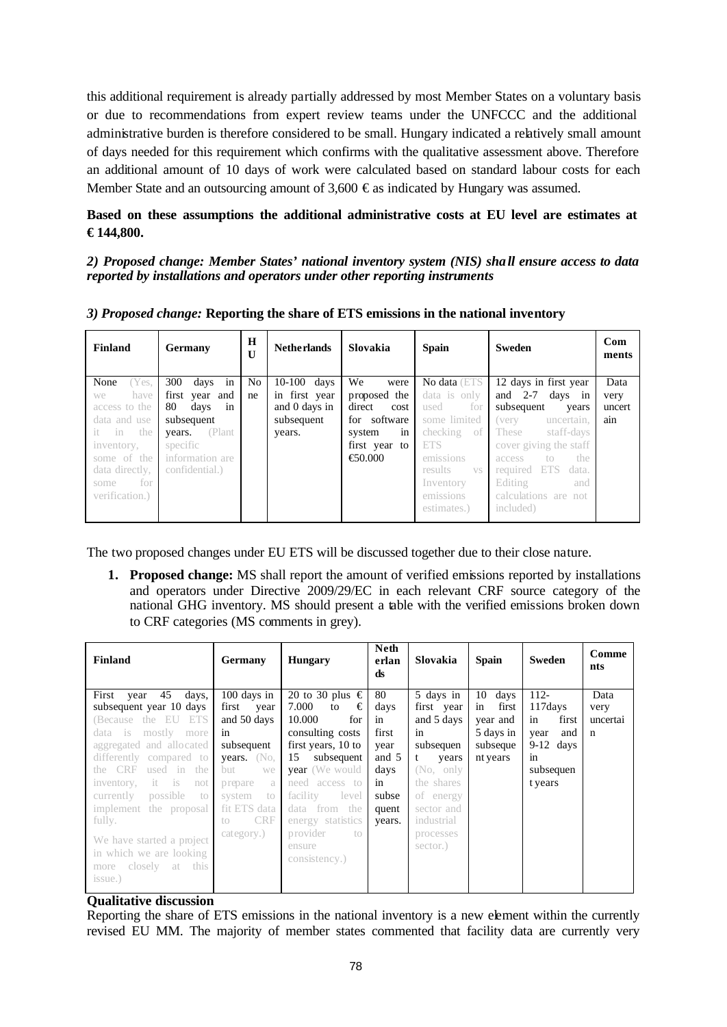this additional requirement is already partially addressed by most Member States on a voluntary basis or due to recommendations from expert review teams under the UNFCCC and the additional administrative burden is therefore considered to be small. Hungary indicated a relatively small amount of days needed for this requirement which confirms with the qualitative assessment above. Therefore an additional amount of 10 days of work were calculated based on standard labour costs for each Member State and an outsourcing amount of 3,600 € as indicated by Hungary was assumed.

**Based on these assumptions the additional administrative costs at EU level are estimates at € 144,800.**

***2) Proposed change: Member States' national inventory system (NIS) shall ensure access to data reported by installations and operators under other reporting instruments***

***3) Proposed change:* Reporting the share of ETS emissions in the national inventory**

| Finland | Germany | HU | Netherlands | Slovakia | Spain | Sweden | Comments |
|---|---|---|---|---|---|---|---|
| None (Yes, we have access to the data and use it in the inventory, some of the data directly, some for verification.) | 300 days in first year and 80 days in subsequent years. (Plant specific information are confidential.) | None | 10-100 days in first year and 0 days in subsequent years. | We were proposed the direct cost for software system in first year to €50.000 | No data (ETS data is only used for some limited checking of ETS emissions results vs Inventory emissions estimates.) | 12 days in first year and 2-7 days in subsequent years (very uncertain, These staff-days cover giving the staff access to the required ETS data. Editing and calculations are not included) | Data very uncertain |

The two proposed changes under EU ETS will be discussed together due to their close nature.

1. **Proposed change:** MS shall report the amount of verified emissions reported by installations and operators under Directive 2009/29/EC in each relevant CRF source category of the national GHG inventory. MS should present a table with the verified emissions broken down to CRF categories (MS comments in grey).

| Finland | Germany | Hungary | Netherlands | Slovakia | Spain | Sweden | Comments |
|---|---|---|---|---|---|---|---|
| First year 45 days, subsequent year 10 days (Because the EU ETS data is mostly more aggregated and allocated differently compared to the CRF used in the inventory, it is not currently possible to implement the proposal fully. We have started a project in which we are looking more closely at this issue.) | 100 days in first year and 50 days in subsequent years. (No, but we prepare a system to fit ETS data to CRF category.) | 20 to 30 plus € 7.000 to € 10.000 for consulting costs first years, 10 to 15 subsequent year (We would need access to facility level data from the energy statistics provider to ensure consistency.) | 80 days in first year and 5 days in subsequent years. | 5 days in first year and 5 days in subsequent years (No, only the shares of energy sector and industrial processes sector.) | 10 days in first year and 5 days in subsequent years | 112-117days in first year and 9-12 days in subsequent years | Data very uncertain |

**Qualitative discussion**

Reporting the share of ETS emissions in the national inventory is a new element within the currently revised EU MM. The majority of member states commented that facility data are currently very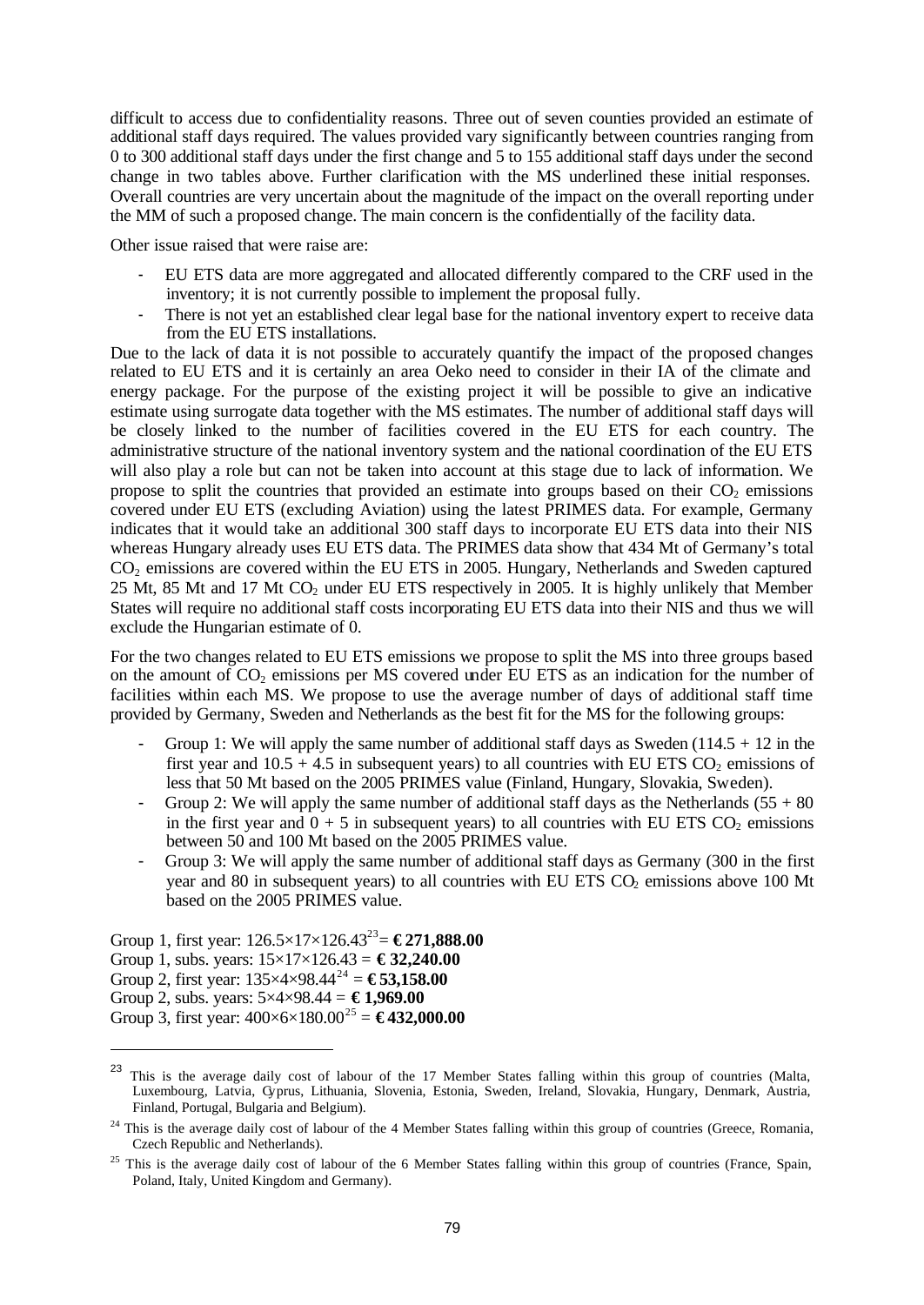difficult to access due to confidentiality reasons. Three out of seven counties provided an estimate of additional staff days required. The values provided vary significantly between countries ranging from 0 to 300 additional staff days under the first change and 5 to 155 additional staff days under the second change in two tables above. Further clarification with the MS underlined these initial responses. Overall countries are very uncertain about the magnitude of the impact on the overall reporting under the MM of such a proposed change. The main concern is the confidentially of the facility data.

Other issue raised that were raise are:

- EU ETS data are more aggregated and allocated differently compared to the CRF used in the inventory; it is not currently possible to implement the proposal fully.
- There is not yet an established clear legal base for the national inventory expert to receive data from the EU ETS installations.

Due to the lack of data it is not possible to accurately quantify the impact of the proposed changes related to EU ETS and it is certainly an area Oeko need to consider in their IA of the climate and energy package. For the purpose of the existing project it will be possible to give an indicative estimate using surrogate data together with the MS estimates. The number of additional staff days will be closely linked to the number of facilities covered in the EU ETS for each country. The administrative structure of the national inventory system and the national coordination of the EU ETS will also play a role but can not be taken into account at this stage due to lack of information. We propose to split the countries that provided an estimate into groups based on their $CO_2$ emissions covered under EU ETS (excluding Aviation) using the latest PRIMES data. For example, Germany indicates that it would take an additional 300 staff days to incorporate EU ETS data into their NIS whereas Hungary already uses EU ETS data. The PRIMES data show that 434 Mt of Germany's total $CO_2$ emissions are covered within the EU ETS in 2005. Hungary, Netherlands and Sweden captured 25 Mt, 85 Mt and 17 Mt $CO_2$ under EU ETS respectively in 2005. It is highly unlikely that Member States will require no additional staff costs incorporating EU ETS data into their NIS and thus we will exclude the Hungarian estimate of 0.

For the two changes related to EU ETS emissions we propose to split the MS into three groups based on the amount of $CO_2$ emissions per MS covered under EU ETS as an indication for the number of facilities within each MS. We propose to use the average number of days of additional staff time provided by Germany, Sweden and Netherlands as the best fit for the MS for the following groups:

- Group 1: We will apply the same number of additional staff days as Sweden (114.5 + 12 in the first year and 10.5 + 4.5 in subsequent years) to all countries with EU ETS $CO_2$ emissions of less that 50 Mt based on the 2005 PRIMES value (Finland, Hungary, Slovakia, Sweden).
- Group 2: We will apply the same number of additional staff days as the Netherlands (55 + 80 in the first year and 0 + 5 in subsequent years) to all countries with EU ETS $CO_2$ emissions between 50 and 100 Mt based on the 2005 PRIMES value.
- Group 3: We will apply the same number of additional staff days as Germany (300 in the first year and 80 in subsequent years) to all countries with EU ETS $CO_2$ emissions above 100 Mt based on the 2005 PRIMES value.

Group 1, first year: 126.5×17×126.43[23]= **€ 271,888.00**
Group 1, subs. years: 15×17×126.43 = **€ 32,240.00**
Group 2, first year: 135×4×98.44[24] = **€ 53,158.00**
Group 2, subs. years: 5×4×98.44 = **€ 1,969.00**
Group 3, first year: 400×6×180.00[25] = **€ 432,000.00**

---

[23] This is the average daily cost of labour of the 17 Member States falling within this group of countries (Malta, Luxembourg, Latvia, Cyprus, Lithuania, Slovenia, Estonia, Sweden, Ireland, Slovakia, Hungary, Denmark, Austria, Finland, Portugal, Bulgaria and Belgium).

[24] This is the average daily cost of labour of the 4 Member States falling within this group of countries (Greece, Romania, Czech Republic and Netherlands).

[25] This is the average daily cost of labour of the 6 Member States falling within this group of countries (France, Spain, Poland, Italy, United Kingdom and Germany).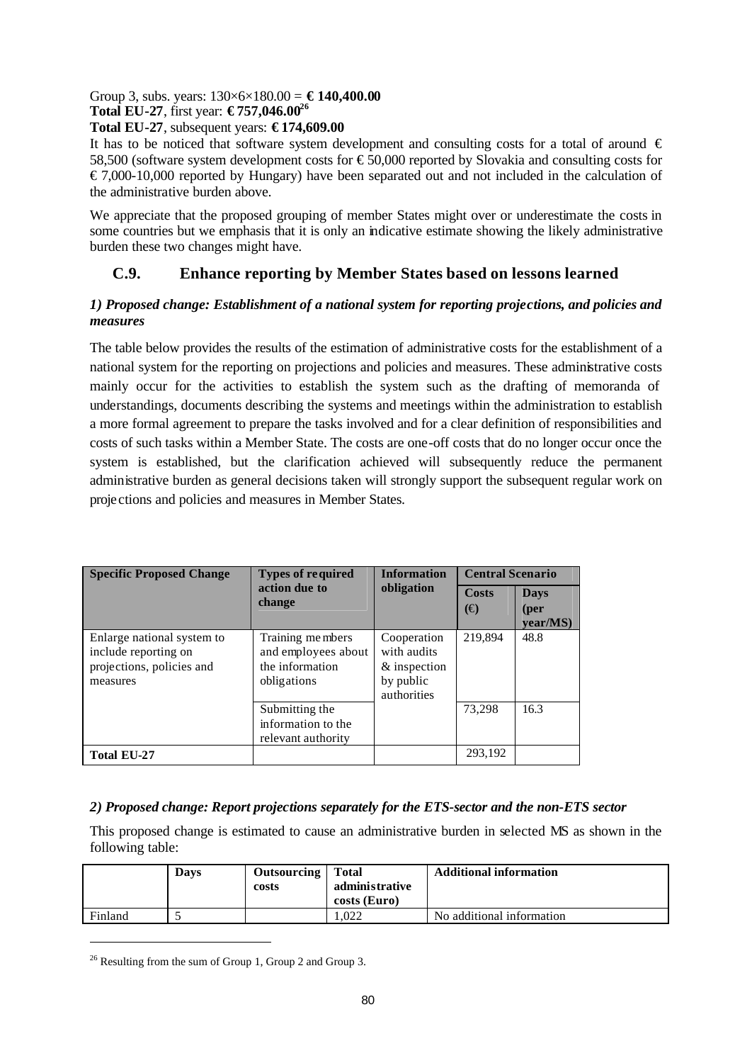Group 3, subs. years: 130×6×180.00 = **€ 140,400.00**
**Total EU-27**, first year: **€ 757,046.00**[26]
**Total EU-27**, subsequent years: **€ 174,609.00**

It has to be noticed that software system development and consulting costs for a total of around € 58,500 (software system development costs for € 50,000 reported by Slovakia and consulting costs for € 7,000-10,000 reported by Hungary) have been separated out and not included in the calculation of the administrative burden above.

We appreciate that the proposed grouping of member States might over or underestimate the costs in some countries but we emphasis that it is only an indicative estimate showing the likely administrative burden these two changes might have.

## C.9. Enhance reporting by Member States based on lessons learned

### *1) Proposed change: Establishment of a national system for reporting projections, and policies and measures*

The table below provides the results of the estimation of administrative costs for the establishment of a national system for the reporting on projections and policies and measures. These administrative costs mainly occur for the activities to establish the system such as the drafting of memoranda of understandings, documents describing the systems and meetings within the administration to establish a more formal agreement to prepare the tasks involved and for a clear definition of responsibilities and costs of such tasks within a Member State. The costs are one-off costs that do no longer occur once the system is established, but the clarification achieved will subsequently reduce the permanent administrative burden as general decisions taken will strongly support the subsequent regular work on projections and policies and measures in Member States.

| Specific Proposed Change | Types of required action due to change | Information obligation | Central Scenario | |
|---|---|---|---|---|
| | | | Costs (€) | Days (per year/MS) |
| Enlarge national system to include reporting on projections, policies and measures | Training members and employees about the information obligations | Cooperation with audits & inspection by public authorities | 219,894 | 48.8 |
| | Submitting the information to the relevant authority | | 73,298 | 16.3 |
| **Total EU-27** | | | 293,192 | |

### *2) Proposed change: Report projections separately for the ETS-sector and the non-ETS sector*

This proposed change is estimated to cause an administrative burden in selected MS as shown in the following table:

| | Days | Outsourcing costs | Total administrative costs (Euro) | Additional information |
|---|---|---|---|---|
| Finland | 5 | | 1,022 | No additional information |

[26] Resulting from the sum of Group 1, Group 2 and Group 3.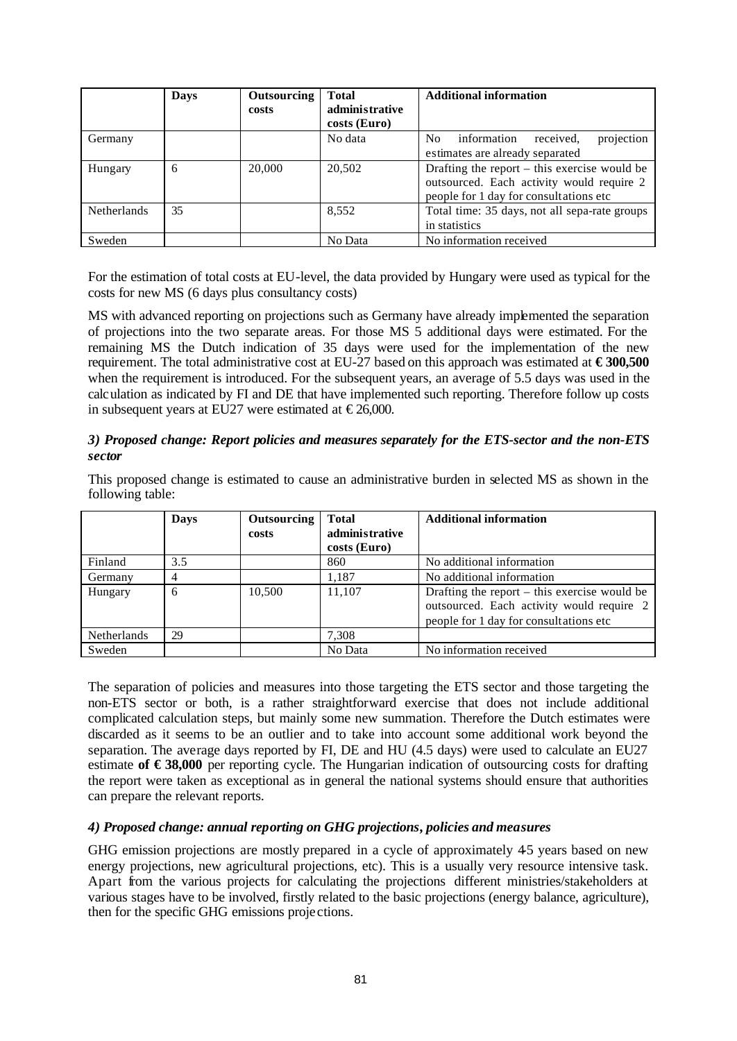|  | Days | Outsourcing costs | Total administrative costs (Euro) | Additional information |
|---|---|---|---|---|
| Germany |  |  | No data | No information received, projection estimates are already separated |
| Hungary | 6 | 20,000 | 20,502 | Drafting the report – this exercise would be outsourced. Each activity would require 2 people for 1 day for consultations etc |
| Netherlands | 35 |  | 8,552 | Total time: 35 days, not all sepa-rate groups in statistics |
| Sweden |  |  | No Data | No information received |

For the estimation of total costs at EU-level, the data provided by Hungary were used as typical for the costs for new MS (6 days plus consultancy costs)

MS with advanced reporting on projections such as Germany have already implemented the separation of projections into the two separate areas. For those MS 5 additional days were estimated. For the remaining MS the Dutch indication of 35 days were used for the implementation of the new requirement. The total administrative cost at EU-27 based on this approach was estimated at **€ 300,500** when the requirement is introduced. For the subsequent years, an average of 5.5 days was used in the calculation as indicated by FI and DE that have implemented such reporting. Therefore follow up costs in subsequent years at EU27 were estimated at € 26,000.

### *3) Proposed change: Report policies and measures separately for the ETS-sector and the non-ETS sector*

This proposed change is estimated to cause an administrative burden in selected MS as shown in the following table:

|  | Days | Outsourcing costs | Total administrative costs (Euro) | Additional information |
|---|---|---|---|---|
| Finland | 3.5 |  | 860 | No additional information |
| Germany | 4 |  | 1,187 | No additional information |
| Hungary | 6 | 10,500 | 11,107 | Drafting the report – this exercise would be outsourced. Each activity would require 2 people for 1 day for consultations etc |
| Netherlands | 29 |  | 7,308 |  |
| Sweden |  |  | No Data | No information received |

The separation of policies and measures into those targeting the ETS sector and those targeting the non-ETS sector or both, is a rather straightforward exercise that does not include additional complicated calculation steps, but mainly some new summation. Therefore the Dutch estimates were discarded as it seems to be an outlier and to take into account some additional work beyond the separation. The average days reported by FI, DE and HU (4.5 days) were used to calculate an EU27 estimate **of € 38,000** per reporting cycle. The Hungarian indication of outsourcing costs for drafting the report were taken as exceptional as in general the national systems should ensure that authorities can prepare the relevant reports.

### *4) Proposed change: annual reporting on GHG projections, policies and measures*

GHG emission projections are mostly prepared in a cycle of approximately 4-5 years based on new energy projections, new agricultural projections, etc). This is a usually very resource intensive task. Apart from the various projects for calculating the projections different ministries/stakeholders at various stages have to be involved, firstly related to the basic projections (energy balance, agriculture), then for the specific GHG emissions projections.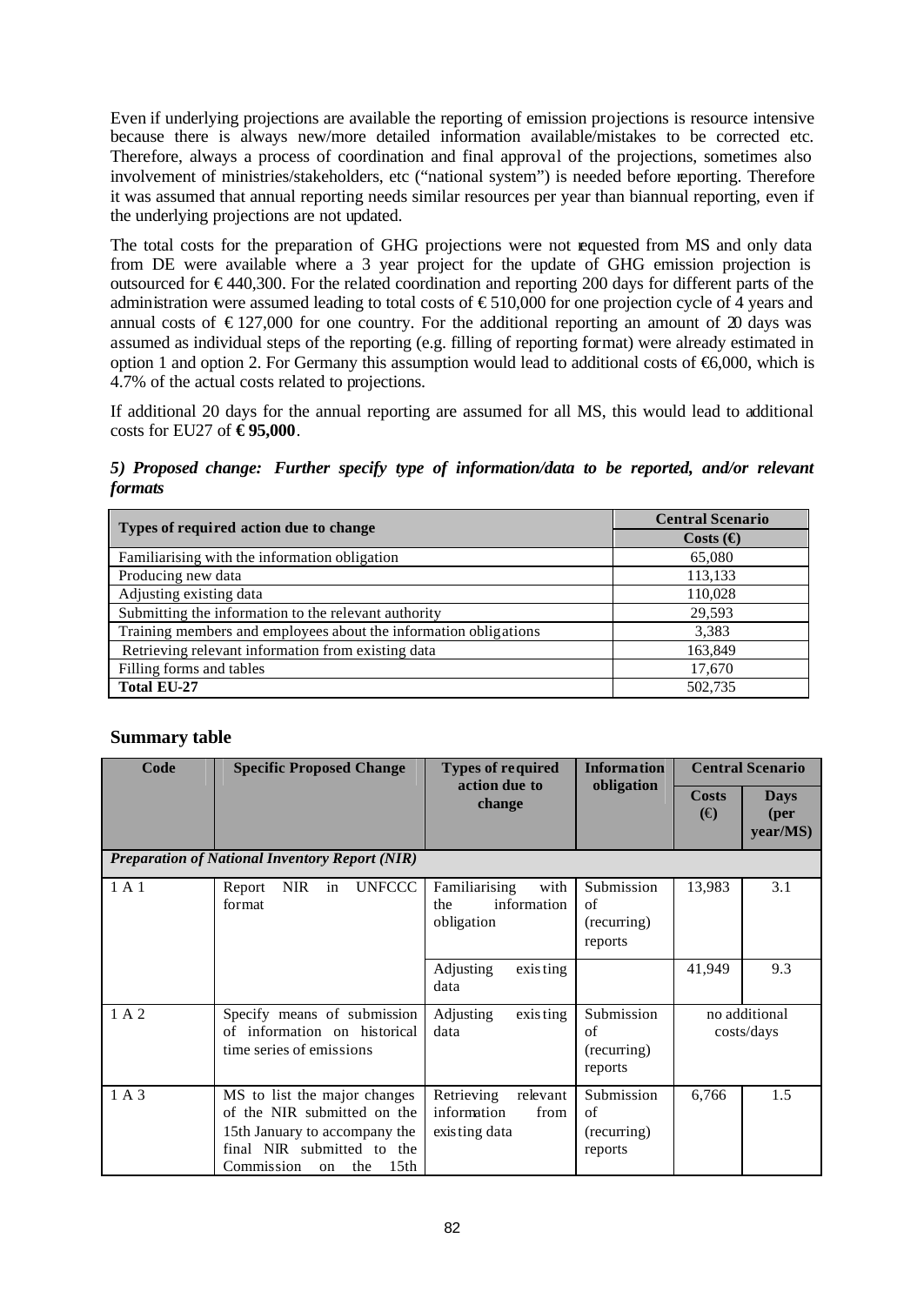Even if underlying projections are available the reporting of emission projections is resource intensive because there is always new/more detailed information available/mistakes to be corrected etc. Therefore, always a process of coordination and final approval of the projections, sometimes also involvement of ministries/stakeholders, etc ("national system") is needed before reporting. Therefore it was assumed that annual reporting needs similar resources per year than biannual reporting, even if the underlying projections are not updated.

The total costs for the preparation of GHG projections were not requested from MS and only data from DE were available where a 3 year project for the update of GHG emission projection is outsourced for € 440,300. For the related coordination and reporting 200 days for different parts of the administration were assumed leading to total costs of € 510,000 for one projection cycle of 4 years and annual costs of € 127,000 for one country. For the additional reporting an amount of 20 days was assumed as individual steps of the reporting (e.g. filling of reporting format) were already estimated in option 1 and option 2. For Germany this assumption would lead to additional costs of €6,000, which is 4.7% of the actual costs related to projections.

If additional 20 days for the annual reporting are assumed for all MS, this would lead to additional costs for EU27 of **€ 95,000**.

***5) Proposed change: Further specify type of information/data to be reported, and/or relevant formats***

| Types of required action due to change | Central Scenario |
|---|---|
| | Costs (€) |
| Familiarising with the information obligation | 65,080 |
| Producing new data | 113,133 |
| Adjusting existing data | 110,028 |
| Submitting the information to the relevant authority | 29,593 |
| Training members and employees about the information obligations | 3,383 |
| Retrieving relevant information from existing data | 163,849 |
| Filling forms and tables | 17,670 |
| **Total EU-27** | 502,735 |

### Summary table

| Code | Specific Proposed Change | Types of required action due to change | Information obligation | Central Scenario | |
|---|---|---|---|---|---|
| | | | | Costs (€) | Days (per year/MS) |
| ***Preparation of National Inventory Report (NIR)*** | | | | | |
| 1 A 1 | Report NIR in UNFCCC format | Familiarising with the information obligation | Submission of (recurring) reports | 13,983 | 3.1 |
| | | Adjusting existing data | | 41,949 | 9.3 |
| 1 A 2 | Specify means of submission of information on historical time series of emissions | Adjusting existing data | Submission of (recurring) reports | no additional costs/days | |
| 1 A 3 | MS to list the major changes of the NIR submitted on the 15th January to accompany the final NIR submitted to the Commission on the 15th | Retrieving relevant information from existing data | Submission of (recurring) reports | 6,766 | 1.5 |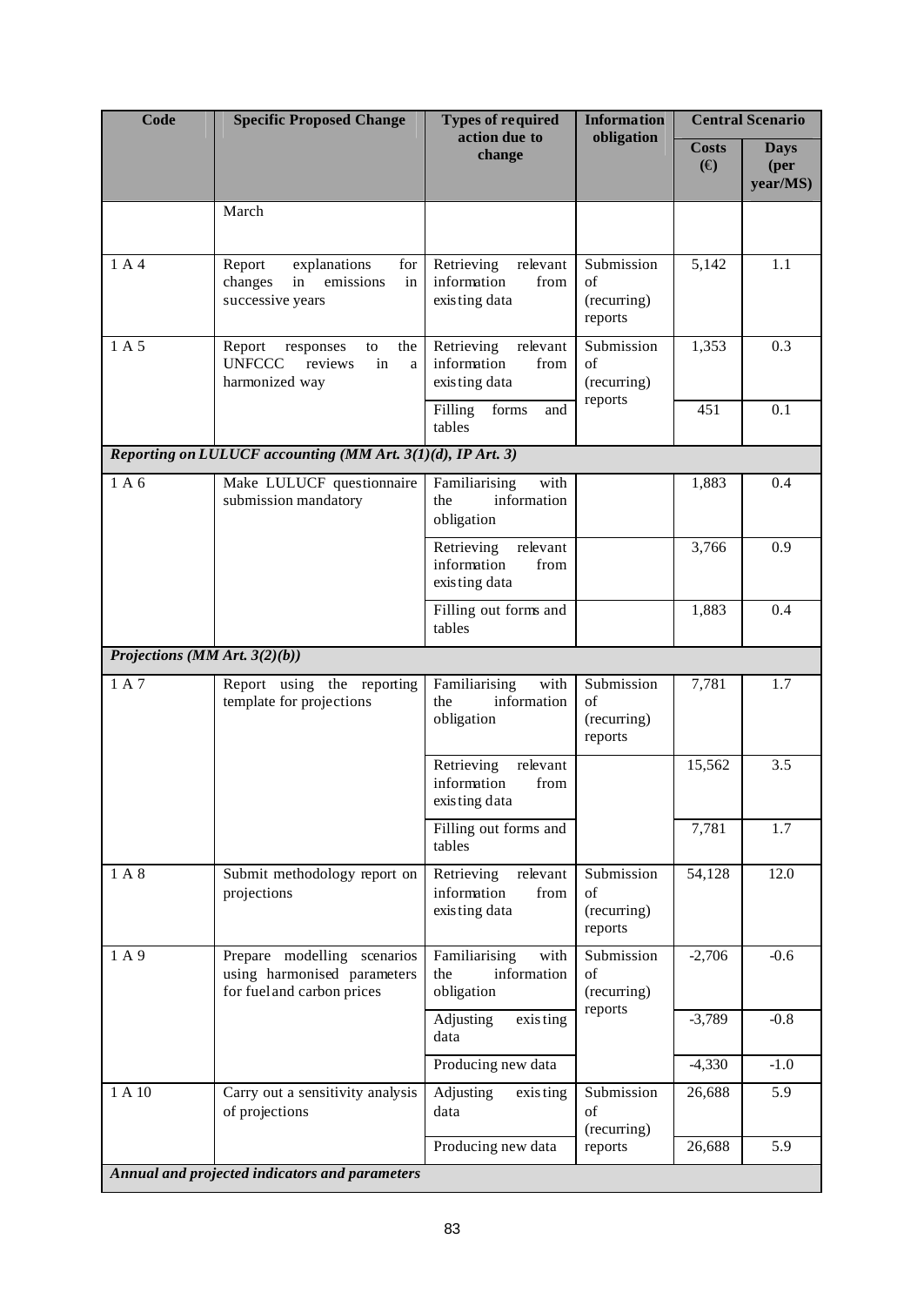| Code | Specific Proposed Change | Types of required action due to change | Information obligation | Central Scenario | |
|---|---|---|---|---|---|
| | | | | Costs (€) | Days (per year/MS) |
| | March | | | | |
| 1 A 4 | Report explanations for changes in emissions in successive years | Retrieving relevant information from existing data | Submission of (recurring) reports | 5,142 | 1.1 |
| 1 A 5 | Report responses to the UNFCCC reviews in a harmonized way | Retrieving relevant information from existing data | Submission of (recurring) reports | 1,353 | 0.3 |
| | | Filling forms and tables | | 451 | 0.1 |
| ***Reporting on LULUCF accounting (MM Art. 3(1)(d), IP Art. 3)*** | | | | | |
| 1 A 6 | Make LULUCF questionnaire submission mandatory | Familiarising with the information obligation | | 1,883 | 0.4 |
| | | Retrieving relevant information from existing data | | 3,766 | 0.9 |
| | | Filling out forms and tables | | 1,883 | 0.4 |
| ***Projections (MM Art. 3(2)(b))*** | | | | | |
| 1 A 7 | Report using the reporting template for projections | Familiarising with the information obligation | Submission of (recurring) reports | 7,781 | 1.7 |
| | | Retrieving relevant information from existing data | | 15,562 | 3.5 |
| | | Filling out forms and tables | | 7,781 | 1.7 |
| 1 A 8 | Submit methodology report on projections | Retrieving relevant information from existing data | Submission of (recurring) reports | 54,128 | 12.0 |
| 1 A 9 | Prepare modelling scenarios using harmonised parameters for fuel and carbon prices | Familiarising with the information obligation | Submission of (recurring) reports | -2,706 | -0.6 |
| | | Adjusting existing data | | -3,789 | -0.8 |
| | | Producing new data | | -4,330 | -1.0 |
| 1 A 10 | Carry out a sensitivity analysis of projections | Adjusting existing data | Submission of (recurring) reports | 26,688 | 5.9 |
| | | Producing new data | | 26,688 | 5.9 |
| ***Annual and projected indicators and parameters*** | | | | | |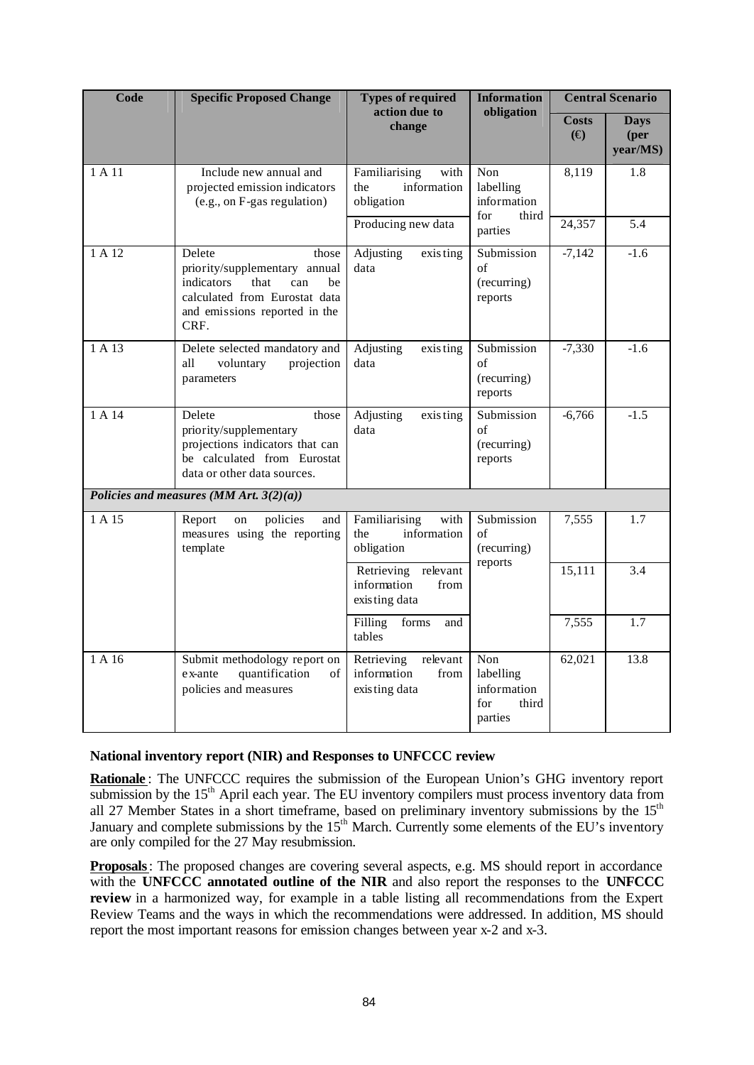| Code | Specific Proposed Change | Types of required action due to change | Information obligation | Central Scenario | |
|---|---|---|---|---|---|
| | | | | Costs (€) | Days (per year/MS) |
| 1 A 11 | Include new annual and projected emission indicators (e.g., on F-gas regulation) | Familiarising with the information obligation | Non labelling information for third parties | 8,119 | 1.8 |
| | | Producing new data | | 24,357 | 5.4 |
| 1 A 12 | Delete those priority/supplementary annual indicators that can be calculated from Eurostat data and emissions reported in the CRF. | Adjusting existing data | Submission of (recurring) reports | -7,142 | -1.6 |
| 1 A 13 | Delete selected mandatory and all voluntary projection parameters | Adjusting existing data | Submission of (recurring) reports | -7,330 | -1.6 |
| 1 A 14 | Delete those priority/supplementary projections indicators that can be calculated from Eurostat data or other data sources. | Adjusting existing data | Submission of (recurring) reports | -6,766 | -1.5 |
| *Policies and measures (MM Art. 3(2)(a))* | | | | | |
| 1 A 15 | Report on policies and measures using the reporting template | Familiarising with the information obligation | Submission of (recurring) reports | 7,555 | 1.7 |
| | | Retrieving relevant information from existing data | | 15,111 | 3.4 |
| | | Filling forms and tables | | 7,555 | 1.7 |
| 1 A 16 | Submit methodology report on ex-ante quantification of policies and measures | Retrieving relevant information from existing data | Non labelling information for third parties | 62,021 | 13.8 |

**National inventory report (NIR) and Responses to UNFCCC review**

**Rationale**: The UNFCCC requires the submission of the European Union's GHG inventory report submission by the 15th April each year. The EU inventory compilers must process inventory data from all 27 Member States in a short timeframe, based on preliminary inventory submissions by the 15th January and complete submissions by the 15th March. Currently some elements of the EU's inventory are only compiled for the 27 May resubmission.

**Proposals**: The proposed changes are covering several aspects, e.g. MS should report in accordance with the **UNFCCC annotated outline of the NIR** and also report the responses to the **UNFCCC review** in a harmonized way, for example in a table listing all recommendations from the Expert Review Teams and the ways in which the recommendations were addressed. In addition, MS should report the most important reasons for emission changes between year x-2 and x-3.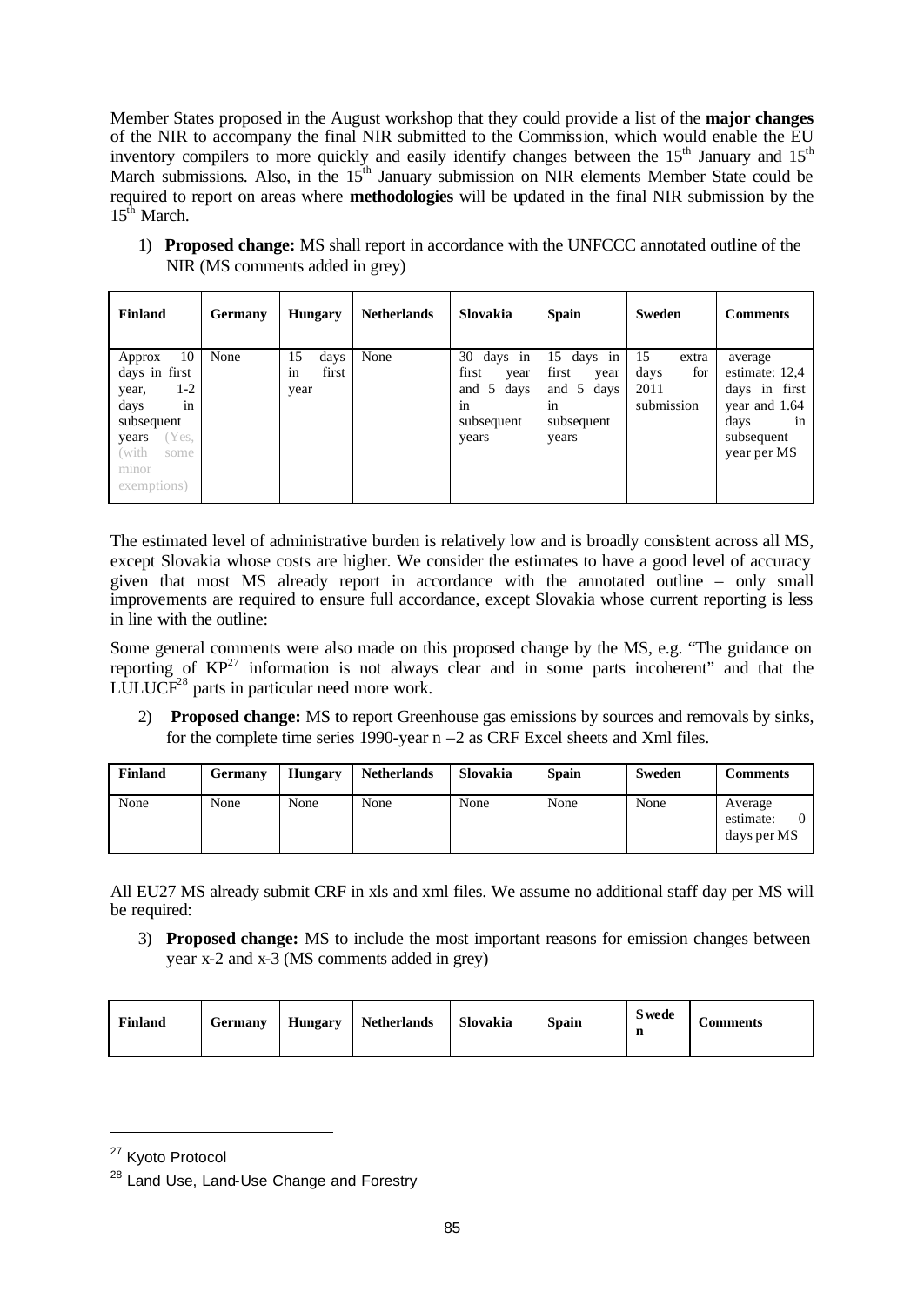Member States proposed in the August workshop that they could provide a list of the **major changes** of the NIR to accompany the final NIR submitted to the Commission, which would enable the EU inventory compilers to more quickly and easily identify changes between the 15th January and 15th March submissions. Also, in the 15th January submission on NIR elements Member State could be required to report on areas where **methodologies** will be updated in the final NIR submission by the 15th March.

1) **Proposed change:** MS shall report in accordance with the UNFCCC annotated outline of the NIR (MS comments added in grey)

| Finland | Germany | Hungary | Netherlands | Slovakia | Spain | Sweden | Comments |
|---|---|---|---|---|---|---|---|
| Approx 10 days in first year, 1-2 days in subsequent years (Yes, (with some minor exemptions) | None | 15 days in first year | None | 30 days in first year and 5 days in subsequent years | 15 days in first year and 5 days in subsequent years | 15 extra days for 2011 submission | average estimate: 12,4 days in first year and 1.64 days in subsequent year per MS |

The estimated level of administrative burden is relatively low and is broadly consistent across all MS, except Slovakia whose costs are higher. We consider the estimates to have a good level of accuracy given that most MS already report in accordance with the annotated outline – only small improvements are required to ensure full accordance, except Slovakia whose current reporting is less in line with the outline:

Some general comments were also made on this proposed change by the MS, e.g. "The guidance on reporting of KP[27] information is not always clear and in some parts incoherent" and that the LULUCF[28] parts in particular need more work.

2) **Proposed change:** MS to report Greenhouse gas emissions by sources and removals by sinks, for the complete time series 1990-year n –2 as CRF Excel sheets and Xml files.

| Finland | Germany | Hungary | Netherlands | Slovakia | Spain | Sweden | Comments |
|---|---|---|---|---|---|---|---|
| None | None | None | None | None | None | None | Average estimate: 0 days per MS |

All EU27 MS already submit CRF in xls and xml files. We assume no additional staff day per MS will be required:

3) **Proposed change:** MS to include the most important reasons for emission changes between year x-2 and x-3 (MS comments added in grey)

| Finland | Germany | Hungary | Netherlands | Slovakia | Spain | Sweden | Comments |
|---|---|---|---|---|---|---|---|

[27] Kyoto Protocol

[28] Land Use, Land-Use Change and Forestry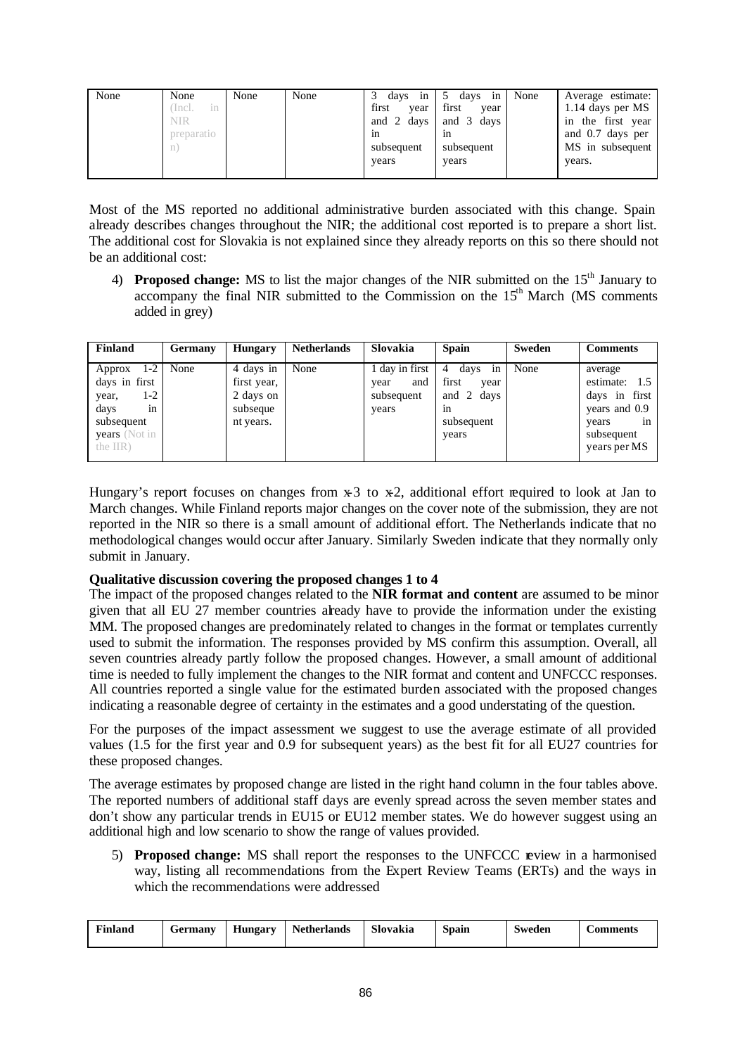| None | None (Incl. in NIR preparation) | None | None | 3 days in first year and 2 days in subsequent years | 5 days in first year and 3 days in subsequent years | None | Average estimate: 1.14 days per MS in the first year and 0.7 days per MS in subsequent years. |
|---|---|---|---|---|---|---|---|

Most of the MS reported no additional administrative burden associated with this change. Spain already describes changes throughout the NIR; the additional cost reported is to prepare a short list. The additional cost for Slovakia is not explained since they already reports on this so there should not be an additional cost:

4) **Proposed change:** MS to list the major changes of the NIR submitted on the 15th January to accompany the final NIR submitted to the Commission on the 15th March (MS comments added in grey)

| Finland | Germany | Hungary | Netherlands | Slovakia | Spain | Sweden | Comments |
|---|---|---|---|---|---|---|---|
| Approx 1-2 days in first year, 1-2 days in subsequent years (Not in the IIR) | None | 4 days in first year, 2 days on subsequent years. | None | 1 day in first year and subsequent years | 4 days in first year and 2 days in subsequent years | None | average estimate: 1.5 days in first years and 0.9 years in subsequent years per MS |

Hungary's report focuses on changes from x-3 to x-2, additional effort required to look at Jan to March changes. While Finland reports major changes on the cover note of the submission, they are not reported in the NIR so there is a small amount of additional effort. The Netherlands indicate that no methodological changes would occur after January. Similarly Sweden indicate that they normally only submit in January.

**Qualitative discussion covering the proposed changes 1 to 4**

The impact of the proposed changes related to the **NIR format and content** are assumed to be minor given that all EU 27 member countries already have to provide the information under the existing MM. The proposed changes are predominately related to changes in the format or templates currently used to submit the information. The responses provided by MS confirm this assumption. Overall, all seven countries already partly follow the proposed changes. However, a small amount of additional time is needed to fully implement the changes to the NIR format and content and UNFCCC responses. All countries reported a single value for the estimated burden associated with the proposed changes indicating a reasonable degree of certainty in the estimates and a good understating of the question.

For the purposes of the impact assessment we suggest to use the average estimate of all provided values (1.5 for the first year and 0.9 for subsequent years) as the best fit for all EU27 countries for these proposed changes.

The average estimates by proposed change are listed in the right hand column in the four tables above. The reported numbers of additional staff days are evenly spread across the seven member states and don't show any particular trends in EU15 or EU12 member states. We do however suggest using an additional high and low scenario to show the range of values provided.

5) **Proposed change:** MS shall report the responses to the UNFCCC review in a harmonised way, listing all recommendations from the Expert Review Teams (ERTs) and the ways in which the recommendations were addressed

| Finland | Germany | Hungary | Netherlands | Slovakia | Spain | Sweden | Comments |
|---|---|---|---|---|---|---|---|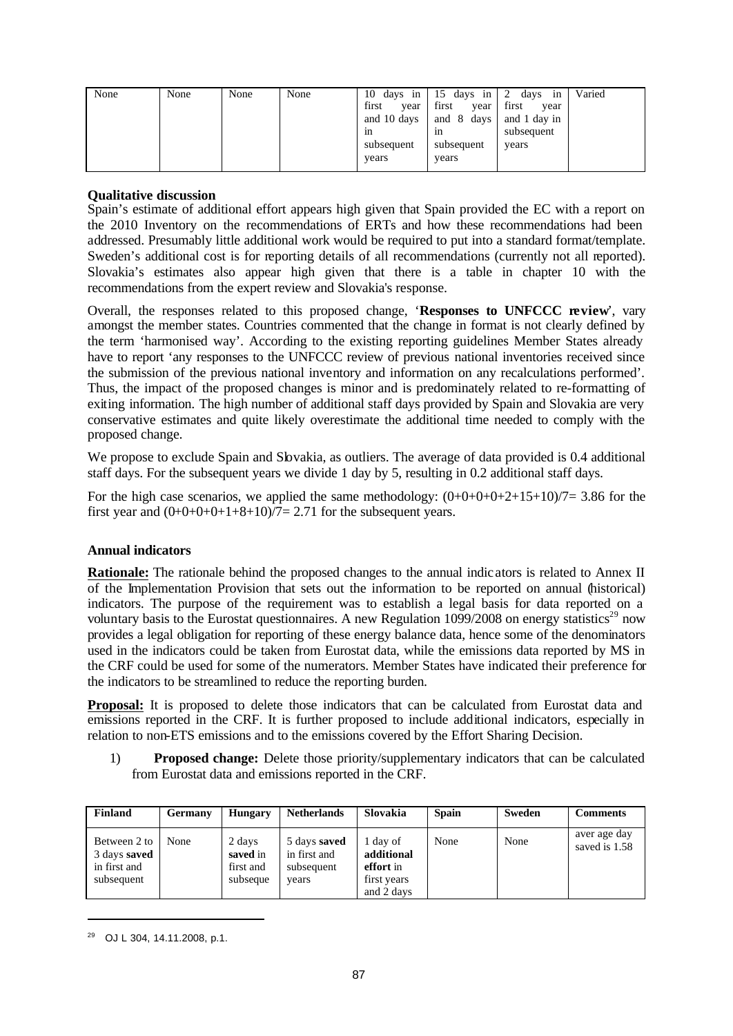| None | None | None | None | 10 days in first year and 10 days in subsequent years | 15 days in first year and 8 days in subsequent years | 2 days in first year and 1 day in subsequent years | Varied |
|---|---|---|---|---|---|---|---|

**Qualitative discussion**

Spain's estimate of additional effort appears high given that Spain provided the EC with a report on the 2010 Inventory on the recommendations of ERTs and how these recommendations had been addressed. Presumably little additional work would be required to put into a standard format/template. Sweden's additional cost is for reporting details of all recommendations (currently not all reported). Slovakia's estimates also appear high given that there is a table in chapter 10 with the recommendations from the expert review and Slovakia's response.

Overall, the responses related to this proposed change, '**Responses to UNFCCC review**', vary amongst the member states. Countries commented that the change in format is not clearly defined by the term 'harmonised way'. According to the existing reporting guidelines Member States already have to report 'any responses to the UNFCCC review of previous national inventories received since the submission of the previous national inventory and information on any recalculations performed'. Thus, the impact of the proposed changes is minor and is predominately related to re-formatting of exiting information. The high number of additional staff days provided by Spain and Slovakia are very conservative estimates and quite likely overestimate the additional time needed to comply with the proposed change.

We propose to exclude Spain and Slovakia, as outliers. The average of data provided is 0.4 additional staff days. For the subsequent years we divide 1 day by 5, resulting in 0.2 additional staff days.

For the high case scenarios, we applied the same methodology: $(0+0+0+0+2+15+10)/7= 3.86$ for the first year and $(0+0+0+0+1+8+10)/7= 2.71$ for the subsequent years.

**Annual indicators**

**Rationale:** The rationale behind the proposed changes to the annual indicators is related to Annex II of the Implementation Provision that sets out the information to be reported on annual (historical) indicators. The purpose of the requirement was to establish a legal basis for data reported on a voluntary basis to the Eurostat questionnaires. A new Regulation 1099/2008 on energy statistics[29] now provides a legal obligation for reporting of these energy balance data, hence some of the denominators used in the indicators could be taken from Eurostat data, while the emissions data reported by MS in the CRF could be used for some of the numerators. Member States have indicated their preference for the indicators to be streamlined to reduce the reporting burden.

**Proposal:** It is proposed to delete those indicators that can be calculated from Eurostat data and emissions reported in the CRF. It is further proposed to include additional indicators, especially in relation to non-ETS emissions and to the emissions covered by the Effort Sharing Decision.

1) **Proposed change:** Delete those priority/supplementary indicators that can be calculated from Eurostat data and emissions reported in the CRF.

| Finland | Germany | Hungary | Netherlands | Slovakia | Spain | Sweden | Comments |
|---|---|---|---|---|---|---|---|
| Between 2 to 3 days **saved** in first and subsequent | None | 2 days **saved** in first and subseque | 5 days **saved** in first and subsequent years | 1 day of **additional effort** in first years and 2 days | None | None | aver age day saved is 1.58 |

[29] OJ L 304, 14.11.2008, p.1.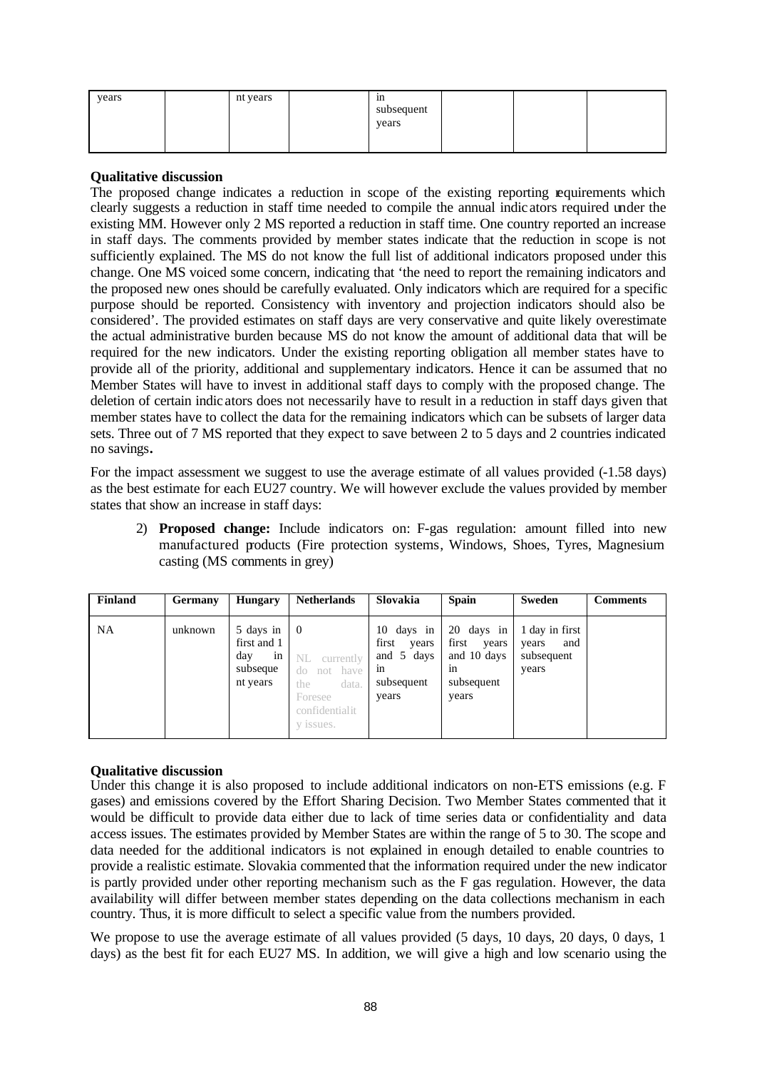| years | | nt years | | in subsequent years | | | |
|---|---|---|---|---|---|---|---|

**Qualitative discussion**

The proposed change indicates a reduction in scope of the existing reporting requirements which clearly suggests a reduction in staff time needed to compile the annual indicators required under the existing MM. However only 2 MS reported a reduction in staff time. One country reported an increase in staff days. The comments provided by member states indicate that the reduction in scope is not sufficiently explained. The MS do not know the full list of additional indicators proposed under this change. One MS voiced some concern, indicating that 'the need to report the remaining indicators and the proposed new ones should be carefully evaluated. Only indicators which are required for a specific purpose should be reported. Consistency with inventory and projection indicators should also be considered'. The provided estimates on staff days are very conservative and quite likely overestimate the actual administrative burden because MS do not know the amount of additional data that will be required for the new indicators. Under the existing reporting obligation all member states have to provide all of the priority, additional and supplementary indicators. Hence it can be assumed that no Member States will have to invest in additional staff days to comply with the proposed change. The deletion of certain indicators does not necessarily have to result in a reduction in staff days given that member states have to collect the data for the remaining indicators which can be subsets of larger data sets. Three out of 7 MS reported that they expect to save between 2 to 5 days and 2 countries indicated no savings**.**

For the impact assessment we suggest to use the average estimate of all values provided (-1.58 days) as the best estimate for each EU27 country. We will however exclude the values provided by member states that show an increase in staff days:

2) **Proposed change:** Include indicators on: F-gas regulation: amount filled into new manufactured products (Fire protection systems, Windows, Shoes, Tyres, Magnesium casting (MS comments in grey)

| Finland | Germany | Hungary | Netherlands | Slovakia | Spain | Sweden | Comments |
|---|---|---|---|---|---|---|---|
| NA | unknown | 5 days in first and 1 day in subsequent years | 0<br><br>NL currently do not have the data. Foresee confidentiality issues. | 10 days in first years and 5 days in subsequent years | 20 days in first years and 10 days in subsequent years | 1 day in first years and subsequent years | |

**Qualitative discussion**

Under this change it is also proposed to include additional indicators on non-ETS emissions (e.g. F gases) and emissions covered by the Effort Sharing Decision. Two Member States commented that it would be difficult to provide data either due to lack of time series data or confidentiality and data access issues. The estimates provided by Member States are within the range of 5 to 30. The scope and data needed for the additional indicators is not explained in enough detailed to enable countries to provide a realistic estimate. Slovakia commented that the information required under the new indicator is partly provided under other reporting mechanism such as the F gas regulation. However, the data availability will differ between member states depending on the data collections mechanism in each country. Thus, it is more difficult to select a specific value from the numbers provided.

We propose to use the average estimate of all values provided (5 days, 10 days, 20 days, 0 days, 1 days) as the best fit for each EU27 MS. In addition, we will give a high and low scenario using the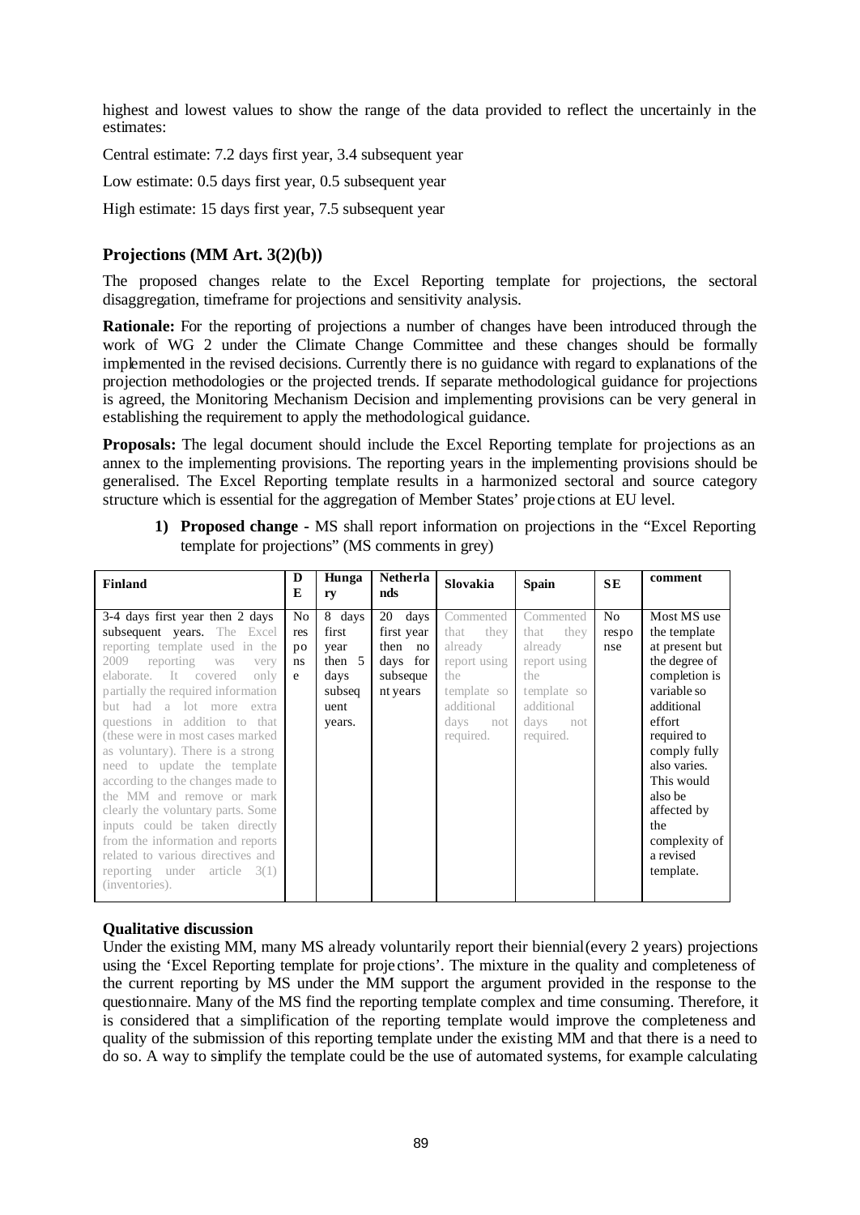highest and lowest values to show the range of the data provided to reflect the uncertainly in the estimates:

Central estimate: 7.2 days first year, 3.4 subsequent year

Low estimate: 0.5 days first year, 0.5 subsequent year

High estimate: 15 days first year, 7.5 subsequent year

### Projections (MM Art. 3(2)(b))

The proposed changes relate to the Excel Reporting template for projections, the sectoral disaggregation, timeframe for projections and sensitivity analysis.

**Rationale:** For the reporting of projections a number of changes have been introduced through the work of WG 2 under the Climate Change Committee and these changes should be formally implemented in the revised decisions. Currently there is no guidance with regard to explanations of the projection methodologies or the projected trends. If separate methodological guidance for projections is agreed, the Monitoring Mechanism Decision and implementing provisions can be very general in establishing the requirement to apply the methodological guidance.

**Proposals:** The legal document should include the Excel Reporting template for projections as an annex to the implementing provisions. The reporting years in the implementing provisions should be generalised. The Excel Reporting template results in a harmonized sectoral and source category structure which is essential for the aggregation of Member States' projections at EU level.

1) **Proposed change** - MS shall report information on projections in the "Excel Reporting template for projections" (MS comments in grey)

| Finland | DE | Hungary | Netherlands | Slovakia | Spain | SE | comment |
|---|---|---|---|---|---|---|---|
| 3-4 days first year then 2 days subsequent years. The Excel reporting template used in the 2009 reporting was very elaborate. It covered only partially the required information but had a lot more extra questions in addition to that (these were in most cases marked as voluntary). There is a strong need to update the template according to the changes made to the MM and remove or mark clearly the voluntary parts. Some inputs could be taken directly from the information and reports related to various directives and reporting under article 3(1) (inventories). | No response | 8 days first year then 5 days subsequent years. | 20 days first year then no days for subsequent years | Commented that they already report using the template so additional days not required. | Commented that they already report using the template so additional days not required. | No response | Most MS use the template at present but the degree of completion is variable so additional effort required to comply fully also varies. This would also be affected by the complexity of a revised template. |

**Qualitative discussion**

Under the existing MM, many MS already voluntarily report their biennial (every 2 years) projections using the 'Excel Reporting template for projections'. The mixture in the quality and completeness of the current reporting by MS under the MM support the argument provided in the response to the questionnaire. Many of the MS find the reporting template complex and time consuming. Therefore, it is considered that a simplification of the reporting template would improve the completeness and quality of the submission of this reporting template under the existing MM and that there is a need to do so. A way to simplify the template could be the use of automated systems, for example calculating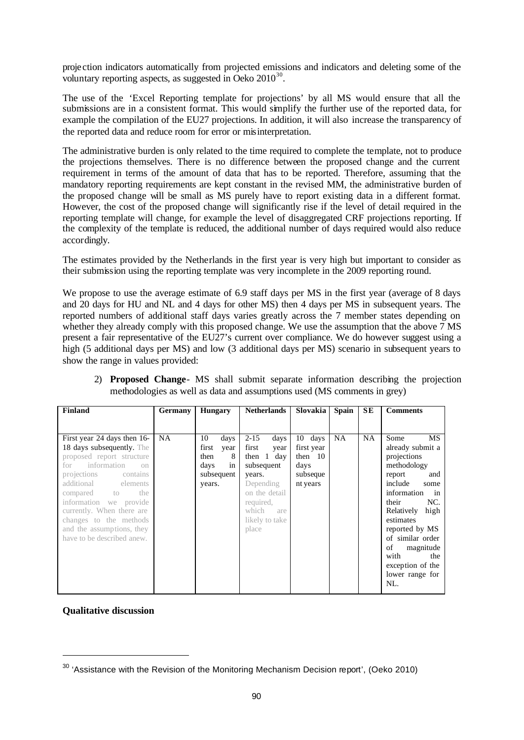projection indicators automatically from projected emissions and indicators and deleting some of the voluntary reporting aspects, as suggested in Oeko 2010[30].

The use of the 'Excel Reporting template for projections' by all MS would ensure that all the submissions are in a consistent format. This would simplify the further use of the reported data, for example the compilation of the EU27 projections. In addition, it will also increase the transparency of the reported data and reduce room for error or misinterpretation.

The administrative burden is only related to the time required to complete the template, not to produce the projections themselves. There is no difference between the proposed change and the current requirement in terms of the amount of data that has to be reported. Therefore, assuming that the mandatory reporting requirements are kept constant in the revised MM, the administrative burden of the proposed change will be small as MS purely have to report existing data in a different format. However, the cost of the proposed change will significantly rise if the level of detail required in the reporting template will change, for example the level of disaggregated CRF projections reporting. If the complexity of the template is reduced, the additional number of days required would also reduce accordingly.

The estimates provided by the Netherlands in the first year is very high but important to consider as their submission using the reporting template was very incomplete in the 2009 reporting round.

We propose to use the average estimate of 6.9 staff days per MS in the first year (average of 8 days and 20 days for HU and NL and 4 days for other MS) then 4 days per MS in subsequent years. The reported numbers of additional staff days varies greatly across the 7 member states depending on whether they already comply with this proposed change. We use the assumption that the above 7 MS present a fair representative of the EU27's current over compliance. We do however suggest using a high (5 additional days per MS) and low (3 additional days per MS) scenario in subsequent years to show the range in values provided:

2) **Proposed Change**- MS shall submit separate information describing the projection methodologies as well as data and assumptions used (MS comments in grey)

| Finland | Germany | Hungary | Netherlands | Slovakia | Spain | SE | Comments |
|---|---|---|---|---|---|---|---|
| First year 24 days then 16-18 days subsequently. The proposed report structure for information on projections contains additional elements compared to the information we provide currently. When there are changes to the methods and the assumptions, they have to be described anew. | NA | 10 days first year then 8 days in subsequent years. | 2-15 days first year then 1 day subsequent years. Depending on the detail required, which are likely to take place | 10 days first year then 10 days subsequent years | NA | NA | Some MS already submit a projections methodology report and include some information in their NC. Relatively high estimates reported by MS of similar order of magnitude with the exception of the lower range for NL. |

**Qualitative discussion**

---

[30] 'Assistance with the Revision of the Monitoring Mechanism Decision report', (Oeko 2010)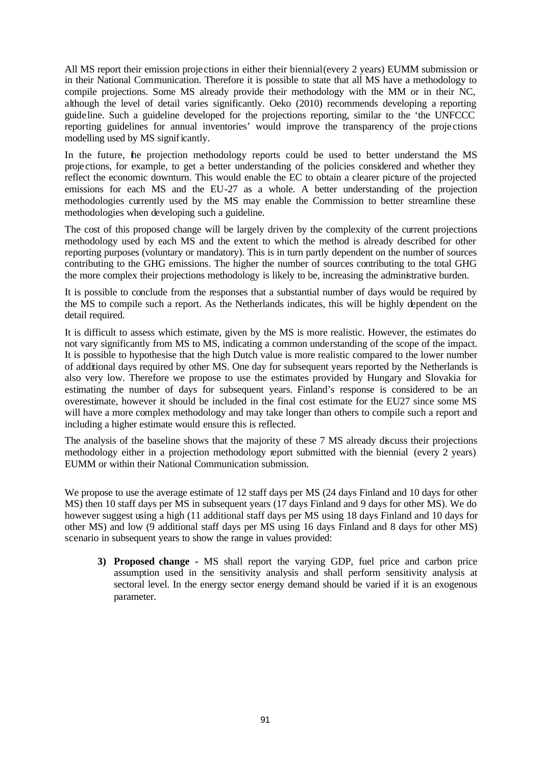All MS report their emission projections in either their biennial (every 2 years) EUMM submission or in their National Communication. Therefore it is possible to state that all MS have a methodology to compile projections. Some MS already provide their methodology with the MM or in their NC, although the level of detail varies significantly. Oeko (2010) recommends developing a reporting guideline. Such a guideline developed for the projections reporting, similar to the 'the UNFCCC reporting guidelines for annual inventories' would improve the transparency of the projections modelling used by MS significantly.

In the future, the projection methodology reports could be used to better understand the MS projections, for example, to get a better understanding of the policies considered and whether they reflect the economic downturn. This would enable the EC to obtain a clearer picture of the projected emissions for each MS and the EU-27 as a whole. A better understanding of the projection methodologies currently used by the MS may enable the Commission to better streamline these methodologies when developing such a guideline.

The cost of this proposed change will be largely driven by the complexity of the current projections methodology used by each MS and the extent to which the method is already described for other reporting purposes (voluntary or mandatory). This is in turn partly dependent on the number of sources contributing to the GHG emissions. The higher the number of sources contributing to the total GHG the more complex their projections methodology is likely to be, increasing the administrative burden.

It is possible to conclude from the responses that a substantial number of days would be required by the MS to compile such a report. As the Netherlands indicates, this will be highly dependent on the detail required.

It is difficult to assess which estimate, given by the MS is more realistic. However, the estimates do not vary significantly from MS to MS, indicating a common understanding of the scope of the impact. It is possible to hypothesise that the high Dutch value is more realistic compared to the lower number of additional days required by other MS. One day for subsequent years reported by the Netherlands is also very low. Therefore we propose to use the estimates provided by Hungary and Slovakia for estimating the number of days for subsequent years. Finland's response is considered to be an overestimate, however it should be included in the final cost estimate for the EU27 since some MS will have a more complex methodology and may take longer than others to compile such a report and including a higher estimate would ensure this is reflected.

The analysis of the baseline shows that the majority of these 7 MS already discuss their projections methodology either in a projection methodology report submitted with the biennial (every 2 years) EUMM or within their National Communication submission.

We propose to use the average estimate of 12 staff days per MS (24 days Finland and 10 days for other MS) then 10 staff days per MS in subsequent years (17 days Finland and 9 days for other MS). We do however suggest using a high (11 additional staff days per MS using 18 days Finland and 10 days for other MS) and low (9 additional staff days per MS using 16 days Finland and 8 days for other MS) scenario in subsequent years to show the range in values provided:

3) **Proposed change** - MS shall report the varying GDP, fuel price and carbon price assumption used in the sensitivity analysis and shall perform sensitivity analysis at sectoral level. In the energy sector energy demand should be varied if it is an exogenous parameter.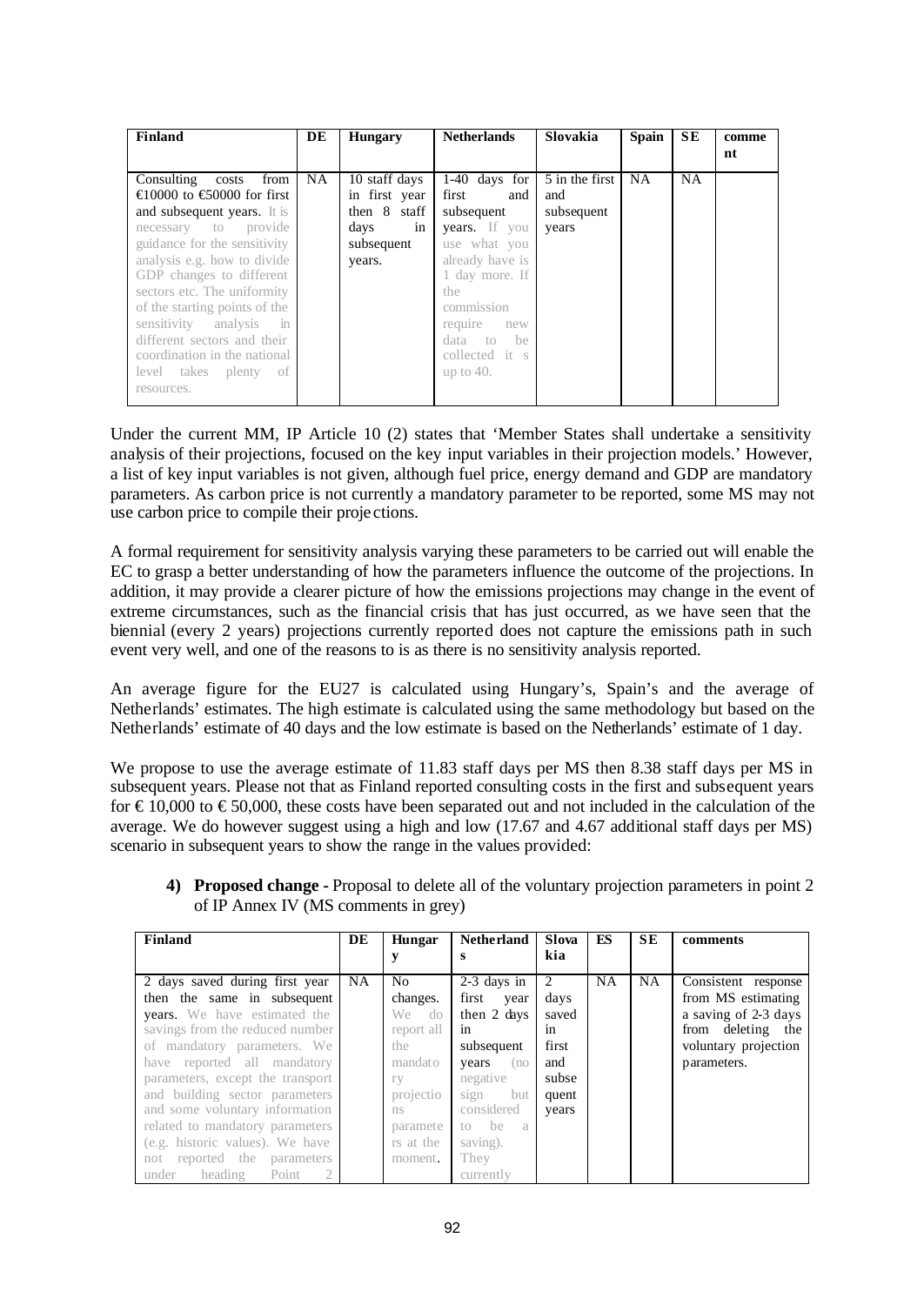| Finland | DE | Hungary | Netherlands | Slovakia | Spain | SE | comment |
|---|---|---|---|---|---|---|---|
| Consulting costs from €10000 to €50000 for first and subsequent years. It is necessary to provide guidance for the sensitivity analysis e.g. how to divide GDP changes to different sectors etc. The uniformity of the starting points of the sensitivity analysis in different sectors and their coordination in the national level takes plenty of resources. | NA | 10 staff days in first year then 8 staff days in subsequent years. | 1-40 days for first and subsequent years. If you use what you already have is 1 day more. If the commission require new data to be collected it s up to 40. | 5 in the first and subsequent years | NA | NA | |

Under the current MM, IP Article 10 (2) states that 'Member States shall undertake a sensitivity analysis of their projections, focused on the key input variables in their projection models.' However, a list of key input variables is not given, although fuel price, energy demand and GDP are mandatory parameters. As carbon price is not currently a mandatory parameter to be reported, some MS may not use carbon price to compile their projections.

A formal requirement for sensitivity analysis varying these parameters to be carried out will enable the EC to grasp a better understanding of how the parameters influence the outcome of the projections. In addition, it may provide a clearer picture of how the emissions projections may change in the event of extreme circumstances, such as the financial crisis that has just occurred, as we have seen that the biennial (every 2 years) projections currently reported does not capture the emissions path in such event very well, and one of the reasons to is as there is no sensitivity analysis reported.

An average figure for the EU27 is calculated using Hungary's, Spain's and the average of Netherlands' estimates. The high estimate is calculated using the same methodology but based on the Netherlands' estimate of 40 days and the low estimate is based on the Netherlands' estimate of 1 day.

We propose to use the average estimate of 11.83 staff days per MS then 8.38 staff days per MS in subsequent years. Please not that as Finland reported consulting costs in the first and subsequent years for € 10,000 to € 50,000, these costs have been separated out and not included in the calculation of the average. We do however suggest using a high and low (17.67 and 4.67 additional staff days per MS) scenario in subsequent years to show the range in the values provided:

4) **Proposed change -** Proposal to delete all of the voluntary projection parameters in point 2 of IP Annex IV (MS comments in grey)

| Finland | DE | Hungary | Netherlands | Slovakia | ES | SE | comments |
|---|---|---|---|---|---|---|---|
| 2 days saved during first year then the same in subsequent years. We have estimated the savings from the reduced number of mandatory parameters. We have reported all mandatory parameters, except the transport and building sector parameters and some voluntary information related to mandatory parameters (e.g. historic values). We have not reported the parameters under heading Point 2 | NA | No changes. We do report all the mandatory projections parameters at the moment. | 2-3 days in first year then 2 days in subsequent years (no negative sign but considered to be a saving). They currently | 2 days saved in first and subsequent years | NA | NA | Consistent response from MS estimating a saving of 2-3 days from deleting the voluntary projection parameters. |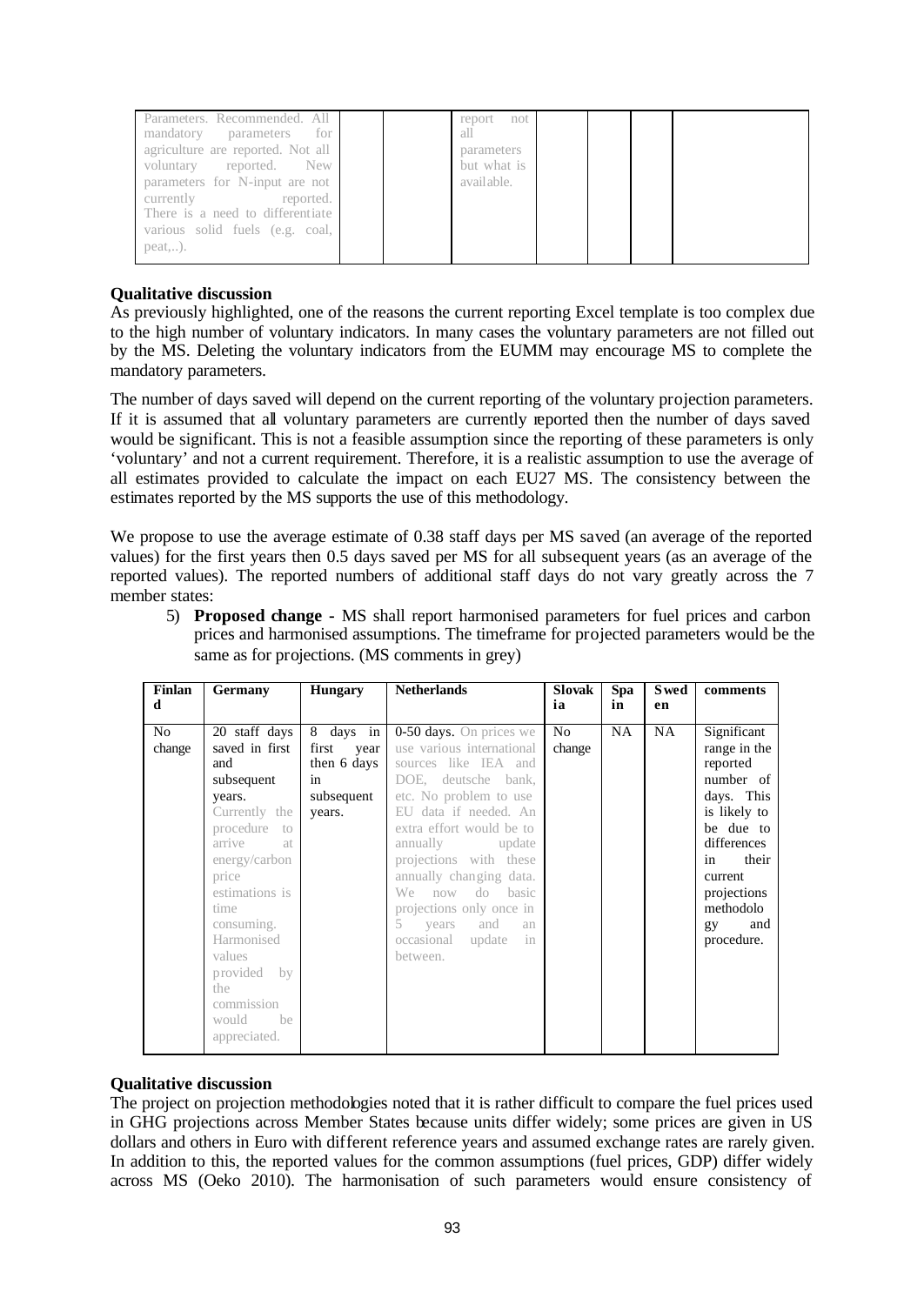| Parameters. Recommended. All mandatory parameters for agriculture are reported. Not all voluntary reported. New parameters for N-input are not currently reported. There is a need to differentiate various solid fuels (e.g. coal, peat,..). | | | report not all parameters but what is available. | | | | |
|---|---|---|---|---|---|---|---|

**Qualitative discussion**

As previously highlighted, one of the reasons the current reporting Excel template is too complex due to the high number of voluntary indicators. In many cases the voluntary parameters are not filled out by the MS. Deleting the voluntary indicators from the EUMM may encourage MS to complete the mandatory parameters.

The number of days saved will depend on the current reporting of the voluntary projection parameters. If it is assumed that all voluntary parameters are currently reported then the number of days saved would be significant. This is not a feasible assumption since the reporting of these parameters is only 'voluntary' and not a current requirement. Therefore, it is a realistic assumption to use the average of all estimates provided to calculate the impact on each EU27 MS. The consistency between the estimates reported by the MS supports the use of this methodology.

We propose to use the average estimate of 0.38 staff days per MS saved (an average of the reported values) for the first years then 0.5 days saved per MS for all subsequent years (as an average of the reported values). The reported numbers of additional staff days do not vary greatly across the 7 member states:

5) **Proposed change** - MS shall report harmonised parameters for fuel prices and carbon prices and harmonised assumptions. The timeframe for projected parameters would be the same as for projections. (MS comments in grey)

| Finland | Germany | Hungary | Netherlands | Slovakia | Spain | Sweden | comments |
|---|---|---|---|---|---|---|---|
| No change | 20 staff days saved in first and subsequent years. Currently the procedure to arrive at energy/carbon price estimations is time consuming. Harmonised values provided by the commission would be appreciated. | 8 days in first year then 6 days in subsequent years. | 0-50 days. On prices we use various international sources like IEA and DOE, deutsche bank, etc. No problem to use EU data if needed. An extra effort would be to annually update projections with these annually changing data. We now do basic projections only once in 5 years and an occasional update in between. | No change | NA | NA | Significant range in the reported number of days. This is likely to be due to differences in their current projections methodology and procedure. |

**Qualitative discussion**

The project on projection methodologies noted that it is rather difficult to compare the fuel prices used in GHG projections across Member States because units differ widely; some prices are given in US dollars and others in Euro with different reference years and assumed exchange rates are rarely given. In addition to this, the reported values for the common assumptions (fuel prices, GDP) differ widely across MS (Oeko 2010). The harmonisation of such parameters would ensure consistency of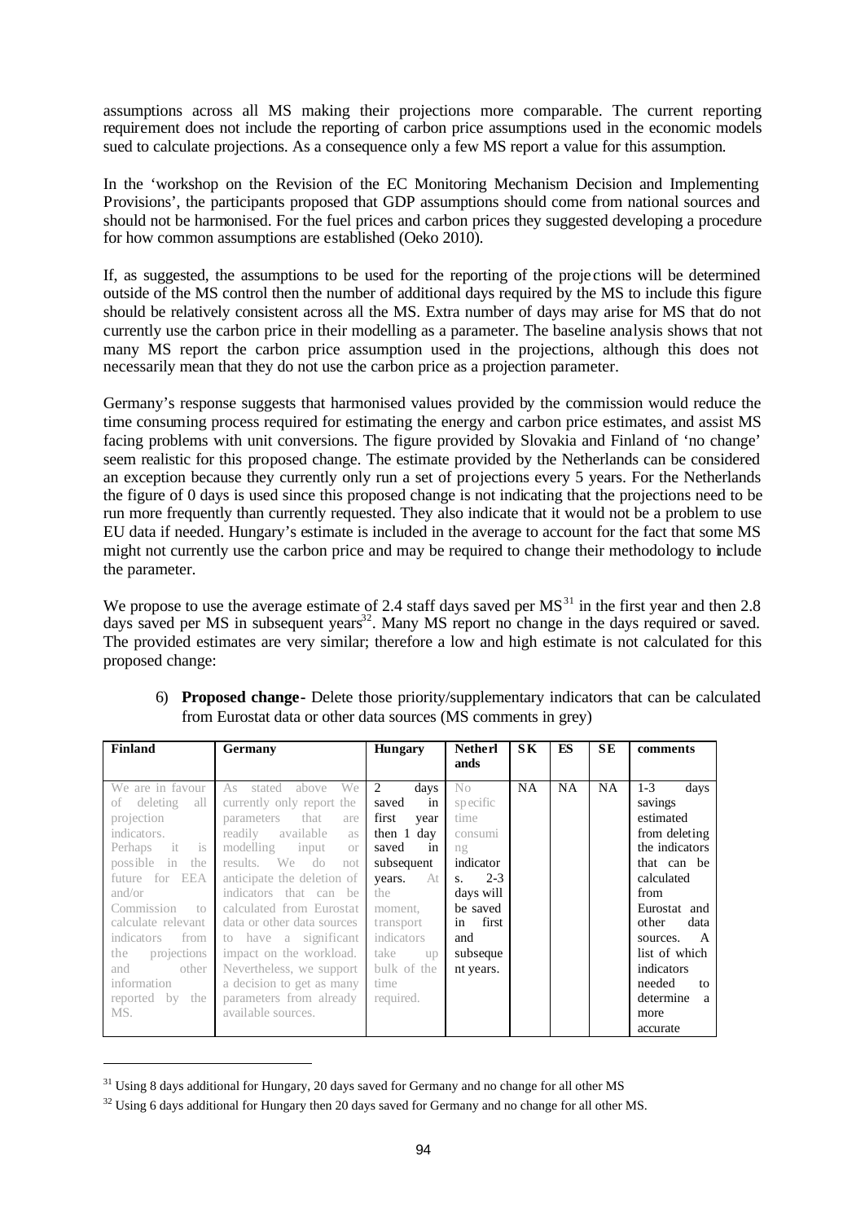assumptions across all MS making their projections more comparable. The current reporting requirement does not include the reporting of carbon price assumptions used in the economic models sued to calculate projections. As a consequence only a few MS report a value for this assumption.

In the 'workshop on the Revision of the EC Monitoring Mechanism Decision and Implementing Provisions', the participants proposed that GDP assumptions should come from national sources and should not be harmonised. For the fuel prices and carbon prices they suggested developing a procedure for how common assumptions are established (Oeko 2010).

If, as suggested, the assumptions to be used for the reporting of the projections will be determined outside of the MS control then the number of additional days required by the MS to include this figure should be relatively consistent across all the MS. Extra number of days may arise for MS that do not currently use the carbon price in their modelling as a parameter. The baseline analysis shows that not many MS report the carbon price assumption used in the projections, although this does not necessarily mean that they do not use the carbon price as a projection parameter.

Germany's response suggests that harmonised values provided by the commission would reduce the time consuming process required for estimating the energy and carbon price estimates, and assist MS facing problems with unit conversions. The figure provided by Slovakia and Finland of 'no change' seem realistic for this proposed change. The estimate provided by the Netherlands can be considered an exception because they currently only run a set of projections every 5 years. For the Netherlands the figure of 0 days is used since this proposed change is not indicating that the projections need to be run more frequently than currently requested. They also indicate that it would not be a problem to use EU data if needed. Hungary's estimate is included in the average to account for the fact that some MS might not currently use the carbon price and may be required to change their methodology to include the parameter.

We propose to use the average estimate of 2.4 staff days saved per MS[31] in the first year and then 2.8 days saved per MS in subsequent years[32]. Many MS report no change in the days required or saved. The provided estimates are very similar; therefore a low and high estimate is not calculated for this proposed change:

6) **Proposed change** - Delete those priority/supplementary indicators that can be calculated from Eurostat data or other data sources (MS comments in grey)

| Finland | Germany | Hungary | Netherlands | SK | ES | SE | comments |
|---|---|---|---|---|---|---|---|
| We are in favour of deleting all projection indicators. Perhaps it is possible in the future for EEA and/or Commission to calculate relevant indicators from the projections and other information reported by the MS. | As stated above We currently only report the parameters that are readily available as modelling input or results. We do not anticipate the deletion of indicators that can be calculated from Eurostat data or other data sources to have a significant impact on the workload. Nevertheless, we support a decision to get as many parameters from already available sources. | 2 days saved in first year then 1 day saved in subsequent years. At the moment, transport indicators take up bulk of the time required. | No specific time consuming indicators. 2-3 days will be saved in first and subsequent years. | NA | NA | NA | 1-3 days savings estimated from deleting the indicators that can be calculated from Eurostat and other data sources. A list of which indicators needed to determine a more accurate |

[31] Using 8 days additional for Hungary, 20 days saved for Germany and no change for all other MS

[32] Using 6 days additional for Hungary then 20 days saved for Germany and no change for all other MS.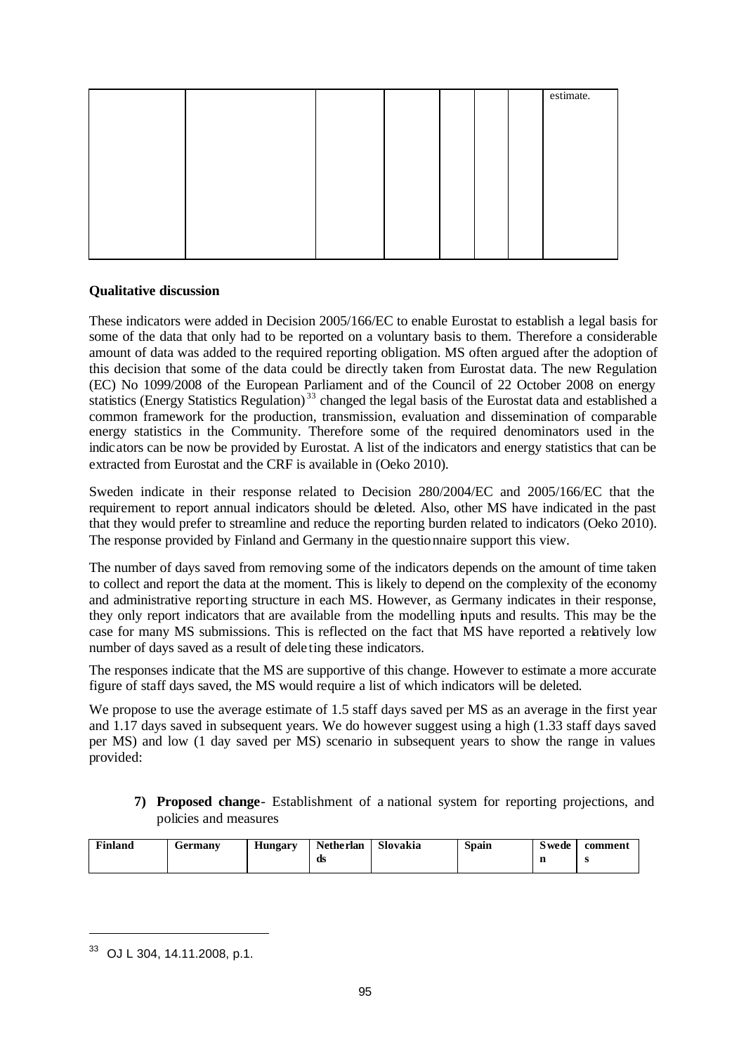| | | | | | | | |
|---|---|---|---|---|---|---|---|
| | | | | | | | estimate. |

**Qualitative discussion**

These indicators were added in Decision 2005/166/EC to enable Eurostat to establish a legal basis for some of the data that only had to be reported on a voluntary basis to them. Therefore a considerable amount of data was added to the required reporting obligation. MS often argued after the adoption of this decision that some of the data could be directly taken from Eurostat data. The new Regulation (EC) No 1099/2008 of the European Parliament and of the Council of 22 October 2008 on energy statistics (Energy Statistics Regulation)[33] changed the legal basis of the Eurostat data and established a common framework for the production, transmission, evaluation and dissemination of comparable energy statistics in the Community. Therefore some of the required denominators used in the indicators can be now be provided by Eurostat. A list of the indicators and energy statistics that can be extracted from Eurostat and the CRF is available in (Oeko 2010).

Sweden indicate in their response related to Decision 280/2004/EC and 2005/166/EC that the requirement to report annual indicators should be deleted. Also, other MS have indicated in the past that they would prefer to streamline and reduce the reporting burden related to indicators (Oeko 2010). The response provided by Finland and Germany in the questionnaire support this view.

The number of days saved from removing some of the indicators depends on the amount of time taken to collect and report the data at the moment. This is likely to depend on the complexity of the economy and administrative reporting structure in each MS. However, as Germany indicates in their response, they only report indicators that are available from the modelling inputs and results. This may be the case for many MS submissions. This is reflected on the fact that MS have reported a relatively low number of days saved as a result of deleting these indicators.

The responses indicate that the MS are supportive of this change. However to estimate a more accurate figure of staff days saved, the MS would require a list of which indicators will be deleted.

We propose to use the average estimate of 1.5 staff days saved per MS as an average in the first year and 1.17 days saved in subsequent years. We do however suggest using a high (1.33 staff days saved per MS) and low (1 day saved per MS) scenario in subsequent years to show the range in values provided:

7) **Proposed change**- Establishment of a national system for reporting projections, and policies and measures

| Finland | Germany | Hungary | Netherlands | Slovakia | Spain | Sweden | comments |
|---|---|---|---|---|---|---|---|

[33] OJ L 304, 14.11.2008, p.1.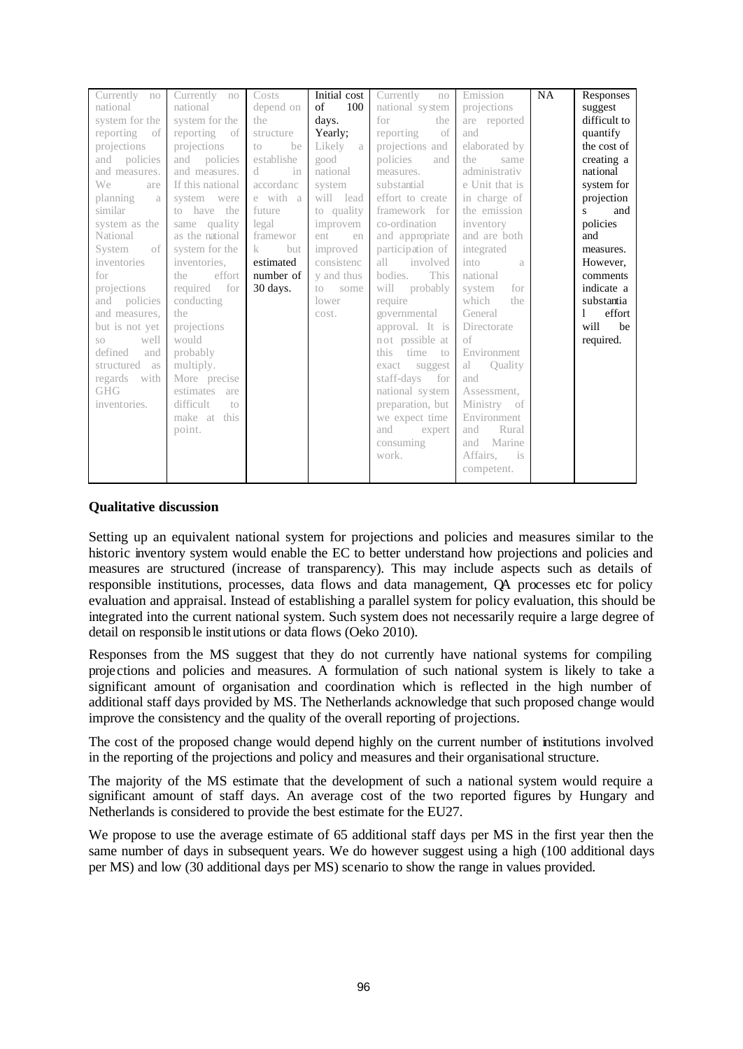| Currently no national system for the reporting of projections and policies and measures. We are planning a similar system as the National System of inventories for projections and policies and measures, but is not yet so well defined and structured as regards with GHG inventories. | Currently no national system for the reporting of projections and policies and measures. If this national system were to have the same quality as the national system for the inventories, the effort required for conducting the projections would probably multiply. More precise estimates are difficult to make at this point. | Costs depend on the structure to be established in accordance with a future legal framework but estimated number of 30 days. | Initial cost of 100 days. Yearly; Likely a good national system will lead to quality improvement and improved consistency and thus to some lower cost. | Currently no national system for reporting of projections and policies and measures. substantial effort to create framework for co-ordination and appropriate participation of all involved bodies. This will probably require governmental approval. It is not possible at this time to exact suggest staff-days for national system preparation, but we expect time and expert consuming work. | Emission projections are reported and elaborated by the same administrative Unit that is in charge of the emission inventory and are both integrated into a national system for which the General Directorate of Environment al Quality and Assessment, Ministry of Environment and Rural and Marine Affairs, is competent. | NA | Responses suggest difficult to quantify the cost of creating a national system for projections and policies and measures. However, comments indicate a substantial effort will be required. |
|---|---|---|---|---|---|---|---|

**Qualitative discussion**

Setting up an equivalent national system for projections and policies and measures similar to the historic inventory system would enable the EC to better understand how projections and policies and measures are structured (increase of transparency). This may include aspects such as details of responsible institutions, processes, data flows and data management, QA processes etc for policy evaluation and appraisal. Instead of establishing a parallel system for policy evaluation, this should be integrated into the current national system. Such system does not necessarily require a large degree of detail on responsible institutions or data flows (Oeko 2010).

Responses from the MS suggest that they do not currently have national systems for compiling projections and policies and measures. A formulation of such national system is likely to take a significant amount of organisation and coordination which is reflected in the high number of additional staff days provided by MS. The Netherlands acknowledge that such proposed change would improve the consistency and the quality of the overall reporting of projections.

The cost of the proposed change would depend highly on the current number of institutions involved in the reporting of the projections and policy and measures and their organisational structure.

The majority of the MS estimate that the development of such a national system would require a significant amount of staff days. An average cost of the two reported figures by Hungary and Netherlands is considered to provide the best estimate for the EU27.

We propose to use the average estimate of 65 additional staff days per MS in the first year then the same number of days in subsequent years. We do however suggest using a high (100 additional days per MS) and low (30 additional days per MS) scenario to show the range in values provided.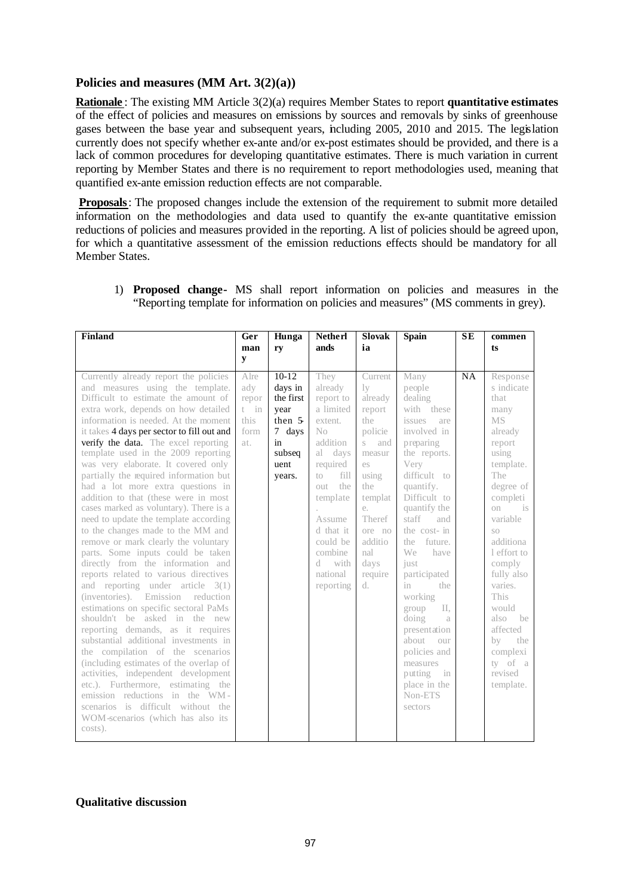### Policies and measures (MM Art. 3(2)(a))

**Rationale**: The existing MM Article 3(2)(a) requires Member States to report **quantitative estimates** of the effect of policies and measures on emissions by sources and removals by sinks of greenhouse gases between the base year and subsequent years, including 2005, 2010 and 2015. The legislation currently does not specify whether ex-ante and/or ex-post estimates should be provided, and there is a lack of common procedures for developing quantitative estimates. There is much variation in current reporting by Member States and there is no requirement to report methodologies used, meaning that quantified ex-ante emission reduction effects are not comparable.

**Proposals**: The proposed changes include the extension of the requirement to submit more detailed information on the methodologies and data used to quantify the ex-ante quantitative emission reductions of policies and measures provided in the reporting. A list of policies should be agreed upon, for which a quantitative assessment of the emission reductions effects should be mandatory for all Member States.

1) **Proposed change**- MS shall report information on policies and measures in the "Reporting template for information on policies and measures" (MS comments in grey).

| Finland | Germany | Hungary | Netherlands | Slovakia | Spain | SE | comments |
|---|---|---|---|---|---|---|---|
| Currently already report the policies and measures using the template. Difficult to estimate the amount of extra work, depends on how detailed information is needed. At the moment it takes 4 days per sector to fill out and verify the data. The excel reporting template used in the 2009 reporting was very elaborate. It covered only partially the required information but had a lot more extra questions in addition to that (these were in most cases marked as voluntary). There is a need to update the template according to the changes made to the MM and remove or mark clearly the voluntary parts. Some inputs could be taken directly from the information and reports related to various directives and reporting under article 3(1) (inventories). Emission reduction estimations on specific sectoral PaMs shouldn't be asked in the new reporting demands, as it requires substantial additional investments in the compilation of the scenarios (including estimates of the overlap of activities, independent development etc.). Furthermore, estimating the emission reductions in the WM-scenarios is difficult without the WOM-scenarios (which has also its costs). | Already report in this format. | 10-12 days in the first year then 5-7 days in subsequent years. | They already report to a limited extent. No additional days required to fill out the template. Assumed that it could be combined with national reporting | Currently already report the policies and measures using the template. Therefore no additional days required. | Many people dealing with these issues are involved in preparing the reports. Very difficult to quantify. Difficult to quantify the staff and the cost- in the future. We have just participated in the working group II, doing a presentation about our policies and measures putting in place in the Non-ETS sectors | NA | Responses indicate that many MS already report using template. The degree of completion is variable so additional effort to comply fully also varies. This would also be affected by the complexity of a revised template. |

**Qualitative discussion**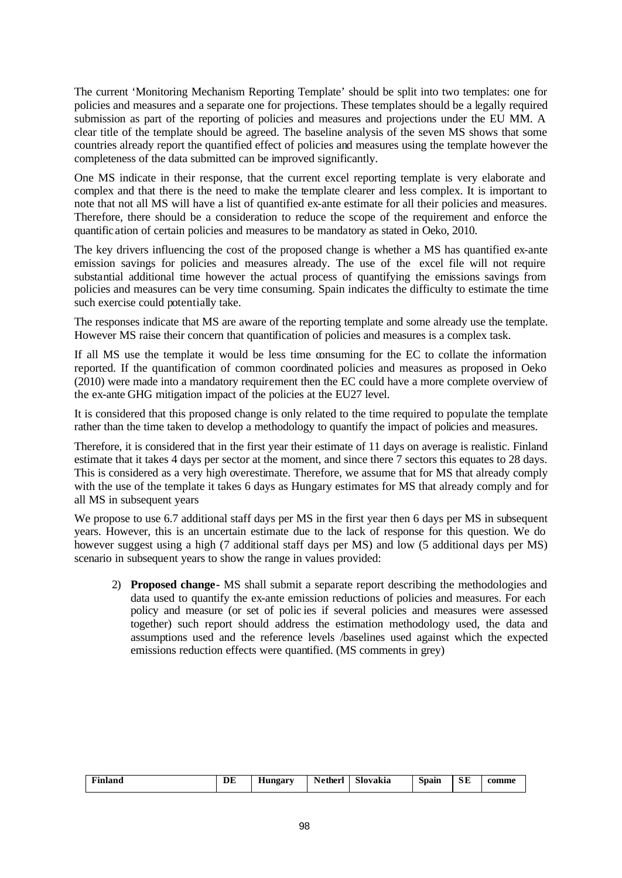The current 'Monitoring Mechanism Reporting Template' should be split into two templates: one for policies and measures and a separate one for projections. These templates should be a legally required submission as part of the reporting of policies and measures and projections under the EU MM. A clear title of the template should be agreed. The baseline analysis of the seven MS shows that some countries already report the quantified effect of policies and measures using the template however the completeness of the data submitted can be improved significantly.

One MS indicate in their response, that the current excel reporting template is very elaborate and complex and that there is the need to make the template clearer and less complex. It is important to note that not all MS will have a list of quantified ex-ante estimate for all their policies and measures. Therefore, there should be a consideration to reduce the scope of the requirement and enforce the quantification of certain policies and measures to be mandatory as stated in Oeko, 2010.

The key drivers influencing the cost of the proposed change is whether a MS has quantified ex-ante emission savings for policies and measures already. The use of the excel file will not require substantial additional time however the actual process of quantifying the emissions savings from policies and measures can be very time consuming. Spain indicates the difficulty to estimate the time such exercise could potentially take.

The responses indicate that MS are aware of the reporting template and some already use the template. However MS raise their concern that quantification of policies and measures is a complex task.

If all MS use the template it would be less time consuming for the EC to collate the information reported. If the quantification of common coordinated policies and measures as proposed in Oeko (2010) were made into a mandatory requirement then the EC could have a more complete overview of the ex-ante GHG mitigation impact of the policies at the EU27 level.

It is considered that this proposed change is only related to the time required to populate the template rather than the time taken to develop a methodology to quantify the impact of policies and measures.

Therefore, it is considered that in the first year their estimate of 11 days on average is realistic. Finland estimate that it takes 4 days per sector at the moment, and since there 7 sectors this equates to 28 days. This is considered as a very high overestimate. Therefore, we assume that for MS that already comply with the use of the template it takes 6 days as Hungary estimates for MS that already comply and for all MS in subsequent years

We propose to use 6.7 additional staff days per MS in the first year then 6 days per MS in subsequent years. However, this is an uncertain estimate due to the lack of response for this question. We do however suggest using a high (7 additional staff days per MS) and low (5 additional days per MS) scenario in subsequent years to show the range in values provided:

2) **Proposed change-** MS shall submit a separate report describing the methodologies and data used to quantify the ex-ante emission reductions of policies and measures. For each policy and measure (or set of polic ies if several policies and measures were assessed together) such report should address the estimation methodology used, the data and assumptions used and the reference levels /baselines used against which the expected emissions reduction effects were quantified. (MS comments in grey)

| Finland | DE | Hungary | Netherl | Slovakia | Spain | SE | comme |
|---|---|---|---|---|---|---|---|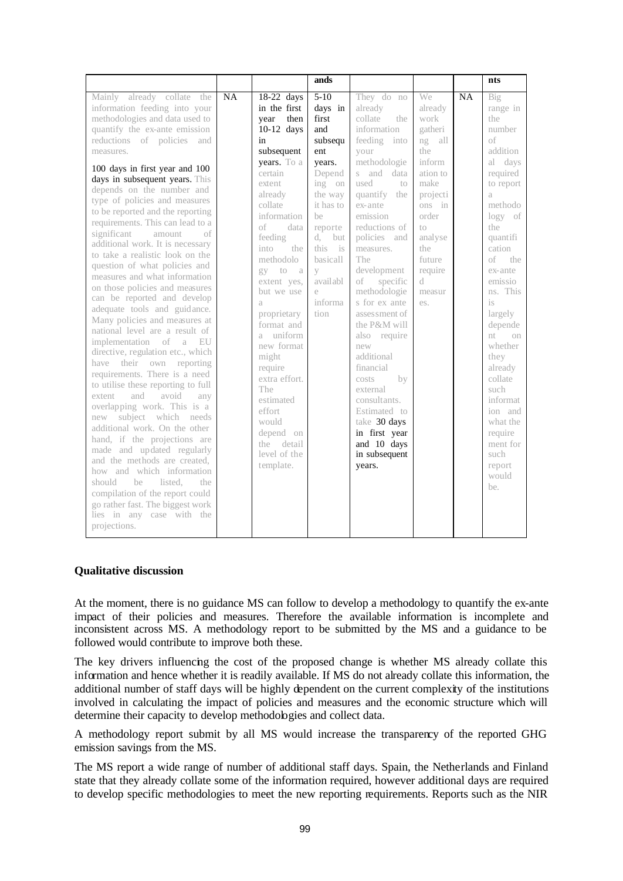|  |  |  | ands |  |  |  | nts |
|---|---|---|---|---|---|---|---|
| Mainly already collate the information feeding into your methodologies and data used to quantify the ex-ante emission reductions of policies and measures.<br><br>100 days in first year and 100 days in subsequent years. This depends on the number and type of policies and measures to be reported and the reporting requirements. This can lead to a significant amount of additional work. It is necessary to take a realistic look on the question of what policies and measures and what information on those policies and measures can be reported and develop adequate tools and guidance. Many policies and measures at national level are a result of implementation of a EU directive, regulation etc., which have their own reporting requirements. There is a need to utilise these reporting to full extent and avoid any overlapping work. This is a new subject which needs additional work. On the other hand, if the projections are made and updated regularly and the methods are created, how and which information should be listed, the compilation of the report could go rather fast. The biggest work lies in any case with the projections. | NA | 18-22 days in the first year then 10-12 days in subsequent years. To a certain extent already collate information of data feeding into the methodology to a extent yes, but we use a proprietary format and a uniform new format might require extra effort. The estimated effort would depend on the detail level of the template. | 5-10 days in first and subsequent years. Depending on the way it has to be reported, but this is basically available information | They do no already collate the information feeding into your methodologies and data used to quantify the ex-ante emission reductions of policies and measures. The development of specific methodologies for ex ante assessment of the P&M will also require new additional financial costs by external consultants. Estimated to take 30 days in first year and 10 days in subsequent years. | We already work gathering all the information to make projections in order to analyse the future required measures. | NA | Big range in the number of additional days required to report a methodology of the quantification of the ex-ante emissions. This is largely dependent on whether they already collate such information and what the requirement for such report would be. |

**Qualitative discussion**

At the moment, there is no guidance MS can follow to develop a methodology to quantify the ex-ante impact of their policies and measures. Therefore the available information is incomplete and inconsistent across MS. A methodology report to be submitted by the MS and a guidance to be followed would contribute to improve both these.

The key drivers influencing the cost of the proposed change is whether MS already collate this information and hence whether it is readily available. If MS do not already collate this information, the additional number of staff days will be highly dependent on the current complexity of the institutions involved in calculating the impact of policies and measures and the economic structure which will determine their capacity to develop methodologies and collect data.

A methodology report submit by all MS would increase the transparency of the reported GHG emission savings from the MS.

The MS report a wide range of number of additional staff days. Spain, the Netherlands and Finland state that they already collate some of the information required, however additional days are required to develop specific methodologies to meet the new reporting requirements. Reports such as the NIR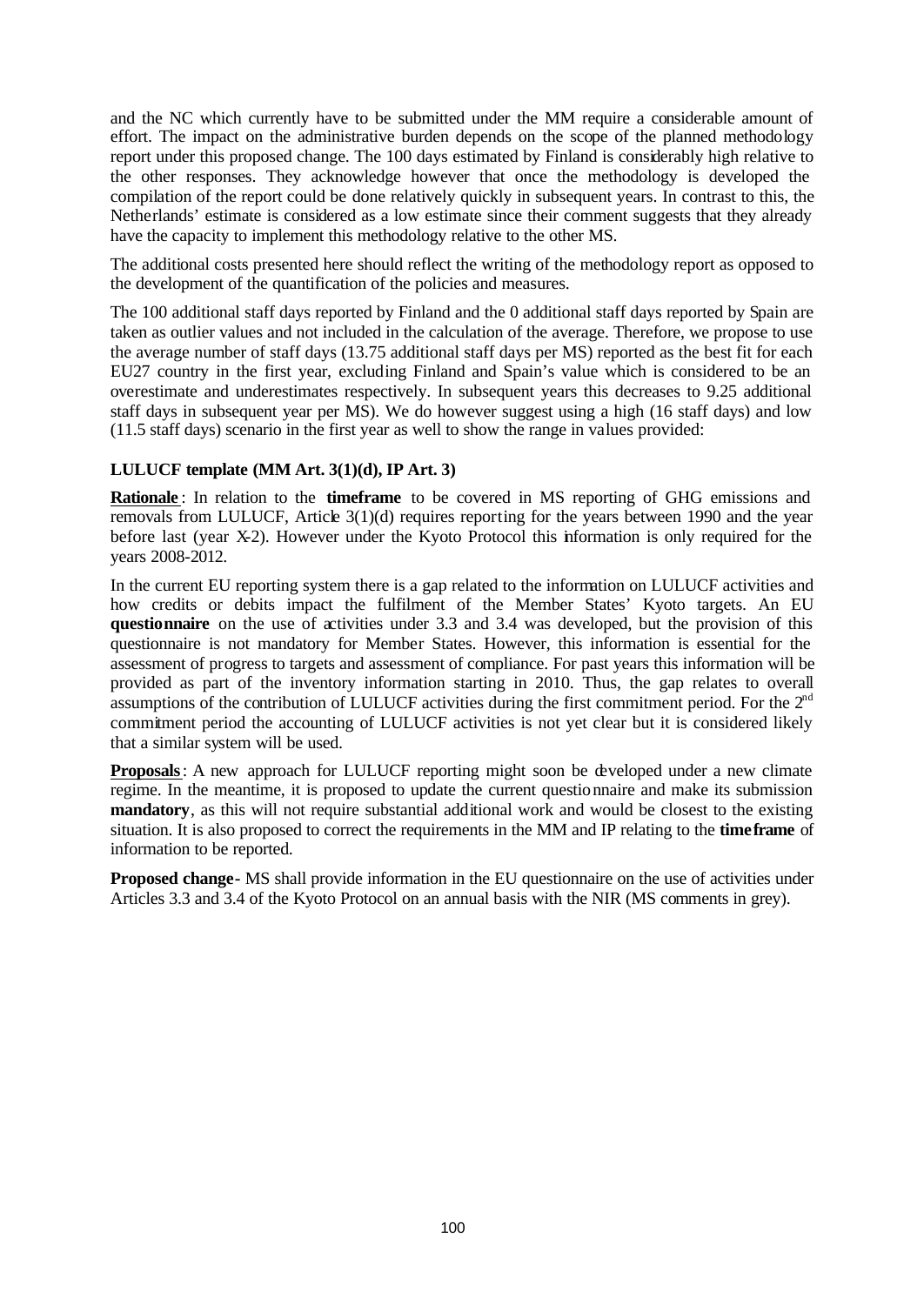and the NC which currently have to be submitted under the MM require a considerable amount of effort. The impact on the administrative burden depends on the scope of the planned methodology report under this proposed change. The 100 days estimated by Finland is considerably high relative to the other responses. They acknowledge however that once the methodology is developed the compilation of the report could be done relatively quickly in subsequent years. In contrast to this, the Netherlands' estimate is considered as a low estimate since their comment suggests that they already have the capacity to implement this methodology relative to the other MS.

The additional costs presented here should reflect the writing of the methodology report as opposed to the development of the quantification of the policies and measures.

The 100 additional staff days reported by Finland and the 0 additional staff days reported by Spain are taken as outlier values and not included in the calculation of the average. Therefore, we propose to use the average number of staff days (13.75 additional staff days per MS) reported as the best fit for each EU27 country in the first year, excluding Finland and Spain's value which is considered to be an overestimate and underestimates respectively. In subsequent years this decreases to 9.25 additional staff days in subsequent year per MS). We do however suggest using a high (16 staff days) and low (11.5 staff days) scenario in the first year as well to show the range in values provided:

**LULUCF template (MM Art. 3(1)(d), IP Art. 3)**

**Rationale**: In relation to the **timeframe** to be covered in MS reporting of GHG emissions and removals from LULUCF, Article 3(1)(d) requires reporting for the years between 1990 and the year before last (year X-2). However under the Kyoto Protocol this information is only required for the years 2008-2012.

In the current EU reporting system there is a gap related to the information on LULUCF activities and how credits or debits impact the fulfilment of the Member States' Kyoto targets. An EU **questionnaire** on the use of activities under 3.3 and 3.4 was developed, but the provision of this questionnaire is not mandatory for Member States. However, this information is essential for the assessment of progress to targets and assessment of compliance. For past years this information will be provided as part of the inventory information starting in 2010. Thus, the gap relates to overall assumptions of the contribution of LULUCF activities during the first commitment period. For the 2nd commitment period the accounting of LULUCF activities is not yet clear but it is considered likely that a similar system will be used.

**Proposals**: A new approach for LULUCF reporting might soon be developed under a new climate regime. In the meantime, it is proposed to update the current questionnaire and make its submission **mandatory**, as this will not require substantial additional work and would be closest to the existing situation. It is also proposed to correct the requirements in the MM and IP relating to the **timeframe** of information to be reported.

**Proposed change** - MS shall provide information in the EU questionnaire on the use of activities under Articles 3.3 and 3.4 of the Kyoto Protocol on an annual basis with the NIR (MS comments in grey).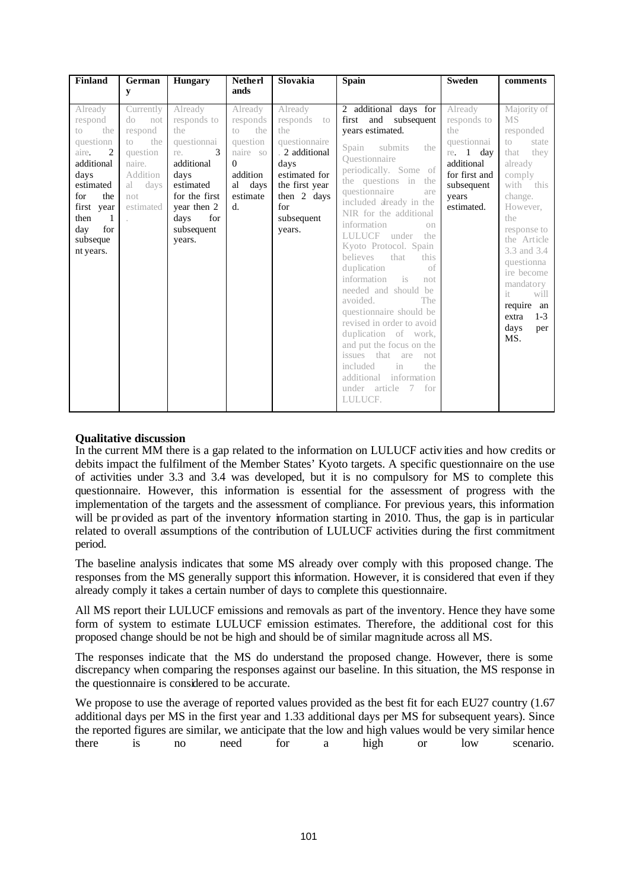| Finland | Germany | Hungary | Netherlands | Slovakia | Spain | Sweden | comments |
|---|---|---|---|---|---|---|---|
| Already respond to the questionnaire. 2 additional days estimated for the first year then 1 day for subsequent years. | Currently do not respond to the questionnaire. Additional days not estimated. | Already responds to the questionnaire. 3 additional days estimated for the first year then 2 days for subsequent years. | Already responds to questionnaire so 0 additional days estimated. | Already responds to the questionnaire. 2 additional days estimated for the first year then 2 days for subsequent years. | 2 additional days for first and subsequent years estimated. Spain submits the Questionnaire periodically. Some of the questions in the questionnaire are included already in the NIR for the additional information on LULUCF under the Kyoto Protocol. Spain believes that this duplication of information is not needed and should be avoided. The questionnaire should be revised in order to avoid duplication of work, and put the focus on the issues that are not included in the additional information under article 7 for LULUCF. | Already responds to the questionnaire. 1 day additional for first and subsequent years estimated. | Majority of MS responded to state that they already comply with this change. However, the response to the Article 3.3 and 3.4 questionnaire become mandatory it will require an extra 1-3 days per MS. |

**Qualitative discussion**

In the current MM there is a gap related to the information on LULUCF activities and how credits or debits impact the fulfilment of the Member States' Kyoto targets. A specific questionnaire on the use of activities under 3.3 and 3.4 was developed, but it is no compulsory for MS to complete this questionnaire. However, this information is essential for the assessment of progress with the implementation of the targets and the assessment of compliance. For previous years, this information will be provided as part of the inventory information starting in 2010. Thus, the gap is in particular related to overall assumptions of the contribution of LULUCF activities during the first commitment period.

The baseline analysis indicates that some MS already over comply with this proposed change. The responses from the MS generally support this information. However, it is considered that even if they already comply it takes a certain number of days to complete this questionnaire.

All MS report their LULUCF emissions and removals as part of the inventory. Hence they have some form of system to estimate LULUCF emission estimates. Therefore, the additional cost for this proposed change should be not be high and should be of similar magnitude across all MS.

The responses indicate that the MS do understand the proposed change. However, there is some discrepancy when comparing the responses against our baseline. In this situation, the MS response in the questionnaire is considered to be accurate.

We propose to use the average of reported values provided as the best fit for each EU27 country (1.67 additional days per MS in the first year and 1.33 additional days per MS for subsequent years). Since the reported figures are similar, we anticipate that the low and high values would be very similar hence there is no need for a high or low scenario.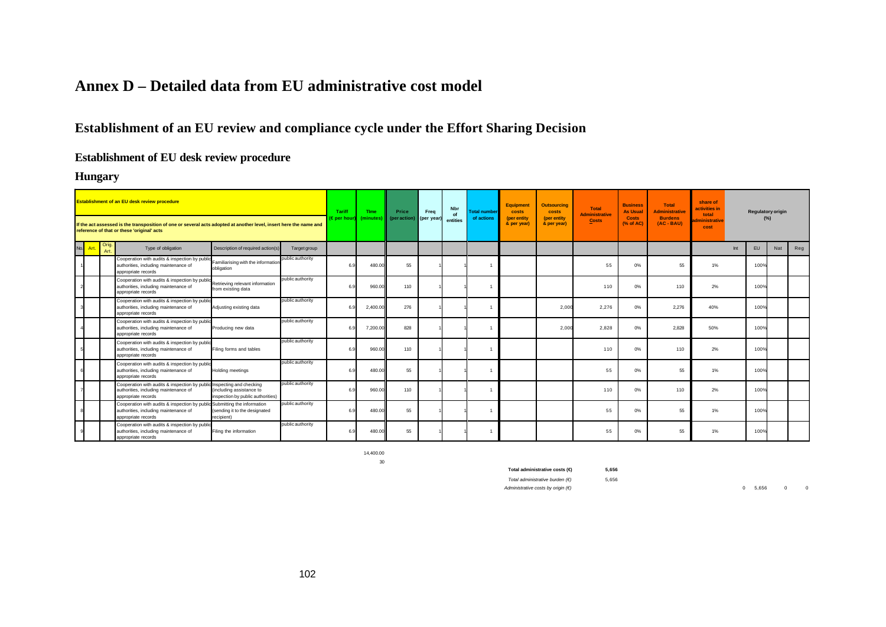# Annex D – Detailed data from EU administrative cost model

## Establishment of an EU review and compliance cycle under the Effort Sharing Decision

### Establishment of EU desk review procedure

### Hungary

| Establishment of an EU desk review procedure<br><br>If the act assessed is the transposition of one or several acts adopted at another level, insert here the name and reference of that or these 'original' acts | | | | | | Tariff (€ per hour) | Time (minutes) | Price (per action) | Freq (per year) | Nbr of entities | Total number of actions | Equipment costs (per entity & per year) | Outsourcing costs (per entity & per year) | Total Administrative Costs | Business As Usual Costs (% of AC) | Total Administrative Burdens (AC - BAU) | share of activities in total administrative cost | Regulatory origin (%) | | | |
|---|---|---|---|---|---|---|---|---|---|---|---|---|---|---|---|---|---|---|---|---|---|
| No. | Art. | Orig. Art. | Type of obligation | Description of required action(s) | Target group | | | | | | | | | | | | | Int | EU | Nat | Reg |
| 1 | | | Cooperation with audits & inspection by public authorities, including maintenance of appropriate records | Familiarising with the information obligation | public authority | 6.9 | 480.00 | 55 | 1 | 1 | 1 | | | 55 | 0% | 55 | 1% | | 100% | | |
| 2 | | | Cooperation with audits & inspection by public authorities, including maintenance of appropriate records | Retrieving relevant information from existing data | public authority | 6.9 | 960.00 | 110 | 1 | 1 | 1 | | | 110 | 0% | 110 | 2% | | 100% | | |
| 3 | | | Cooperation with audits & inspection by public authorities, including maintenance of appropriate records | Adjusting existing data | public authority | 6.9 | 2,400.00 | 276 | 1 | 1 | 1 | | 2,000 | 2,276 | 0% | 2,276 | 40% | | 100% | | |
| 4 | | | Cooperation with audits & inspection by public authorities, including maintenance of appropriate records | Producing new data | public authority | 6.9 | 7,200.00 | 828 | 1 | 1 | 1 | | 2,000 | 2,828 | 0% | 2,828 | 50% | | 100% | | |
| 5 | | | Cooperation with audits & inspection by public authorities, including maintenance of appropriate records | Filing forms and tables | public authority | 6.9 | 960.00 | 110 | 1 | 1 | 1 | | | 110 | 0% | 110 | 2% | | 100% | | |
| 6 | | | Cooperation with audits & inspection by public authorities, including maintenance of appropriate records | Holding meetings | public authority | 6.9 | 480.00 | 55 | 1 | 1 | 1 | | | 55 | 0% | 55 | 1% | | 100% | | |
| 7 | | | Cooperation with audits & inspection by public authorities, including maintenance of appropriate records | Inspecting and checking (including assistance to inspection by public authorities) | public authority | 6.9 | 960.00 | 110 | 1 | 1 | 1 | | | 110 | 0% | 110 | 2% | | 100% | | |
| 8 | | | Cooperation with audits & inspection by public authorities, including maintenance of appropriate records | Submitting the information (sending it to the designated recipient) | public authority | 6.9 | 480.00 | 55 | 1 | 1 | 1 | | | 55 | 0% | 55 | 1% | | 100% | | |
| 9 | | | Cooperation with audits & inspection by public authorities, including maintenance of appropriate records | Filing the information | public authority | 6.9 | 480.00 | 55 | 1 | 1 | 1 | | | 55 | 0% | 55 | 1% | | 100% | | |

14,400.00

30

**Total administrative costs (€)** **5,656**

*Total administrative burden (€)* 5,656

*Administrative costs by origin (€)* 0 5,656 0 0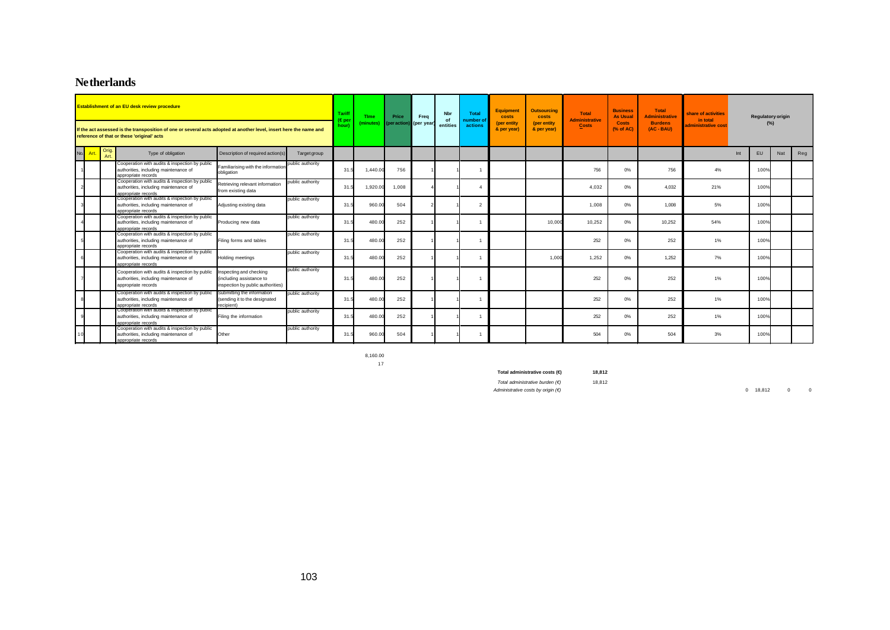# Netherlands

| Establishment of an EU desk review procedure<br><br>If the act assessed is the transposition of one or several acts adopted at another level, insert here the name and reference of that or these 'original' acts | | | | | | Tariff (€ per hour) | Time (minutes) | Price (per action) | Freq (per year) | Nbr of entities | Total number of actions | Equipment costs (per entity & per year) | Outsourcing costs (per entity & per year) | Total Administrative Costs | Business As Usual Costs (% of AC) | Total Administrative Burdens (AC - BAU) | share of activities in total administrative cost | Regulatory origin (%) | | | |
|---|---|---|---|---|---|---|---|---|---|---|---|---|---|---|---|---|---|---|---|---|---|
| No. | Art. | Orig. Art. | Type of obligation | Description of required action(s) | Target group | | | | | | | | | | | | | Int | EU | Nat | Reg |
| 1 | | | Cooperation with audits & inspection by public authorities, including maintenance of appropriate records | Familiarising with the information obligation | public authority | 31.5 | 1,440.00 | 756 | 1 | 1 | 1 | | | 756 | 0% | 756 | 4% | | 100% | | |
| 2 | | | Cooperation with audits & inspection by public authorities, including maintenance of appropriate records | Retrieving relevant information from existing data | public authority | 31.5 | 1,920.00 | 1,008 | 4 | 1 | 4 | | | 4,032 | 0% | 4,032 | 21% | | 100% | | |
| 3 | | | Cooperation with audits & inspection by public authorities, including maintenance of appropriate records | Adjusting existing data | public authority | 31.5 | 960.00 | 504 | 2 | 1 | 2 | | | 1,008 | 0% | 1,008 | 5% | | 100% | | |
| 4 | | | Cooperation with audits & inspection by public authorities, including maintenance of appropriate records | Producing new data | public authority | 31.5 | 480.00 | 252 | 1 | 1 | 1 | | 10,000 | 10,252 | 0% | 10,252 | 54% | | 100% | | |
| 5 | | | Cooperation with audits & inspection by public authorities, including maintenance of appropriate records | Filing forms and tables | public authority | 31.5 | 480.00 | 252 | 1 | 1 | 1 | | | 252 | 0% | 252 | 1% | | 100% | | |
| 6 | | | Cooperation with audits & inspection by public authorities, including maintenance of appropriate records | Holding meetings | public authority | 31.5 | 480.00 | 252 | 1 | 1 | 1 | | 1,000 | 1,252 | 0% | 1,252 | 7% | | 100% | | |
| 7 | | | Cooperation with audits & inspection by public authorities, including maintenance of appropriate records | Inspecting and checking (including assistance to inspection by public authorities) | public authority | 31.5 | 480.00 | 252 | 1 | 1 | 1 | | | 252 | 0% | 252 | 1% | | 100% | | |
| 8 | | | Cooperation with audits & inspection by public authorities, including maintenance of appropriate records | Submitting the information (sending it to the designated recipient) | public authority | 31.5 | 480.00 | 252 | 1 | 1 | 1 | | | 252 | 0% | 252 | 1% | | 100% | | |
| 9 | | | Cooperation with audits & inspection by public authorities, including maintenance of appropriate records | Filing the information | public authority | 31.5 | 480.00 | 252 | 1 | 1 | 1 | | | 252 | 0% | 252 | 1% | | 100% | | |
| 10 | | | Cooperation with audits & inspection by public authorities, including maintenance of appropriate records | Other | public authority | 31.5 | 960.00 | 504 | 1 | 1 | 1 | | | 504 | 0% | 504 | 3% | | 100% | | |
| | | | | | | | 8,160.00 | | | | | | | | | | | | | | |
| | | | | | | | 17 | | | | | | | | | | | | | | |
| | | | | | | | | | | | | | **Total administrative costs (€)** | **18,812** | | | | | | | |
| | | | | | | | | | | | | | *Total administrative burden (€)* | 18,812 | | | | | | | |
| | | | | | | | | | | | | | *Administrative costs by origin (€)* | | | | | 0 | 18,812 | 0 | 0 |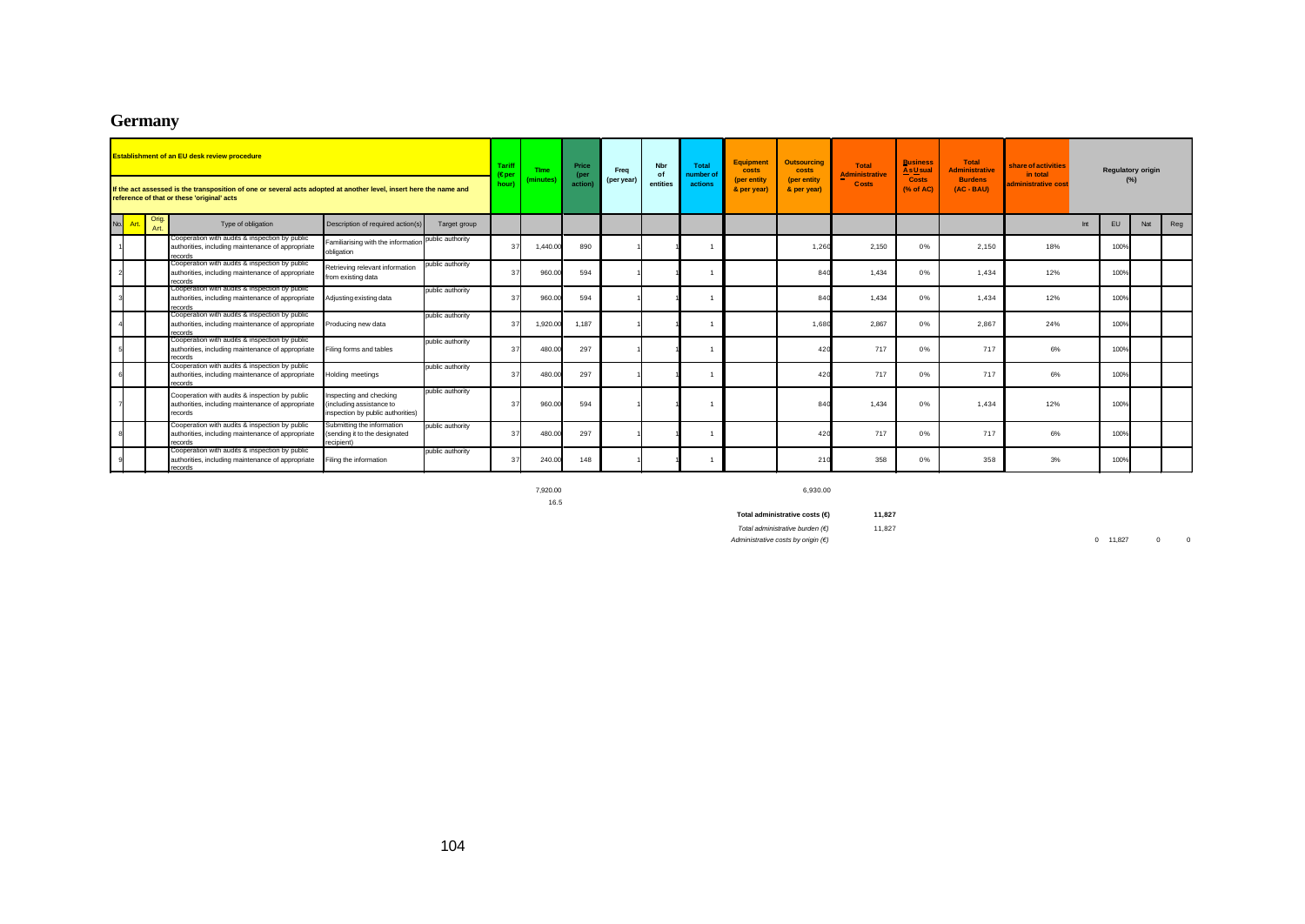# Germany

| | | | **Establishment of an EU desk review procedure**<br><br>If the act assessed is the transposition of one or several acts adopted at another level, insert here the name and reference of that or these 'original' acts | | | Tariff (€ per hour) | Time (minutes) | Price (per action) | Freq (per year) | Nbr of entities | Total number of actions | Equipment costs (per entity & per year) | Outsourcing costs (per entity & per year) | Total Administrative Costs | Business As Usual Costs (% of AC) | Total Administrative Burdens (AC - BAU) | share of activities in total administrative cost | Regulatory origin (%) | | | |
|---|---|---|---|---|---|---|---|---|---|---|---|---|---|---|---|---|---|---|---|---|---|
| No. | Art. | Orig. Art. | Type of obligation | Description of required action(s) | Target group | | | | | | | | | | | | | Int | EU | Nat | Reg |
| 1 | | | Cooperation with audits & inspection by public authorities, including maintenance of appropriate records | Familiarising with the information obligation | public authority | 37 | 1,440.00 | 890 | 1 | 1 | 1 | | 1,260 | 2,150 | 0% | 2,150 | 18% | | 100% | | |
| 2 | | | Cooperation with audits & inspection by public authorities, including maintenance of appropriate records | Retrieving relevant information from existing data | public authority | 37 | 960.00 | 594 | 1 | 1 | 1 | | 840 | 1,434 | 0% | 1,434 | 12% | | 100% | | |
| 3 | | | Cooperation with audits & inspection by public authorities, including maintenance of appropriate records | Adjusting existing data | public authority | 37 | 960.00 | 594 | 1 | 1 | 1 | | 840 | 1,434 | 0% | 1,434 | 12% | | 100% | | |
| 4 | | | Cooperation with audits & inspection by public authorities, including maintenance of appropriate records | Producing new data | public authority | 37 | 1,920.00 | 1,187 | 1 | 1 | 1 | | 1,680 | 2,867 | 0% | 2,867 | 24% | | 100% | | |
| 5 | | | Cooperation with audits & inspection by public authorities, including maintenance of appropriate records | Filing forms and tables | public authority | 37 | 480.00 | 297 | 1 | 1 | 1 | | 420 | 717 | 0% | 717 | 6% | | 100% | | |
| 6 | | | Cooperation with audits & inspection by public authorities, including maintenance of appropriate records | Holding meetings | public authority | 37 | 480.00 | 297 | 1 | 1 | 1 | | 420 | 717 | 0% | 717 | 6% | | 100% | | |
| 7 | | | Cooperation with audits & inspection by public authorities, including maintenance of appropriate records | Inspecting and checking (including assistance to inspection by public authorities) | public authority | 37 | 960.00 | 594 | 1 | 1 | 1 | | 840 | 1,434 | 0% | 1,434 | 12% | | 100% | | |
| 8 | | | Cooperation with audits & inspection by public authorities, including maintenance of appropriate records | Submitting the information (sending it to the designated recipient) | public authority | 37 | 480.00 | 297 | 1 | 1 | 1 | | 420 | 717 | 0% | 717 | 6% | | 100% | | |
| 9 | | | Cooperation with audits & inspection by public authorities, including maintenance of appropriate records | Filing the information | public authority | 37 | 240.00 | 148 | 1 | 1 | 1 | | 210 | 358 | 0% | 358 | 3% | | 100% | | |
| | | | | | | | 7,920.00 | | | | | | 6,930.00 | | | | | | | | |
| | | | | | | | 16.5 | | | | | | | | | | | | | | |

**Total administrative costs (€)** **11,827**

*Total administrative burden (€)* 11,827

*Administrative costs by origin (€)* 0 11,827 0 0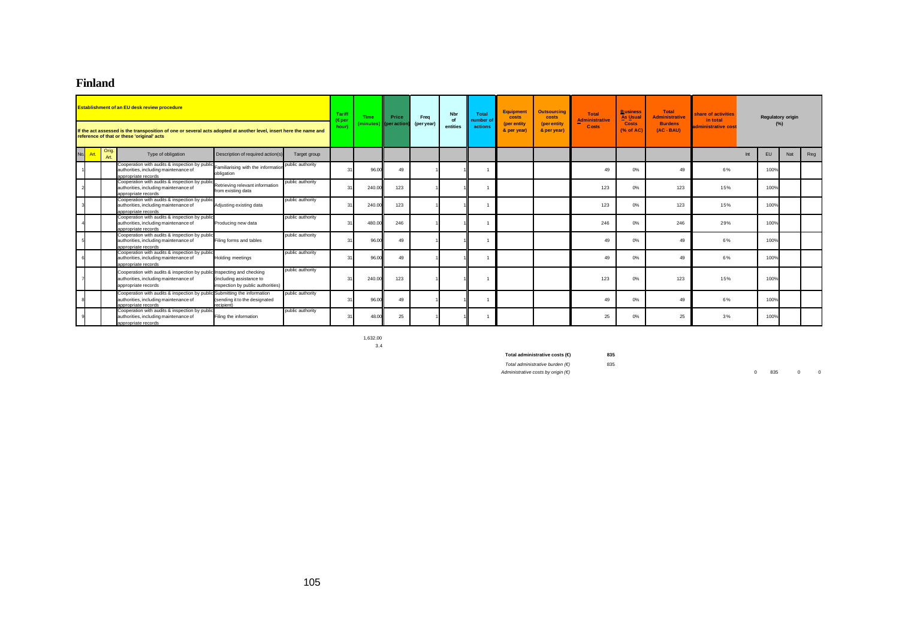# Finland

| | | | Establishment of an EU desk review procedure<br><br>If the act assessed is the transposition of one or several acts adopted at another level, insert here the name and reference of that or these 'original' acts | | | Tariff (€ per hour) | Time (minutes) | Price (per action) | Freq (per year) | Nbr of entities | Total number of actions | Equipment costs (per entity & per year) | Outsourcing costs (per entity & per year) | Total Administrative Costs | Business As Usual Costs (% of AC) | Total Administrative Burdens (AC - BAU) | share of activities in total administrative cost | Regulatory origin (%) | | | |
|---|---|---|---|---|---|---|---|---|---|---|---|---|---|---|---|---|---|---|---|---|---|
| No. | Art. | Orig. Art. | Type of obligation | Description of required action(s) | Target group | | | | | | | | | | | | | Int | EU | Nat | Reg |
| 1 | | | Cooperation with audits & inspection by public authorities, including maintenance of appropriate records | Familiarising with the information obligation | public authority | 31 | 96.00 | 49 | 1 | 1 | 1 | | | 49 | 0% | 49 | 6% | | 100% | | |
| 2 | | | Cooperation with audits & inspection by public authorities, including maintenance of appropriate records | Retrieving relevant information from existing data | public authority | 31 | 240.00 | 123 | 1 | 1 | 1 | | | 123 | 0% | 123 | 15% | | 100% | | |
| 3 | | | Cooperation with audits & inspection by public authorities, including maintenance of appropriate records | Adjusting existing data | public authority | 31 | 240.00 | 123 | 1 | 1 | 1 | | | 123 | 0% | 123 | 15% | | 100% | | |
| 4 | | | Cooperation with audits & inspection by public authorities, including maintenance of appropriate records | Producing new data | public authority | 31 | 480.00 | 246 | 1 | 1 | 1 | | | 246 | 0% | 246 | 29% | | 100% | | |
| 5 | | | Cooperation with audits & inspection by public authorities, including maintenance of appropriate records | Filing forms and tables | public authority | 31 | 96.00 | 49 | 1 | 1 | 1 | | | 49 | 0% | 49 | 6% | | 100% | | |
| 6 | | | Cooperation with audits & inspection by public authorities, including maintenance of appropriate records | Holding meetings | public authority | 31 | 96.00 | 49 | 1 | 1 | 1 | | | 49 | 0% | 49 | 6% | | 100% | | |
| 7 | | | Cooperation with audits & inspection by public authorities, including maintenance of appropriate records | Inspecting and checking (including assistance to inspection by public authorities) | public authority | 31 | 240.00 | 123 | 1 | 1 | 1 | | | 123 | 0% | 123 | 15% | | 100% | | |
| 8 | | | Cooperation with audits & inspection by public authorities, including maintenance of appropriate records | Submitting the information (sending it to the designated recipient) | public authority | 31 | 96.00 | 49 | 1 | 1 | 1 | | | 49 | 0% | 49 | 6% | | 100% | | |
| 9 | | | Cooperation with audits & inspection by public authorities, including maintenance of appropriate records | Filing the information | public authority | 31 | 48.00 | 25 | 1 | 1 | 1 | | | 25 | 0% | 25 | 3% | | 100% | | |

1,632.00

3.4

| | | | | | |
|---|---|---|---|---|---|
| **Total administrative costs (€)** | **835** | | | | |
| *Total administrative burden (€)* | 835 | | | | |
| *Administrative costs by origin (€)* | | 0 | 835 | 0 | 0 |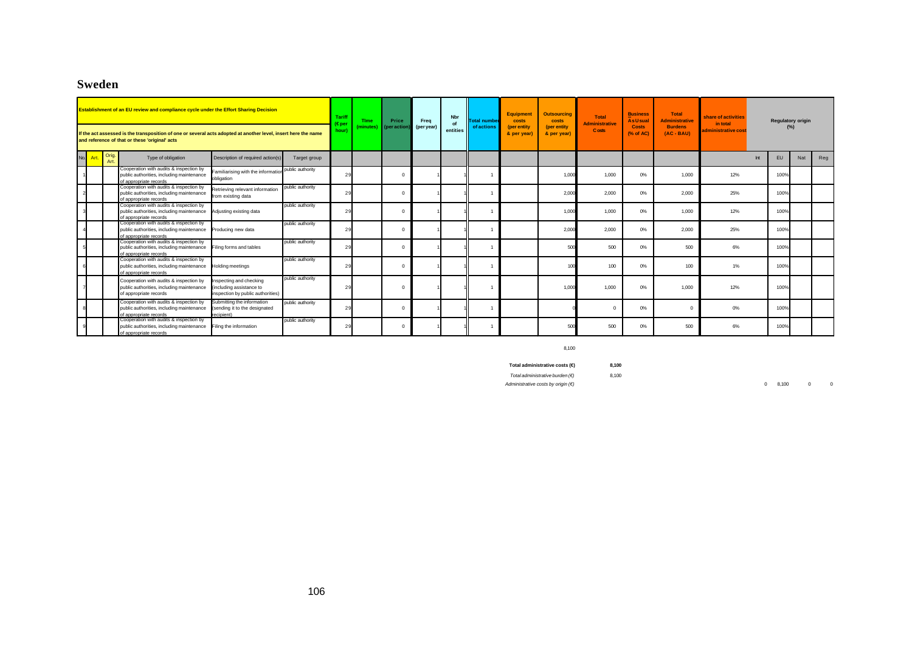## Sweden

| Establishment of an EU review and compliance cycle under the Effort Sharing Decision<br><br>If the act assessed is the transposition of one or several acts adopted at another level, insert here the name and reference of that or these 'original' acts | | | | | | Tariff (€ per hour) | Time (minutes) | Price (per action) | Freq (per year) | Nbr of entities | Total number of actions | Equipment costs (per entity & per year) | Outsourcing costs (per entity & per year) | Total Administrative Costs | Business As Usual Costs (% of AC) | Total Administrative Burdens (AC - BAU) | share of activities in total administrative cost | Regulatory origin (%) | | | |
|---|---|---|---|---|---|---|---|---|---|---|---|---|---|---|---|---|---|---|---|---|---|
| No. | Art. | Orig. Art. | Type of obligation | Description of required action(s) | Target group | | | | | | | | | | | | | Int | EU | Nat | Reg |
| 1 | | | Cooperation with audits & inspection by public authorities, including maintenance of appropriate records | Familiarising with the information obligation | public authority | 29 | | 0 | 1 | 1 | 1 | | 1,000 | 1,000 | 0% | 1,000 | 12% | | 100% | | |
| 2 | | | Cooperation with audits & inspection by public authorities, including maintenance of appropriate records | Retrieving relevant information from existing data | public authority | 29 | | 0 | 1 | 1 | 1 | | 2,000 | 2,000 | 0% | 2,000 | 25% | | 100% | | |
| 3 | | | Cooperation with audits & inspection by public authorities, including maintenance of appropriate records | Adjusting existing data | public authority | 29 | | 0 | 1 | 1 | 1 | | 1,000 | 1,000 | 0% | 1,000 | 12% | | 100% | | |
| 4 | | | Cooperation with audits & inspection by public authorities, including maintenance of appropriate records | Producing new data | public authority | 29 | | 0 | 1 | 1 | 1 | | 2,000 | 2,000 | 0% | 2,000 | 25% | | 100% | | |
| 5 | | | Cooperation with audits & inspection by public authorities, including maintenance of appropriate records | Filing forms and tables | public authority | 29 | | 0 | 1 | 1 | 1 | | 500 | 500 | 0% | 500 | 6% | | 100% | | |
| 6 | | | Cooperation with audits & inspection by public authorities, including maintenance of appropriate records | Holding meetings | public authority | 29 | | 0 | 1 | 1 | 1 | | 100 | 100 | 0% | 100 | 1% | | 100% | | |
| 7 | | | Cooperation with audits & inspection by public authorities, including maintenance of appropriate records | Inspecting and checking (including assistance to inspection by public authorities) | public authority | 29 | | 0 | 1 | 1 | 1 | | 1,000 | 1,000 | 0% | 1,000 | 12% | | 100% | | |
| 8 | | | Cooperation with audits & inspection by public authorities, including maintenance of appropriate records | Submitting the information (sending it to the designated recipient) | public authority | 29 | | 0 | 1 | 1 | 1 | | 0 | 0 | 0% | 0 | 0% | | 100% | | |
| 9 | | | Cooperation with audits & inspection by public authorities, including maintenance of appropriate records | Filing the information | public authority | 29 | | 0 | 1 | 1 | 1 | | 500 | 500 | 0% | 500 | 6% | | 100% | | |

8,100

**Total administrative costs (€)** **8,100**

*Total administrative burden (€)* 8,100

*Administrative costs by origin (€)* 0 8,100 0 0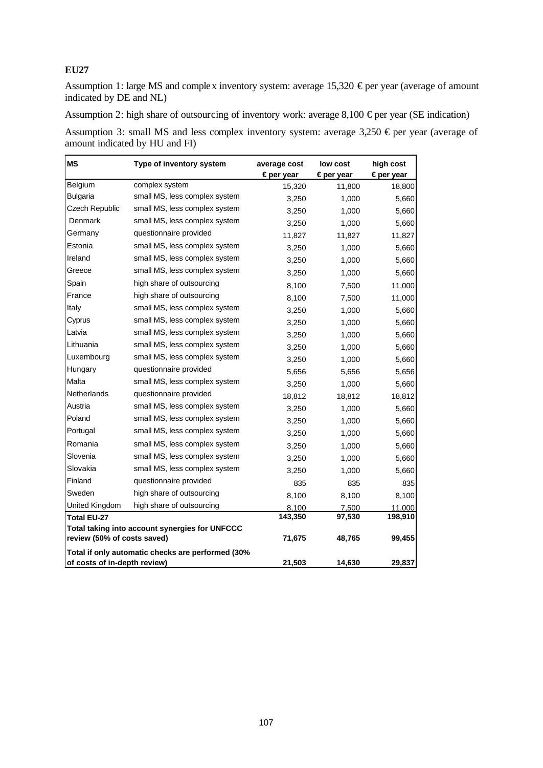**EU27**

Assumption 1: large MS and complex inventory system: average 15,320 € per year (average of amount indicated by DE and NL)

Assumption 2: high share of outsourcing of inventory work: average 8,100 € per year (SE indication)

Assumption 3: small MS and less complex inventory system: average 3,250 € per year (average of amount indicated by HU and FI)

| MS | Type of inventory system | average cost € per year | low cost € per year | high cost € per year |
|---|---|---|---|---|
| Belgium | complex system | 15,320 | 11,800 | 18,800 |
| Bulgaria | small MS, less complex system | 3,250 | 1,000 | 5,660 |
| Czech Republic | small MS, less complex system | 3,250 | 1,000 | 5,660 |
| Denmark | small MS, less complex system | 3,250 | 1,000 | 5,660 |
| Germany | questionnaire provided | 11,827 | 11,827 | 11,827 |
| Estonia | small MS, less complex system | 3,250 | 1,000 | 5,660 |
| Ireland | small MS, less complex system | 3,250 | 1,000 | 5,660 |
| Greece | small MS, less complex system | 3,250 | 1,000 | 5,660 |
| Spain | high share of outsourcing | 8,100 | 7,500 | 11,000 |
| France | high share of outsourcing | 8,100 | 7,500 | 11,000 |
| Italy | small MS, less complex system | 3,250 | 1,000 | 5,660 |
| Cyprus | small MS, less complex system | 3,250 | 1,000 | 5,660 |
| Latvia | small MS, less complex system | 3,250 | 1,000 | 5,660 |
| Lithuania | small MS, less complex system | 3,250 | 1,000 | 5,660 |
| Luxembourg | small MS, less complex system | 3,250 | 1,000 | 5,660 |
| Hungary | questionnaire provided | 5,656 | 5,656 | 5,656 |
| Malta | small MS, less complex system | 3,250 | 1,000 | 5,660 |
| Netherlands | questionnaire provided | 18,812 | 18,812 | 18,812 |
| Austria | small MS, less complex system | 3,250 | 1,000 | 5,660 |
| Poland | small MS, less complex system | 3,250 | 1,000 | 5,660 |
| Portugal | small MS, less complex system | 3,250 | 1,000 | 5,660 |
| Romania | small MS, less complex system | 3,250 | 1,000 | 5,660 |
| Slovenia | small MS, less complex system | 3,250 | 1,000 | 5,660 |
| Slovakia | small MS, less complex system | 3,250 | 1,000 | 5,660 |
| Finland | questionnaire provided | 835 | 835 | 835 |
| Sweden | high share of outsourcing | 8,100 | 8,100 | 8,100 |
| United Kingdom | high share of outsourcing | 8,100 | 7,500 | 11,000 |
| **Total EU-27** | | **143,350** | **97,530** | **198,910** |
| **Total taking into account synergies for UNFCCC review (50% of costs saved)** | | **71,675** | **48,765** | **99,455** |
| **Total if only automatic checks are performed (30% of costs of in-depth review)** | | **21,503** | **14,630** | **29,837** |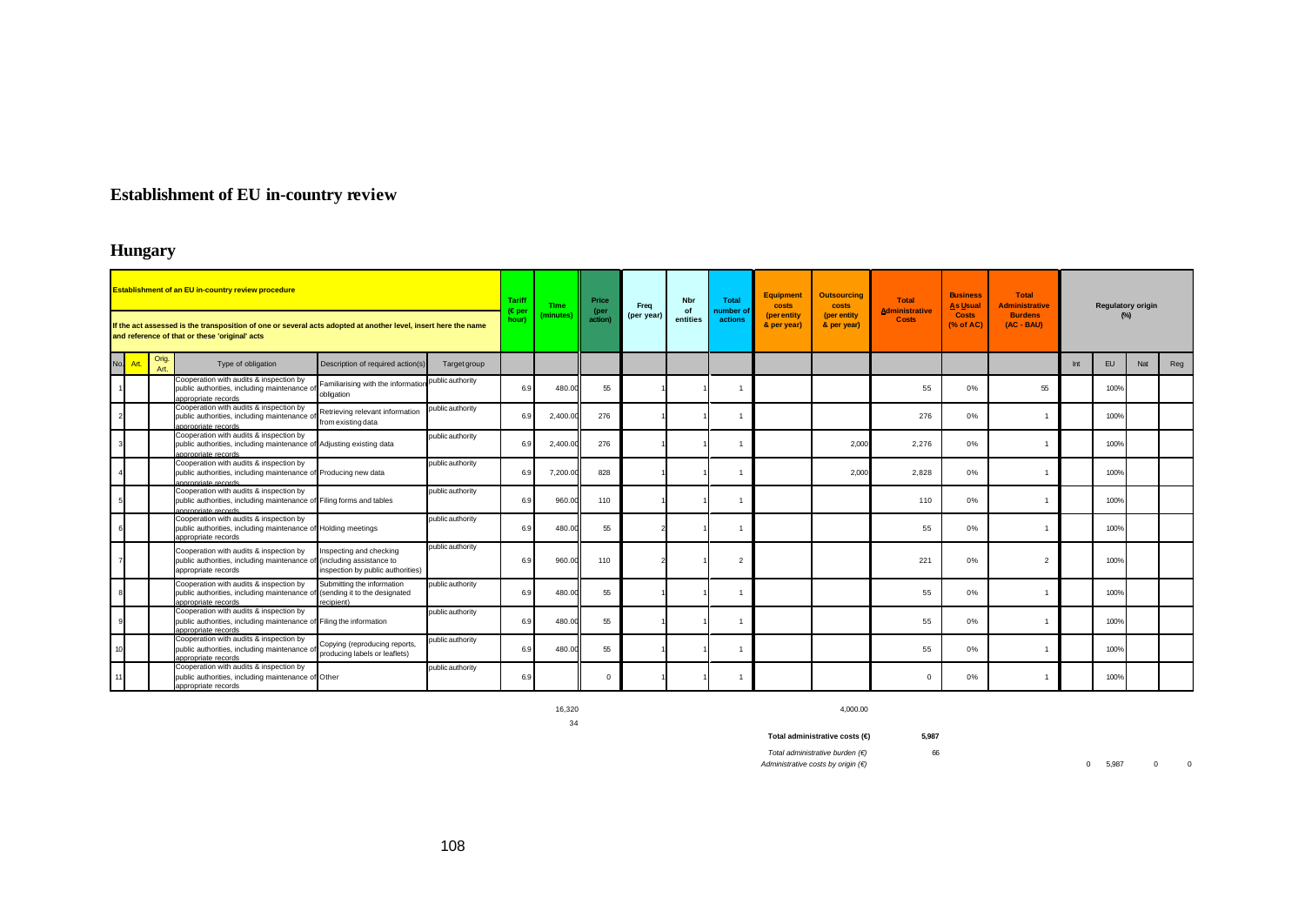# Establishment of EU in-country review

## Hungary

| Establishment of an EU in-country review procedure<br>If the act assessed is the transposition of one or several acts adopted at another level, insert here the name and reference of that or these 'original' acts | | | | | | Tariff (€ per hour) | Time (minutes) | Price (per action) | Freq (per year) | Nbr of entities | Total number of actions | Equipment costs (per entity & per year) | Outsourcing costs (per entity & per year) | Total Administrative Costs | Business As Usual Costs (% of AC) | Total Administrative Burdens (AC - BAU) | Regulatory origin (%) | | | |
|---|---|---|---|---|---|---|---|---|---|---|---|---|---|---|---|---|---|---|---|---|
| No. | Art. | Orig. Art. | Type of obligation | Description of required action(s) | Target group | | | | | | | | | | | | Int | EU | Nat | Reg |
| 1 | | | Cooperation with audits & inspection by public authorities, including maintenance of appropriate records | Familiarising with the information obligation | public authority | 6.9 | 480.00 | 55 | 1 | 1 | 1 | | | 55 | 0% | 55 | | 100% | | |
| 2 | | | Cooperation with audits & inspection by public authorities, including maintenance of appropriate records | Retrieving relevant information from existing data | public authority | 6.9 | 2,400.00 | 276 | 1 | 1 | 1 | | | 276 | 0% | 1 | | 100% | | |
| 3 | | | Cooperation with audits & inspection by public authorities, including maintenance of appropriate records | Adjusting existing data | public authority | 6.9 | 2,400.00 | 276 | 1 | 1 | 1 | | 2,000 | 2,276 | 0% | 1 | | 100% | | |
| 4 | | | Cooperation with audits & inspection by public authorities, including maintenance of appropriate records | Producing new data | public authority | 6.9 | 7,200.00 | 828 | 1 | 1 | 1 | | 2,000 | 2,828 | 0% | 1 | | 100% | | |
| 5 | | | Cooperation with audits & inspection by public authorities, including maintenance of appropriate records | Filing forms and tables | public authority | 6.9 | 960.00 | 110 | 1 | 1 | 1 | | | 110 | 0% | 1 | | 100% | | |
| 6 | | | Cooperation with audits & inspection by public authorities, including maintenance of appropriate records | Holding meetings | public authority | 6.9 | 480.00 | 55 | 2 | 1 | 1 | | | 55 | 0% | 1 | | 100% | | |
| 7 | | | Cooperation with audits & inspection by public authorities, including maintenance of appropriate records | Inspecting and checking (including assistance to inspection by public authorities) | public authority | 6.9 | 960.00 | 110 | 2 | 1 | 2 | | | 221 | 0% | 2 | | 100% | | |
| 8 | | | Cooperation with audits & inspection by public authorities, including maintenance of appropriate records | Submitting the information (sending it to the designated recipient) | public authority | 6.9 | 480.00 | 55 | 1 | 1 | 1 | | | 55 | 0% | 1 | | 100% | | |
| 9 | | | Cooperation with audits & inspection by public authorities, including maintenance of appropriate records | Filing the information | public authority | 6.9 | 480.00 | 55 | 1 | 1 | 1 | | | 55 | 0% | 1 | | 100% | | |
| 10 | | | Cooperation with audits & inspection by public authorities, including maintenance of appropriate records | Copying (reproducing reports, producing labels or leaflets) | public authority | 6.9 | 480.00 | 55 | 1 | 1 | 1 | | | 55 | 0% | 1 | | 100% | | |
| 11 | | | Cooperation with audits & inspection by public authorities, including maintenance of appropriate records | Other | public authority | 6.9 | | 0 | 1 | 1 | 1 | | | 0 | 0% | 1 | | 100% | | |
| | | | | | | | 16,320 | | | | | | 4,000.00 | | | | | | | |
| | | | | | | | 34 | | | | | | | | | | | | | |

**Total administrative costs (€)** **5,987**

*Total administrative burden (€)* 66

*Administrative costs by origin (€)* 0 5,987 0 0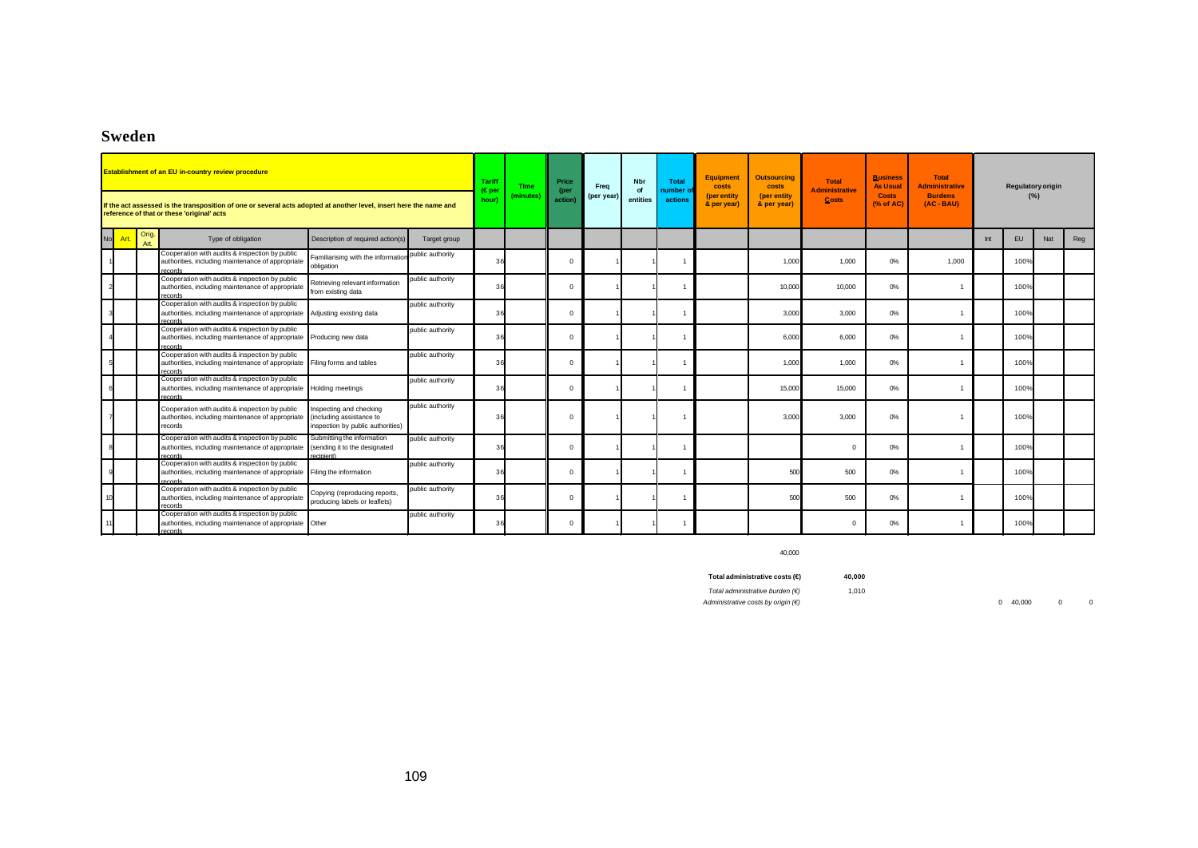## Sweden

| Establishment of an EU in-country review procedure<br><br>If the act assessed is the transposition of one or several acts adopted at another level, insert here the name and reference of that or these 'original' acts | | | | | | Tariff (€ per hour) | Time (minutes) | Price (per action) | Freq (per year) | Nbr of entities | Total number of actions | Equipment costs (per entity & per year) | Outsourcing costs (per entity & per year) | Total Administrative Costs | Business As Usual Costs (% of AC) | Total Administrative Burdens (AC - BAU) | Regulatory origin (%) | | | |
|---|---|---|---|---|---|---|---|---|---|---|---|---|---|---|---|---|---|---|---|---|
| No | Art. | Orig. Art. | Type of obligation | Description of required action(s) | Target group | | | | | | | | | | | | Int | EU | Nat | Reg |
| 1 | | | Cooperation with audits & inspection by public authorities, including maintenance of appropriate records | Familiarising with the information obligation | public authority | 36 | | 0 | 1 | 1 | 1 | | 1,000 | 1,000 | 0% | 1,000 | | 100% | | |
| 2 | | | Cooperation with audits & inspection by public authorities, including maintenance of appropriate records | Retrieving relevant information from existing data | public authority | 36 | | 0 | 1 | 1 | 1 | | 10,000 | 10,000 | 0% | 1 | | 100% | | |
| 3 | | | Cooperation with audits & inspection by public authorities, including maintenance of appropriate records | Adjusting existing data | public authority | 36 | | 0 | 1 | 1 | 1 | | 3,000 | 3,000 | 0% | 1 | | 100% | | |
| 4 | | | Cooperation with audits & inspection by public authorities, including maintenance of appropriate records | Producing new data | public authority | 36 | | 0 | 1 | 1 | 1 | | 6,000 | 6,000 | 0% | 1 | | 100% | | |
| 5 | | | Cooperation with audits & inspection by public authorities, including maintenance of appropriate records | Filing forms and tables | public authority | 36 | | 0 | 1 | 1 | 1 | | 1,000 | 1,000 | 0% | 1 | | 100% | | |
| 6 | | | Cooperation with audits & inspection by public authorities, including maintenance of appropriate records | Holding meetings | public authority | 36 | | 0 | 1 | 1 | 1 | | 15,000 | 15,000 | 0% | 1 | | 100% | | |
| 7 | | | Cooperation with audits & inspection by public authorities, including maintenance of appropriate records | Inspecting and checking (including assistance to inspection by public authorities) | public authority | 36 | | 0 | 1 | 1 | 1 | | 3,000 | 3,000 | 0% | 1 | | 100% | | |
| 8 | | | Cooperation with audits & inspection by public authorities, including maintenance of appropriate records | Submitting the information (sending it to the designated recipient) | public authority | 36 | | 0 | 1 | 1 | 1 | | | 0 | 0% | 1 | | 100% | | |
| 9 | | | Cooperation with audits & inspection by public authorities, including maintenance of appropriate records | Filing the information | public authority | 36 | | 0 | 1 | 1 | 1 | | 500 | 500 | 0% | 1 | | 100% | | |
| 10 | | | Cooperation with audits & inspection by public authorities, including maintenance of appropriate records | Copying (reproducing reports, producing labels or leaflets) | public authority | 36 | | 0 | 1 | 1 | 1 | | 500 | 500 | 0% | 1 | | 100% | | |
| 11 | | | Cooperation with audits & inspection by public authorities, including maintenance of appropriate records | Other | public authority | 36 | | 0 | 1 | 1 | 1 | | | 0 | 0% | 1 | | 100% | | |

40,000

| | | | | | |
|---|---|---|---|---|---|
| **Total administrative costs (€)** | **40,000** | | | | |
| *Total administrative burden (€)* | 1,010 | | | | |
| *Administrative costs by origin (€)* | | 0 | 40,000 | 0 | 0 |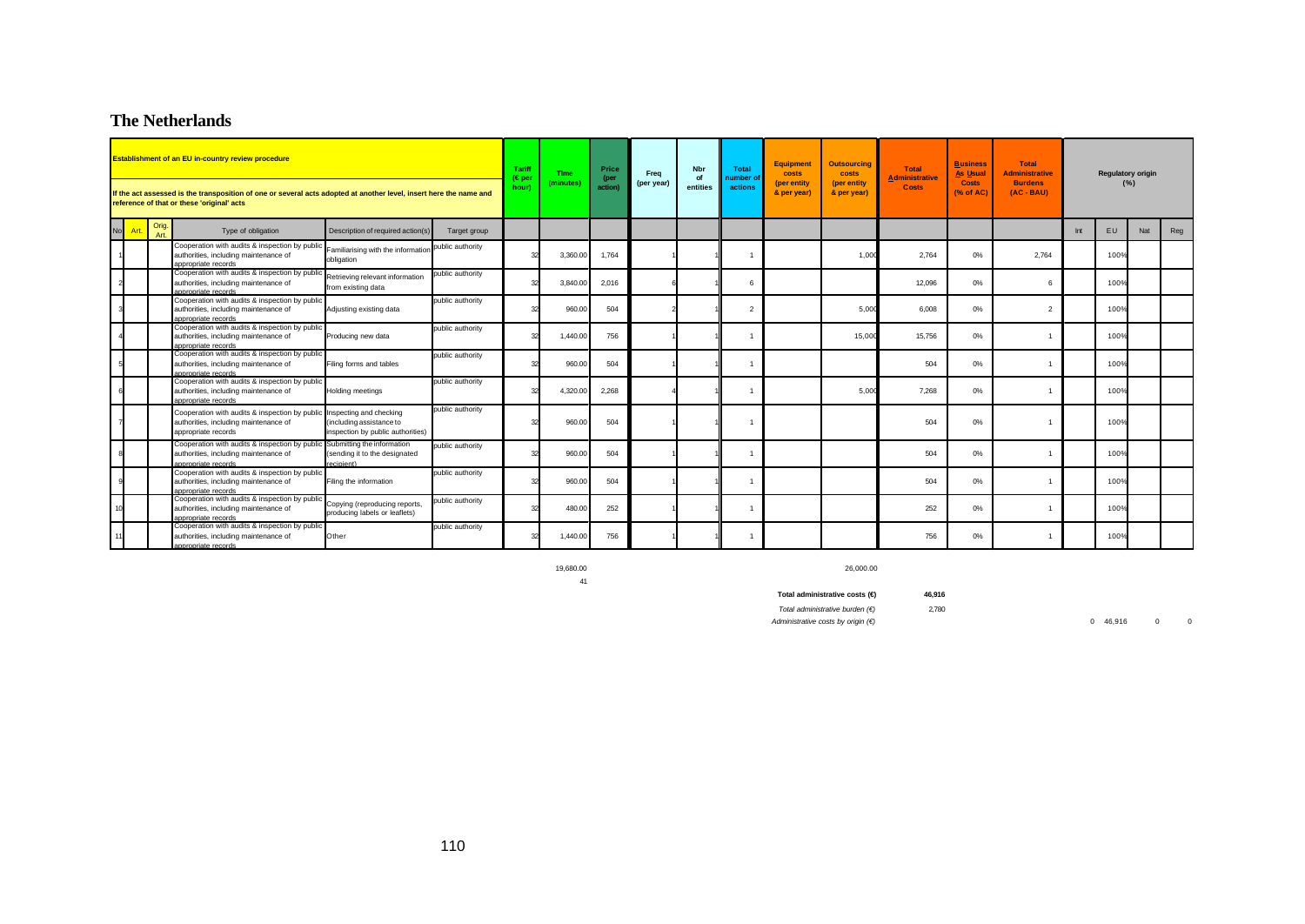# The Netherlands

| Establishment of an EU in-country review procedure<br><br>If the act assessed is the transposition of one or several acts adopted at another level, insert here the name and reference of that or these 'original' acts | | | | | | Tariff (€ per hour) | Time (minutes) | Price (per action) | Freq (per year) | Nbr of entities | Total number of actions | Equipment costs (per entity & per year) | Outsourcing costs (per entity & per year) | Total Administrative Costs | Business As Usual Costs (% of AC) | Total Administrative Burdens (AC - BAU) | Regulatory origin (%) | | | |
|---|---|---|---|---|---|---|---|---|---|---|---|---|---|---|---|---|---|---|---|---|
| No | Art. | Orig. Art. | Type of obligation | Description of required action(s) | Target group | | | | | | | | | | | | Int | EU | Nat | Reg |
| 1 | | | Cooperation with audits & inspection by public authorities, including maintenance of appropriate records | Familiarising with the information obligation | public authority | 32 | 3,360.00 | 1,764 | 1 | 1 | 1 | | 1,000 | 2,764 | 0% | 2,764 | | 100% | | |
| 2 | | | Cooperation with audits & inspection by public authorities, including maintenance of appropriate records | Retrieving relevant information from existing data | public authority | 32 | 3,840.00 | 2,016 | 6 | 1 | 6 | | | 12,096 | 0% | 6 | | 100% | | |
| 3 | | | Cooperation with audits & inspection by public authorities, including maintenance of appropriate records | Adjusting existing data | public authority | 32 | 960.00 | 504 | 2 | 1 | 2 | | 5,000 | 6,008 | 0% | 2 | | 100% | | |
| 4 | | | Cooperation with audits & inspection by public authorities, including maintenance of appropriate records | Producing new data | public authority | 32 | 1,440.00 | 756 | 1 | 1 | 1 | | 15,000 | 15,756 | 0% | 1 | | 100% | | |
| 5 | | | Cooperation with audits & inspection by public authorities, including maintenance of appropriate records | Filling forms and tables | public authority | 32 | 960.00 | 504 | 1 | 1 | 1 | | | 504 | 0% | 1 | | 100% | | |
| 6 | | | Cooperation with audits & inspection by public authorities, including maintenance of appropriate records | Holding meetings | public authority | 32 | 4,320.00 | 2,268 | 4 | 1 | 1 | | 5,000 | 7,268 | 0% | 1 | | 100% | | |
| 7 | | | Cooperation with audits & inspection by public authorities, including maintenance of appropriate records | Inspecting and checking (including assistance to inspection by public authorities) | public authority | 32 | 960.00 | 504 | 1 | 1 | 1 | | | 504 | 0% | 1 | | 100% | | |
| 8 | | | Cooperation with audits & inspection by public authorities, including maintenance of appropriate records | Submitting the information (sending it to the designated recipient) | public authority | 32 | 960.00 | 504 | 1 | 1 | 1 | | | 504 | 0% | 1 | | 100% | | |
| 9 | | | Cooperation with audits & inspection by public authorities, including maintenance of appropriate records | Filing the information | public authority | 32 | 960.00 | 504 | 1 | 1 | 1 | | | 504 | 0% | 1 | | 100% | | |
| 10 | | | Cooperation with audits & inspection by public authorities, including maintenance of appropriate records | Copying (reproducing reports, producing labels or leaflets) | public authority | 32 | 480.00 | 252 | 1 | 1 | 1 | | | 252 | 0% | 1 | | 100% | | |
| 11 | | | Cooperation with audits & inspection by public authorities, including maintenance of appropriate records | Other | public authority | 32 | 1,440.00 | 756 | 1 | 1 | 1 | | | 756 | 0% | 1 | | 100% | | |
| | | | | | | | 19,680.00 | | | | | | 26,000.00 | | | | | | | |
| | | | | | | | 41 | | | | | | | | | | | | | |

**Total administrative costs (€)** **46,916**

*Total administrative burden (€)* 2,780

*Administrative costs by origin (€)* 0 46,916 0 0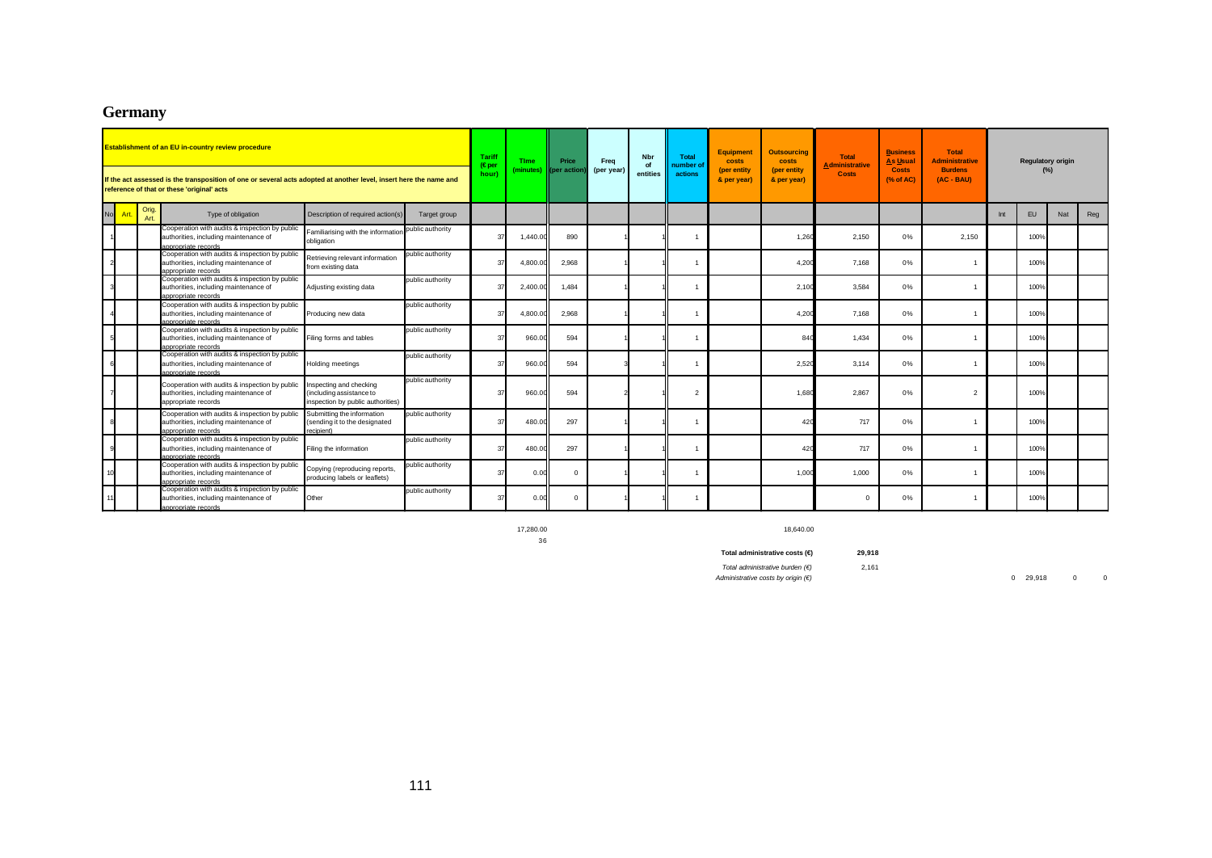# Germany

| **Establishment of an EU in-country review procedure**<br>**If the act assessed is the transposition of one or several acts adopted at another level, insert here the name and reference of that or these 'original' acts** | | | | | | Tariff (€ per hour) | Time (minutes) | Price (per action) | Freq (per year) | Nbr of entities | Total number of actions | Equipment costs (per entity & per year) | Outsourcing costs (per entity & per year) | Total Administrative Costs | Business As Usual Costs (% of AC) | Total Administrative Burdens (AC - BAU) | Regulatory origin (%) | | | |
|---|---|---|---|---|---|---|---|---|---|---|---|---|---|---|---|---|---|---|---|---|
| No | Art. | Orig. Art. | Type of obligation | Description of required action(s) | Target group | | | | | | | | | | | | Int | EU | Nat | Reg |
| 1 | | | Cooperation with audits & inspection by public authorities, including maintenance of appropriate records | Familiarising with the information obligation | public authority | 37 | 1,440.00 | 890 | 1 | 1 | 1 | | 1,260 | 2,150 | 0% | 2,150 | | 100% | | |
| 2 | | | Cooperation with audits & inspection by public authorities, including maintenance of appropriate records | Retrieving relevant information from existing data | public authority | 37 | 4,800.00 | 2,968 | 1 | 1 | 1 | | 4,200 | 7,168 | 0% | 1 | | 100% | | |
| 3 | | | Cooperation with audits & inspection by public authorities, including maintenance of appropriate records | Adjusting existing data | public authority | 37 | 2,400.00 | 1,484 | 1 | 1 | 1 | | 2,100 | 3,584 | 0% | 1 | | 100% | | |
| 4 | | | Cooperation with audits & inspection by public authorities, including maintenance of appropriate records | Producing new data | public authority | 37 | 4,800.00 | 2,968 | 1 | 1 | 1 | | 4,200 | 7,168 | 0% | 1 | | 100% | | |
| 5 | | | Cooperation with audits & inspection by public authorities, including maintenance of appropriate records | Filing forms and tables | public authority | 37 | 960.00 | 594 | 1 | 1 | 1 | | 840 | 1,434 | 0% | 1 | | 100% | | |
| 6 | | | Cooperation with audits & inspection by public authorities, including maintenance of appropriate records | Holding meetings | public authority | 37 | 960.00 | 594 | 3 | 1 | 1 | | 2,520 | 3,114 | 0% | 1 | | 100% | | |
| 7 | | | Cooperation with audits & inspection by public authorities, including maintenance of appropriate records | Inspecting and checking (including assistance to inspection by public authorities) | public authority | 37 | 960.00 | 594 | 2 | 1 | 2 | | 1,680 | 2,867 | 0% | 2 | | 100% | | |
| 8 | | | Cooperation with audits & inspection by public authorities, including maintenance of appropriate records | Submitting the information (sending it to the designated recipient) | public authority | 37 | 480.00 | 297 | 1 | 1 | 1 | | 420 | 717 | 0% | 1 | | 100% | | |
| 9 | | | Cooperation with audits & inspection by public authorities, including maintenance of appropriate records | Filing the information | public authority | 37 | 480.00 | 297 | 1 | 1 | 1 | | 420 | 717 | 0% | 1 | | 100% | | |
| 10 | | | Cooperation with audits & inspection by public authorities, including maintenance of appropriate records | Copying (reproducing reports, producing labels or leaflets) | public authority | 37 | 0.00 | 0 | 1 | 1 | 1 | | 1,000 | 1,000 | 0% | 1 | | 100% | | |
| 11 | | | Cooperation with audits & inspection by public authorities, including maintenance of appropriate records | Other | public authority | 37 | 0.00 | 0 | 1 | 1 | 1 | | | 0 | 0% | 1 | | 100% | | |

17,280.00
36

18,640.00

**Total administrative costs (€)** **29,918**

*Total administrative burden (€)* 2,161

*Administrative costs by origin (€)* 0 29,918 0 0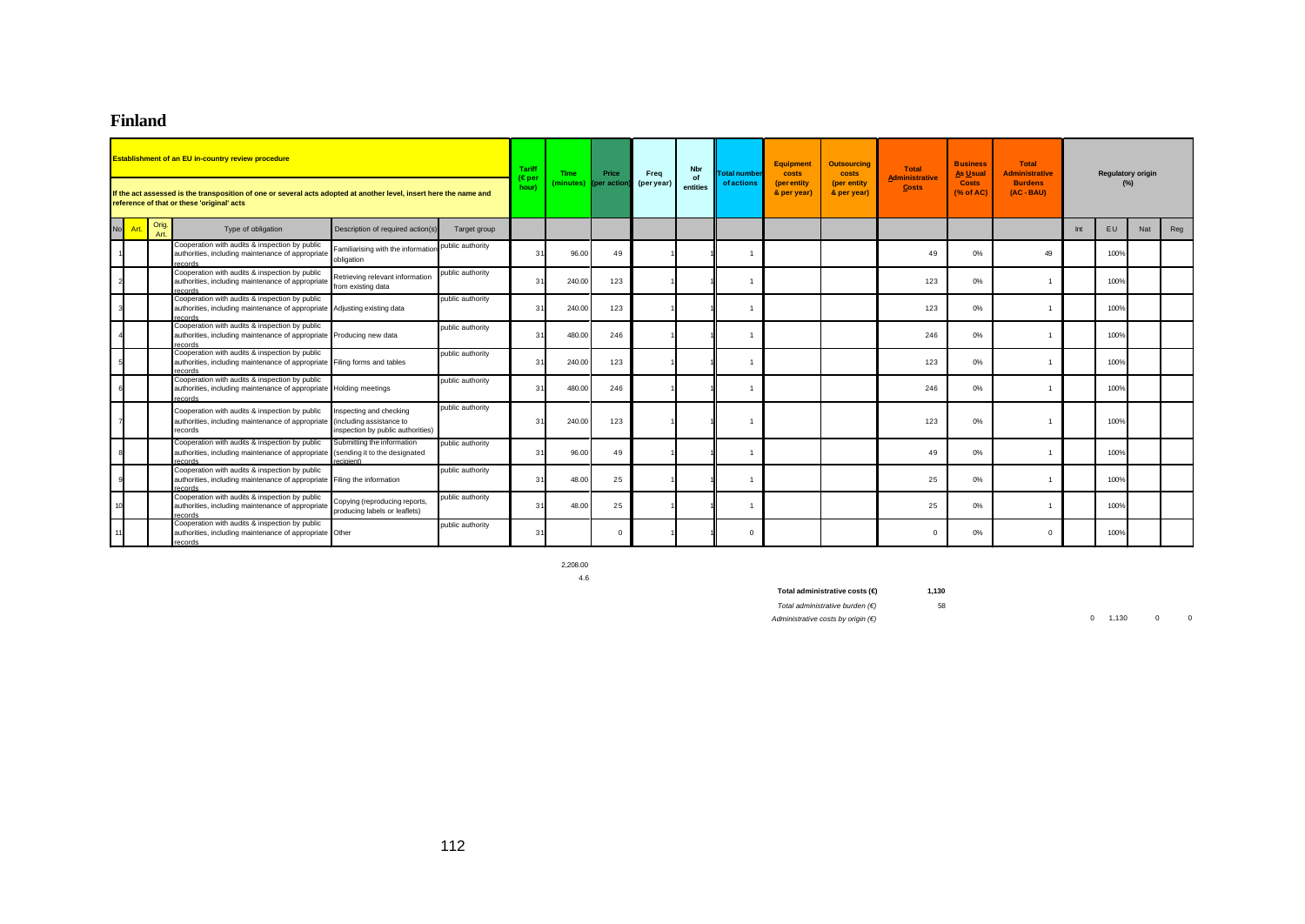# Finland

| Establishment of an EU in-country review procedure<br><br>If the act assessed is the transposition of one or several acts adopted at another level, insert here the name and reference of that or these 'original' acts | | | | | | Tariff (€ per hour) | Time (minutes) | Price (per action) | Freq (per year) | Nbr of entities | Total number of actions | Equipment costs (per entity & per year) | Outsourcing costs (per entity & per year) | Total Administrative Costs | Business As Usual Costs (% of AC) | Total Administrative Burdens (AC - BAU) | Regulatory origin (%) | | | |
|---|---|---|---|---|---|---|---|---|---|---|---|---|---|---|---|---|---|---|---|---|
| No | Art. | Orig. Art. | Type of obligation | Description of required action(s) | Target group | | | | | | | | | | | | Int | EU | Nat | Reg |
| 1 | | | Cooperation with audits & inspection by public authorities, including maintenance of appropriate records | Familiarising with the information obligation | public authority | 31 | 96.00 | 49 | 1 | 1 | 1 | | | 49 | 0% | 49 | | 100% | | |
| 2 | | | Cooperation with audits & inspection by public authorities, including maintenance of appropriate records | Retrieving relevant information from existing data | public authority | 31 | 240.00 | 123 | 1 | 1 | 1 | | | 123 | 0% | 1 | | 100% | | |
| 3 | | | Cooperation with audits & inspection by public authorities, including maintenance of appropriate records | Adjusting existing data | public authority | 31 | 240.00 | 123 | 1 | 1 | 1 | | | 123 | 0% | 1 | | 100% | | |
| 4 | | | Cooperation with audits & inspection by public authorities, including maintenance of appropriate records | Producing new data | public authority | 31 | 480.00 | 246 | 1 | 1 | 1 | | | 246 | 0% | 1 | | 100% | | |
| 5 | | | Cooperation with audits & inspection by public authorities, including maintenance of appropriate records | Filing forms and tables | public authority | 31 | 240.00 | 123 | 1 | 1 | 1 | | | 123 | 0% | 1 | | 100% | | |
| 6 | | | Cooperation with audits & inspection by public authorities, including maintenance of appropriate records | Holding meetings | public authority | 31 | 480.00 | 246 | 1 | 1 | 1 | | | 246 | 0% | 1 | | 100% | | |
| 7 | | | Cooperation with audits & inspection by public authorities, including maintenance of appropriate records | Inspecting and checking (including assistance to inspection by public authorities) | public authority | 31 | 240.00 | 123 | 1 | 1 | 1 | | | 123 | 0% | 1 | | 100% | | |
| 8 | | | Cooperation with audits & inspection by public authorities, including maintenance of appropriate records | Submitting the information (sending it to the designated recipient) | public authority | 31 | 96.00 | 49 | 1 | 1 | 1 | | | 49 | 0% | 1 | | 100% | | |
| 9 | | | Cooperation with audits & inspection by public authorities, including maintenance of appropriate records | Filing the information | public authority | 31 | 48.00 | 25 | 1 | 1 | 1 | | | 25 | 0% | 1 | | 100% | | |
| 10 | | | Cooperation with audits & inspection by public authorities, including maintenance of appropriate records | Copying (reproducing reports, producing labels or leaflets) | public authority | 31 | 48.00 | 25 | 1 | 1 | 1 | | | 25 | 0% | 1 | | 100% | | |
| 11 | | | Cooperation with audits & inspection by public authorities, including maintenance of appropriate records | Other | public authority | 31 | | 0 | 1 | 1 | 0 | | | 0 | 0% | 0 | | 100% | | |
| | | | | | | | 2,208.00 | | | | | | | | | | | | | |
| | | | | | | | 4.6 | | | | | | | | | | | | | |

**Total administrative costs (€)** 1,130

*Total administrative burden (€)* 58

*Administrative costs by origin (€)* 0 1,130 0 0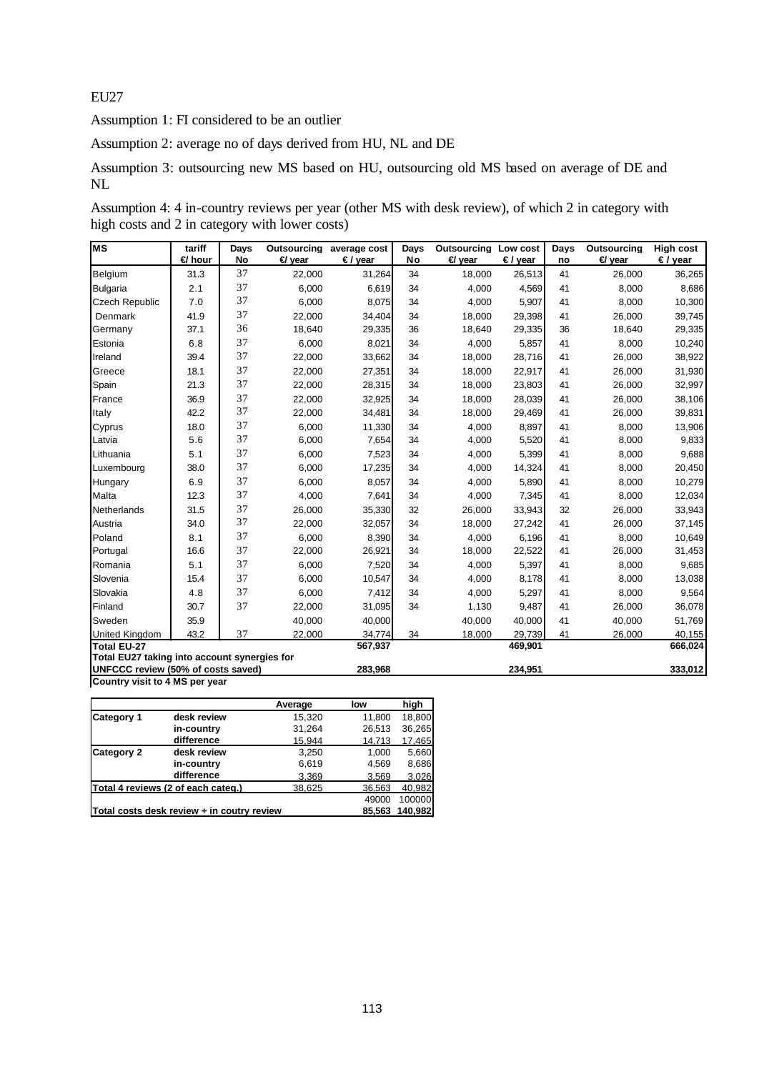EU27

Assumption 1: FI considered to be an outlier

Assumption 2: average no of days derived from HU, NL and DE

Assumption 3: outsourcing new MS based on HU, outsourcing old MS based on average of DE and NL

Assumption 4: 4 in-country reviews per year (other MS with desk review), of which 2 in category with high costs and 2 in category with lower costs)

| MS | tariff €/ hour | Days No | Outsourcing €/ year | average cost € / year | Days No | Outsourcing €/ year | Low cost € / year | Days no | Outsourcing €/ year | High cost € / year |
|---|---|---|---|---|---|---|---|---|---|---|
| Belgium | 31.3 | 37 | 22,000 | 31,264 | 34 | 18,000 | 26,513 | 41 | 26,000 | 36,265 |
| Bulgaria | 2.1 | 37 | 6,000 | 6,619 | 34 | 4,000 | 4,569 | 41 | 8,000 | 8,686 |
| Czech Republic | 7.0 | 37 | 6,000 | 8,075 | 34 | 4,000 | 5,907 | 41 | 8,000 | 10,300 |
| Denmark | 41.9 | 37 | 22,000 | 34,404 | 34 | 18,000 | 29,398 | 41 | 26,000 | 39,745 |
| Germany | 37.1 | 36 | 18,640 | 29,335 | 36 | 18,640 | 29,335 | 36 | 18,640 | 29,335 |
| Estonia | 6.8 | 37 | 6,000 | 8,021 | 34 | 4,000 | 5,857 | 41 | 8,000 | 10,240 |
| Ireland | 39.4 | 37 | 22,000 | 33,662 | 34 | 18,000 | 28,716 | 41 | 26,000 | 38,922 |
| Greece | 18.1 | 37 | 22,000 | 27,351 | 34 | 18,000 | 22,917 | 41 | 26,000 | 31,930 |
| Spain | 21.3 | 37 | 22,000 | 28,315 | 34 | 18,000 | 23,803 | 41 | 26,000 | 32,997 |
| France | 36.9 | 37 | 22,000 | 32,925 | 34 | 18,000 | 28,039 | 41 | 26,000 | 38,106 |
| Italy | 42.2 | 37 | 22,000 | 34,481 | 34 | 18,000 | 29,469 | 41 | 26,000 | 39,831 |
| Cyprus | 18.0 | 37 | 6,000 | 11,330 | 34 | 4,000 | 8,897 | 41 | 8,000 | 13,906 |
| Latvia | 5.6 | 37 | 6,000 | 7,654 | 34 | 4,000 | 5,520 | 41 | 8,000 | 9,833 |
| Lithuania | 5.1 | 37 | 6,000 | 7,523 | 34 | 4,000 | 5,399 | 41 | 8,000 | 9,688 |
| Luxembourg | 38.0 | 37 | 6,000 | 17,235 | 34 | 4,000 | 14,324 | 41 | 8,000 | 20,450 |
| Hungary | 6.9 | 37 | 6,000 | 8,057 | 34 | 4,000 | 5,890 | 41 | 8,000 | 10,279 |
| Malta | 12.3 | 37 | 4,000 | 7,641 | 34 | 4,000 | 7,345 | 41 | 8,000 | 12,034 |
| Netherlands | 31.5 | 37 | 26,000 | 35,330 | 32 | 26,000 | 33,943 | 32 | 26,000 | 33,943 |
| Austria | 34.0 | 37 | 22,000 | 32,057 | 34 | 18,000 | 27,242 | 41 | 26,000 | 37,145 |
| Poland | 8.1 | 37 | 6,000 | 8,390 | 34 | 4,000 | 6,196 | 41 | 8,000 | 10,649 |
| Portugal | 16.6 | 37 | 22,000 | 26,921 | 34 | 18,000 | 22,522 | 41 | 26,000 | 31,453 |
| Romania | 5.1 | 37 | 6,000 | 7,520 | 34 | 4,000 | 5,397 | 41 | 8,000 | 9,685 |
| Slovenia | 15.4 | 37 | 6,000 | 10,547 | 34 | 4,000 | 8,178 | 41 | 8,000 | 13,038 |
| Slovakia | 4.8 | 37 | 6,000 | 7,412 | 34 | 4,000 | 5,297 | 41 | 8,000 | 9,564 |
| Finland | 30.7 | 37 | 22,000 | 31,095 | 34 | 1,130 | 9,487 | 41 | 26,000 | 36,078 |
| Sweden | 35.9 | | 40,000 | 40,000 | | 40,000 | 40,000 | 41 | 40,000 | 51,769 |
| United Kingdom | 43.2 | 37 | 22,000 | 34,774 | 34 | 18,000 | 29,739 | 41 | 26,000 | 40,155 |
| **Total EU-27** | | | | **567,937** | | | **469,901** | | | **666,024** |
| **Total EU27 taking into account synergies for UNFCCC review (50% of costs saved)** | | | | **283,968** | | | **234,951** | | | **333,012** |

**Country visit to 4 MS per year**

| | | Average | low | high |
|---|---|---|---|---|
| **Category 1** | **desk review** | 15,320 | 11,800 | 18,800 |
| | **in-country** | 31,264 | 26,513 | 36,265 |
| | **difference** | 15,944 | 14,713 | 17,465 |
| **Category 2** | **desk review** | 3,250 | 1,000 | 5,660 |
| | **in-country** | 6,619 | 4,569 | 8,686 |
| | **difference** | 3,369 | 3,569 | 3,026 |
| **Total 4 reviews (2 of each categ.)** | | 38,625 | 36,563 | 40,982 |
| | | | 49000 | 100000 |
| **Total costs desk review + in coutry review** | | | **85,563** | **140,982** |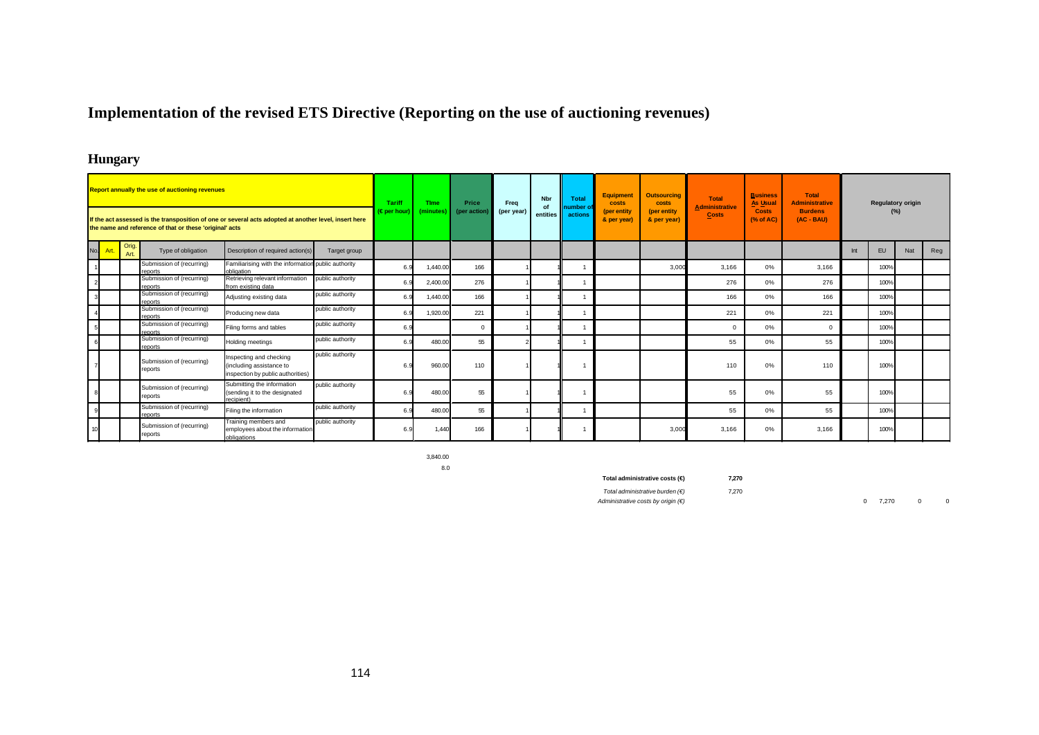# Implementation of the revised ETS Directive (Reporting on the use of auctioning revenues)

## Hungary

| Report annually the use of auctioning revenues<br><br>If the act assessed is the transposition of one or several acts adopted at another level, insert here the name and reference of that or these 'original' acts | | | | | | Tariff (€ per hour) | Time (minutes) | Price (per action) | Freq (per year) | Nbr of entities | Total number of actions | Equipment costs (per entity & per year) | Outsourcing costs (per entity & per year) | Total Administrative Costs | Business As Usual Costs (% of AC) | Total Administrative Burdens (AC - BAU) | Regulatory origin (%) | | | |
|---|---|---|---|---|---|---|---|---|---|---|---|---|---|---|---|---|---|---|---|---|
| No. | Art. | Orig. Art. | Type of obligation | Description of required action(s) | Target group | | | | | | | | | | | | Int | EU | Nat | Reg |
| 1 | | | Submission of (recurring) reports | Familiarising with the information obligation | public authority | 6.9 | 1,440.00 | 166 | 1 | 1 | 1 | | 3,000 | 3,166 | 0% | 3,166 | | 100% | | |
| 2 | | | Submission of (recurring) reports | Retrieving relevant information from existing data | public authority | 6.9 | 2,400.00 | 276 | 1 | 1 | 1 | | | 276 | 0% | 276 | | 100% | | |
| 3 | | | Submission of (recurring) reports | Adjusting existing data | public authority | 6.9 | 1,440.00 | 166 | 1 | 1 | 1 | | | 166 | 0% | 166 | | 100% | | |
| 4 | | | Submission of (recurring) reports | Producing new data | public authority | 6.9 | 1,920.00 | 221 | 1 | 1 | 1 | | | 221 | 0% | 221 | | 100% | | |
| 5 | | | Submission of (recurring) reports | Filing forms and tables | public authority | 6.9 | | 0 | 1 | 1 | 1 | | | 0 | 0% | 0 | | 100% | | |
| 6 | | | Submission of (recurring) reports | Holding meetings | public authority | 6.9 | 480.00 | 55 | 2 | 1 | 1 | | | 55 | 0% | 55 | | 100% | | |
| 7 | | | Submission of (recurring) reports | Inspecting and checking (including assistance to inspection by public authorities) | public authority | 6.9 | 960.00 | 110 | 1 | 1 | 1 | | | 110 | 0% | 110 | | 100% | | |
| 8 | | | Submission of (recurring) reports | Submitting the information (sending it to the designated recipient) | public authority | 6.9 | 480.00 | 55 | 1 | 1 | 1 | | | 55 | 0% | 55 | | 100% | | |
| 9 | | | Submission of (recurring) reports | Filing the information | public authority | 6.9 | 480.00 | 55 | 1 | 1 | 1 | | | 55 | 0% | 55 | | 100% | | |
| 10 | | | Submission of (recurring) reports | Training members and employees about the information obligations | public authority | 6.9 | 1,440 | 166 | 1 | 1 | 1 | | 3,000 | 3,166 | 0% | 3,166 | | 100% | | |
| | | | | | | | 3,840.00 | | | | | | | | | | | | | |
| | | | | | | | 8.0 | | | | | | | | | | | | | |

**Total administrative costs (€)** **7,270**

*Total administrative burden (€)* 7,270

*Administrative costs by origin (€)* 0 7,270 0 0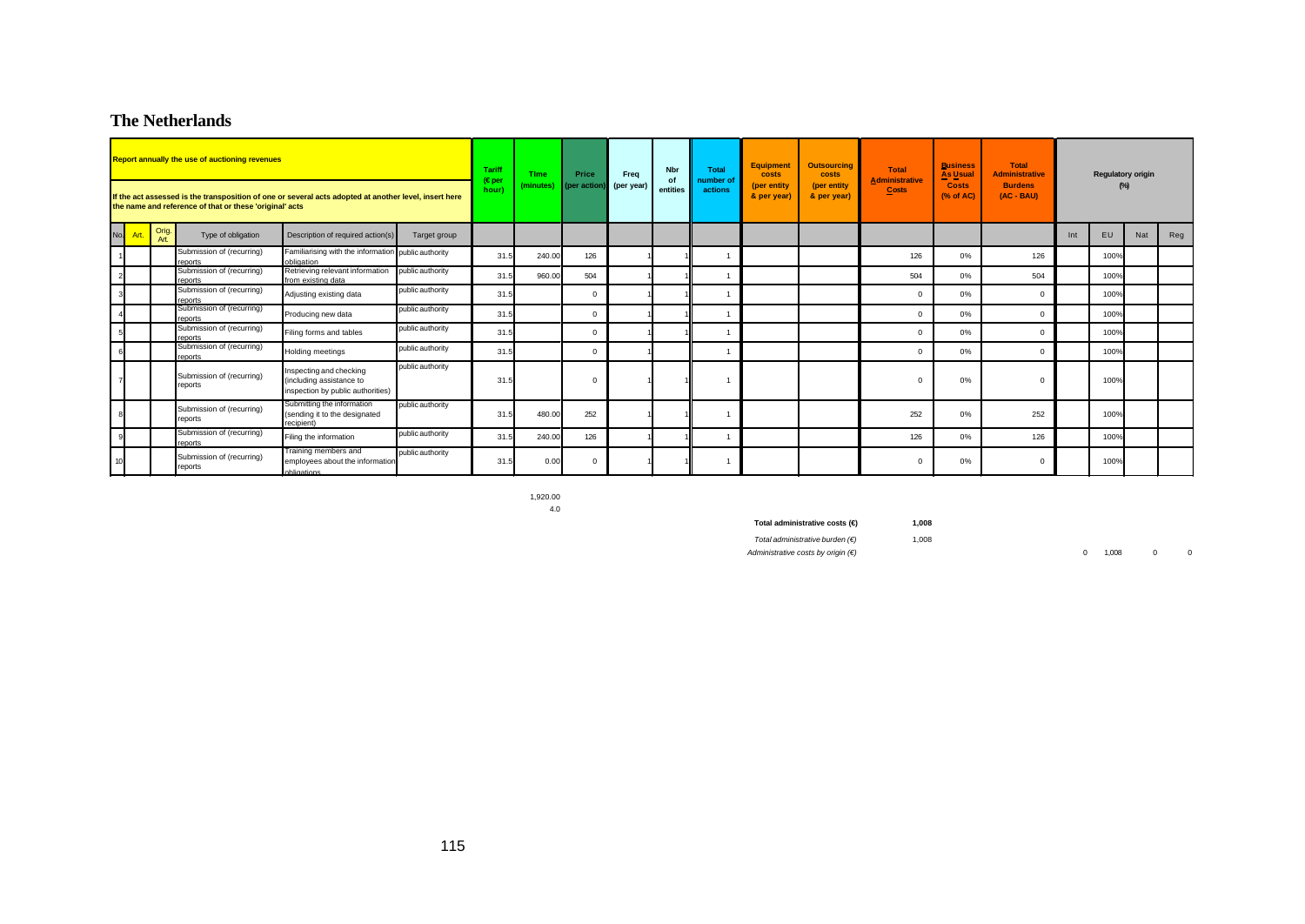# The Netherlands

| Report annually the use of auctioning revenues<br><br>If the act assessed is the transposition of one or several acts adopted at another level, insert here the name and reference of that or these 'original' acts | | | | | | Tariff (€ per hour) | Time (minutes) | Price (per action) | Freq (per year) | Nbr of entities | Total number of actions | Equipment costs (per entity & per year) | Outsourcing costs (per entity & per year) | Total Administrative Costs | Business As Usual Costs (% of AC) | Total Administrative Burdens (AC - BAU) | Regulatory origin (%) | | | |
|---|---|---|---|---|---|---|---|---|---|---|---|---|---|---|---|---|---|---|---|---|
| No. | Art. | Orig. Art. | Type of obligation | Description of required action(s) | Target group | | | | | | | | | | | | Int | EU | Nat | Reg |
| 1 | | | Submission of (recurring) reports | Familiarising with the information obligation | public authority | 31.5 | 240.00 | 126 | 1 | 1 | 1 | | | 126 | 0% | 126 | | 100% | | |
| 2 | | | Submission of (recurring) reports | Retrieving relevant information from existing data | public authority | 31.5 | 960.00 | 504 | 1 | 1 | 1 | | | 504 | 0% | 504 | | 100% | | |
| 3 | | | Submission of (recurring) reports | Adjusting existing data | public authority | 31.5 | | 0 | 1 | 1 | 1 | | | 0 | 0% | 0 | | 100% | | |
| 4 | | | Submission of (recurring) reports | Producing new data | public authority | 31.5 | | 0 | 1 | 1 | 1 | | | 0 | 0% | 0 | | 100% | | |
| 5 | | | Submission of (recurring) reports | Filing forms and tables | public authority | 31.5 | | 0 | 1 | 1 | 1 | | | 0 | 0% | 0 | | 100% | | |
| 6 | | | Submission of (recurring) reports | Holding meetings | public authority | 31.5 | | 0 | 1 | | 1 | | | 0 | 0% | 0 | | 100% | | |
| 7 | | | Submission of (recurring) reports | Inspecting and checking (including assistance to inspection by public authorities) | public authority | 31.5 | | 0 | 1 | 1 | 1 | | | 0 | 0% | 0 | | 100% | | |
| 8 | | | Submission of (recurring) reports | Submitting the information (sending it to the designated recipient) | public authority | 31.5 | 480.00 | 252 | 1 | 1 | 1 | | | 252 | 0% | 252 | | 100% | | |
| 9 | | | Submission of (recurring) reports | Filing the information | public authority | 31.5 | 240.00 | 126 | 1 | 1 | 1 | | | 126 | 0% | 126 | | 100% | | |
| 10 | | | Submission of (recurring) reports | Training members and employees about the information obligations | public authority | 31.5 | 0.00 | 0 | 1 | 1 | 1 | | | 0 | 0% | 0 | | 100% | | |
| | | | | | | | 1,920.00<br>4.0 | | | | | | | | | | | | | |

| | |
|---|---|
| **Total administrative costs (€)** | **1,008** |
| *Total administrative burden (€)* | 1,008 |
| *Administrative costs by origin (€)* | Int: 0 · EU: 1,008 · Nat: 0 · Reg: 0 |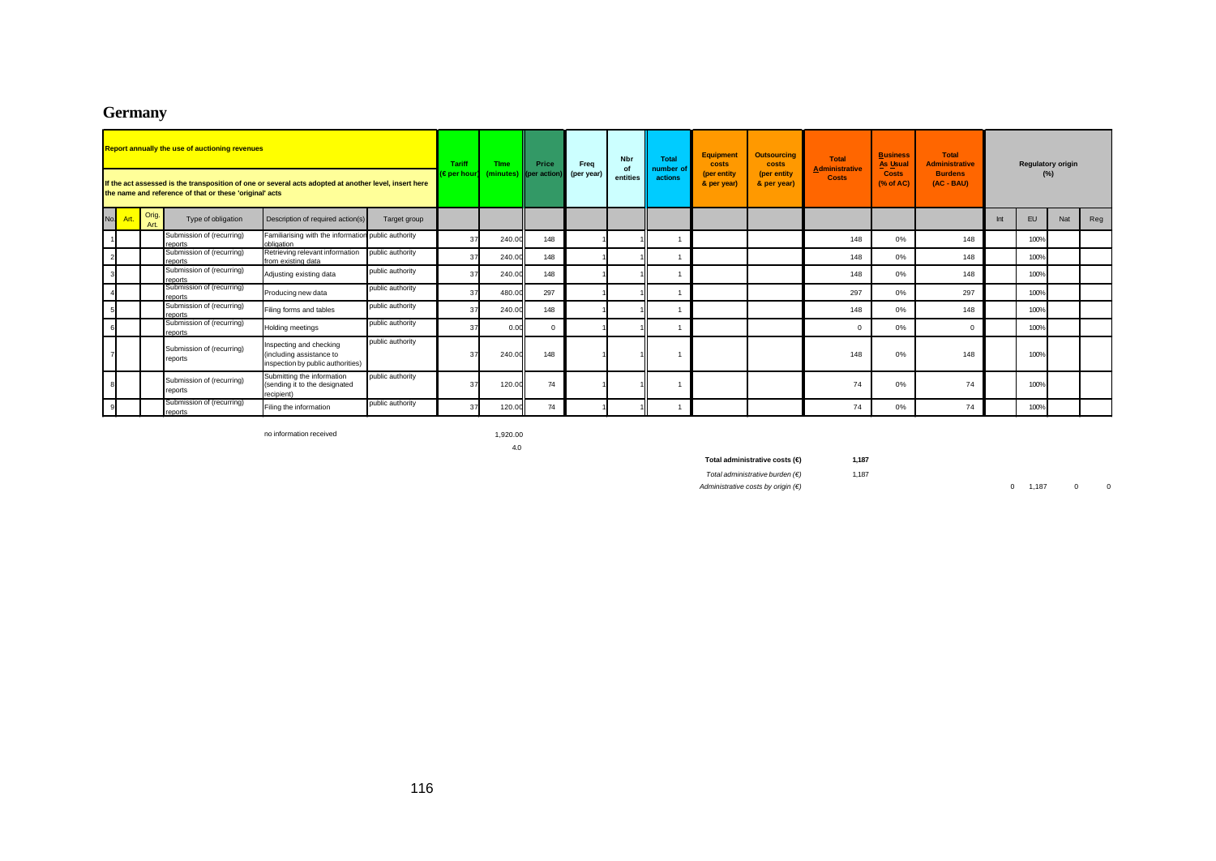# Germany

| Report annually the use of auctioning revenues<br><br>If the act assessed is the transposition of one or several acts adopted at another level, insert here the name and reference of that or these 'original' acts | | | | | | Tariff (€ per hour) | Time (minutes) | Price (per action) | Freq (per year) | Nbr of entities | Total number of actions | Equipment costs (per entity & per year) | Outsourcing costs (per entity & per year) | Total Administrative Costs | Business As Usual Costs (% of AC) | Total Administrative Burdens (AC - BAU) | Regulatory origin (%) | | | |
|---|---|---|---|---|---|---|---|---|---|---|---|---|---|---|---|---|---|---|---|---|
| No. | Art. | Orig. Art. | Type of obligation | Description of required action(s) | Target group | | | | | | | | | | | | Int | EU | Nat | Reg |
| 1 | | | Submission of (recurring) reports | Familiarising with the information obligation | public authority | 37 | 240.00 | 148 | 1 | 1 | 1 | | | 148 | 0% | 148 | | 100% | | |
| 2 | | | Submission of (recurring) reports | Retrieving relevant information from existing data | public authority | 37 | 240.00 | 148 | 1 | 1 | 1 | | | 148 | 0% | 148 | | 100% | | |
| 3 | | | Submission of (recurring) reports | Adjusting existing data | public authority | 37 | 240.00 | 148 | 1 | 1 | 1 | | | 148 | 0% | 148 | | 100% | | |
| 4 | | | Submission of (recurring) reports | Producing new data | public authority | 37 | 480.00 | 297 | 1 | 1 | 1 | | | 297 | 0% | 297 | | 100% | | |
| 5 | | | Submission of (recurring) reports | Filing forms and tables | public authority | 37 | 240.00 | 148 | 1 | 1 | 1 | | | 148 | 0% | 148 | | 100% | | |
| 6 | | | Submission of (recurring) reports | Holding meetings | public authority | 37 | 0.00 | 0 | 1 | 1 | 1 | | | 0 | 0% | 0 | | 100% | | |
| 7 | | | Submission of (recurring) reports | Inspecting and checking (including assistance to inspection by public authorities) | public authority | 37 | 240.00 | 148 | 1 | 1 | 1 | | | 148 | 0% | 148 | | 100% | | |
| 8 | | | Submission of (recurring) reports | Submitting the information (sending it to the designated recipient) | public authority | 37 | 120.00 | 74 | 1 | 1 | 1 | | | 74 | 0% | 74 | | 100% | | |
| 9 | | | Submission of (recurring) reports | Filing the information | public authority | 37 | 120.00 | 74 | 1 | 1 | 1 | | | 74 | 0% | 74 | | 100% | | |

no information received

1,920.00

4.0

**Total administrative costs (€)** **1,187**

*Total administrative burden (€)* 1,187

*Administrative costs by origin (€)* 0 1,187 0 0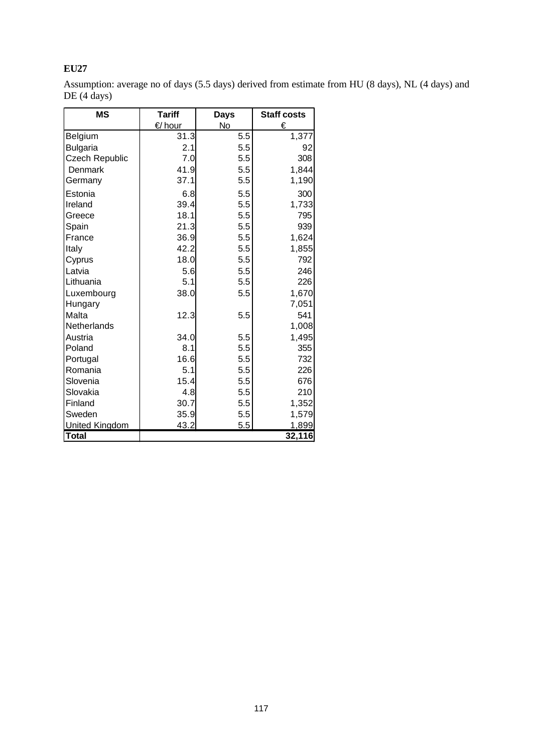**EU27**

Assumption: average no of days (5.5 days) derived from estimate from HU (8 days), NL (4 days) and DE (4 days)

| MS | Tariff | Days | Staff costs |
|---|---|---|---|
| | €/ hour | No | € |
| Belgium | 31.3 | 5.5 | 1,377 |
| Bulgaria | 2.1 | 5.5 | 92 |
| Czech Republic | 7.0 | 5.5 | 308 |
| Denmark | 41.9 | 5.5 | 1,844 |
| Germany | 37.1 | 5.5 | 1,190 |
| Estonia | 6.8 | 5.5 | 300 |
| Ireland | 39.4 | 5.5 | 1,733 |
| Greece | 18.1 | 5.5 | 795 |
| Spain | 21.3 | 5.5 | 939 |
| France | 36.9 | 5.5 | 1,624 |
| Italy | 42.2 | 5.5 | 1,855 |
| Cyprus | 18.0 | 5.5 | 792 |
| Latvia | 5.6 | 5.5 | 246 |
| Lithuania | 5.1 | 5.5 | 226 |
| Luxembourg | 38.0 | 5.5 | 1,670 |
| Hungary | | | 7,051 |
| Malta | 12.3 | 5.5 | 541 |
| Netherlands | | | 1,008 |
| Austria | 34.0 | 5.5 | 1,495 |
| Poland | 8.1 | 5.5 | 355 |
| Portugal | 16.6 | 5.5 | 732 |
| Romania | 5.1 | 5.5 | 226 |
| Slovenia | 15.4 | 5.5 | 676 |
| Slovakia | 4.8 | 5.5 | 210 |
| Finland | 30.7 | 5.5 | 1,352 |
| Sweden | 35.9 | 5.5 | 1,579 |
| United Kingdom | 43.2 | 5.5 | 1,899 |
| **Total** | | | **32,116** |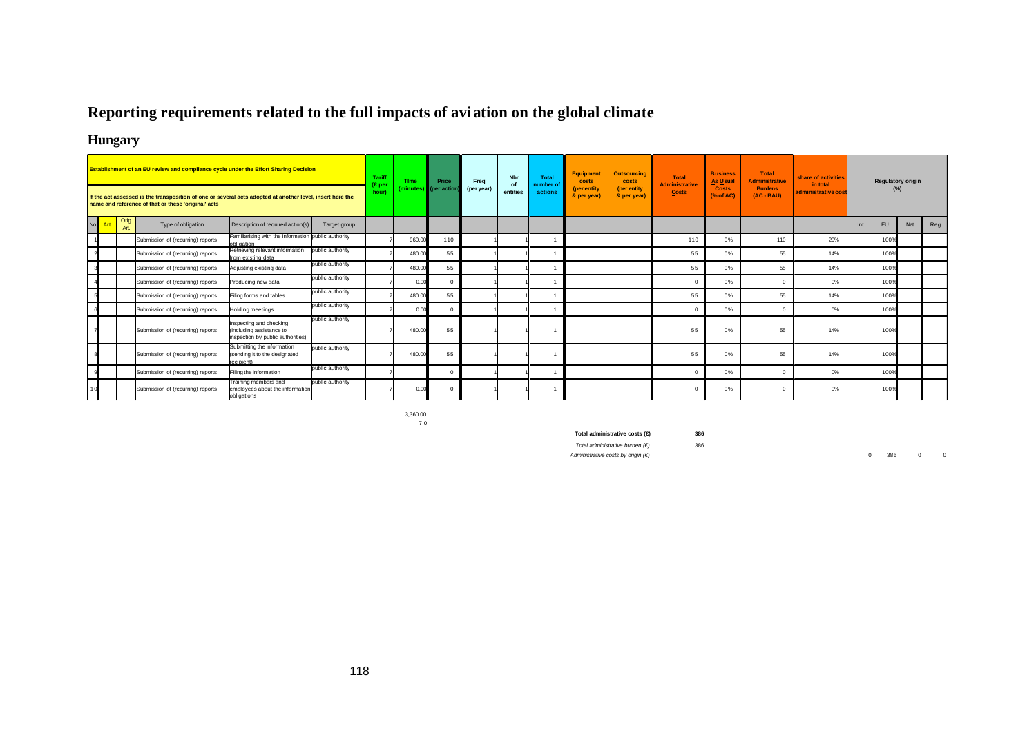# Reporting requirements related to the full impacts of aviation on the global climate

## Hungary

| Establishment of an EU review and compliance cycle under the Effort Sharing Decision<br><br>If the act assessed is the transposition of one or several acts adopted at another level, insert here the name and reference of that or these 'original' acts | | | | | | Tariff (€ per hour) | Time (minutes) | Price (per action) | Freq (per year) | Nbr of entities | Total number of actions | Equipment costs (per entity & per year) | Outsourcing costs (per entity & per year) | Total Administrative Costs | Business As Usual Costs (% of AC) | Total Administrative Burdens (AC - BAU) | share of activities in total administrative cost | Regulatory origin (%) | | | |
|---|---|---|---|---|---|---|---|---|---|---|---|---|---|---|---|---|---|---|---|---|---|
| No. | Art. | Orig. Art. | Type of obligation | Description of required action(s) | Target group | | | | | | | | | | | | | Int | EU | Nat | Reg |
| 1 | | | Submission of (recurring) reports | Familiarising with the information obligation | public authority | 7 | 960.00 | 110 | 1 | 1 | 1 | | | 110 | 0% | 110 | 29% | | 100% | | |
| 2 | | | Submission of (recurring) reports | Retrieving relevant information from existing data | public authority | 7 | 480.00 | 55 | 1 | 1 | 1 | | | 55 | 0% | 55 | 14% | | 100% | | |
| 3 | | | Submission of (recurring) reports | Adjusting existing data | public authority | 7 | 480.00 | 55 | 1 | 1 | 1 | | | 55 | 0% | 55 | 14% | | 100% | | |
| 4 | | | Submission of (recurring) reports | Producing new data | public authority | 7 | 0.00 | 0 | 1 | 1 | 1 | | | 0 | 0% | 0 | 0% | | 100% | | |
| 5 | | | Submission of (recurring) reports | Filing forms and tables | public authority | 7 | 480.00 | 55 | 1 | 1 | 1 | | | 55 | 0% | 55 | 14% | | 100% | | |
| 6 | | | Submission of (recurring) reports | Holding meetings | public authority | 7 | 0.00 | 0 | 1 | 1 | 1 | | | 0 | 0% | 0 | 0% | | 100% | | |
| 7 | | | Submission of (recurring) reports | Inspecting and checking (including assistance to inspection by public authorities) | public authority | 7 | 480.00 | 55 | 1 | 1 | 1 | | | 55 | 0% | 55 | 14% | | 100% | | |
| 8 | | | Submission of (recurring) reports | Submitting the information (sending it to the designated recipient) | public authority | 7 | 480.00 | 55 | 1 | 1 | 1 | | | 55 | 0% | 55 | 14% | | 100% | | |
| 9 | | | Submission of (recurring) reports | Filing the information | public authority | 7 | | 0 | 1 | 1 | 1 | | | 0 | 0% | 0 | 0% | | 100% | | |
| 10 | | | Submission of (recurring) reports | Training members and employees about the information obligations | public authority | 7 | 0.00 | 0 | 1 | 1 | 1 | | | 0 | 0% | 0 | 0% | | 100% | | |
| | | | | | | | 3,360.00 | | | | | | | | | | | | | | |
| | | | | | | | 7.0 | | | | | | | | | | | | | | |

**Total administrative costs (€)** **386**

*Total administrative burden (€)* 386

*Administrative costs by origin (€)* 0 386 0 0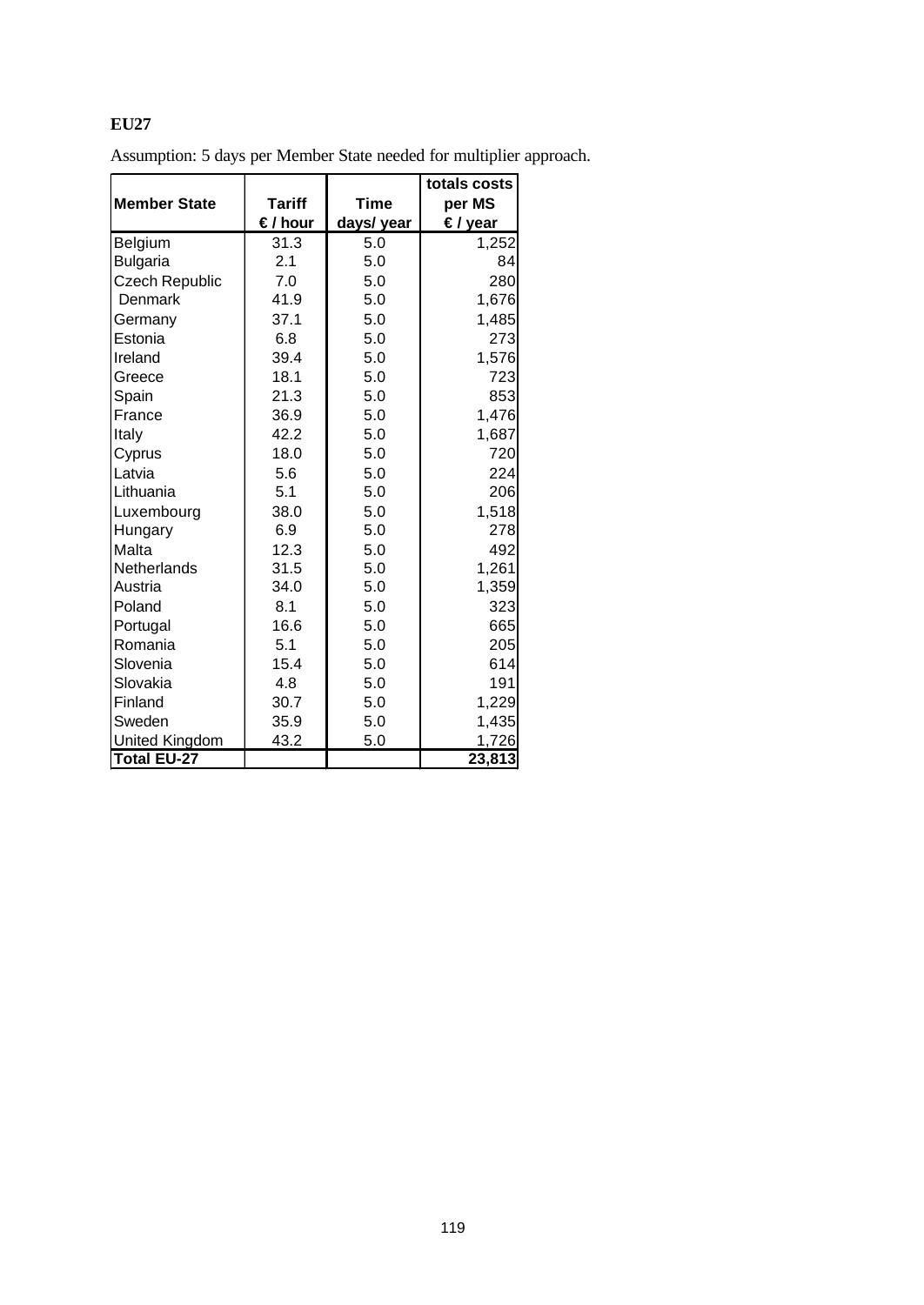**EU27**

Assumption: 5 days per Member State needed for multiplier approach.

| Member State | Tariff<br>€ / hour | Time<br>days/ year | totals costs per MS<br>€ / year |
|---|---|---|---|
| Belgium | 31.3 | 5.0 | 1,252 |
| Bulgaria | 2.1 | 5.0 | 84 |
| Czech Republic | 7.0 | 5.0 | 280 |
| Denmark | 41.9 | 5.0 | 1,676 |
| Germany | 37.1 | 5.0 | 1,485 |
| Estonia | 6.8 | 5.0 | 273 |
| Ireland | 39.4 | 5.0 | 1,576 |
| Greece | 18.1 | 5.0 | 723 |
| Spain | 21.3 | 5.0 | 853 |
| France | 36.9 | 5.0 | 1,476 |
| Italy | 42.2 | 5.0 | 1,687 |
| Cyprus | 18.0 | 5.0 | 720 |
| Latvia | 5.6 | 5.0 | 224 |
| Lithuania | 5.1 | 5.0 | 206 |
| Luxembourg | 38.0 | 5.0 | 1,518 |
| Hungary | 6.9 | 5.0 | 278 |
| Malta | 12.3 | 5.0 | 492 |
| Netherlands | 31.5 | 5.0 | 1,261 |
| Austria | 34.0 | 5.0 | 1,359 |
| Poland | 8.1 | 5.0 | 323 |
| Portugal | 16.6 | 5.0 | 665 |
| Romania | 5.1 | 5.0 | 205 |
| Slovenia | 15.4 | 5.0 | 614 |
| Slovakia | 4.8 | 5.0 | 191 |
| Finland | 30.7 | 5.0 | 1,229 |
| Sweden | 35.9 | 5.0 | 1,435 |
| United Kingdom | 43.2 | 5.0 | 1,726 |
| **Total EU-27** | | | **23,813** |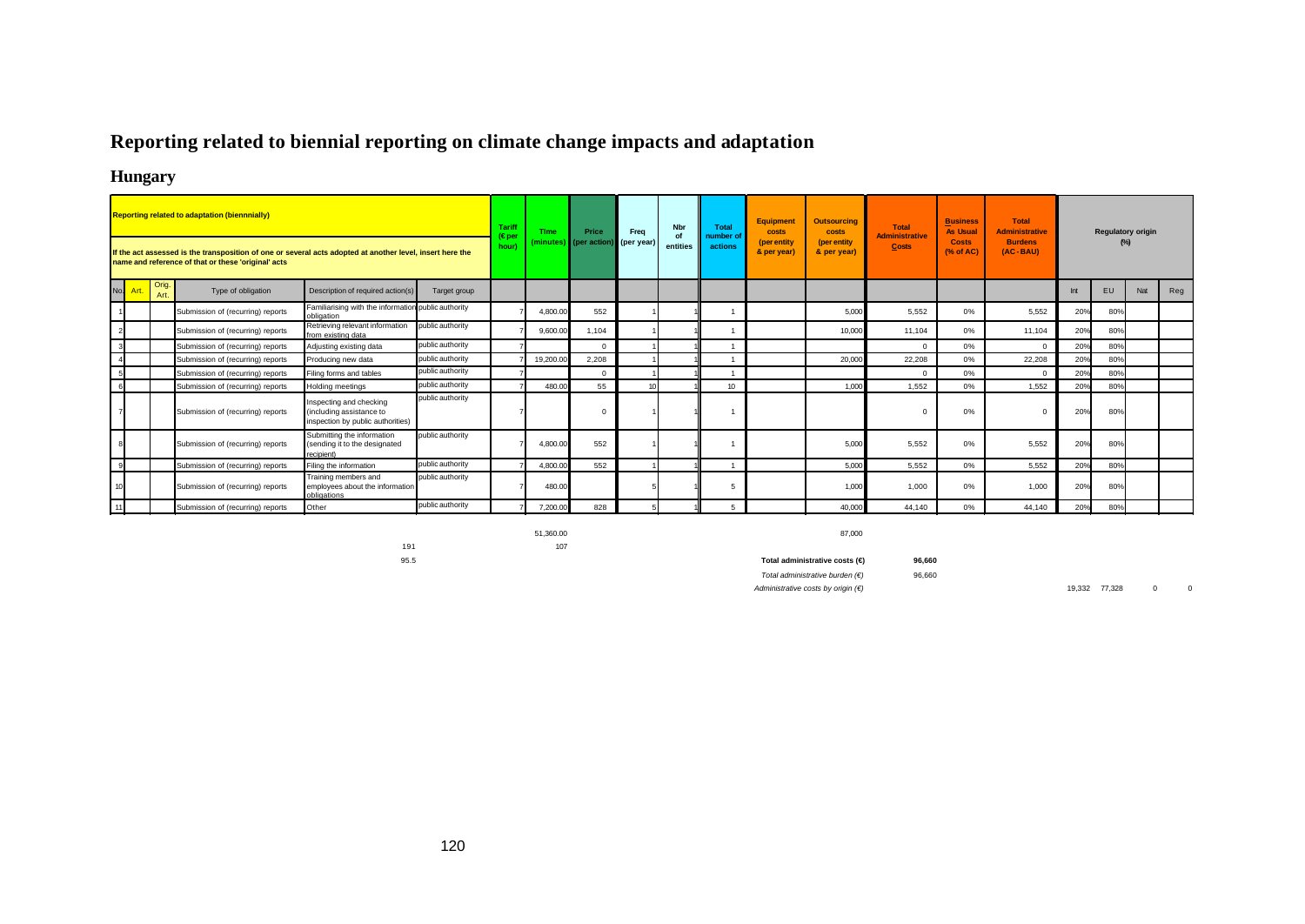# Reporting related to biennial reporting on climate change impacts and adaptation

## Hungary

| Reporting related to adaptation (biennnially) / If the act assessed is the transposition of one or several acts adopted at another level, insert here the name and reference of that or these 'original' acts | | | | | | Tariff (€ per hour) | Time (minutes) | Price (per action) | Freq (per year) | Nbr of entities | Total number of actions | Equipment costs (per entity & per year) | Outsourcing costs (per entity & per year) | Total Administrative Costs | Business As Usual Costs (% of AC) | Total Administrative Burdens (AC - BAU) | Regulatory origin (%) | | | |
|---|---|---|---|---|---|---|---|---|---|---|---|---|---|---|---|---|---|---|---|---|
| No. | Art. | Orig. Art. | Type of obligation | Description of required action(s) | Target group | | | | | | | | | | | | Int | EU | Nat | Reg |
| 1 | | | Submission of (recurring) reports | Familiarising with the information obligation | public authority | 7 | 4,800.00 | 552 | 1 | 1 | 1 | | 5,000 | 5,552 | 0% | 5,552 | 20% | 80% | | |
| 2 | | | Submission of (recurring) reports | Retrieving relevant information from existing data | public authority | 7 | 9,600.00 | 1,104 | 1 | 1 | 1 | | 10,000 | 11,104 | 0% | 11,104 | 20% | 80% | | |
| 3 | | | Submission of (recurring) reports | Adjusting existing data | public authority | 7 | | 0 | 1 | 1 | 1 | | | 0 | 0% | 0 | 20% | 80% | | |
| 4 | | | Submission of (recurring) reports | Producing new data | public authority | 7 | 19,200.00 | 2,208 | 1 | 1 | 1 | | 20,000 | 22,208 | 0% | 22,208 | 20% | 80% | | |
| 5 | | | Submission of (recurring) reports | Filing forms and tables | public authority | 7 | | 0 | 1 | 1 | 1 | | | 0 | 0% | 0 | 20% | 80% | | |
| 6 | | | Submission of (recurring) reports | Holding meetings | public authority | 7 | 480.00 | 55 | 10 | 1 | 10 | | 1,000 | 1,552 | 0% | 1,552 | 20% | 80% | | |
| 7 | | | Submission of (recurring) reports | Inspecting and checking (including assistance to inspection by public authorities) | public authority | 7 | | 0 | 1 | 1 | 1 | | | 0 | 0% | 0 | 20% | 80% | | |
| 8 | | | Submission of (recurring) reports | Submitting the information (sending it to the designated recipient) | public authority | 7 | 4,800.00 | 552 | 1 | 1 | 1 | | 5,000 | 5,552 | 0% | 5,552 | 20% | 80% | | |
| 9 | | | Submission of (recurring) reports | Filing the information | public authority | 7 | 4,800.00 | 552 | 1 | 1 | 1 | | 5,000 | 5,552 | 0% | 5,552 | 20% | 80% | | |
| 10 | | | Submission of (recurring) reports | Training members and employees about the information obligations | public authority | 7 | 480.00 | | 5 | 1 | 5 | | 1,000 | 1,000 | 0% | 1,000 | 20% | 80% | | |
| 11 | | | Submission of (recurring) reports | Other | public authority | 7 | 7,200.00 | 828 | 5 | 1 | 5 | | 40,000 | 44,140 | 0% | 44,140 | 20% | 80% | | |

51,360.00 — 87,000

191 — 107

95.5

**Total administrative costs (€)** **96,660**

*Total administrative burden (€)* 96,660

*Administrative costs by origin (€)* 19,332 77,328 0 0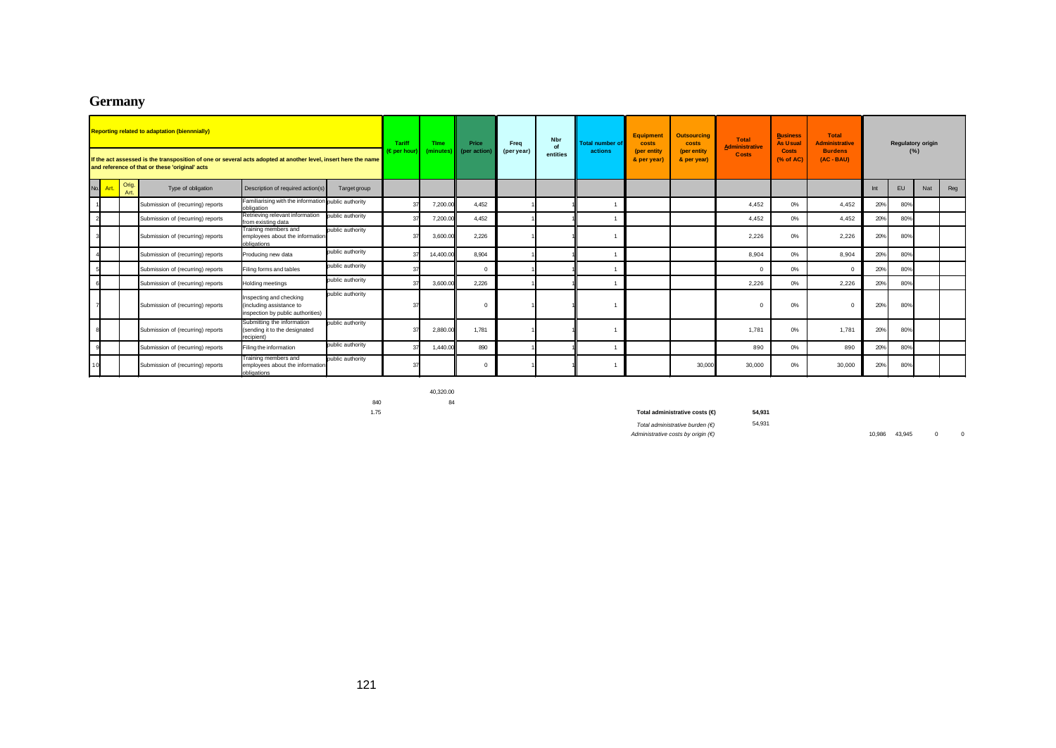# Germany

| Reporting related to adaptation (biennnially) If the act assessed is the transposition of one or several acts adopted at another level, insert here the name and reference of that or these 'original' acts | | | | | | Tariff (€ per hour) | Time (minutes) | Price (per action) | Freq (per year) | Nbr of entities | Total number of actions | Equipment costs (per entity & per year) | Outsourcing costs (per entity & per year) | Total Administrative Costs | Business As Usual Costs (% of AC) | Total Administrative Burdens (AC - BAU) | Regulatory origin (%) | | | |
|---|---|---|---|---|---|---|---|---|---|---|---|---|---|---|---|---|---|---|---|---|
| No. | Art. | Orig. Art. | Type of obligation | Description of required action(s) | Target group | | | | | | | | | | | | Int | EU | Nat | Reg |
| 1 | | | Submission of (recurring) reports | Familiarising with the information obligation | public authority | 37 | 7,200.00 | 4,452 | 1 | 1 | 1 | | | 4,452 | 0% | 4,452 | 20% | 80% | | |
| 2 | | | Submission of (recurring) reports | Retrieving relevant information from existing data | public authority | 37 | 7,200.00 | 4,452 | 1 | 1 | 1 | | | 4,452 | 0% | 4,452 | 20% | 80% | | |
| 3 | | | Submission of (recurring) reports | Training members and employees about the information obligations | public authority | 37 | 3,600.00 | 2,226 | 1 | 1 | 1 | | | 2,226 | 0% | 2,226 | 20% | 80% | | |
| 4 | | | Submission of (recurring) reports | Producing new data | public authority | 37 | 14,400.00 | 8,904 | 1 | 1 | 1 | | | 8,904 | 0% | 8,904 | 20% | 80% | | |
| 5 | | | Submission of (recurring) reports | Filing forms and tables | public authority | 37 | | 0 | 1 | 1 | 1 | | | 0 | 0% | 0 | 20% | 80% | | |
| 6 | | | Submission of (recurring) reports | Holding meetings | public authority | 37 | 3,600.00 | 2,226 | 1 | 1 | 1 | | | 2,226 | 0% | 2,226 | 20% | 80% | | |
| 7 | | | Submission of (recurring) reports | Inspecting and checking (including assistance to inspection by public authorities) | public authority | 37 | | 0 | 1 | 1 | 1 | | | 0 | 0% | 0 | 20% | 80% | | |
| 8 | | | Submission of (recurring) reports | Submitting the information (sending it to the designated recipient) | public authority | 37 | 2,880.00 | 1,781 | 1 | 1 | 1 | | | 1,781 | 0% | 1,781 | 20% | 80% | | |
| 9 | | | Submission of (recurring) reports | Filing the information | public authority | 37 | 1,440.00 | 890 | 1 | 1 | 1 | | | 890 | 0% | 890 | 20% | 80% | | |
| 10 | | | Submission of (recurring) reports | Training members and employees about the information obligations | public authority | 37 | | 0 | 1 | 1 | 1 | | 30,000 | 30,000 | 0% | 30,000 | 20% | 80% | | |

40,320.00

840 84

1.75

**Total administrative costs (€)** **54,931**

*Total administrative burden (€)* 54,931

*Administrative costs by origin (€)* 10,986 43,945 0 0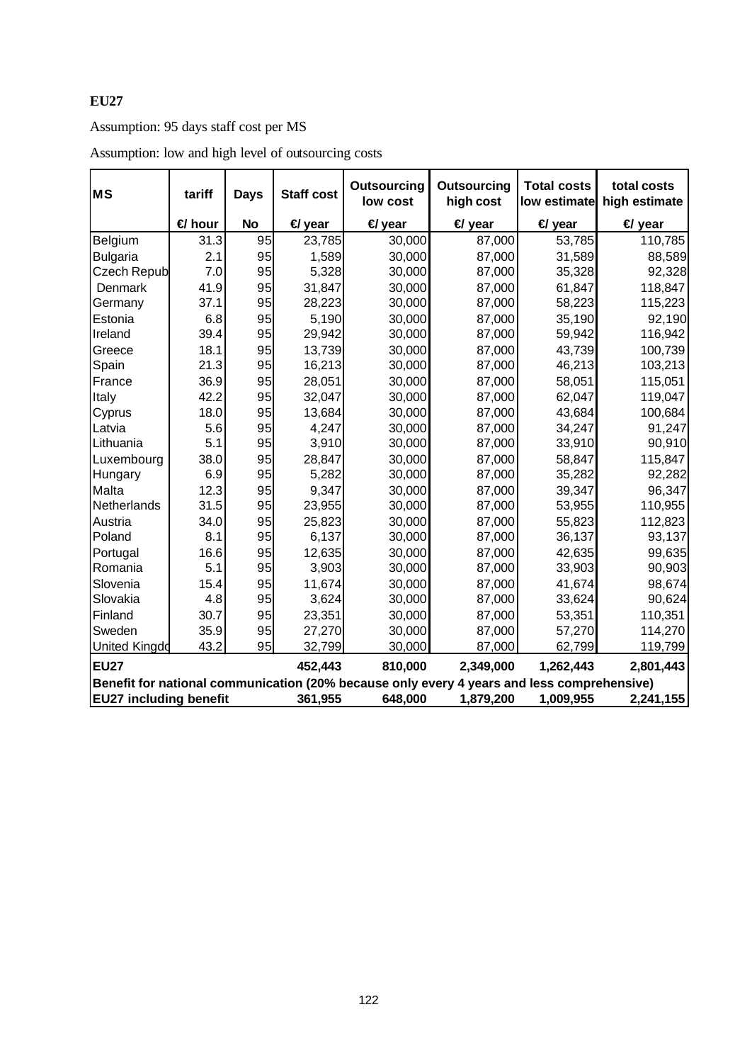**EU27**

Assumption: 95 days staff cost per MS

Assumption: low and high level of outsourcing costs

| MS | tariff | Days | Staff cost | Outsourcing low cost | Outsourcing high cost | Total costs low estimate | total costs high estimate |
|---|---|---|---|---|---|---|---|
| | €/ hour | No | €/ year | €/ year | €/ year | €/ year | €/ year |
| Belgium | 31.3 | 95 | 23,785 | 30,000 | 87,000 | 53,785 | 110,785 |
| Bulgaria | 2.1 | 95 | 1,589 | 30,000 | 87,000 | 31,589 | 88,589 |
| Czech Repub | 7.0 | 95 | 5,328 | 30,000 | 87,000 | 35,328 | 92,328 |
| Denmark | 41.9 | 95 | 31,847 | 30,000 | 87,000 | 61,847 | 118,847 |
| Germany | 37.1 | 95 | 28,223 | 30,000 | 87,000 | 58,223 | 115,223 |
| Estonia | 6.8 | 95 | 5,190 | 30,000 | 87,000 | 35,190 | 92,190 |
| Ireland | 39.4 | 95 | 29,942 | 30,000 | 87,000 | 59,942 | 116,942 |
| Greece | 18.1 | 95 | 13,739 | 30,000 | 87,000 | 43,739 | 100,739 |
| Spain | 21.3 | 95 | 16,213 | 30,000 | 87,000 | 46,213 | 103,213 |
| France | 36.9 | 95 | 28,051 | 30,000 | 87,000 | 58,051 | 115,051 |
| Italy | 42.2 | 95 | 32,047 | 30,000 | 87,000 | 62,047 | 119,047 |
| Cyprus | 18.0 | 95 | 13,684 | 30,000 | 87,000 | 43,684 | 100,684 |
| Latvia | 5.6 | 95 | 4,247 | 30,000 | 87,000 | 34,247 | 91,247 |
| Lithuania | 5.1 | 95 | 3,910 | 30,000 | 87,000 | 33,910 | 90,910 |
| Luxembourg | 38.0 | 95 | 28,847 | 30,000 | 87,000 | 58,847 | 115,847 |
| Hungary | 6.9 | 95 | 5,282 | 30,000 | 87,000 | 35,282 | 92,282 |
| Malta | 12.3 | 95 | 9,347 | 30,000 | 87,000 | 39,347 | 96,347 |
| Netherlands | 31.5 | 95 | 23,955 | 30,000 | 87,000 | 53,955 | 110,955 |
| Austria | 34.0 | 95 | 25,823 | 30,000 | 87,000 | 55,823 | 112,823 |
| Poland | 8.1 | 95 | 6,137 | 30,000 | 87,000 | 36,137 | 93,137 |
| Portugal | 16.6 | 95 | 12,635 | 30,000 | 87,000 | 42,635 | 99,635 |
| Romania | 5.1 | 95 | 3,903 | 30,000 | 87,000 | 33,903 | 90,903 |
| Slovenia | 15.4 | 95 | 11,674 | 30,000 | 87,000 | 41,674 | 98,674 |
| Slovakia | 4.8 | 95 | 3,624 | 30,000 | 87,000 | 33,624 | 90,624 |
| Finland | 30.7 | 95 | 23,351 | 30,000 | 87,000 | 53,351 | 110,351 |
| Sweden | 35.9 | 95 | 27,270 | 30,000 | 87,000 | 57,270 | 114,270 |
| United Kingdo | 43.2 | 95 | 32,799 | 30,000 | 87,000 | 62,799 | 119,799 |
| **EU27** | | | **452,443** | **810,000** | **2,349,000** | **1,262,443** | **2,801,443** |
| **Benefit for national communication (20% because only every 4 years and less comprehensive)** | | | | | | | |
| **EU27 including benefit** | | | **361,955** | **648,000** | **1,879,200** | **1,009,955** | **2,241,155** |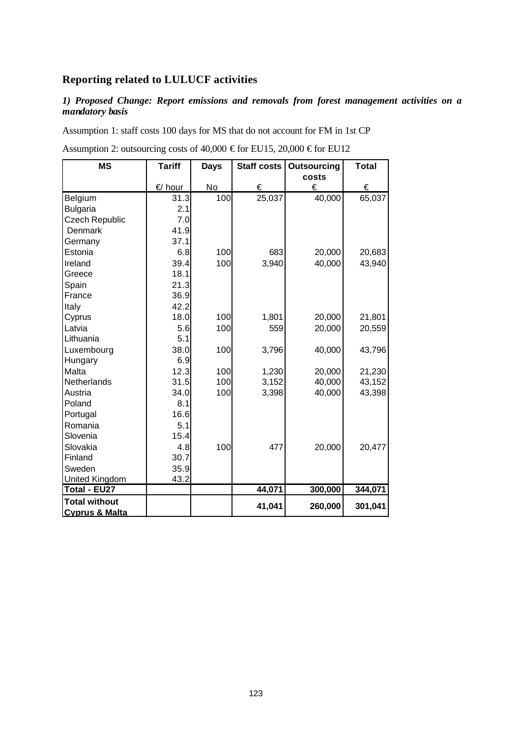## Reporting related to LULUCF activities

### *1) Proposed Change: Report emissions and removals from forest management activities on a mandatory basis*

Assumption 1: staff costs 100 days for MS that do not account for FM in 1st CP

Assumption 2: outsourcing costs of 40,000 € for EU15, 20,000 € for EU12

| MS | Tariff | Days | Staff costs | Outsourcing costs | Total |
|---|---|---|---|---|---|
| | €/ hour | No | € | € | € |
| Belgium | 31.3 | 100 | 25,037 | 40,000 | 65,037 |
| Bulgaria | 2.1 | | | | |
| Czech Republic | 7.0 | | | | |
| Denmark | 41.9 | | | | |
| Germany | 37.1 | | | | |
| Estonia | 6.8 | 100 | 683 | 20,000 | 20,683 |
| Ireland | 39.4 | 100 | 3,940 | 40,000 | 43,940 |
| Greece | 18.1 | | | | |
| Spain | 21.3 | | | | |
| France | 36.9 | | | | |
| Italy | 42.2 | | | | |
| Cyprus | 18.0 | 100 | 1,801 | 20,000 | 21,801 |
| Latvia | 5.6 | 100 | 559 | 20,000 | 20,559 |
| Lithuania | 5.1 | | | | |
| Luxembourg | 38.0 | 100 | 3,796 | 40,000 | 43,796 |
| Hungary | 6.9 | | | | |
| Malta | 12.3 | 100 | 1,230 | 20,000 | 21,230 |
| Netherlands | 31.5 | 100 | 3,152 | 40,000 | 43,152 |
| Austria | 34.0 | 100 | 3,398 | 40,000 | 43,398 |
| Poland | 8.1 | | | | |
| Portugal | 16.6 | | | | |
| Romania | 5.1 | | | | |
| Slovenia | 15.4 | | | | |
| Slovakia | 4.8 | 100 | 477 | 20,000 | 20,477 |
| Finland | 30.7 | | | | |
| Sweden | 35.9 | | | | |
| United Kingdom | 43.2 | | | | |
| **Total - EU27** | | | **44,071** | **300,000** | **344,071** |
| **Total without Cyprus & Malta** | | | **41,041** | **260,000** | **301,041** |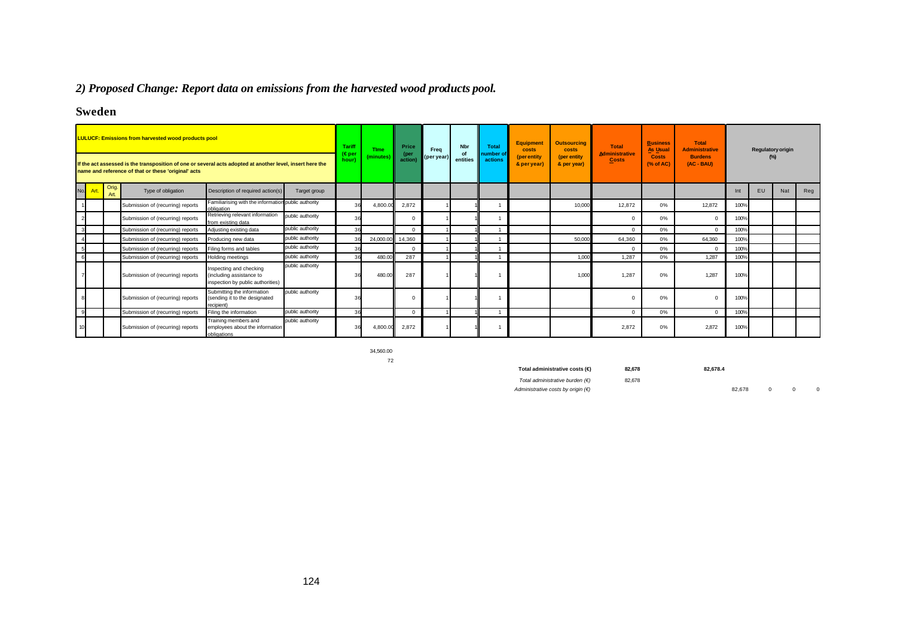## *2) Proposed Change: Report data on emissions from the harvested wood products pool.*

## Sweden

| LULUCF: Emissions from harvested wood products pool<br><br>If the act assessed is the transposition of one or several acts adopted at another level, insert here the name and reference of that or these 'original' acts | | | | | | Tariff (€ per hour) | Time (minutes) | Price (per action) | Freq (per year) | Nbr of entities | Total number of actions | Equipment costs (per entity & per year) | Outsourcing costs (per entity & per year) | Total Administrative Costs | Business As Usual Costs (% of AC) | Total Administrative Burdens (AC - BAU) | Regulatory origin (%) | | | |
|---|---|---|---|---|---|---|---|---|---|---|---|---|---|---|---|---|---|---|---|---|
| No. | Art. | Orig. Art. | Type of obligation | Description of required action(s) | Target group | | | | | | | | | | | | Int | EU | Nat | Reg |
| 1 | | | Submission of (recurring) reports | Familiarising with the information obligation | public authority | 36 | 4,800.00 | 2,872 | 1 | 1 | 1 | | 10,000 | 12,872 | 0% | 12,872 | 100% | | | |
| 2 | | | Submission of (recurring) reports | Retrieving relevant information from existing data | public authority | 36 | | 0 | 1 | 1 | 1 | | | 0 | 0% | 0 | 100% | | | |
| 3 | | | Submission of (recurring) reports | Adjusting existing data | public authority | 36 | | 0 | 1 | 1 | 1 | | | 0 | 0% | 0 | 100% | | | |
| 4 | | | Submission of (recurring) reports | Producing new data | public authority | 36 | 24,000.00 | 14,360 | 1 | 1 | 1 | | 50,000 | 64,360 | 0% | 64,360 | 100% | | | |
| 5 | | | Submission of (recurring) reports | Filing forms and tables | public authority | 36 | | 0 | 1 | 1 | 1 | | | 0 | 0% | 0 | 100% | | | |
| 6 | | | Submission of (recurring) reports | Holding meetings | public authority | 36 | 480.00 | 287 | 1 | 1 | 1 | | 1,000 | 1,287 | 0% | 1,287 | 100% | | | |
| 7 | | | Submission of (recurring) reports | Inspecting and checking (including assistance to inspection by public authorities) | public authority | 36 | 480.00 | 287 | 1 | 1 | 1 | | 1,000 | 1,287 | 0% | 1,287 | 100% | | | |
| 8 | | | Submission of (recurring) reports | Submitting the information (sending it to the designated recipient) | public authority | 36 | | 0 | 1 | 1 | 1 | | | 0 | 0% | 0 | 100% | | | |
| 9 | | | Submission of (recurring) reports | Filing the information | public authority | 36 | | 0 | 1 | 1 | 1 | | | 0 | 0% | 0 | 100% | | | |
| 10 | | | Submission of (recurring) reports | Training members and employees about the information obligations | public authority | 36 | 4,800.00 | 2,872 | 1 | 1 | 1 | | | 2,872 | 0% | 2,872 | 100% | | | |

34,560.00

72

| | | | | | | | |
|---|---|---|---|---|---|---|---|
| **Total administrative costs (€)** | **82,678** | | **82,678.4** | | | | |
| *Total administrative burden (€)* | 82,678 | | | | | | |
| *Administrative costs by origin (€)* | | | | 82,678 | 0 | 0 | 0 |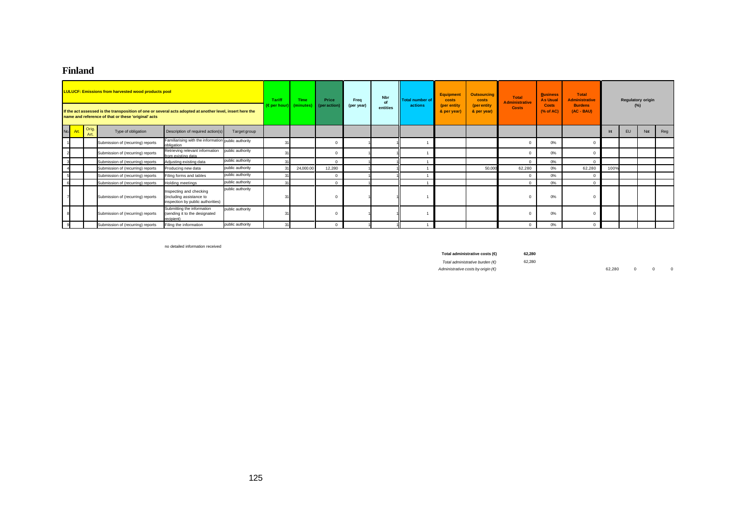# Finland

| LULUCF: Emissions from harvested wood products pool<br><br>If the act assessed is the transposition of one or several acts adopted at another level, insert here the name and reference of that or these 'original' acts | | | | | | Tariff (€ per hour) | Time (minutes) | Price (per action) | Freq (per year) | Nbr of entities | Total number of actions | Equipment costs (per entity & per year) | Outsourcing costs (per entity & per year) | Total Administrative Costs | Business As Usual Costs (% of AC) | Total Administrative Burdens (AC - BAU) | Regulatory origin (%) | | | |
|---|---|---|---|---|---|---|---|---|---|---|---|---|---|---|---|---|---|---|---|---|
| No. | Art. | Orig. Art. | Type of obligation | Description of required action(s) | Target group | | | | | | | | | | | | Int | EU | Nat | Reg |
| 1 | | | Submission of (recurring) reports | Familiarising with the information obligation | public authority | 31 | | 0 | 1 | 1 | 1 | | | 0 | 0% | 0 | | | | |
| 2 | | | Submission of (recurring) reports | Retrieving relevant information from existing data | public authority | 31 | | 0 | 1 | 1 | 1 | | | 0 | 0% | 0 | | | | |
| 3 | | | Submission of (recurring) reports | Adjusting existing data | public authority | 31 | | 0 | 1 | 1 | 1 | | | 0 | 0% | 0 | | | | |
| 4 | | | Submission of (recurring) reports | Producing new data | public authority | 31 | 24,000.00 | 12,280 | 1 | 1 | 1 | | 50,000 | 62,280 | 0% | 62,280 | 100% | | | |
| 5 | | | Submission of (recurring) reports | Filing forms and tables | public authority | 31 | | 0 | 1 | 1 | 1 | | | 0 | 0% | 0 | | | | |
| 6 | | | Submission of (recurring) reports | Holding meetings | public authority | 31 | | 0 | 1 | | 1 | | | 0 | 0% | 0 | | | | |
| 7 | | | Submission of (recurring) reports | Inspecting and checking (including assistance to inspection by public authorities) | public authority | 31 | | 0 | 1 | 1 | 1 | | | 0 | 0% | 0 | | | | |
| 8 | | | Submission of (recurring) reports | Submitting the information (sending it to the designated recipient) | public authority | 31 | | 0 | 1 | 1 | 1 | | | 0 | 0% | 0 | | | | |
| 9 | | | Submission of (recurring) reports | Filing the information | public authority | 31 | | 0 | 1 | 1 | 1 | | | 0 | 0% | 0 | | | | |

no detailed information received

**Total administrative costs (€)** **62,280**

*Total administrative burden (€)* 62,280

*Administrative costs by origin (€)* 62,280 0 0 0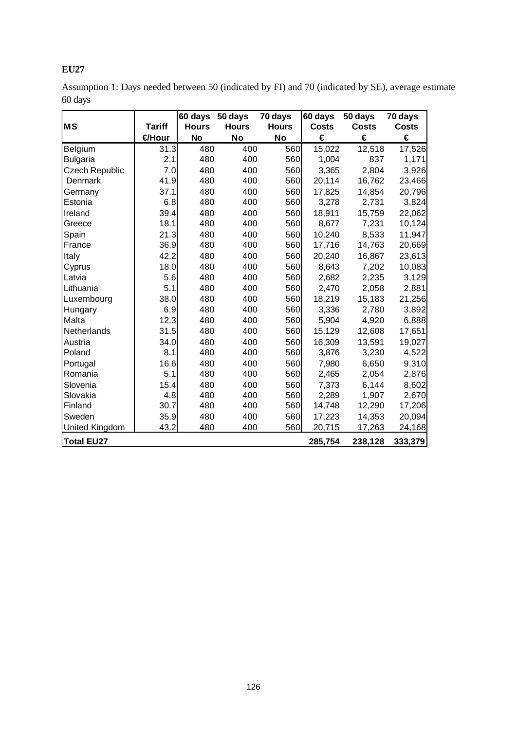**EU27**

Assumption 1: Days needed between 50 (indicated by FI) and 70 (indicated by SE), average estimate 60 days

| MS | Tariff | 60 days Hours | 50 days Hours | 70 days Hours | 60 days Costs | 50 days Costs | 70 days Costs |
|---|---|---|---|---|---|---|---|
| | €/Hour | No | No | No | € | € | € |
| Belgium | 31.3 | 480 | 400 | 560 | 15,022 | 12,518 | 17,526 |
| Bulgaria | 2.1 | 480 | 400 | 560 | 1,004 | 837 | 1,171 |
| Czech Republic | 7.0 | 480 | 400 | 560 | 3,365 | 2,804 | 3,926 |
| Denmark | 41.9 | 480 | 400 | 560 | 20,114 | 16,762 | 23,466 |
| Germany | 37.1 | 480 | 400 | 560 | 17,825 | 14,854 | 20,796 |
| Estonia | 6.8 | 480 | 400 | 560 | 3,278 | 2,731 | 3,824 |
| Ireland | 39.4 | 480 | 400 | 560 | 18,911 | 15,759 | 22,062 |
| Greece | 18.1 | 480 | 400 | 560 | 8,677 | 7,231 | 10,124 |
| Spain | 21.3 | 480 | 400 | 560 | 10,240 | 8,533 | 11,947 |
| France | 36.9 | 480 | 400 | 560 | 17,716 | 14,763 | 20,669 |
| Italy | 42.2 | 480 | 400 | 560 | 20,240 | 16,867 | 23,613 |
| Cyprus | 18.0 | 480 | 400 | 560 | 8,643 | 7,202 | 10,083 |
| Latvia | 5.6 | 480 | 400 | 560 | 2,682 | 2,235 | 3,129 |
| Lithuania | 5.1 | 480 | 400 | 560 | 2,470 | 2,058 | 2,881 |
| Luxembourg | 38.0 | 480 | 400 | 560 | 18,219 | 15,183 | 21,256 |
| Hungary | 6.9 | 480 | 400 | 560 | 3,336 | 2,780 | 3,892 |
| Malta | 12.3 | 480 | 400 | 560 | 5,904 | 4,920 | 6,888 |
| Netherlands | 31.5 | 480 | 400 | 560 | 15,129 | 12,608 | 17,651 |
| Austria | 34.0 | 480 | 400 | 560 | 16,309 | 13,591 | 19,027 |
| Poland | 8.1 | 480 | 400 | 560 | 3,876 | 3,230 | 4,522 |
| Portugal | 16.6 | 480 | 400 | 560 | 7,980 | 6,650 | 9,310 |
| Romania | 5.1 | 480 | 400 | 560 | 2,465 | 2,054 | 2,876 |
| Slovenia | 15.4 | 480 | 400 | 560 | 7,373 | 6,144 | 8,602 |
| Slovakia | 4.8 | 480 | 400 | 560 | 2,289 | 1,907 | 2,670 |
| Finland | 30.7 | 480 | 400 | 560 | 14,748 | 12,290 | 17,206 |
| Sweden | 35.9 | 480 | 400 | 560 | 17,223 | 14,353 | 20,094 |
| United Kingdom | 43.2 | 480 | 400 | 560 | 20,715 | 17,263 | 24,168 |
| **Total EU27** | | | | | **285,754** | **238,128** | **333,379** |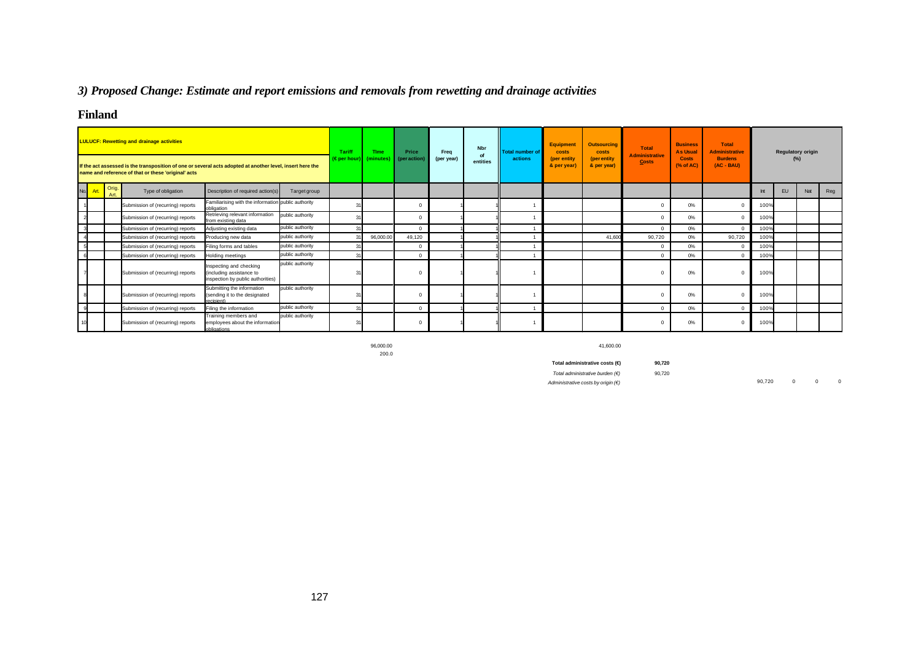## *3) Proposed Change: Estimate and report emissions and removals from rewetting and drainage activities*

## Finland

| **LULUCF: Rewetting and drainage activities**<br><br>If the act assessed is the transposition of one or several acts adopted at another level, insert here the name and reference of the original' acts | | | | | | Tariff (€ per hour) | Time (minutes) | Price (per action) | Freq (per year) | Nbr of entities | Total number of actions | Equipment costs (per entity & per year) | Outsourcing costs (per entity & per year) | Total Administrative Costs | Business As Usual Costs (% of AC) | Total Administrative Burdens (AC - BAU) | Regulatory origin (%) | | | |
|---|---|---|---|---|---|---|---|---|---|---|---|---|---|---|---|---|---|---|---|---|
| No. | Art. | Orig. Art. | Type of obligation | Description of required action(s) | Target group | | | | | | | | | | | | Int | EU | Nat | Reg |
| 1 | | | Submission of (recurring) reports | Familiarising with the information obligation | public authority | 31 | | 0 | 1 | 1 | 1 | | | 0 | 0% | 0 | 100% | | | |
| 2 | | | Submission of (recurring) reports | Retrieving relevant information from existing data | public authority | 31 | | 0 | 1 | 1 | 1 | | | 0 | 0% | 0 | 100% | | | |
| 3 | | | Submission of (recurring) reports | Adjusting existing data | public authority | 31 | | 0 | 1 | 1 | 1 | | | 0 | 0% | 0 | 100% | | | |
| 4 | | | Submission of (recurring) reports | Producing new data | public authority | 31 | 96,000.00 | 49,120 | 1 | 1 | 1 | | 41,600 | 90,720 | 0% | 90,720 | 100% | | | |
| 5 | | | Submission of (recurring) reports | Filing forms and tables | public authority | 31 | | 0 | 1 | 1 | 1 | | | 0 | 0% | 0 | 100% | | | |
| 6 | | | Submission of (recurring) reports | Holding meetings | public authority | 31 | | 0 | 1 | 1 | 1 | | | 0 | 0% | 0 | 100% | | | |
| 7 | | | Submission of (recurring) reports | Inspecting and checking (including assistance to inspection by public authorities) | public authority | 31 | | 0 | 1 | 1 | 1 | | | 0 | 0% | 0 | 100% | | | |
| 8 | | | Submission of (recurring) reports | Submitting the information (sending it to the designated recipient) | public authority | 31 | | 0 | 1 | 1 | 1 | | | 0 | 0% | 0 | 100% | | | |
| 9 | | | Submission of (recurring) reports | Filing the information | public authority | 31 | | 0 | 1 | 1 | 1 | | | 0 | 0% | 0 | 100% | | | |
| 10 | | | Submission of (recurring) reports | Training members and employees about the information obligations | public authority | 31 | | 0 | 1 | 1 | 1 | | | 0 | 0% | 0 | 100% | | | |
| | | | | | | | 96,000.00<br>200.0 | | | | | | 41,600.00 | | | | | | | |

**Total administrative costs (€)** **90,720**

*Total administrative burden (€)* 90,720

*Administrative costs by origin (€)* 90,720 0 0 0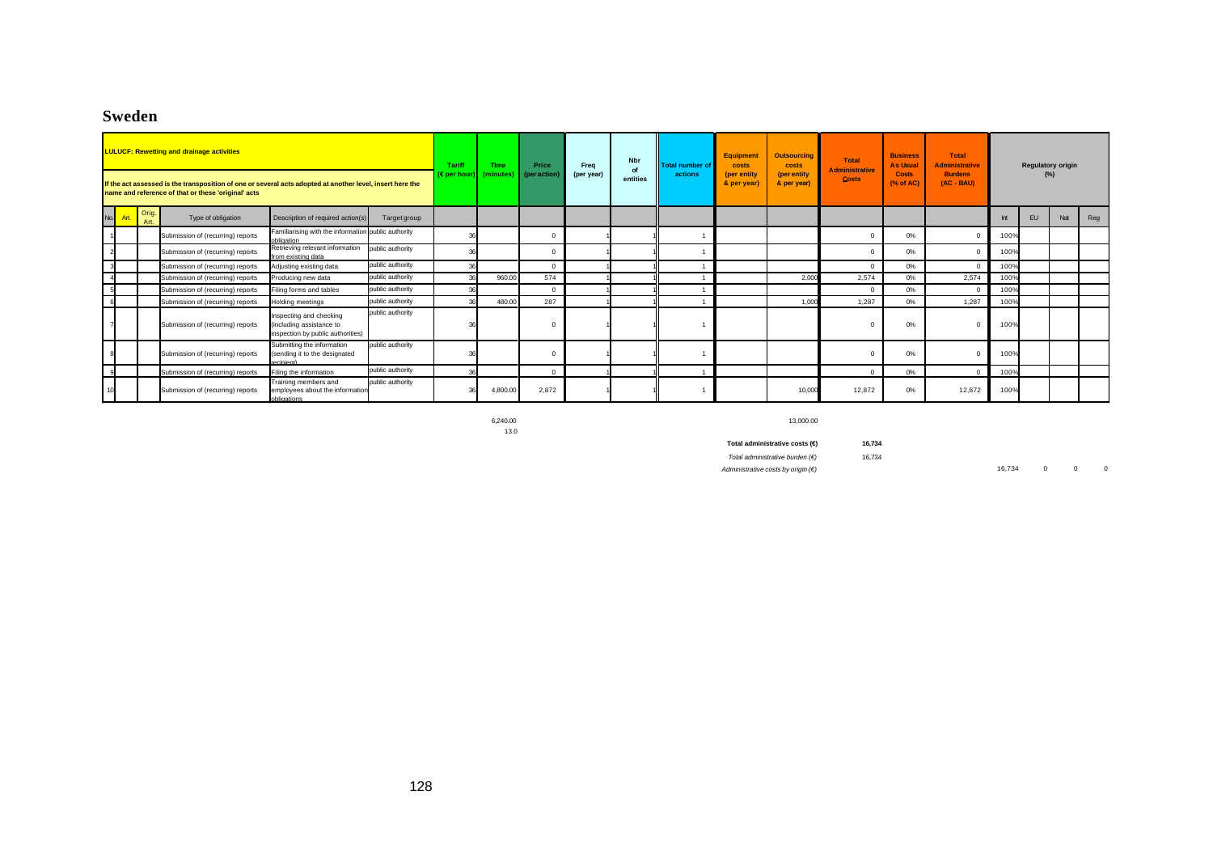## Sweden

| **LULUCF: Rewetting and drainage activities**<br>If the act assessed is the transposition of one or several acts adopted at another level, insert here the name and reference of that or these 'original' acts | | | | | | Tariff (€ per hour) | Time (minutes) | Price (per action) | Freq (per year) | Nbr of entities | Total number of actions | Equipment costs (per entity & per year) | Outsourcing costs (per entity & per year) | Total Administrative Costs | Business As Usual Costs (% of AC) | Total Administrative Burdens (AC - BAU) | Regulatory origin (%) | | | |
|---|---|---|---|---|---|---|---|---|---|---|---|---|---|---|---|---|---|---|---|---|
| No. | Art. | Orig. Art. | Type of obligation | Description of required action(s) | Target group | | | | | | | | | | | | Int | EU | Nat | Reg |
| 1 | | | Submission of (recurring) reports | Familiarising with the information obligation | public authority | 36 | | 0 | 1 | 1 | 1 | | | 0 | 0% | 0 | 100% | | | |
| 2 | | | Submission of (recurring) reports | Retrieving relevant information from existing data | public authority | 36 | | 0 | 1 | 1 | 1 | | | 0 | 0% | 0 | 100% | | | |
| 3 | | | Submission of (recurring) reports | Adjusting existing data | public authority | 36 | | 0 | 1 | 1 | 1 | | | 0 | 0% | 0 | 100% | | | |
| 4 | | | Submission of (recurring) reports | Producing new data | public authority | 36 | 960.00 | 574 | 1 | 1 | 1 | | 2,000 | 2,574 | 0% | 2,574 | 100% | | | |
| 5 | | | Submission of (recurring) reports | Filing forms and tables | public authority | 36 | | 0 | 1 | 1 | 1 | | | 0 | 0% | 0 | 100% | | | |
| 6 | | | Submission of (recurring) reports | Holding meetings | public authority | 36 | 480.00 | 287 | 1 | 1 | 1 | | 1,000 | 1,287 | 0% | 1,287 | 100% | | | |
| 7 | | | Submission of (recurring) reports | Inspecting and checking (including assistance to inspection by public authorities) | public authority | 36 | | 0 | 1 | 1 | 1 | | | 0 | 0% | 0 | 100% | | | |
| 8 | | | Submission of (recurring) reports | Submitting the information (sending it to the designated recipient) | public authority | 36 | | 0 | 1 | 1 | 1 | | | 0 | 0% | 0 | 100% | | | |
| 9 | | | Submission of (recurring) reports | Filing the information | public authority | 36 | | 0 | 1 | 1 | 1 | | | 0 | 0% | 0 | 100% | | | |
| 10 | | | Submission of (recurring) reports | Training members and employees about the information obligations | public authority | 36 | 4,800.00 | 2,872 | 1 | 1 | 1 | | 10,000 | 12,872 | 0% | 12,872 | 100% | | | |
| | | | | | | | 6,240.00 | | | | | | 13,000.00 | | | | | | | |
| | | | | | | | 13.0 | | | | | | | | | | | | | |

**Total administrative costs (€)** **16,734**

*Total administrative burden (€)* 16,734

*Administrative costs by origin (€)* 16,734 0 0 0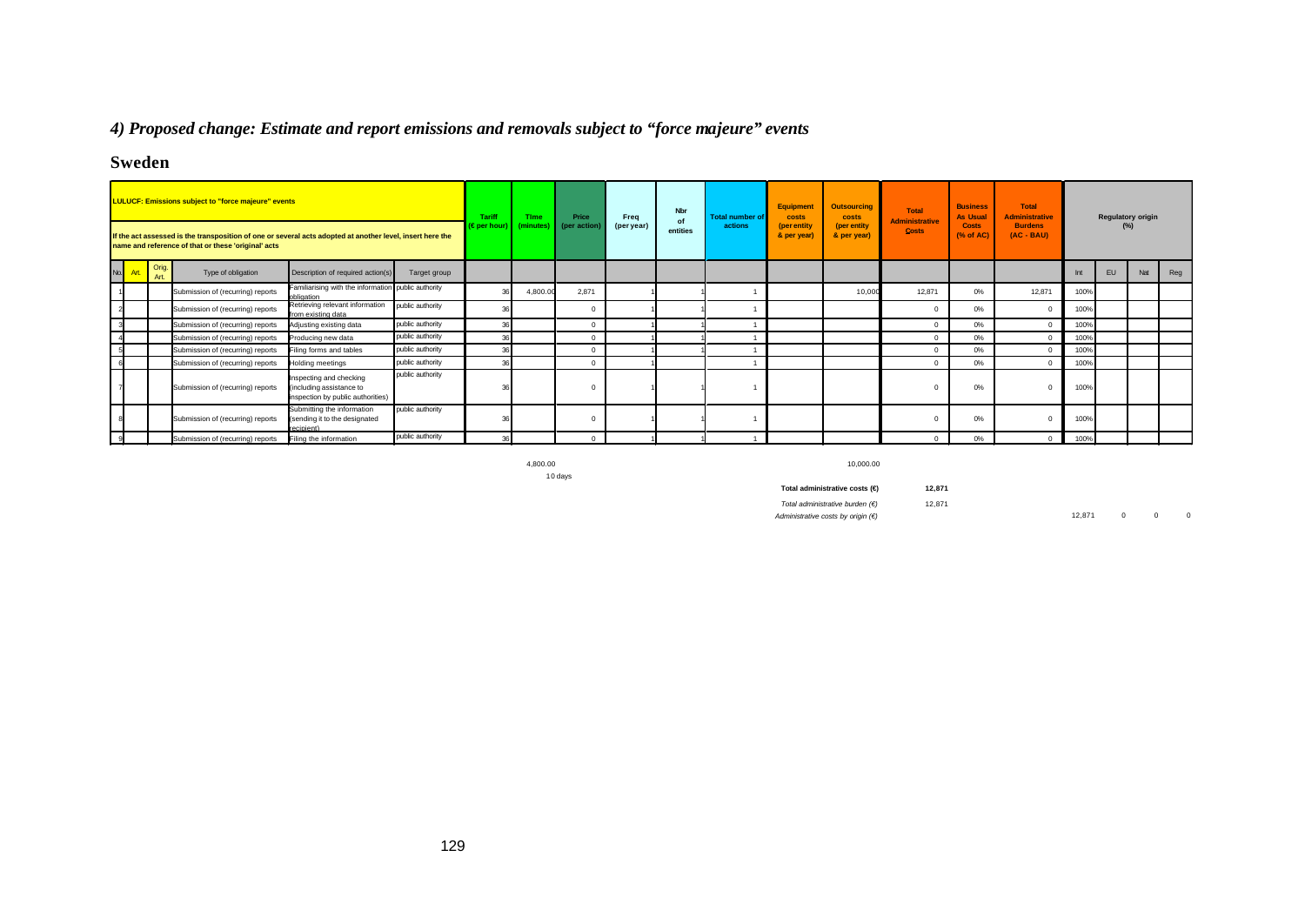## *4) Proposed change: Estimate and report emissions and removals subject to "force majeure" events*

## Sweden

| LULUCF: Emissions subject to "force majeure" events<br>If the act assessed is the transposition of one or several acts adopted at another level, insert here the name and reference of that or these 'original' acts | | | | | | Tariff (€ per hour) | Time (minutes) | Price (per action) | Freq (per year) | Nbr of entities | Total number of actions | Equipment costs (per entity & per year) | Outsourcing costs (per entity & per year) | Total Administrative Costs | Business As Usual Costs (% of AC) | Total Administrative Burdens (AC - BAU) | Regulatory origin (%) | | | |
|---|---|---|---|---|---|---|---|---|---|---|---|---|---|---|---|---|---|---|---|---|
| No. | Art. | Orig. Art. | Type of obligation | Description of required action(s) | Target group | | | | | | | | | | | | Int | EU | Nat | Reg |
| 1 | | | Submission of (recurring) reports | Familiarising with the information obligation | public authority | 36 | 4,800.00 | 2,871 | 1 | 1 | 1 | | 10,000 | 12,871 | 0% | 12,871 | 100% | | | |
| 2 | | | Submission of (recurring) reports | Retrieving relevant information from existing data | public authority | 36 | | 0 | 1 | 1 | 1 | | | 0 | 0% | 0 | 100% | | | |
| 3 | | | Submission of (recurring) reports | Adjusting existing data | public authority | 36 | | 0 | 1 | 1 | 1 | | | 0 | 0% | 0 | 100% | | | |
| 4 | | | Submission of (recurring) reports | Producing new data | public authority | 36 | | 0 | 1 | 1 | 1 | | | 0 | 0% | 0 | 100% | | | |
| 5 | | | Submission of (recurring) reports | Filing forms and tables | public authority | 36 | | 0 | 1 | 1 | 1 | | | 0 | 0% | 0 | 100% | | | |
| 6 | | | Submission of (recurring) reports | Holding meetings | public authority | 36 | | 0 | 1 | | 1 | | | 0 | 0% | 0 | 100% | | | |
| 7 | | | Submission of (recurring) reports | Inspecting and checking (including assistance to inspection by public authorities) | public authority | 36 | | 0 | 1 | 1 | 1 | | | 0 | 0% | 0 | 100% | | | |
| 8 | | | Submission of (recurring) reports | Submitting the information (sending it to the designated recipient) | public authority | 36 | | 0 | 1 | 1 | 1 | | | 0 | 0% | 0 | 100% | | | |
| 9 | | | Submission of (recurring) reports | Filing the information | public authority | 36 | | 0 | 1 | 1 | 1 | | | 0 | 0% | 0 | 100% | | | |

4,800.00
10 days

10,000.00

**Total administrative costs (€)** **12,871**

*Total administrative burden (€)* 12,871

*Administrative costs by origin (€)* 12,871 0 0 0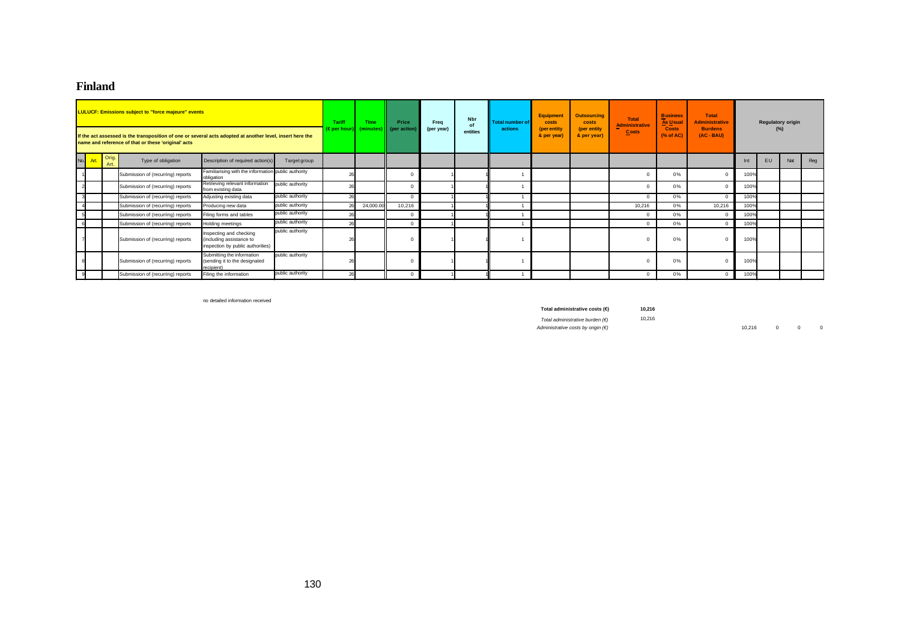# Finland

| LULUCF: Emissions subject to "force majeure" events<br>If the act assessed is the transposition of one or several acts adopted at another level, insert here the name and reference of that or these 'original' acts | | | | | | Tariff (€ per hour) | Time (minutes) | Price (per action) | Freq (per year) | Nbr of entities | Total number of actions | Equipment costs (per entity & per year) | Outsourcing costs (per entity & per year) | Total Administrative Costs | Business As Usual Costs (% of AC) | Total Administrative Burdens (AC - BAU) | Regulatory origin (%) | | | |
|---|---|---|---|---|---|---|---|---|---|---|---|---|---|---|---|---|---|---|---|---|
| No. | Art. | Orig. Art. | Type of obligation | Description of required action(s) | Target group | | | | | | | | | | | | Int | EU | Nat | Reg |
| 1 | | | Submission of (recurring) reports | Familiarising with the information obligation | public authority | 26 | | 0 | 1 | 1 | 1 | | | 0 | 0% | 0 | 100% | | | |
| 2 | | | Submission of (recurring) reports | Retrieving relevant information from existing data | public authority | 26 | | 0 | 1 | 1 | 1 | | | 0 | 0% | 0 | 100% | | | |
| 3 | | | Submission of (recurring) reports | Adjusting existing data | public authority | 26 | | 0 | 1 | 1 | 1 | | | 0 | 0% | 0 | 100% | | | |
| 4 | | | Submission of (recurring) reports | Producing new data | public authority | 26 | 24,000.00 | 10,216 | 1 | 1 | 1 | | | 10,216 | 0% | 10,216 | 100% | | | |
| 5 | | | Submission of (recurring) reports | Filing forms and tables | public authority | 26 | | 0 | 1 | 1 | 1 | | | 0 | 0% | 0 | 100% | | | |
| 6 | | | Submission of (recurring) reports | Holding meetings | public authority | 26 | | 0 | 1 | | 1 | | | 0 | 0% | 0 | 100% | | | |
| 7 | | | Submission of (recurring) reports | Inspecting and checking (including assistance to inspection by public authorities) | public authority | 26 | | 0 | 1 | 1 | 1 | | | 0 | 0% | 0 | 100% | | | |
| 8 | | | Submission of (recurring) reports | Submitting the information (sending it to the designated recipient) | public authority | 26 | | 0 | 1 | 1 | 1 | | | 0 | 0% | 0 | 100% | | | |
| 9 | | | Submission of (recurring) reports | Filing the information | public authority | 26 | | 0 | 1 | 1 | 1 | | | 0 | 0% | 0 | 100% | | | |

no detailed information received

**Total administrative costs (€)** **10,216**

*Total administrative burden (€)* 10,216

*Administrative costs by origin (€)* 10,216 0 0 0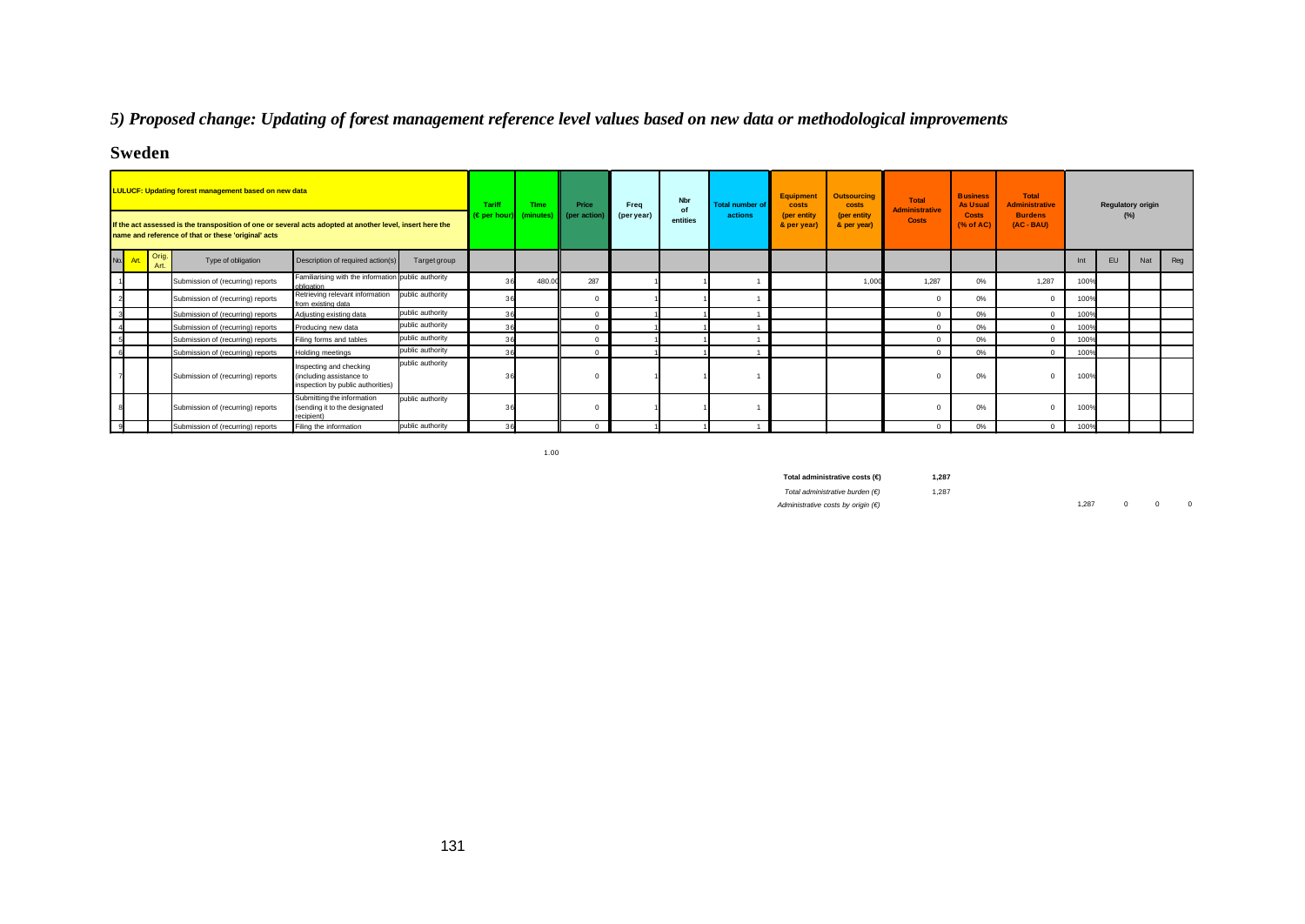# *5) Proposed change: Updating of forest management reference level values based on new data or methodological improvements*

## Sweden

| LULUCF: Updating forest management based on new data<br><br>If the act assessed is the transposition of one or several acts adopted at another level, insert here the name and reference of that or these 'original' acts | | | | | | Tariff (€ per hour) | Time (minutes) | Price (per action) | Freq (per year) | Nbr of entities | Total number of actions | Equipment costs (per entity & per year) | Outsourcing costs (per entity & per year) | Total Administrative Costs | Business As Usual Costs (% of AC) | Total Administrative Burdens (AC - BAU) | Regulatory origin (%) | | | |
|---|---|---|---|---|---|---|---|---|---|---|---|---|---|---|---|---|---|---|---|---|
| No. | Art. | Orig. Art. | Type of obligation | Description of required action(s) | Target group | | | | | | | | | | | | Int | EU | Nat | Reg |
| 1 | | | Submission of (recurring) reports | Familiarising with the information obligation | public authority | 36 | 480.00 | 287 | 1 | 1 | 1 | | 1,000 | 1,287 | 0% | 1,287 | 100% | | | |
| 2 | | | Submission of (recurring) reports | Retrieving relevant information from existing data | public authority | 36 | | 0 | 1 | 1 | 1 | | | 0 | 0% | 0 | 100% | | | |
| 3 | | | Submission of (recurring) reports | Adjusting existing data | public authority | 36 | | 0 | 1 | 1 | 1 | | | 0 | 0% | 0 | 100% | | | |
| 4 | | | Submission of (recurring) reports | Producing new data | public authority | 36 | | 0 | 1 | 1 | 1 | | | 0 | 0% | 0 | 100% | | | |
| 5 | | | Submission of (recurring) reports | Filing forms and tables | public authority | 36 | | 0 | 1 | 1 | 1 | | | 0 | 0% | 0 | 100% | | | |
| 6 | | | Submission of (recurring) reports | Holding meetings | public authority | 36 | | 0 | 1 | 1 | 1 | | | 0 | 0% | 0 | 100% | | | |
| 7 | | | Submission of (recurring) reports | Inspecting and checking (including assistance to inspection by public authorities) | public authority | 36 | | 0 | 1 | 1 | 1 | | | 0 | 0% | 0 | 100% | | | |
| 8 | | | Submission of (recurring) reports | Submitting the information (sending it to the designated recipient) | public authority | 36 | | 0 | 1 | 1 | 1 | | | 0 | 0% | 0 | 100% | | | |
| 9 | | | Submission of (recurring) reports | Filing the information | public authority | 36 | | 0 | 1 | 1 | 1 | | | 0 | 0% | 0 | 100% | | | |

1.00

**Total administrative costs (€)** **1,287**

*Total administrative burden (€)* 1,287

*Administrative costs by origin (€)* 1,287 0 0 0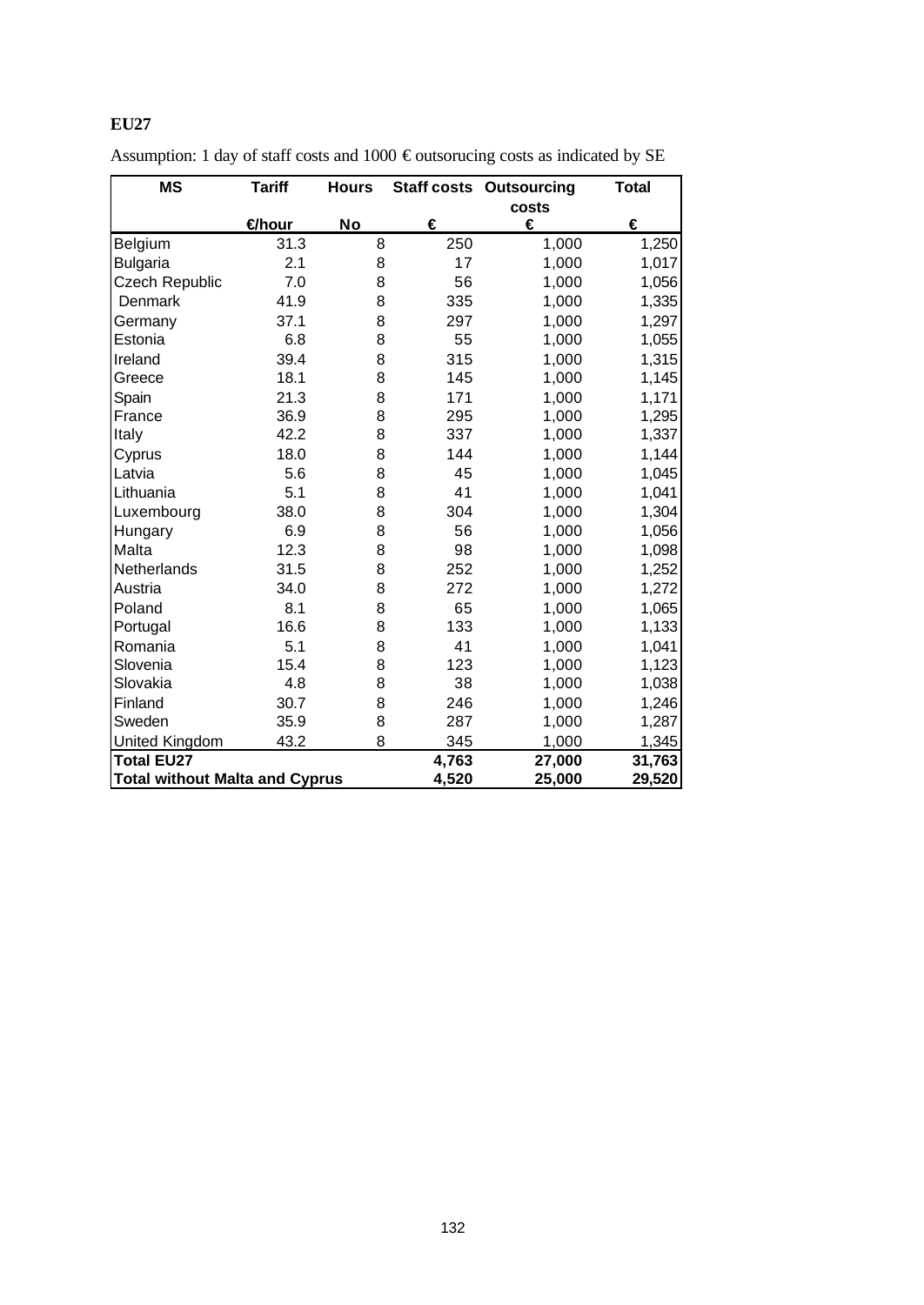**EU27**

Assumption: 1 day of staff costs and 1000 € outsorucing costs as indicated by SE

| MS | Tariff | Hours | Staff costs | Outsourcing costs | Total |
|---|---|---|---|---|---|
| | €/hour | No | € | € | € |
| Belgium | 31.3 | 8 | 250 | 1,000 | 1,250 |
| Bulgaria | 2.1 | 8 | 17 | 1,000 | 1,017 |
| Czech Republic | 7.0 | 8 | 56 | 1,000 | 1,056 |
| Denmark | 41.9 | 8 | 335 | 1,000 | 1,335 |
| Germany | 37.1 | 8 | 297 | 1,000 | 1,297 |
| Estonia | 6.8 | 8 | 55 | 1,000 | 1,055 |
| Ireland | 39.4 | 8 | 315 | 1,000 | 1,315 |
| Greece | 18.1 | 8 | 145 | 1,000 | 1,145 |
| Spain | 21.3 | 8 | 171 | 1,000 | 1,171 |
| France | 36.9 | 8 | 295 | 1,000 | 1,295 |
| Italy | 42.2 | 8 | 337 | 1,000 | 1,337 |
| Cyprus | 18.0 | 8 | 144 | 1,000 | 1,144 |
| Latvia | 5.6 | 8 | 45 | 1,000 | 1,045 |
| Lithuania | 5.1 | 8 | 41 | 1,000 | 1,041 |
| Luxembourg | 38.0 | 8 | 304 | 1,000 | 1,304 |
| Hungary | 6.9 | 8 | 56 | 1,000 | 1,056 |
| Malta | 12.3 | 8 | 98 | 1,000 | 1,098 |
| Netherlands | 31.5 | 8 | 252 | 1,000 | 1,252 |
| Austria | 34.0 | 8 | 272 | 1,000 | 1,272 |
| Poland | 8.1 | 8 | 65 | 1,000 | 1,065 |
| Portugal | 16.6 | 8 | 133 | 1,000 | 1,133 |
| Romania | 5.1 | 8 | 41 | 1,000 | 1,041 |
| Slovenia | 15.4 | 8 | 123 | 1,000 | 1,123 |
| Slovakia | 4.8 | 8 | 38 | 1,000 | 1,038 |
| Finland | 30.7 | 8 | 246 | 1,000 | 1,246 |
| Sweden | 35.9 | 8 | 287 | 1,000 | 1,287 |
| United Kingdom | 43.2 | 8 | 345 | 1,000 | 1,345 |
| **Total EU27** | | | **4,763** | **27,000** | **31,763** |
| **Total without Malta and Cyprus** | | | **4,520** | **25,000** | **29,520** |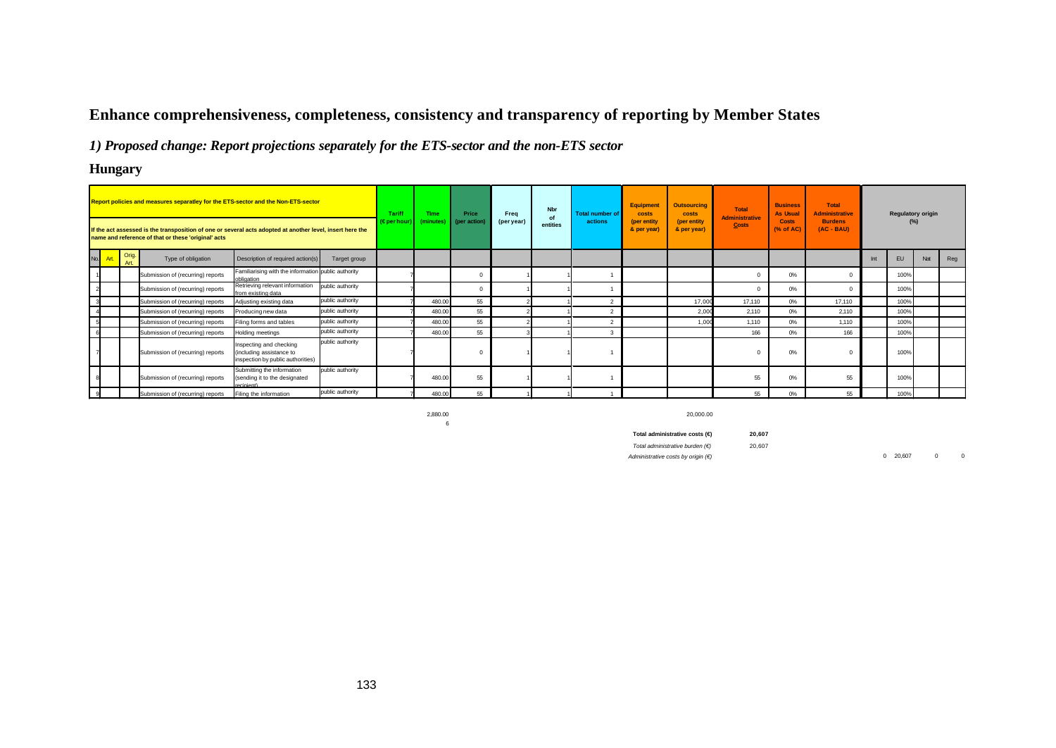# Enhance comprehensiveness, completeness, consistency and transparency of reporting by Member States

## *1) Proposed change: Report projections separately for the ETS-sector and the non-ETS sector*

## Hungary

| Report policies and measures separatley for the ETS-sector and the Non-ETS-sector<br>If the act assessed is the transposition of one or several acts adopted at another level, insert here the name and reference of that or these 'original' acts | | | | | | Tariff (€ per hour) | Time (minutes) | Price (per action) | Freq (per year) | Nbr of entities | Total number of actions | Equipment costs (per entity & per year) | Outsourcing costs (per entity & per year) | Total Administrative Costs | Business As Usual Costs (% of AC) | Total Administrative Burdens (AC - BAU) | Regulatory origin (%) | | | |
|---|---|---|---|---|---|---|---|---|---|---|---|---|---|---|---|---|---|---|---|---|
| No. | Art. | Orig. Art. | Type of obligation | Description of required action(s) | Target group | | | | | | | | | | | | Int | EU | Nat | Reg |
| 1 | | | Submission of (recurring) reports | Familiarising with the information obligation | public authority | 7 | | 0 | 1 | 1 | 1 | | | 0 | 0% | 0 | | 100% | | |
| 2 | | | Submission of (recurring) reports | Retrieving relevant information from existing data | public authority | 7 | | 0 | 1 | 1 | 1 | | | 0 | 0% | 0 | | 100% | | |
| 3 | | | Submission of (recurring) reports | Adjusting existing data | public authority | 7 | 480.00 | 55 | 2 | 1 | 2 | | 17,000 | 17,110 | 0% | 17,110 | | 100% | | |
| 4 | | | Submission of (recurring) reports | Producing new data | public authority | 7 | 480.00 | 55 | 2 | 1 | 2 | | 2,000 | 2,110 | 0% | 2,110 | | 100% | | |
| 5 | | | Submission of (recurring) reports | Filing forms and tables | public authority | 7 | 480.00 | 55 | 2 | 1 | 2 | | 1,000 | 1,110 | 0% | 1,110 | | 100% | | |
| 6 | | | Submission of (recurring) reports | Holding meetings | public authority | 7 | 480.00 | 55 | 3 | 1 | 3 | | | 166 | 0% | 166 | | 100% | | |
| 7 | | | Submission of (recurring) reports | Inspecting and checking (including assistance to inspection by public authorities) | public authority | 7 | | 0 | 1 | 1 | 1 | | | 0 | 0% | 0 | | 100% | | |
| 8 | | | Submission of (recurring) reports | Submitting the information (sending it to the designated recipient) | public authority | 7 | 480.00 | 55 | 1 | 1 | 1 | | | 55 | 0% | 55 | | 100% | | |
| 9 | | | Submission of (recurring) reports | Filing the information | public authority | 7 | 480.00 | 55 | 1 | 1 | 1 | | | 55 | 0% | 55 | | 100% | | |
| | | | | | | | 2,880.00 | | | | | | 20,000.00 | | | | | | | |
| | | | | | | | 6 | | | | | | | | | | | | | |

**Total administrative costs (€)** **20,607**

*Total administrative burden (€)* 20,607

*Administrative costs by origin (€)* 0 20,607 0 0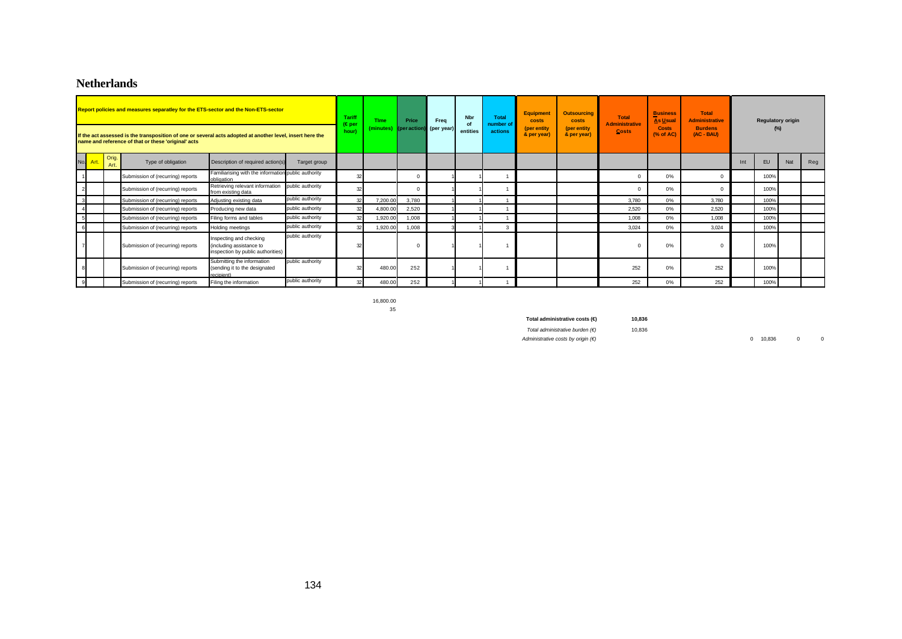# Netherlands

| Report policies and measures separatley for the ETS-sector and the Non-ETS-sector<br><br>If the act assessed is the transposition of one or several acts adopted at another level, insert here the name and reference of that or these 'original' acts | | | | | | Tariff (€ per hour) | Time (minutes) | Price (per action) | Freq (per year) | Nbr of entities | Total number of actions | Equipment costs (per entity & per year) | Outsourcing costs (per entity & per year) | Total Administrative Costs | Business As Usual Costs (% of AC) | Total Administrative Burdens (AC - BAU) | Regulatory origin (%) | | | |
|---|---|---|---|---|---|---|---|---|---|---|---|---|---|---|---|---|---|---|---|---|
| No. | Art. | Orig. Art. | Type of obligation | Description of required action(s) | Target group | | | | | | | | | | | | Int | EU | Nat | Reg |
| 1 | | | Submission of (recurring) reports | Familiarising with the information obligation | public authority | 32 | | 0 | 1 | 1 | 1 | | | 0 | 0% | 0 | | 100% | | |
| 2 | | | Submission of (recurring) reports | Retrieving relevant information from existing data | public authority | 32 | | 0 | 1 | 1 | 1 | | | 0 | 0% | 0 | | 100% | | |
| 3 | | | Submission of (recurring) reports | Adjusting existing data | public authority | 32 | 7,200.00 | 3,780 | 1 | 1 | 1 | | | 3,780 | 0% | 3,780 | | 100% | | |
| 4 | | | Submission of (recurring) reports | Producing new data | public authority | 32 | 4,800.00 | 2,520 | 1 | 1 | 1 | | | 2,520 | 0% | 2,520 | | 100% | | |
| 5 | | | Submission of (recurring) reports | Filing forms and tables | public authority | 32 | 1,920.00 | 1,008 | 1 | 1 | 1 | | | 1,008 | 0% | 1,008 | | 100% | | |
| 6 | | | Submission of (recurring) reports | Holding meetings | public authority | 32 | 1,920.00 | 1,008 | 3 | 1 | 3 | | | 3,024 | 0% | 3,024 | | 100% | | |
| 7 | | | Submission of (recurring) reports | Inspecting and checking (including assistance to inspection by public authorities) | public authority | 32 | | 0 | 1 | 1 | 1 | | | 0 | 0% | 0 | | 100% | | |
| 8 | | | Submission of (recurring) reports | Submitting the information (sending it to the designated recipient) | public authority | 32 | 480.00 | 252 | 1 | 1 | 1 | | | 252 | 0% | 252 | | 100% | | |
| 9 | | | Submission of (recurring) reports | Filing the information | public authority | 32 | 480.00 | 252 | 1 | 1 | 1 | | | 252 | 0% | 252 | | 100% | | |

16,800.00

35

**Total administrative costs (€)** **10,836**

*Total administrative burden (€)* 10,836

*Administrative costs by origin (€)* 0 10,836 0 0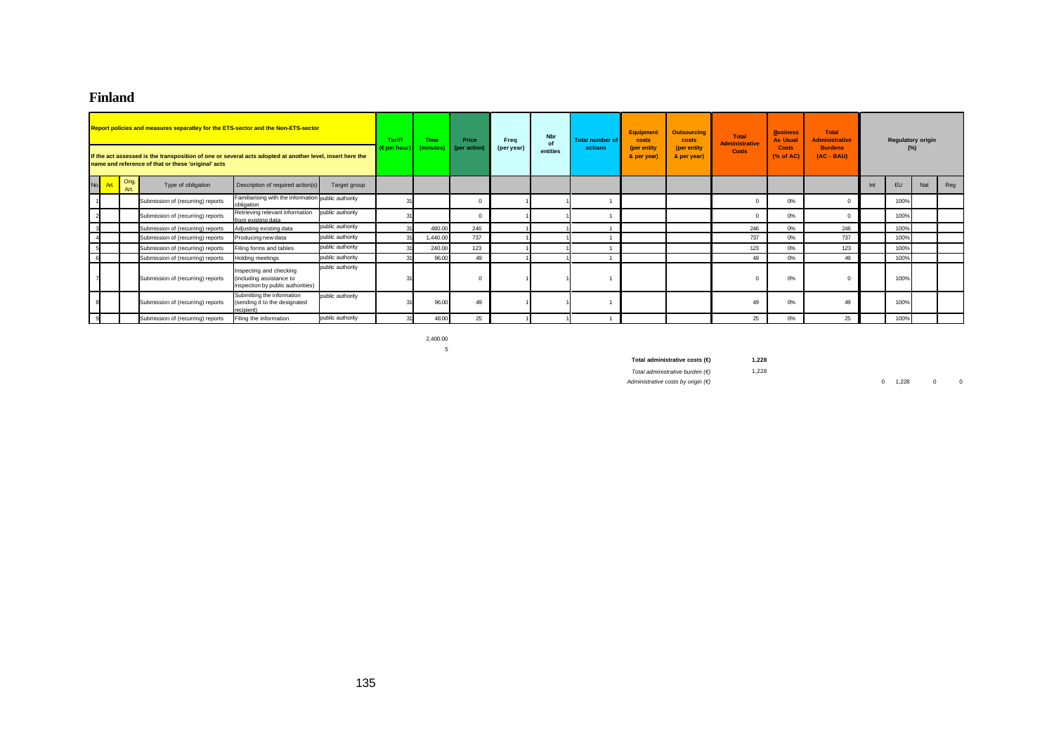# Finland

| Report policies and measures separatley for the ETS-sector and the Non-ETS-sector<br><br>If the act assessed is the transposition of one or several acts adopted at another level, insert here the name and reference of that or these 'original' acts | | | | | | Tariff (€ per hour) | Time (minutes) | Price (per action) | Freq (per year) | Nbr of entities | Total number of actions | Equipment costs (per entity & per year) | Outsourcing costs (per entity & per year) | Total Administrative Costs | Business As Usual Costs (% of AC) | Total Administrative Burdens (AC - BAU) | Regulatory origin (%) | | | |
|---|---|---|---|---|---|---|---|---|---|---|---|---|---|---|---|---|---|---|---|---|
| No. | Art. | Orig. Art. | Type of obligation | Description of required action(s) | Target group | | | | | | | | | | | | Int | EU | Nat | Reg |
| 1 | | | Submission of (recurring) reports | Familiarising with the information obligation | public authority | 31 | | 0 | 1 | 1 | 1 | | | 0 | 0% | 0 | | 100% | | |
| 2 | | | Submission of (recurring) reports | Retrieving relevant information from existing data | public authority | 31 | | 0 | 1 | 1 | 1 | | | 0 | 0% | 0 | | 100% | | |
| 3 | | | Submission of (recurring) reports | Adjusting existing data | public authority | 31 | 480.00 | 246 | 1 | 1 | 1 | | | 246 | 0% | 246 | | 100% | | |
| 4 | | | Submission of (recurring) reports | Producing new data | public authority | 31 | 1,440.00 | 737 | 1 | 1 | 1 | | | 737 | 0% | 737 | | 100% | | |
| 5 | | | Submission of (recurring) reports | Filing forms and tables | public authority | 31 | 240.00 | 123 | 1 | 1 | 1 | | | 123 | 0% | 123 | | 100% | | |
| 6 | | | Submission of (recurring) reports | Holding meetings | public authority | 31 | 96.00 | 49 | 1 | 1 | 1 | | | 49 | 0% | 49 | | 100% | | |
| 7 | | | Submission of (recurring) reports | Inspecting and checking (including assistance to inspection by public authorities) | public authority | 31 | | 0 | 1 | 1 | 1 | | | 0 | 0% | 0 | | 100% | | |
| 8 | | | Submission of (recurring) reports | Submitting the information (sending it to the designated recipient) | public authority | 31 | 96.00 | 49 | 1 | 1 | 1 | | | 49 | 0% | 49 | | 100% | | |
| 9 | | | Submission of (recurring) reports | Filing the information | public authority | 31 | 48.00 | 25 | 1 | 1 | 1 | | | 25 | 0% | 25 | | 100% | | |
| | | | | | | | 2,400.00 | | | | | | | | | | | | | |
| | | | | | | | 5 | | | | | | | | | | | | | |

**Total administrative costs (€)** **1,228**

*Total administrative burden (€)* 1,228

*Administrative costs by origin (€)* 0 1,228 0 0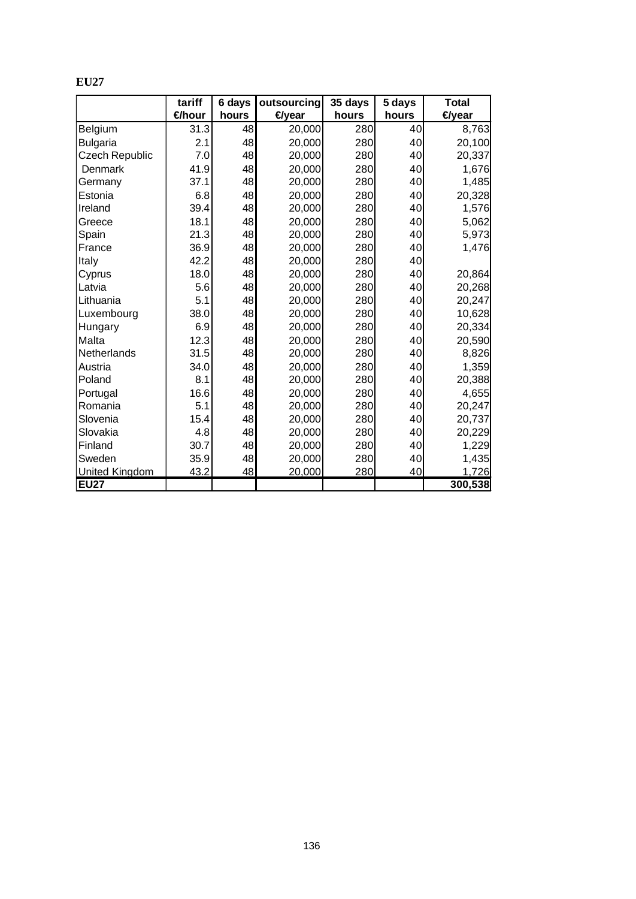**EU27**

| | tariff €/hour | 6 days hours | outsourcing €/year | 35 days hours | 5 days hours | Total €/year |
|---|---|---|---|---|---|---|
| Belgium | 31.3 | 48 | 20,000 | 280 | 40 | 8,763 |
| Bulgaria | 2.1 | 48 | 20,000 | 280 | 40 | 20,100 |
| Czech Republic | 7.0 | 48 | 20,000 | 280 | 40 | 20,337 |
| Denmark | 41.9 | 48 | 20,000 | 280 | 40 | 1,676 |
| Germany | 37.1 | 48 | 20,000 | 280 | 40 | 1,485 |
| Estonia | 6.8 | 48 | 20,000 | 280 | 40 | 20,328 |
| Ireland | 39.4 | 48 | 20,000 | 280 | 40 | 1,576 |
| Greece | 18.1 | 48 | 20,000 | 280 | 40 | 5,062 |
| Spain | 21.3 | 48 | 20,000 | 280 | 40 | 5,973 |
| France | 36.9 | 48 | 20,000 | 280 | 40 | 1,476 |
| Italy | 42.2 | 48 | 20,000 | 280 | 40 | |
| Cyprus | 18.0 | 48 | 20,000 | 280 | 40 | 20,864 |
| Latvia | 5.6 | 48 | 20,000 | 280 | 40 | 20,268 |
| Lithuania | 5.1 | 48 | 20,000 | 280 | 40 | 20,247 |
| Luxembourg | 38.0 | 48 | 20,000 | 280 | 40 | 10,628 |
| Hungary | 6.9 | 48 | 20,000 | 280 | 40 | 20,334 |
| Malta | 12.3 | 48 | 20,000 | 280 | 40 | 20,590 |
| Netherlands | 31.5 | 48 | 20,000 | 280 | 40 | 8,826 |
| Austria | 34.0 | 48 | 20,000 | 280 | 40 | 1,359 |
| Poland | 8.1 | 48 | 20,000 | 280 | 40 | 20,388 |
| Portugal | 16.6 | 48 | 20,000 | 280 | 40 | 4,655 |
| Romania | 5.1 | 48 | 20,000 | 280 | 40 | 20,247 |
| Slovenia | 15.4 | 48 | 20,000 | 280 | 40 | 20,737 |
| Slovakia | 4.8 | 48 | 20,000 | 280 | 40 | 20,229 |
| Finland | 30.7 | 48 | 20,000 | 280 | 40 | 1,229 |
| Sweden | 35.9 | 48 | 20,000 | 280 | 40 | 1,435 |
| United Kingdom | 43.2 | 48 | 20,000 | 280 | 40 | 1,726 |
| **EU27** | | | | | | **300,538** |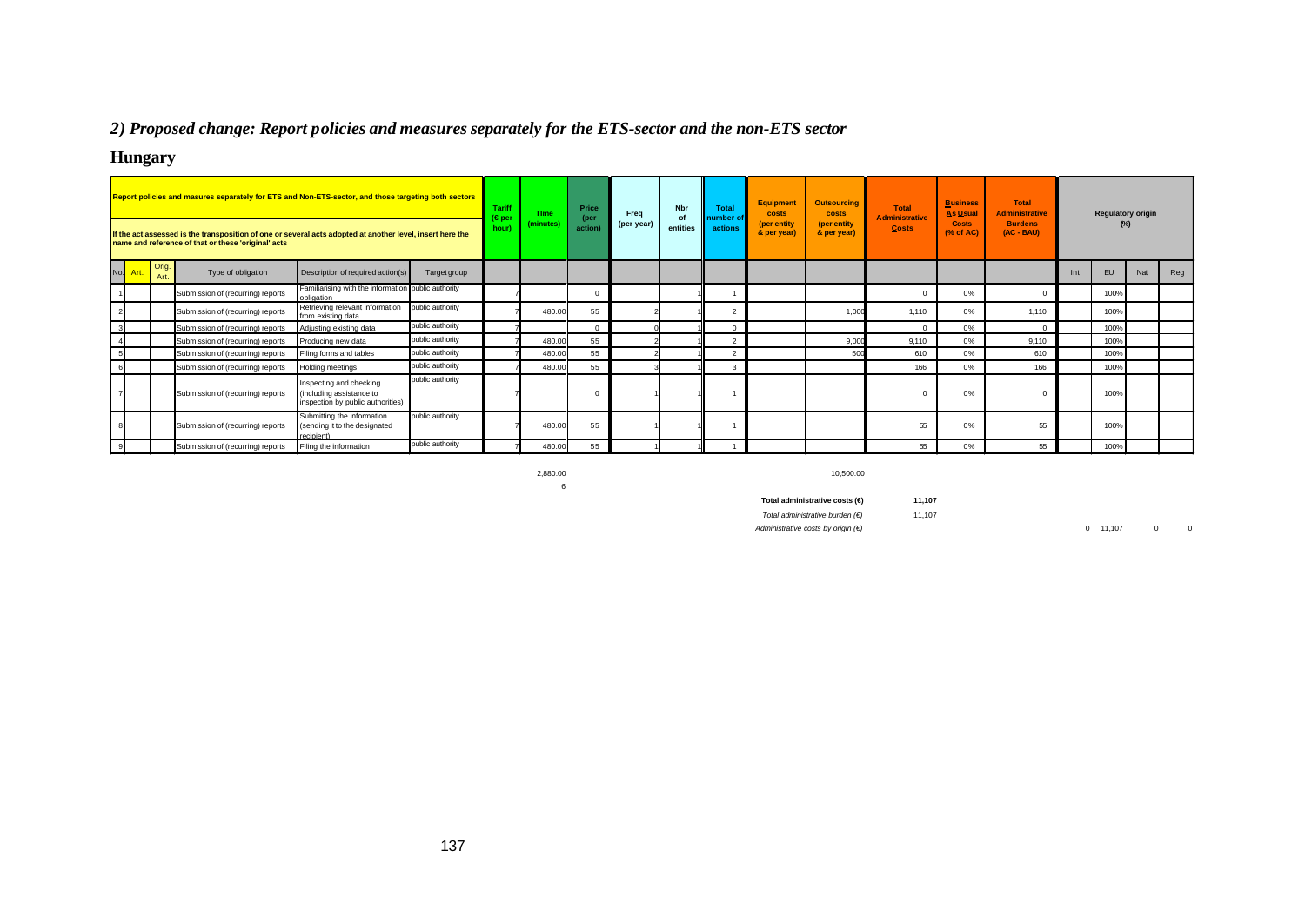## *2) Proposed change: Report policies and measures separately for the ETS-sector and the non-ETS sector*

## Hungary

| Report policies and masures separately for ETS and Non-ETS-sector, and those targeting both sectors<br>If the act assessed is the transposition of one or several acts adopted at another level, insert here the name and reference of that or these 'original' acts | | | | | | Tariff (€ per hour) | Time (minutes) | Price (per action) | Freq (per year) | Nbr of entities | Total number of actions | Equipment costs (per entity & per year) | Outsourcing costs (per entity & per year) | Total Administrative Costs | Business As Usual Costs (% of AC) | Total Administrative Burdens (AC - BAU) | Regulatory origin (%) | | | |
|---|---|---|---|---|---|---|---|---|---|---|---|---|---|---|---|---|---|---|---|---|
| No. | Art. | Orig. Art. | Type of obligation | Description of required action(s) | Target group | | | | | | | | | | | | Int | EU | Nat | Reg |
| 1 | | | Submission of (recurring) reports | Familiarising with the information obligation | public authority | 7 | | 0 | | 1 | 1 | | | 0 | 0% | 0 | | 100% | | |
| 2 | | | Submission of (recurring) reports | Retrieving relevant information from existing data | public authority | 7 | 480.00 | 55 | 2 | 1 | 2 | | 1,000 | 1,110 | 0% | 1,110 | | 100% | | |
| 3 | | | Submission of (recurring) reports | Adjusting existing data | public authority | 7 | | 0 | 0 | 1 | 0 | | | 0 | 0% | 0 | | 100% | | |
| 4 | | | Submission of (recurring) reports | Producing new data | public authority | 7 | 480.00 | 55 | 2 | 1 | 2 | | 9,000 | 9,110 | 0% | 9,110 | | 100% | | |
| 5 | | | Submission of (recurring) reports | Filing forms and tables | public authority | 7 | 480.00 | 55 | 2 | 1 | 2 | | 500 | 610 | 0% | 610 | | 100% | | |
| 6 | | | Submission of (recurring) reports | Holding meetings | public authority | 7 | 480.00 | 55 | 3 | 1 | 3 | | | 166 | 0% | 166 | | 100% | | |
| 7 | | | Submission of (recurring) reports | Inspecting and checking (including assistance to inspection by public authorities) | public authority | 7 | | 0 | 1 | 1 | 1 | | | 0 | 0% | 0 | | 100% | | |
| 8 | | | Submission of (recurring) reports | Submitting the information (sending it to the designated recipient) | public authority | 7 | 480.00 | 55 | 1 | 1 | 1 | | | 55 | 0% | 55 | | 100% | | |
| 9 | | | Submission of (recurring) reports | Filing the information | public authority | 7 | 480.00 | 55 | 1 | 1 | 1 | | | 55 | 0% | 55 | | 100% | | |
| | | | | | | | 2,880.00 | | | | | | 10,500.00 | | | | | | | |
| | | | | | | | 6 | | | | | | | | | | | | | |

**Total administrative costs (€)** **11,107**

*Total administrative burden (€)* 11,107

*Administrative costs by origin (€)* 0 11,107 0 0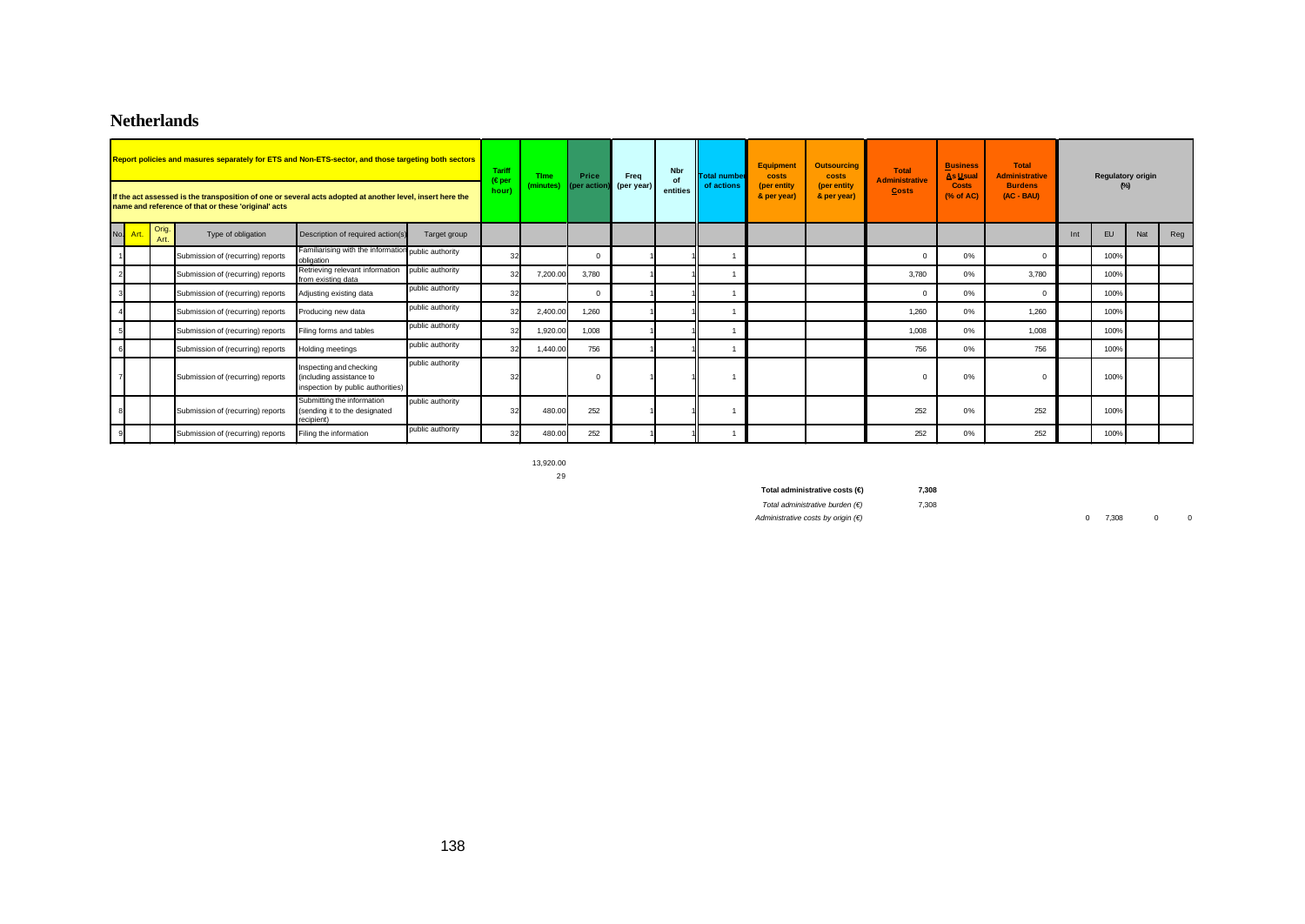## Netherlands

| Report policies and masures separately for ETS and Non-ETS-sector, and those targeting both sectors. If the act assessed is the transposition of one or several acts adopted at another level, insert here the name and reference of that or these 'original' acts | | | | | | Tariff (€ per hour) | Time (minutes) | Price (per action) | Freq (per year) | Nbr of entities | Total number of actions | Equipment costs (per entity & per year) | Outsourcing costs (per entity & per year) | Total Administrative Costs | Business As Usual Costs (% of AC) | Total Administrative Burdens (AC - BAU) | Regulatory origin (%) | | | |
|---|---|---|---|---|---|---|---|---|---|---|---|---|---|---|---|---|---|---|---|---|
| No. | Art. | Orig. Art. | Type of obligation | Description of required action(s) | Target group | | | | | | | | | | | | Int | EU | Nat | Reg |
| 1 | | | Submission of (recurring) reports | Familiarising with the information obligation | public authority | 32 | | 0 | | 1 | 1 | | | 0 | 0% | 0 | | 100% | | |
| 2 | | | Submission of (recurring) reports | Retrieving relevant information from existing data | public authority | 32 | 7,200.00 | 3,780 | | 1 | 1 | | | 3,780 | 0% | 3,780 | | 100% | | |
| 3 | | | Submission of (recurring) reports | Adjusting existing data | public authority | 32 | | 0 | | 1 | 1 | | | 0 | 0% | 0 | | 100% | | |
| 4 | | | Submission of (recurring) reports | Producing new data | public authority | 32 | 2,400.00 | 1,260 | | 1 | 1 | | | 1,260 | 0% | 1,260 | | 100% | | |
| 5 | | | Submission of (recurring) reports | Filing forms and tables | public authority | 32 | 1,920.00 | 1,008 | | 1 | 1 | | | 1,008 | 0% | 1,008 | | 100% | | |
| 6 | | | Submission of (recurring) reports | Holding meetings | public authority | 32 | 1,440.00 | 756 | | 1 | 1 | | | 756 | 0% | 756 | | 100% | | |
| 7 | | | Submission of (recurring) reports | Inspecting and checking (including assistance to inspection by public authorities) | public authority | 32 | | 0 | | 1 | 1 | | | 0 | 0% | 0 | | 100% | | |
| 8 | | | Submission of (recurring) reports | Submitting the information (sending it to the designated recipient) | public authority | 32 | 480.00 | 252 | | 1 | 1 | | | 252 | 0% | 252 | | 100% | | |
| 9 | | | Submission of (recurring) reports | Filing the information | public authority | 32 | 480.00 | 252 | | 1 | 1 | | | 252 | 0% | 252 | | 100% | | |
| | | | | | | | 13,920.00 | | | | | | | | | | | | | |
| | | | | | | | 29 | | | | | | | | | | | | | |

**Total administrative costs (€)** **7,308**

*Total administrative burden (€)* 7,308

*Administrative costs by origin (€)* 0 7,308 0 0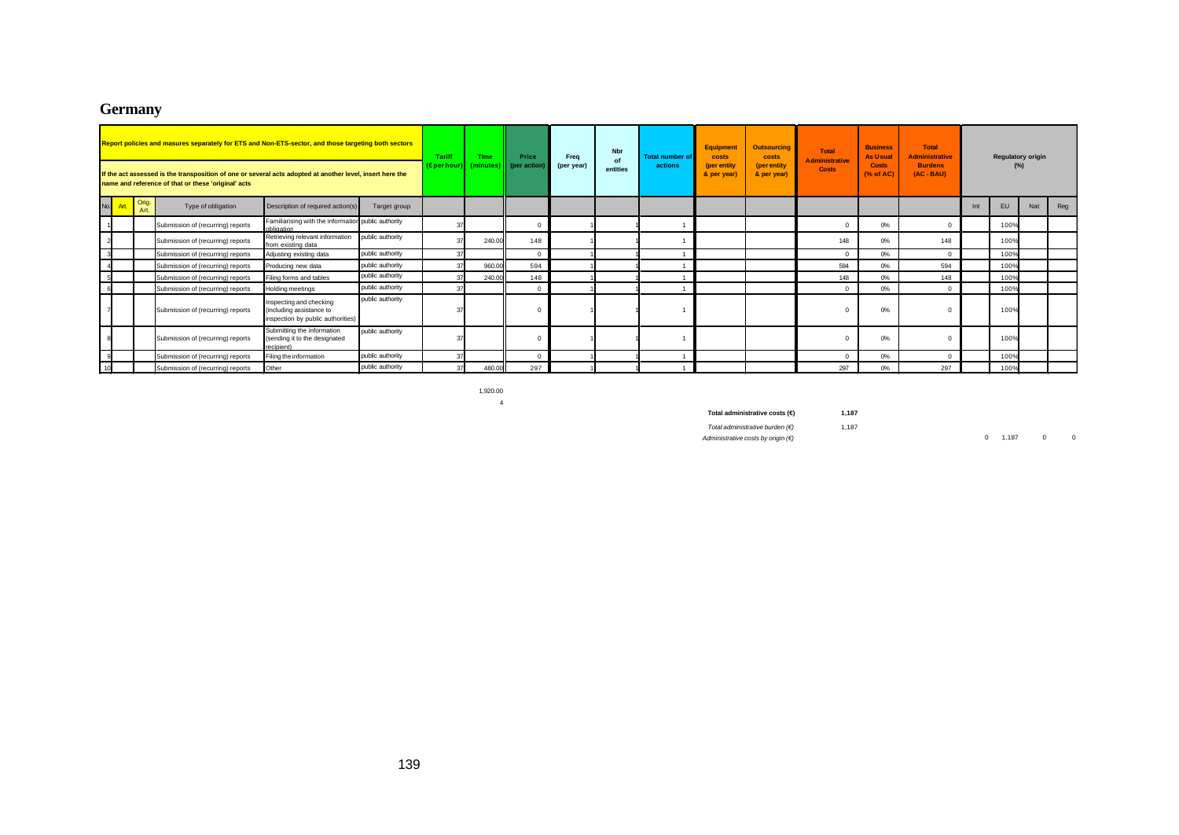# Germany

| Report policies and masures separately for ETS and Non-ETS-sector, and those targeting both sectors. If the act assessed is the transposition of one or several acts adopted at another level, insert here the name and reference of that or these 'original' acts | | | | | | Tariff (€ per hour) | Time (minutes) | Price (per action) | Freq (per year) | Nbr of entities | Total number of actions | Equipment costs (per entity & per year) | Outsourcing costs (per entity & per year) | Total Administrative Costs | Business As Usual Costs (% of AC) | Total Administrative Burdens (AC - BAU) | Regulatory origin (%) | | | |
|---|---|---|---|---|---|---|---|---|---|---|---|---|---|---|---|---|---|---|---|---|
| No. | Art. | Orig. Art. | Type of obligation | Description of required action(s) | Target group | | | | | | | | | | | | Int | EU | Nat | Reg |
| 1 | | | Submission of (recurring) reports | Familiarising with the information obligation | public authority | 37 | | 0 | 1 | 1 | 1 | | | 0 | 0% | 0 | | 100% | | |
| 2 | | | Submission of (recurring) reports | Retrieving relevant information from existing data | public authority | 37 | 240.00 | 148 | 1 | 1 | 1 | | | 148 | 0% | 148 | | 100% | | |
| 3 | | | Submission of (recurring) reports | Adjusting existing data | public authority | 37 | | 0 | 1 | 1 | 1 | | | 0 | 0% | 0 | | 100% | | |
| 4 | | | Submission of (recurring) reports | Producing new data | public authority | 37 | 960.00 | 594 | 1 | 1 | 1 | | | 594 | 0% | 594 | | 100% | | |
| 5 | | | Submission of (recurring) reports | Filing forms and tables | public authority | 37 | 240.00 | 148 | 1 | 1 | 1 | | | 148 | 0% | 148 | | 100% | | |
| 6 | | | Submission of (recurring) reports | Holding meetings | public authority | 37 | | 0 | 1 | 1 | 1 | | | 0 | 0% | 0 | | 100% | | |
| 7 | | | Submission of (recurring) reports | Inspecting and checking (including assistance to inspection by public authorities) | public authority | 37 | | 0 | 1 | 1 | 1 | | | 0 | 0% | 0 | | 100% | | |
| 8 | | | Submission of (recurring) reports | Submitting the information (sending it to the designated recipient) | public authority | 37 | | 0 | 1 | 1 | 1 | | | 0 | 0% | 0 | | 100% | | |
| 9 | | | Submission of (recurring) reports | Filing the information | public authority | 37 | | 0 | 1 | 1 | 1 | | | 0 | 0% | 0 | | 100% | | |
| 10 | | | Submission of (recurring) reports | Other | public authority | 37 | 480.00 | 297 | 1 | 1 | 1 | | | 297 | 0% | 297 | | 100% | | |
| | | | | | | | 1,920.00 | | | | | | | | | | | | | |
| | | | | | | | 4 | | | | | | | | | | | | | |

**Total administrative costs (€)** **1,187**

*Total administrative burden (€)* 1,187

*Administrative costs by origin (€)* 0 1,187 0 0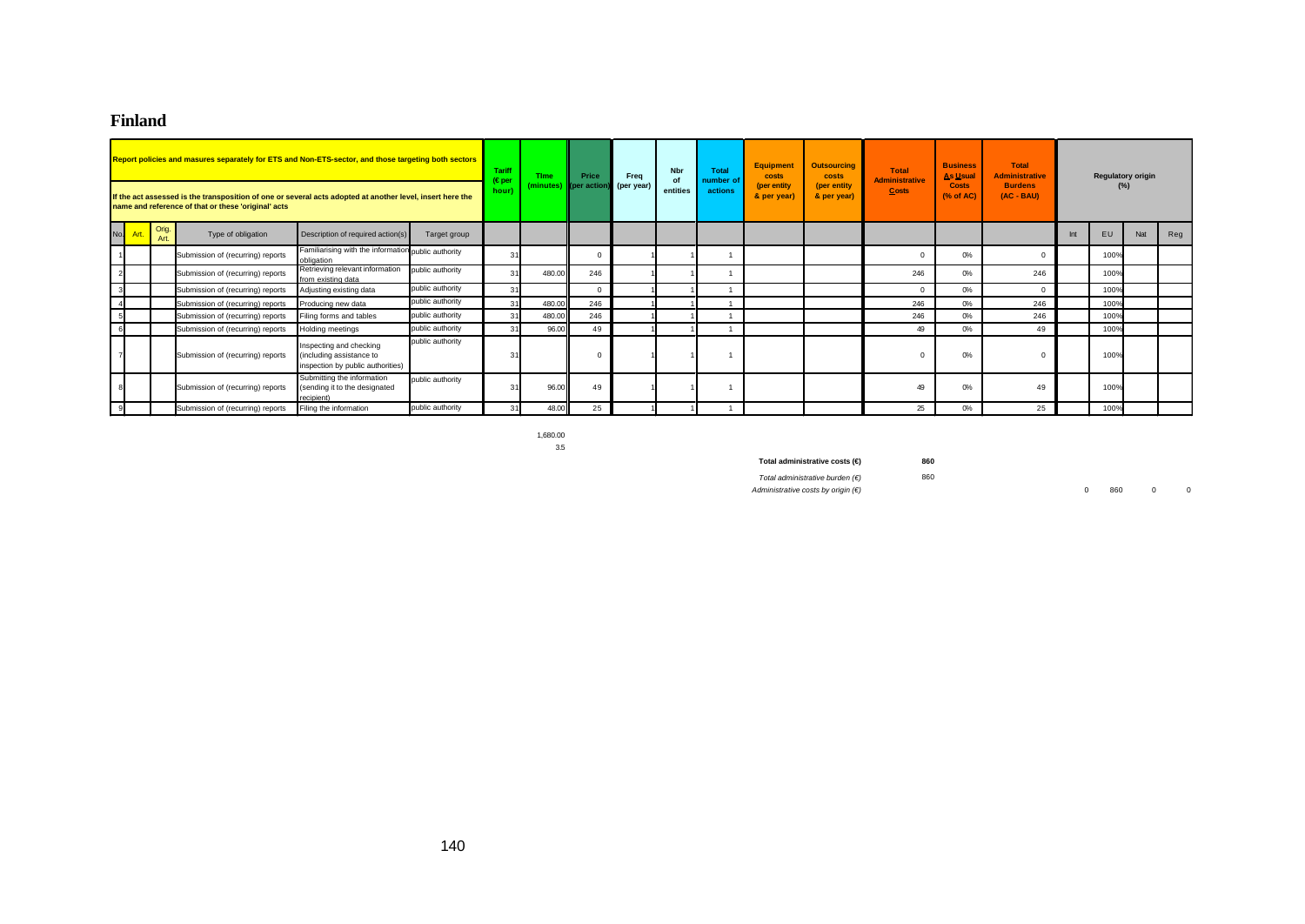# Finland

| Report policies and masures separately for ETS and Non-ETS-sector, and those targeting both sectors. If the act assessed is the transposition of one or several acts adopted at another level, insert here the name and reference of that or these 'original' acts | | | | | | Tariff (€ per hour) | Time (minutes) | Price (per action) | Freq (per year) | Nbr of entities | Total number of actions | Equipment costs (per entity & per year) | Outsourcing costs (per entity & per year) | Total Administrative Costs | Business As Usual Costs (% of AC) | Total Administrative Burdens (AC - BAU) | Regulatory origin (%) | | | |
|---|---|---|---|---|---|---|---|---|---|---|---|---|---|---|---|---|---|---|---|---|
| No. | Art. | Orig. Art. | Type of obligation | Description of required action(s) | Target group | | | | | | | | | | | | Int | EU | Nat | Reg |
| 1 | | | Submission of (recurring) reports | Familiarising with the information obligation | public authority | 31 | | 0 | 1 | 1 | 1 | | | 0 | 0% | 0 | | 100% | | |
| 2 | | | Submission of (recurring) reports | Retrieving relevant information from existing data | public authority | 31 | 480.00 | 246 | 1 | 1 | 1 | | | 246 | 0% | 246 | | 100% | | |
| 3 | | | Submission of (recurring) reports | Adjusting existing data | public authority | 31 | | 0 | 1 | 1 | 1 | | | 0 | 0% | 0 | | 100% | | |
| 4 | | | Submission of (recurring) reports | Producing new data | public authority | 31 | 480.00 | 246 | 1 | 1 | 1 | | | 246 | 0% | 246 | | 100% | | |
| 5 | | | Submission of (recurring) reports | Filing forms and tables | public authority | 31 | 480.00 | 246 | 1 | 1 | 1 | | | 246 | 0% | 246 | | 100% | | |
| 6 | | | Submission of (recurring) reports | Holding meetings | public authority | 31 | 96.00 | 49 | 1 | 1 | 1 | | | 49 | 0% | 49 | | 100% | | |
| 7 | | | Submission of (recurring) reports | Inspecting and checking (including assistance to inspection by public authorities) | public authority | 31 | | 0 | 1 | 1 | 1 | | | 0 | 0% | 0 | | 100% | | |
| 8 | | | Submission of (recurring) reports | Submitting the information (sending it to the designated recipient) | public authority | 31 | 96.00 | 49 | 1 | 1 | 1 | | | 49 | 0% | 49 | | 100% | | |
| 9 | | | Submission of (recurring) reports | Filing the information | public authority | 31 | 48.00 | 25 | 1 | 1 | 1 | | | 25 | 0% | 25 | | 100% | | |

1,680.00

3.5

**Total administrative costs (€)** **860**

*Total administrative burden (€)* 860

*Administrative costs by origin (€)* 0 860 0 0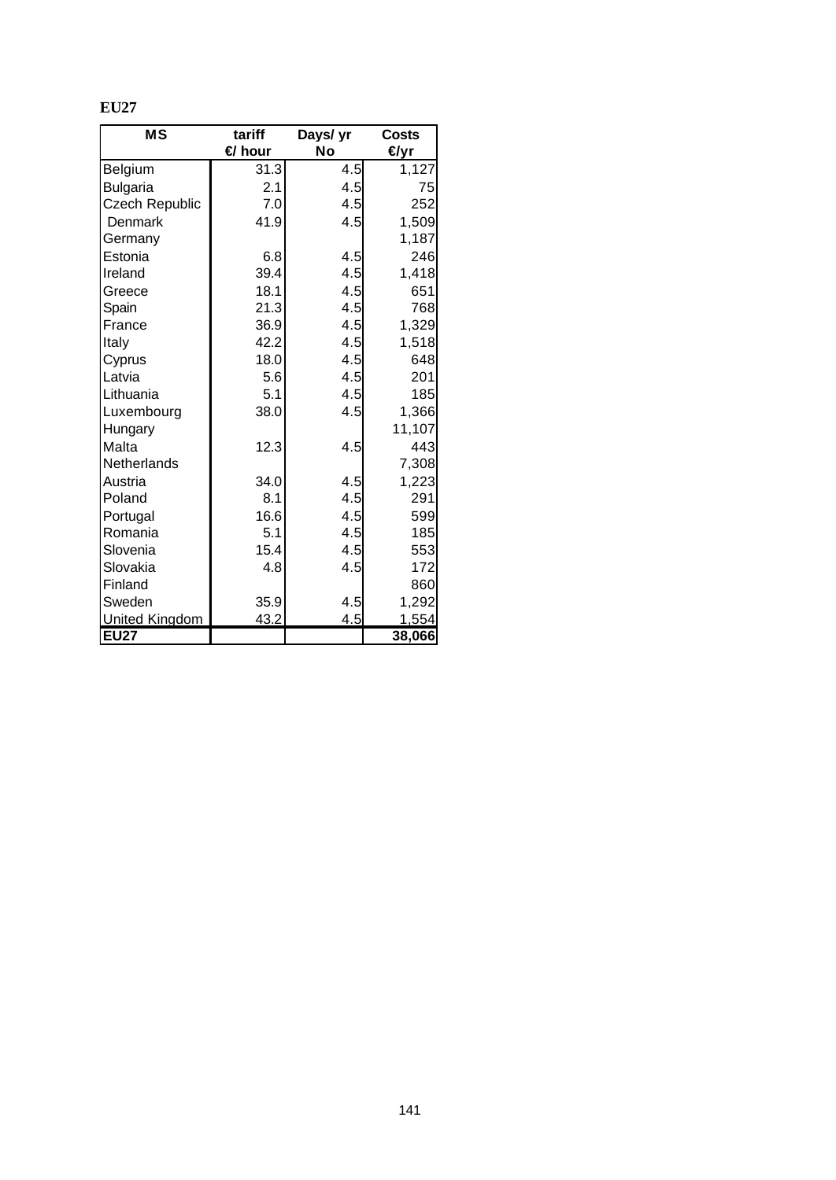**EU27**

| MS | tariff €/ hour | Days/ yr No | Costs €/yr |
|---|---|---|---|
| Belgium | 31.3 | 4.5 | 1,127 |
| Bulgaria | 2.1 | 4.5 | 75 |
| Czech Republic | 7.0 | 4.5 | 252 |
| Denmark | 41.9 | 4.5 | 1,509 |
| Germany | | | 1,187 |
| Estonia | 6.8 | 4.5 | 246 |
| Ireland | 39.4 | 4.5 | 1,418 |
| Greece | 18.1 | 4.5 | 651 |
| Spain | 21.3 | 4.5 | 768 |
| France | 36.9 | 4.5 | 1,329 |
| Italy | 42.2 | 4.5 | 1,518 |
| Cyprus | 18.0 | 4.5 | 648 |
| Latvia | 5.6 | 4.5 | 201 |
| Lithuania | 5.1 | 4.5 | 185 |
| Luxembourg | 38.0 | 4.5 | 1,366 |
| Hungary | | | 11,107 |
| Malta | 12.3 | 4.5 | 443 |
| Netherlands | | | 7,308 |
| Austria | 34.0 | 4.5 | 1,223 |
| Poland | 8.1 | 4.5 | 291 |
| Portugal | 16.6 | 4.5 | 599 |
| Romania | 5.1 | 4.5 | 185 |
| Slovenia | 15.4 | 4.5 | 553 |
| Slovakia | 4.8 | 4.5 | 172 |
| Finland | | | 860 |
| Sweden | 35.9 | 4.5 | 1,292 |
| United Kingdom | 43.2 | 4.5 | 1,554 |
| **EU27** | | | **38,066** |